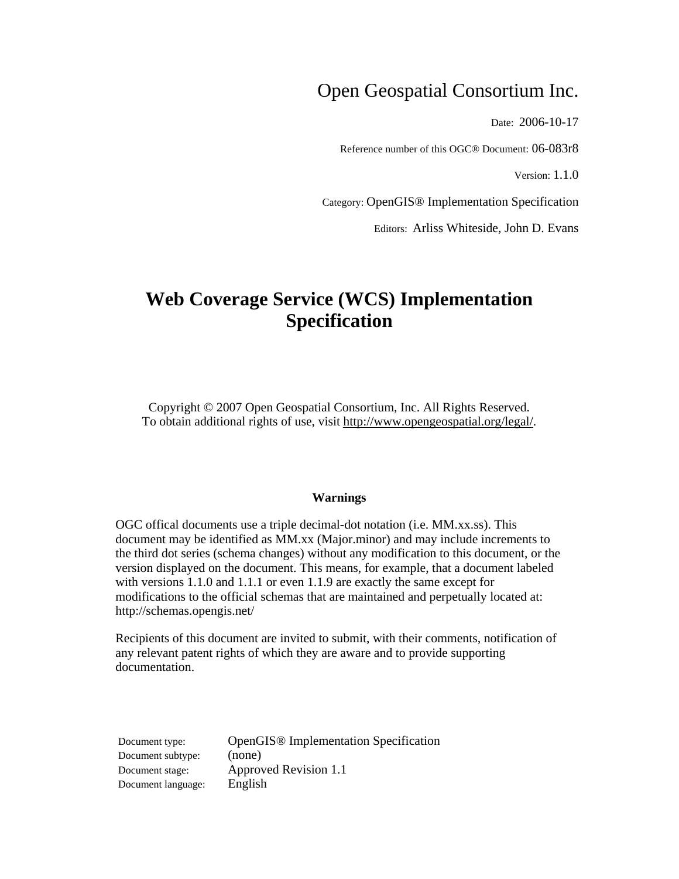Open Geospatial Consortium Inc.

Date: 2006-10-17

Reference number of this OGC® Document: 06-083r8

Version: 1.1.0

Category: OpenGIS® Implementation Specification

Editors: Arliss Whiteside, John D. Evans

# Web Coverage Service (WCS) Implementation Specification

Copyright © 2007 Open Geospatial Consortium, Inc. All Rights Reserved.
To obtain additional rights of use, visit http://www.opengeospatial.org/legal/.

**Warnings**

OGC offical documents use a triple decimal-dot notation (i.e. MM.xx.ss). This document may be identified as MM.xx (Major.minor) and may include increments to the third dot series (schema changes) without any modification to this document, or the version displayed on the document. This means, for example, that a document labeled with versions 1.1.0 and 1.1.1 or even 1.1.9 are exactly the same except for modifications to the official schemas that are maintained and perpetually located at: http://schemas.opengis.net/

Recipients of this document are invited to submit, with their comments, notification of any relevant patent rights of which they are aware and to provide supporting documentation.

| | |
|---|---|
| Document type: | OpenGIS® Implementation Specification |
| Document subtype: | (none) |
| Document stage: | Approved Revision 1.1 |
| Document language: | English |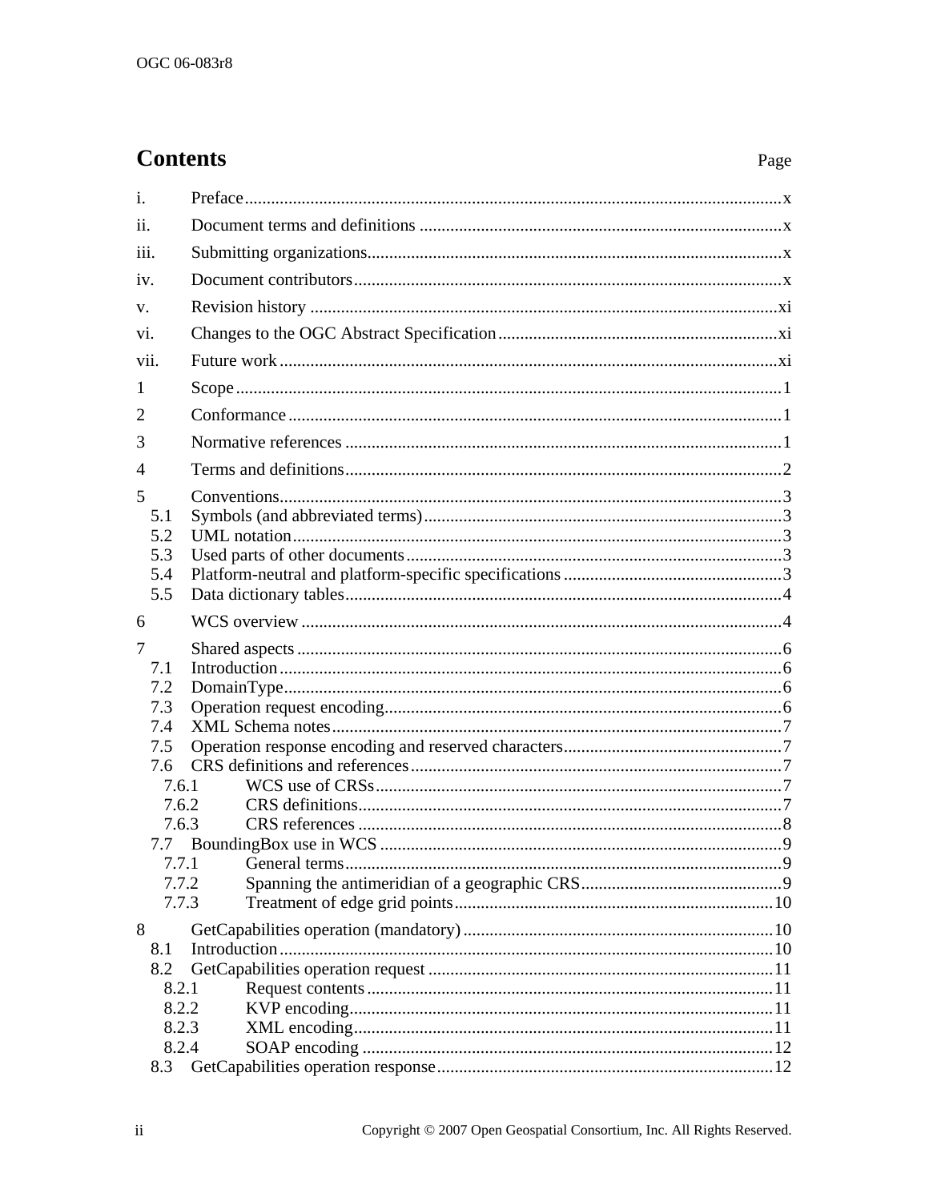# Contents

Page

i. Preface .......... x

ii. Document terms and definitions .......... x

iii. Submitting organizations .......... x

iv. Document contributors .......... x

v. Revision history .......... xi

vi. Changes to the OGC Abstract Specification .......... xi

vii. Future work .......... xi

1 Scope .......... 1

2 Conformance .......... 1

3 Normative references .......... 1

4 Terms and definitions .......... 2

5 Conventions .......... 3
- 5.1 Symbols (and abbreviated terms) .......... 3
- 5.2 UML notation .......... 3
- 5.3 Used parts of other documents .......... 3
- 5.4 Platform-neutral and platform-specific specifications .......... 3
- 5.5 Data dictionary tables .......... 4

6 WCS overview .......... 4

7 Shared aspects .......... 6
- 7.1 Introduction .......... 6
- 7.2 DomainType .......... 6
- 7.3 Operation request encoding .......... 6
- 7.4 XML Schema notes .......... 7
- 7.5 Operation response encoding and reserved characters .......... 7
- 7.6 CRS definitions and references .......... 7
  - 7.6.1 WCS use of CRSs .......... 7
  - 7.6.2 CRS definitions .......... 7
  - 7.6.3 CRS references .......... 8
- 7.7 BoundingBox use in WCS .......... 9
  - 7.7.1 General terms .......... 9
  - 7.7.2 Spanning the antimeridian of a geographic CRS .......... 9
  - 7.7.3 Treatment of edge grid points .......... 10

8 GetCapabilities operation (mandatory) .......... 10
- 8.1 Introduction .......... 10
- 8.2 GetCapabilities operation request .......... 11
  - 8.2.1 Request contents .......... 11
  - 8.2.2 KVP encoding .......... 11
  - 8.2.3 XML encoding .......... 11
  - 8.2.4 SOAP encoding .......... 12
- 8.3 GetCapabilities operation response .......... 12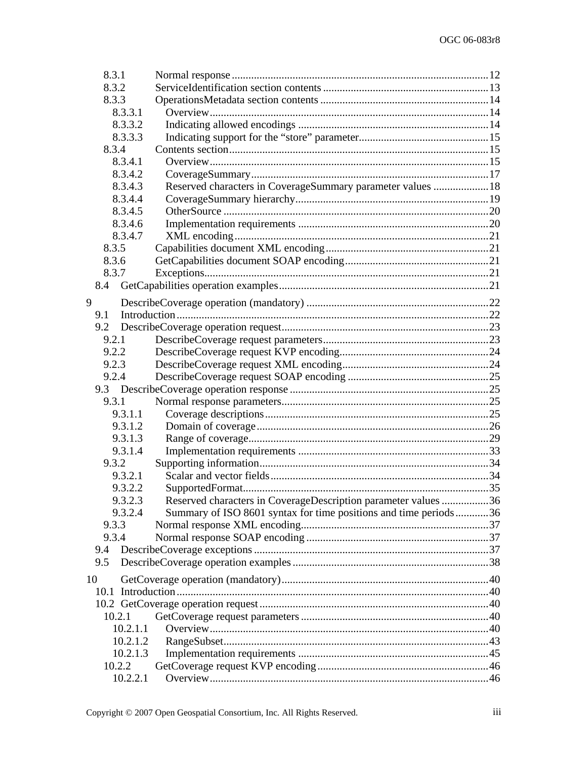8.3.1 Normal response ....................................................................................12
8.3.2 ServiceIdentification section contents ............................................................13
8.3.3 OperationsMetadata section contents ............................................................14
8.3.3.1 Overview ....................................................................................14
8.3.3.2 Indicating allowed encodings ....................................................................14
8.3.3.3 Indicating support for the “store” parameter...............................................15
8.3.4 Contents section ....................................................................................15
8.3.4.1 Overview ....................................................................................15
8.3.4.2 CoverageSummary....................................................................................17
8.3.4.3 Reserved characters in CoverageSummary parameter values ....................18
8.3.4.4 CoverageSummary hierarchy....................................................................19
8.3.4.5 OtherSource ....................................................................................20
8.3.4.6 Implementation requirements ....................................................................20
8.3.4.7 XML encoding....................................................................................21
8.3.5 Capabilities document XML encoding ..........................................................21
8.3.6 GetCapabilities document SOAP encoding...................................................21
8.3.7 Exceptions....................................................................................21
8.4 GetCapabilities operation examples ..........................................................................21

9 DescribeCoverage operation (mandatory) ................................................................22
9.1 Introduction ....................................................................................22
9.2 DescribeCoverage operation request..........................................................................23
9.2.1 DescribeCoverage request parameters............................................................23
9.2.2 DescribeCoverage request KVP encoding......................................................24
9.2.3 DescribeCoverage request XML encoding.....................................................24
9.2.4 DescribeCoverage request SOAP encoding ...................................................25
9.3 DescribeCoverage operation response ......................................................................25
9.3.1 Normal response parameters..........................................................................25
9.3.1.1 Coverage descriptions................................................................................25
9.3.1.2 Domain of coverage....................................................................................26
9.3.1.3 Range of coverage....................................................................................29
9.3.1.4 Implementation requirements ....................................................................33
9.3.2 Supporting information....................................................................................34
9.3.2.1 Scalar and vector fields ..............................................................................34
9.3.2.2 SupportedFormat....................................................................................35
9.3.2.3 Reserved characters in CoverageDescription parameter values .................36
9.3.2.4 Summary of ISO 8601 syntax for time positions and time periods............36
9.3.3 Normal response XML encoding....................................................................37
9.3.4 Normal response SOAP encoding .................................................................37
9.4 DescribeCoverage exceptions ....................................................................37
9.5 DescribeCoverage operation examples ......................................................................38

10 GetCoverage operation (mandatory)..........................................................................40
10.1 Introduction ....................................................................................40
10.2 GetCoverage operation request ..................................................................................40
10.2.1 GetCoverage request parameters ....................................................................40
10.2.1.1 Overview ....................................................................................40
10.2.1.2 RangeSubset....................................................................................43
10.2.1.3 Implementation requirements ....................................................................45
10.2.2 GetCoverage request KVP encoding .............................................................46
10.2.2.1 Overview ....................................................................................46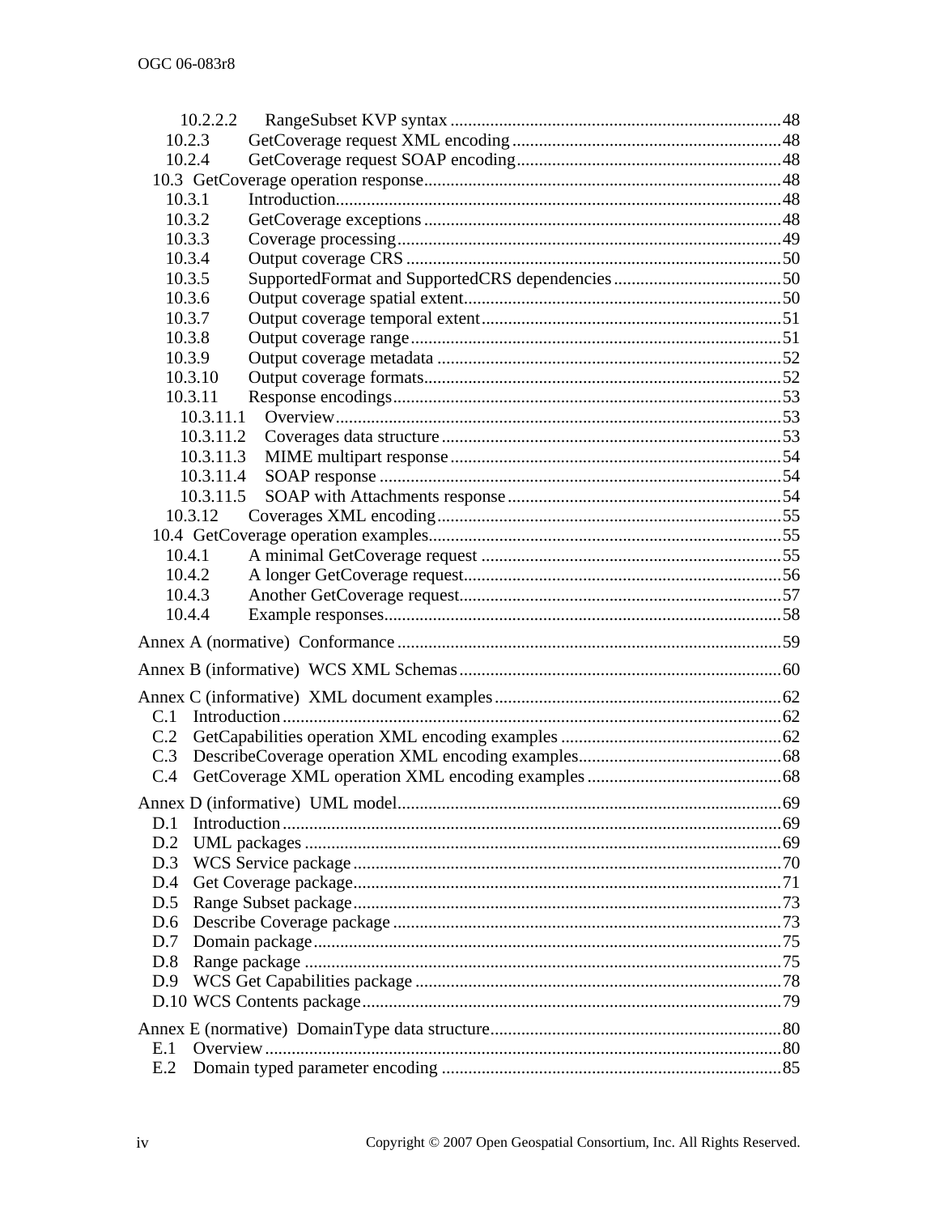10.2.2.2 RangeSubset KVP syntax ........................................................................48
10.2.3 GetCoverage request XML encoding ..........................................................48
10.2.4 GetCoverage request SOAP encoding.........................................................48
10.3 GetCoverage operation response..................................................................48
10.3.1 Introduction...................................................................................................48
10.3.2 GetCoverage exceptions ................................................................................48
10.3.3 Coverage processing......................................................................................49
10.3.4 Output coverage CRS ....................................................................................50
10.3.5 SupportedFormat and SupportedCRS dependencies....................................50
10.3.6 Output coverage spatial extent.......................................................................50
10.3.7 Output coverage temporal extent....................................................................51
10.3.8 Output coverage range....................................................................................51
10.3.9 Output coverage metadata .............................................................................52
10.3.10 Output coverage formats...............................................................................52
10.3.11 Response encodings.......................................................................................53
10.3.11.1 Overview..................................................................................................53
10.3.11.2 Coverages data structure...........................................................................53
10.3.11.3 MIME multipart response.........................................................................54
10.3.11.4 SOAP response ........................................................................................54
10.3.11.5 SOAP with Attachments response.............................................................54
10.3.12 Coverages XML encoding.............................................................................55
10.4 GetCoverage operation examples..................................................................55
10.4.1 A minimal GetCoverage request ....................................................................55
10.4.2 A longer GetCoverage request.......................................................................56
10.4.3 Another GetCoverage request........................................................................57
10.4.4 Example responses.........................................................................................58

Annex A (normative) Conformance .....................................................................59

Annex B (informative) WCS XML Schemas..........................................................60

Annex C (informative) XML document examples..................................................62
C.1 Introduction.....................................................................................................62
C.2 GetCapabilities operation XML encoding examples .......................................62
C.3 DescribeCoverage operation XML encoding examples...................................68
C.4 GetCoverage XML operation XML encoding examples ..................................68

Annex D (informative) UML model......................................................................69
D.1 Introduction.....................................................................................................69
D.2 UML packages ................................................................................................69
D.3 WCS Service package......................................................................................70
D.4 Get Coverage package.....................................................................................71
D.5 Range Subset package......................................................................................73
D.6 Describe Coverage package .............................................................................73
D.7 Domain package...............................................................................................75
D.8 Range package .................................................................................................75
D.9 WCS Get Capabilities package .........................................................................78
D.10 WCS Contents package...................................................................................79

Annex E (normative) DomainType data structure....................................................80
E.1 Overview..........................................................................................................80
E.2 Domain typed parameter encoding ..................................................................85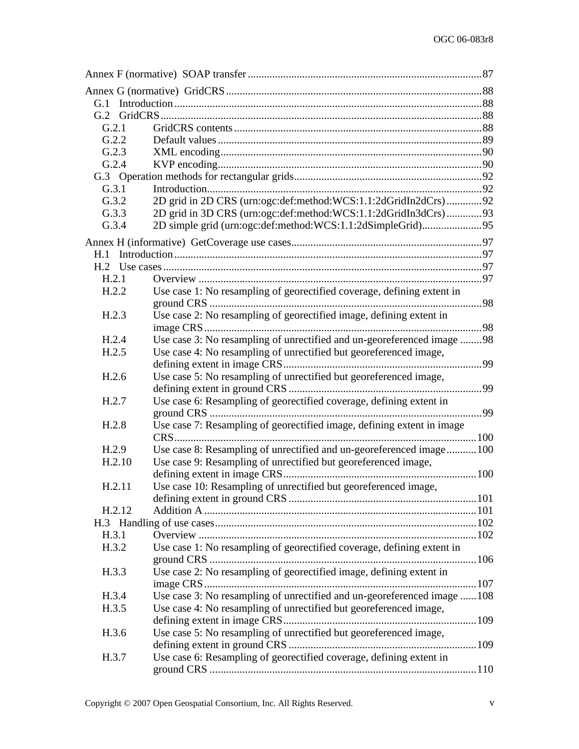Annex F (normative) SOAP transfer ..................................................................................87

Annex G (normative) GridCRS ........................................................................................88

- G.1 Introduction ..........................................................................................................88
- G.2 GridCRS ................................................................................................................88
  - G.2.1 GridCRS contents ..................................................................................88
  - G.2.2 Default values .........................................................................................89
  - G.2.3 XML encoding .........................................................................................90
  - G.2.4 KVP encoding .........................................................................................90
- G.3 Operation methods for rectangular grids ..............................................................92
  - G.3.1 Introduction ............................................................................................92
  - G.3.2 2D grid in 2D CRS (urn:ogc:def:method:WCS:1.1:2dGridIn2dCrs) .............92
  - G.3.3 2D grid in 3D CRS (urn:ogc:def:method:WCS:1.1:2dGridIn3dCrs) .............93
  - G.3.4 2D simple grid (urn:ogc:def:method:WCS:1.1:2dSimpleGrid) ......................95

Annex H (informative) GetCoverage use cases ..................................................................97

- H.1 Introduction ..........................................................................................................97
- H.2 Use cases .............................................................................................................97
  - H.2.1 Overview .................................................................................................97
  - H.2.2 Use case 1: No resampling of georectified coverage, defining extent in ground CRS ..........................................................................................98
  - H.2.3 Use case 2: No resampling of georectified image, defining extent in image CRS ...........................................................................................98
  - H.2.4 Use case 3: No resampling of unrectified and un-georeferenced image ........98
  - H.2.5 Use case 4: No resampling of unrectified but georeferenced image, defining extent in image CRS .......................................................................99
  - H.2.6 Use case 5: No resampling of unrectified but georeferenced image, defining extent in ground CRS ......................................................................99
  - H.2.7 Use case 6: Resampling of georectified coverage, defining extent in ground CRS ..........................................................................................99
  - H.2.8 Use case 7: Resampling of georectified image, defining extent in image CRS ...........................................................................................100
  - H.2.9 Use case 8: Resampling of unrectified and un-georeferenced image ...........100
  - H.2.10 Use case 9: Resampling of unrectified but georeferenced image, defining extent in image CRS .....................................................................100
  - H.2.11 Use case 10: Resampling of unrectified but georeferenced image, defining extent in ground CRS ....................................................................101
  - H.2.12 Addition A ............................................................................................101
- H.3 Handling of use cases ..........................................................................................102
  - H.3.1 Overview ...............................................................................................102
  - H.3.2 Use case 1: No resampling of georectified coverage, defining extent in ground CRS ........................................................................................106
  - H.3.3 Use case 2: No resampling of georectified image, defining extent in image CRS .........................................................................................107
  - H.3.4 Use case 3: No resampling of unrectified and un-georeferenced image ......108
  - H.3.5 Use case 4: No resampling of unrectified but georeferenced image, defining extent in image CRS .....................................................................109
  - H.3.6 Use case 5: No resampling of unrectified but georeferenced image, defining extent in ground CRS ....................................................................109
  - H.3.7 Use case 6: Resampling of georectified coverage, defining extent in ground CRS ........................................................................................110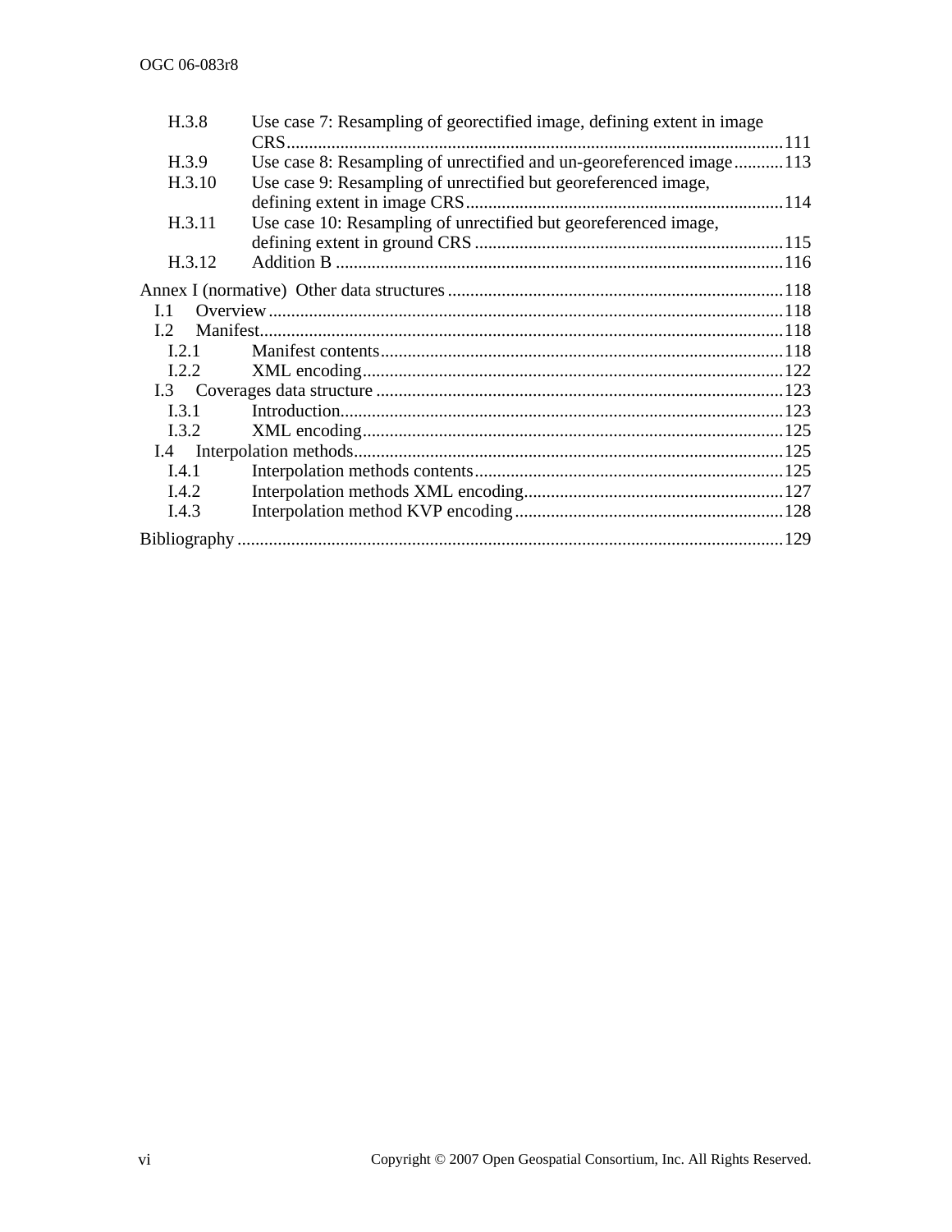H.3.8 Use case 7: Resampling of georectified image, defining extent in image CRS ..... 111
H.3.9 Use case 8: Resampling of unrectified and un-georeferenced image ..... 113
H.3.10 Use case 9: Resampling of unrectified but georeferenced image, defining extent in image CRS ..... 114
H.3.11 Use case 10: Resampling of unrectified but georeferenced image, defining extent in ground CRS ..... 115
H.3.12 Addition B ..... 116

Annex I (normative) Other data structures ..... 118
- I.1 Overview ..... 118
- I.2 Manifest ..... 118
  - I.2.1 Manifest contents ..... 118
  - I.2.2 XML encoding ..... 122
- I.3 Coverages data structure ..... 123
  - I.3.1 Introduction ..... 123
  - I.3.2 XML encoding ..... 125
- I.4 Interpolation methods ..... 125
  - I.4.1 Interpolation methods contents ..... 125
  - I.4.2 Interpolation methods XML encoding ..... 127
  - I.4.3 Interpolation method KVP encoding ..... 128

Bibliography ..... 129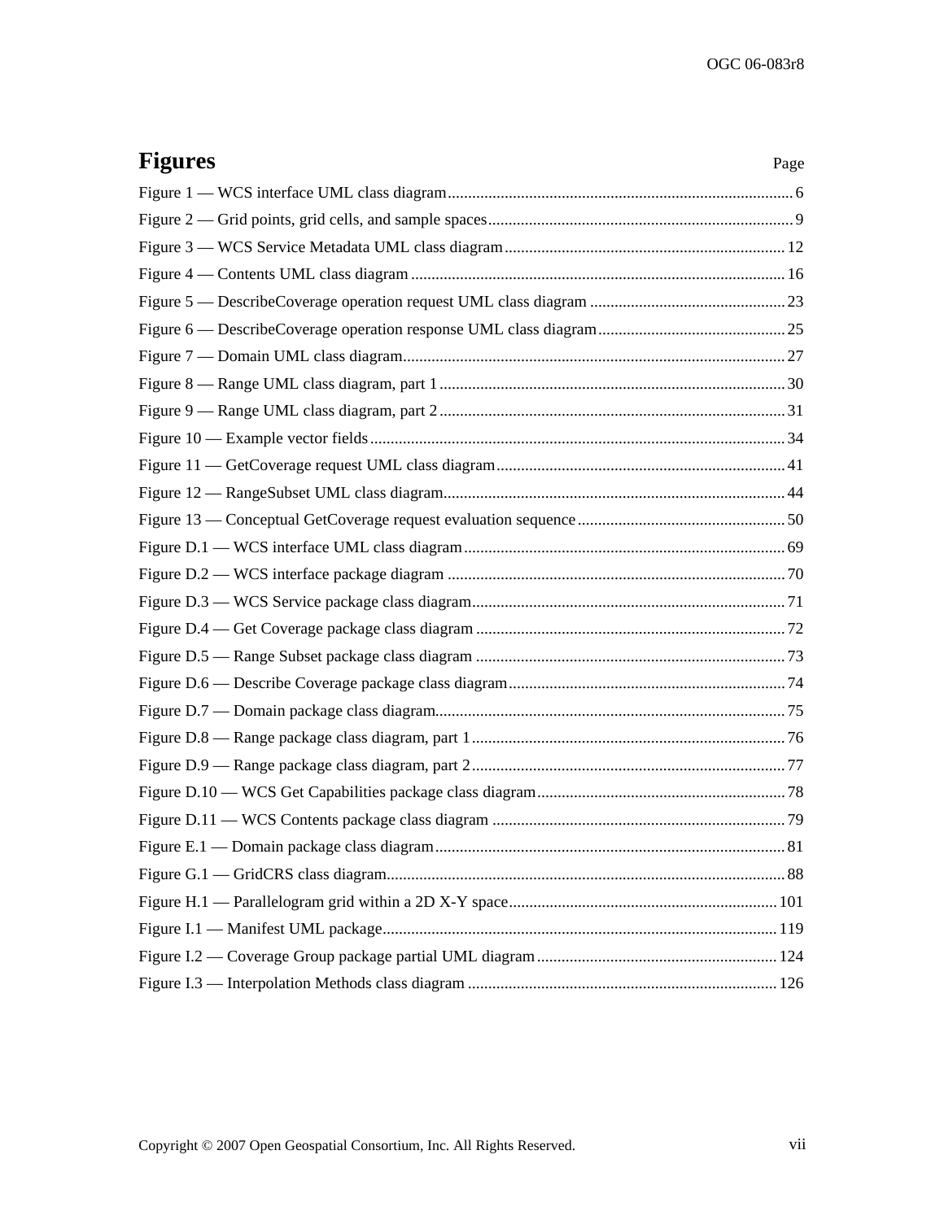# Figures

Page

Figure 1 — WCS interface UML class diagram .................................................................................... 6

Figure 2 — Grid points, grid cells, and sample spaces .......................................................................... 9

Figure 3 — WCS Service Metadata UML class diagram ..................................................................... 12

Figure 4 — Contents UML class diagram ........................................................................................... 16

Figure 5 — DescribeCoverage operation request UML class diagram ................................................ 23

Figure 6 — DescribeCoverage operation response UML class diagram .............................................. 25

Figure 7 — Domain UML class diagram ............................................................................................. 27

Figure 8 — Range UML class diagram, part 1 .................................................................................... 30

Figure 9 — Range UML class diagram, part 2 .................................................................................... 31

Figure 10 — Example vector fields ..................................................................................................... 34

Figure 11 — GetCoverage request UML class diagram ...................................................................... 41

Figure 12 — RangeSubset UML class diagram ................................................................................... 44

Figure 13 — Conceptual GetCoverage request evaluation sequence ................................................... 50

Figure D.1 — WCS interface UML class diagram .............................................................................. 69

Figure D.2 — WCS interface package diagram .................................................................................. 70

Figure D.3 — WCS Service package class diagram ............................................................................ 71

Figure D.4 — Get Coverage package class diagram ........................................................................... 72

Figure D.5 — Range Subset package class diagram ........................................................................... 73

Figure D.6 — Describe Coverage package class diagram ................................................................... 74

Figure D.7 — Domain package class diagram ..................................................................................... 75

Figure D.8 — Range package class diagram, part 1 ............................................................................ 76

Figure D.9 — Range package class diagram, part 2 ............................................................................ 77

Figure D.10 — WCS Get Capabilities package class diagram ............................................................ 78

Figure D.11 — WCS Contents package class diagram ....................................................................... 79

Figure E.1 — Domain package class diagram ..................................................................................... 81

Figure G.1 — GridCRS class diagram ................................................................................................. 88

Figure H.1 — Parallelogram grid within a 2D X-Y space ................................................................. 101

Figure I.1 — Manifest UML package ................................................................................................ 119

Figure I.2 — Coverage Group package partial UML diagram .......................................................... 124

Figure I.3 — Interpolation Methods class diagram ........................................................................... 126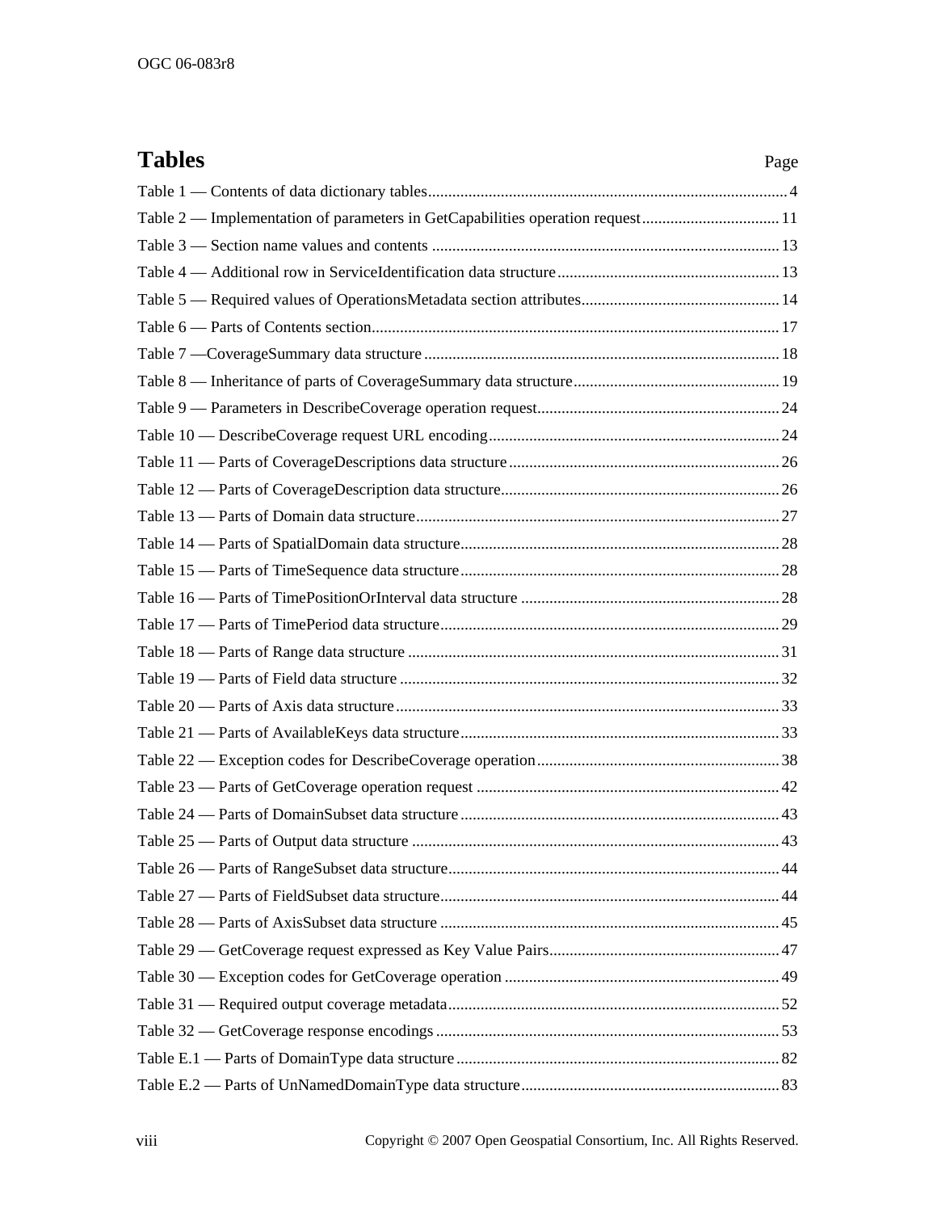# Tables

| | Page |
|---|---|
| Table 1 — Contents of data dictionary tables | 4 |
| Table 2 — Implementation of parameters in GetCapabilities operation request | 11 |
| Table 3 — Section name values and contents | 13 |
| Table 4 — Additional row in ServiceIdentification data structure | 13 |
| Table 5 — Required values of OperationsMetadata section attributes | 14 |
| Table 6 — Parts of Contents section | 17 |
| Table 7 —CoverageSummary data structure | 18 |
| Table 8 — Inheritance of parts of CoverageSummary data structure | 19 |
| Table 9 — Parameters in DescribeCoverage operation request | 24 |
| Table 10 — DescribeCoverage request URL encoding | 24 |
| Table 11 — Parts of CoverageDescriptions data structure | 26 |
| Table 12 — Parts of CoverageDescription data structure | 26 |
| Table 13 — Parts of Domain data structure | 27 |
| Table 14 — Parts of SpatialDomain data structure | 28 |
| Table 15 — Parts of TimeSequence data structure | 28 |
| Table 16 — Parts of TimePositionOrInterval data structure | 28 |
| Table 17 — Parts of TimePeriod data structure | 29 |
| Table 18 — Parts of Range data structure | 31 |
| Table 19 — Parts of Field data structure | 32 |
| Table 20 — Parts of Axis data structure | 33 |
| Table 21 — Parts of AvailableKeys data structure | 33 |
| Table 22 — Exception codes for DescribeCoverage operation | 38 |
| Table 23 — Parts of GetCoverage operation request | 42 |
| Table 24 — Parts of DomainSubset data structure | 43 |
| Table 25 — Parts of Output data structure | 43 |
| Table 26 — Parts of RangeSubset data structure | 44 |
| Table 27 — Parts of FieldSubset data structure | 44 |
| Table 28 — Parts of AxisSubset data structure | 45 |
| Table 29 — GetCoverage request expressed as Key Value Pairs | 47 |
| Table 30 — Exception codes for GetCoverage operation | 49 |
| Table 31 — Required output coverage metadata | 52 |
| Table 32 — GetCoverage response encodings | 53 |
| Table E.1 — Parts of DomainType data structure | 82 |
| Table E.2 — Parts of UnNamedDomainType data structure | 83 |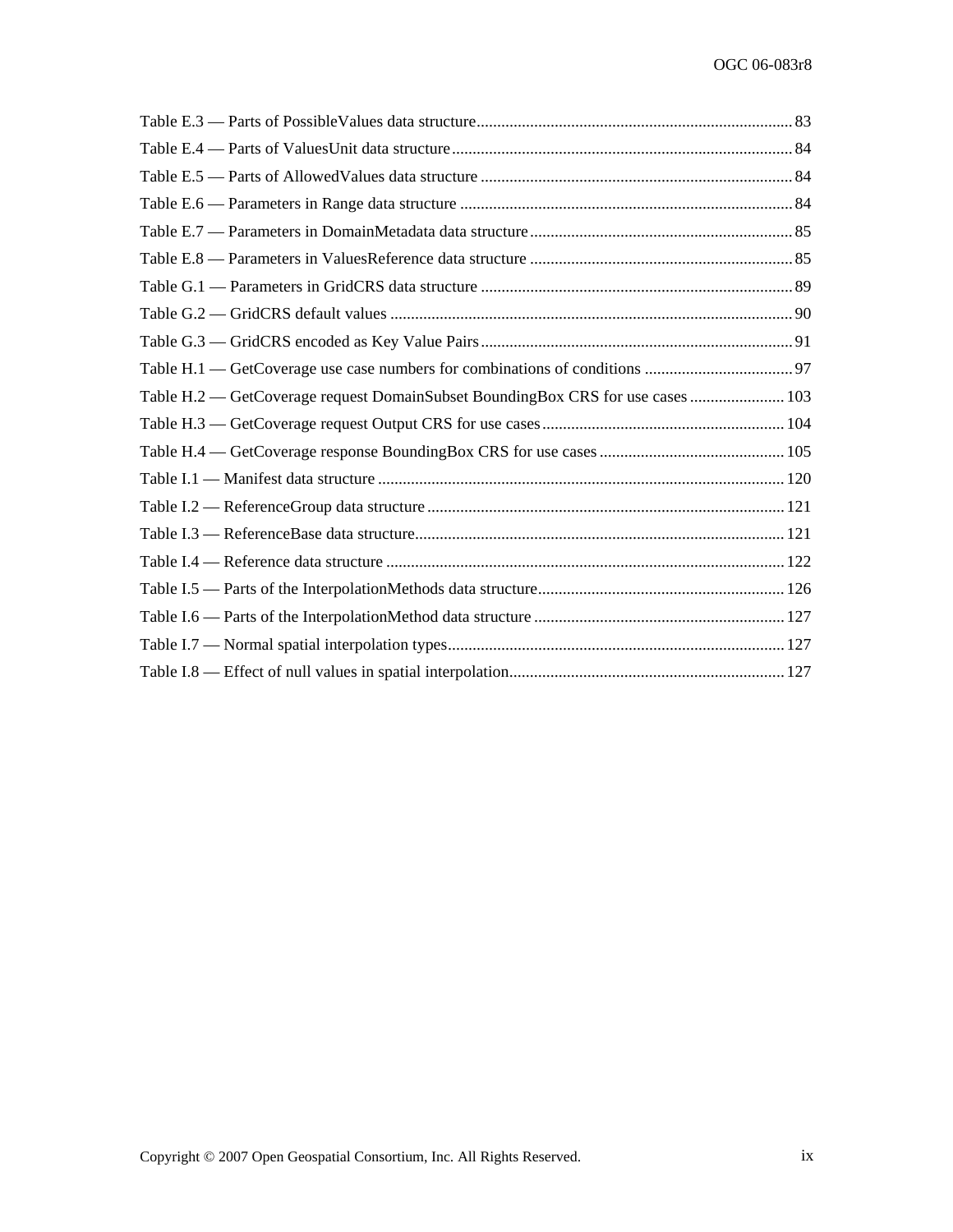Table E.3 — Parts of PossibleValues data structure ........ 83
Table E.4 — Parts of ValuesUnit data structure ........ 84
Table E.5 — Parts of AllowedValues data structure ........ 84
Table E.6 — Parameters in Range data structure ........ 84
Table E.7 — Parameters in DomainMetadata data structure ........ 85
Table E.8 — Parameters in ValuesReference data structure ........ 85
Table G.1 — Parameters in GridCRS data structure ........ 89
Table G.2 — GridCRS default values ........ 90
Table G.3 — GridCRS encoded as Key Value Pairs ........ 91
Table H.1 — GetCoverage use case numbers for combinations of conditions ........ 97
Table H.2 — GetCoverage request DomainSubset BoundingBox CRS for use cases ........ 103
Table H.3 — GetCoverage request Output CRS for use cases ........ 104
Table H.4 — GetCoverage response BoundingBox CRS for use cases ........ 105
Table I.1 — Manifest data structure ........ 120
Table I.2 — ReferenceGroup data structure ........ 121
Table I.3 — ReferenceBase data structure ........ 121
Table I.4 — Reference data structure ........ 122
Table I.5 — Parts of the InterpolationMethods data structure ........ 126
Table I.6 — Parts of the InterpolationMethod data structure ........ 127
Table I.7 — Normal spatial interpolation types ........ 127
Table I.8 — Effect of null values in spatial interpolation ........ 127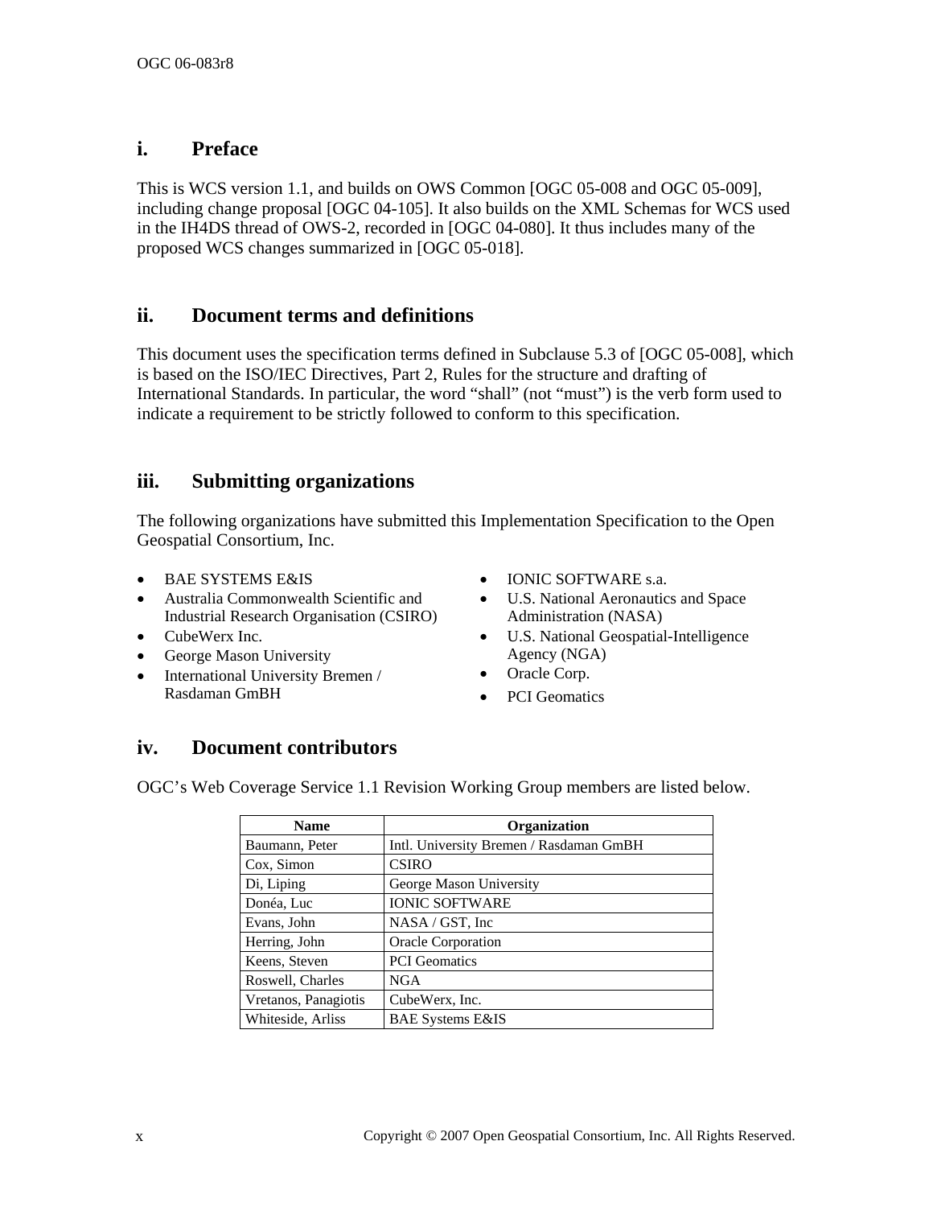## i. Preface

This is WCS version 1.1, and builds on OWS Common [OGC 05-008 and OGC 05-009], including change proposal [OGC 04-105]. It also builds on the XML Schemas for WCS used in the IH4DS thread of OWS-2, recorded in [OGC 04-080]. It thus includes many of the proposed WCS changes summarized in [OGC 05-018].

## ii. Document terms and definitions

This document uses the specification terms defined in Subclause 5.3 of [OGC 05-008], which is based on the ISO/IEC Directives, Part 2, Rules for the structure and drafting of International Standards. In particular, the word "shall" (not "must") is the verb form used to indicate a requirement to be strictly followed to conform to this specification.

## iii. Submitting organizations

The following organizations have submitted this Implementation Specification to the Open Geospatial Consortium, Inc.

- BAE SYSTEMS E&IS
- Australia Commonwealth Scientific and Industrial Research Organisation (CSIRO)
- CubeWerx Inc.
- George Mason University
- International University Bremen / Rasdaman GmBH
- IONIC SOFTWARE s.a.
- U.S. National Aeronautics and Space Administration (NASA)
- U.S. National Geospatial-Intelligence Agency (NGA)
- Oracle Corp.
- PCI Geomatics

## iv. Document contributors

OGC's Web Coverage Service 1.1 Revision Working Group members are listed below.

| Name | Organization |
|---|---|
| Baumann, Peter | Intl. University Bremen / Rasdaman GmBH |
| Cox, Simon | CSIRO |
| Di, Liping | George Mason University |
| Donéa, Luc | IONIC SOFTWARE |
| Evans, John | NASA / GST, Inc |
| Herring, John | Oracle Corporation |
| Keens, Steven | PCI Geomatics |
| Roswell, Charles | NGA |
| Vretanos, Panagiotis | CubeWerx, Inc. |
| Whiteside, Arliss | BAE Systems E&IS |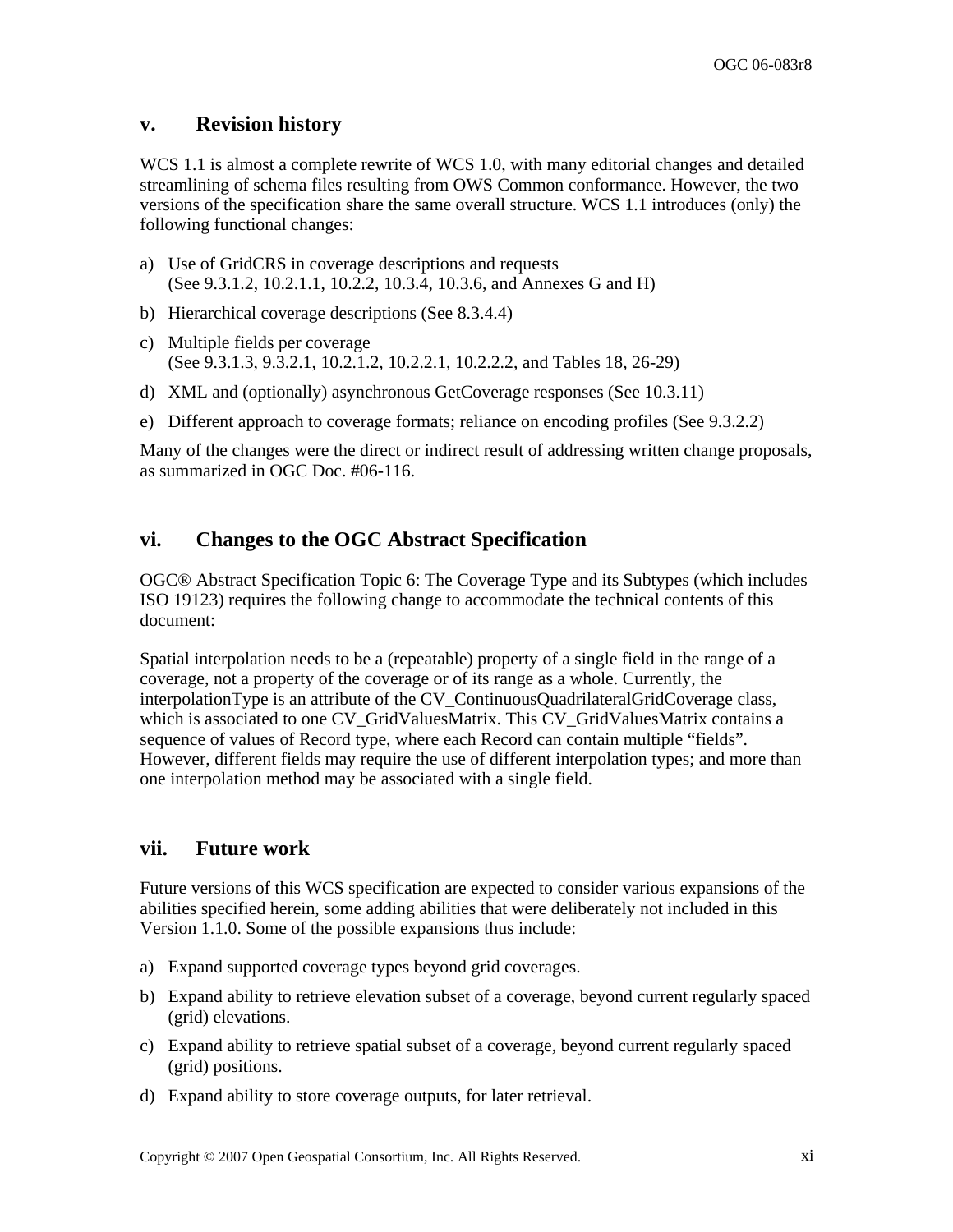## v. Revision history

WCS 1.1 is almost a complete rewrite of WCS 1.0, with many editorial changes and detailed streamlining of schema files resulting from OWS Common conformance. However, the two versions of the specification share the same overall structure. WCS 1.1 introduces (only) the following functional changes:

a) Use of GridCRS in coverage descriptions and requests
   (See 9.3.1.2, 10.2.1.1, 10.2.2, 10.3.4, 10.3.6, and Annexes G and H)

b) Hierarchical coverage descriptions (See 8.3.4.4)

c) Multiple fields per coverage
   (See 9.3.1.3, 9.3.2.1, 10.2.1.2, 10.2.2.1, 10.2.2.2, and Tables 18, 26-29)

d) XML and (optionally) asynchronous GetCoverage responses (See 10.3.11)

e) Different approach to coverage formats; reliance on encoding profiles (See 9.3.2.2)

Many of the changes were the direct or indirect result of addressing written change proposals, as summarized in OGC Doc. #06-116.

## vi. Changes to the OGC Abstract Specification

OGC® Abstract Specification Topic 6: The Coverage Type and its Subtypes (which includes ISO 19123) requires the following change to accommodate the technical contents of this document:

Spatial interpolation needs to be a (repeatable) property of a single field in the range of a coverage, not a property of the coverage or of its range as a whole. Currently, the interpolationType is an attribute of the CV_ContinuousQuadrilateralGridCoverage class, which is associated to one CV_GridValuesMatrix. This CV_GridValuesMatrix contains a sequence of values of Record type, where each Record can contain multiple "fields". However, different fields may require the use of different interpolation types; and more than one interpolation method may be associated with a single field.

## vii. Future work

Future versions of this WCS specification are expected to consider various expansions of the abilities specified herein, some adding abilities that were deliberately not included in this Version 1.1.0. Some of the possible expansions thus include:

a) Expand supported coverage types beyond grid coverages.

b) Expand ability to retrieve elevation subset of a coverage, beyond current regularly spaced (grid) elevations.

c) Expand ability to retrieve spatial subset of a coverage, beyond current regularly spaced (grid) positions.

d) Expand ability to store coverage outputs, for later retrieval.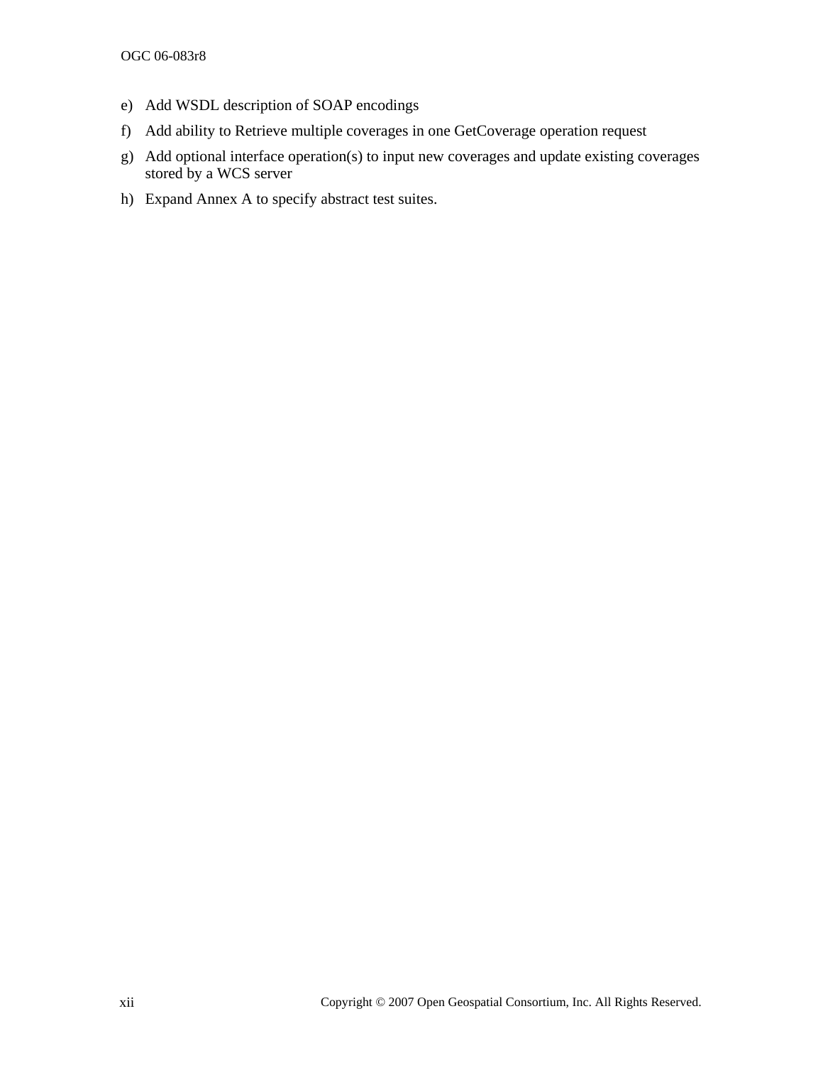e) Add WSDL description of SOAP encodings

f) Add ability to Retrieve multiple coverages in one GetCoverage operation request

g) Add optional interface operation(s) to input new coverages and update existing coverages stored by a WCS server

h) Expand Annex A to specify abstract test suites.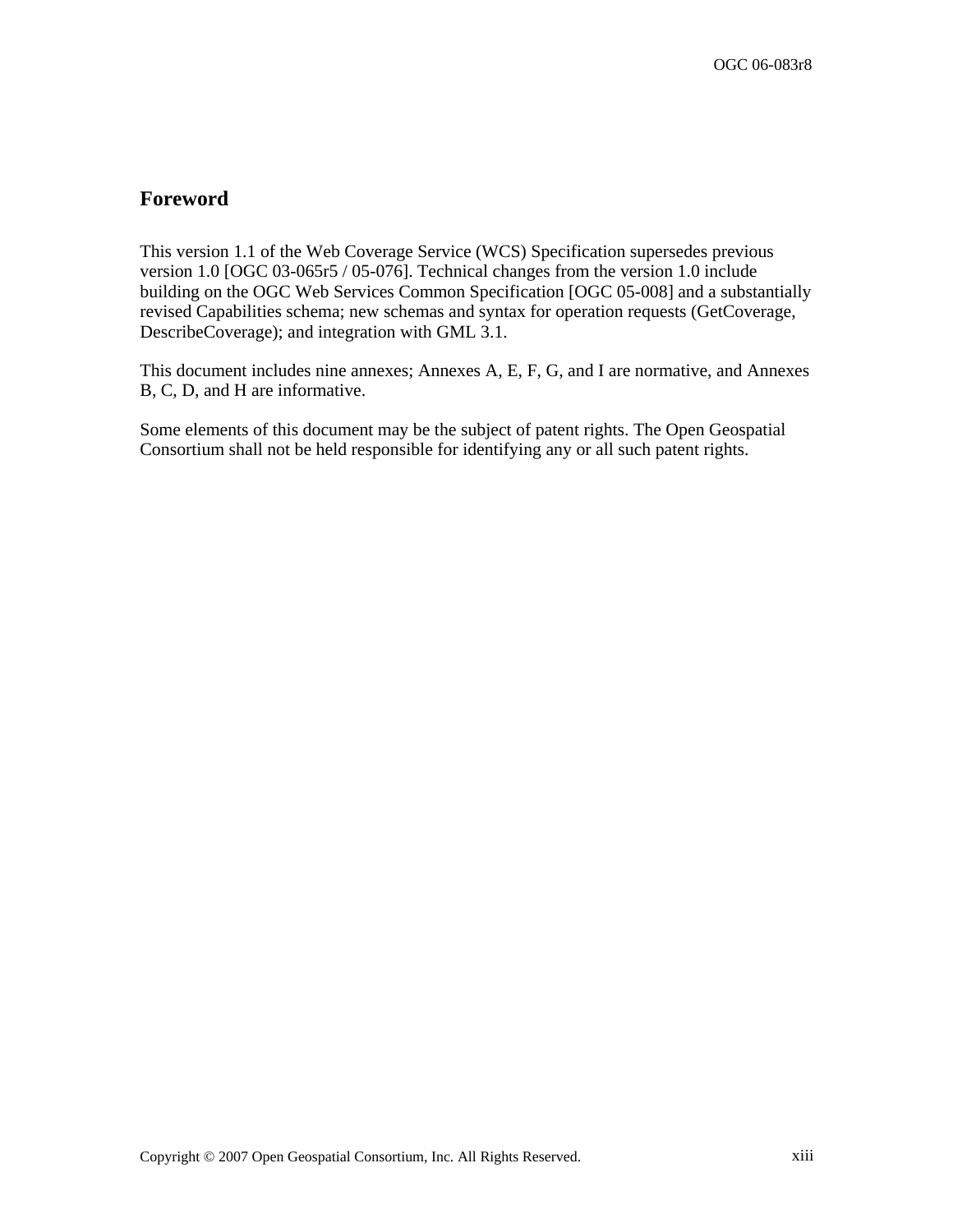## Foreword

This version 1.1 of the Web Coverage Service (WCS) Specification supersedes previous version 1.0 [OGC 03-065r5 / 05-076]. Technical changes from the version 1.0 include building on the OGC Web Services Common Specification [OGC 05-008] and a substantially revised Capabilities schema; new schemas and syntax for operation requests (GetCoverage, DescribeCoverage); and integration with GML 3.1.

This document includes nine annexes; Annexes A, E, F, G, and I are normative, and Annexes B, C, D, and H are informative.

Some elements of this document may be the subject of patent rights. The Open Geospatial Consortium shall not be held responsible for identifying any or all such patent rights.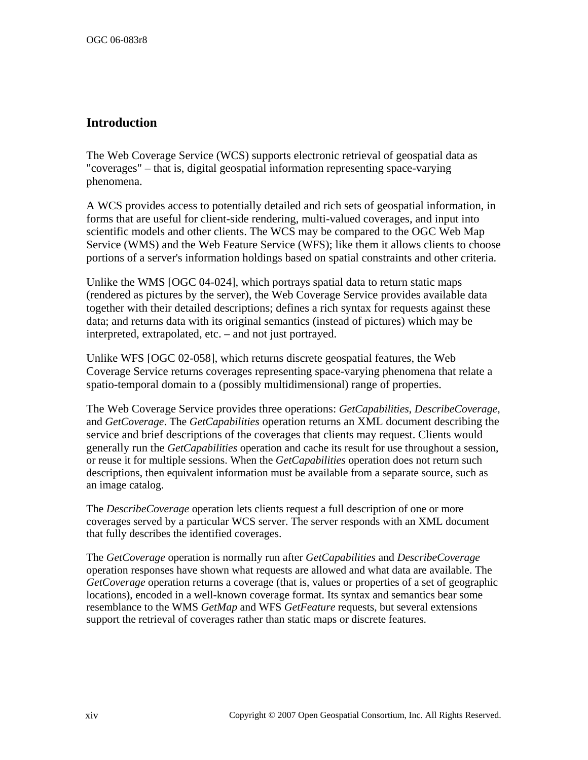## Introduction

The Web Coverage Service (WCS) supports electronic retrieval of geospatial data as "coverages" – that is, digital geospatial information representing space-varying phenomena.

A WCS provides access to potentially detailed and rich sets of geospatial information, in forms that are useful for client-side rendering, multi-valued coverages, and input into scientific models and other clients. The WCS may be compared to the OGC Web Map Service (WMS) and the Web Feature Service (WFS); like them it allows clients to choose portions of a server's information holdings based on spatial constraints and other criteria.

Unlike the WMS [OGC 04-024], which portrays spatial data to return static maps (rendered as pictures by the server), the Web Coverage Service provides available data together with their detailed descriptions; defines a rich syntax for requests against these data; and returns data with its original semantics (instead of pictures) which may be interpreted, extrapolated, etc. – and not just portrayed.

Unlike WFS [OGC 02-058], which returns discrete geospatial features, the Web Coverage Service returns coverages representing space-varying phenomena that relate a spatio-temporal domain to a (possibly multidimensional) range of properties.

The Web Coverage Service provides three operations: *GetCapabilities*, *DescribeCoverage,* and *GetCoverage*. The *GetCapabilities* operation returns an XML document describing the service and brief descriptions of the coverages that clients may request. Clients would generally run the *GetCapabilities* operation and cache its result for use throughout a session, or reuse it for multiple sessions. When the *GetCapabilities* operation does not return such descriptions, then equivalent information must be available from a separate source, such as an image catalog.

The *DescribeCoverage* operation lets clients request a full description of one or more coverages served by a particular WCS server. The server responds with an XML document that fully describes the identified coverages.

The *GetCoverage* operation is normally run after *GetCapabilities* and *DescribeCoverage* operation responses have shown what requests are allowed and what data are available. The *GetCoverage* operation returns a coverage (that is, values or properties of a set of geographic locations), encoded in a well-known coverage format. Its syntax and semantics bear some resemblance to the WMS *GetMap* and WFS *GetFeature* requests, but several extensions support the retrieval of coverages rather than static maps or discrete features.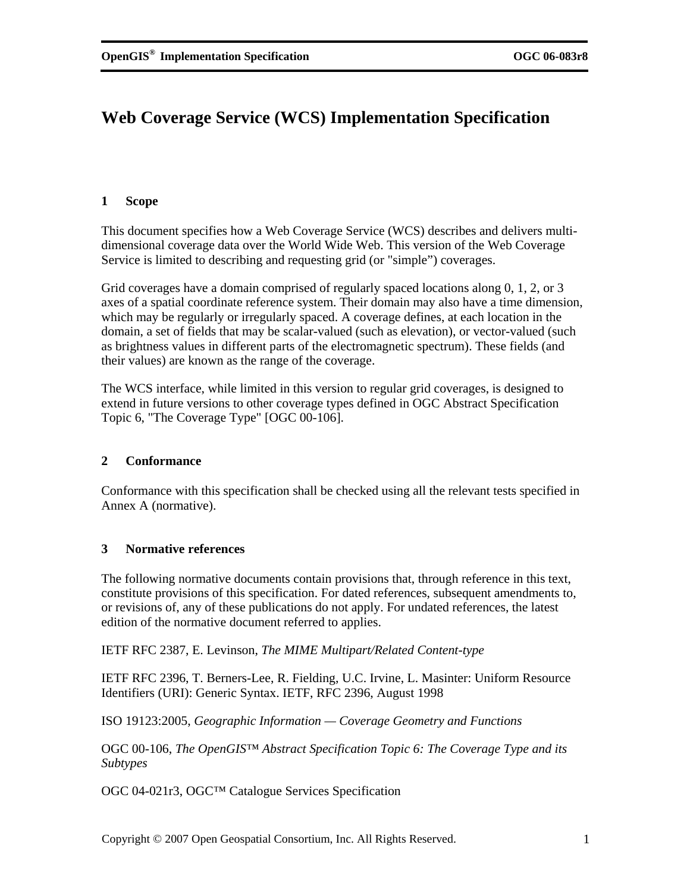# Web Coverage Service (WCS) Implementation Specification

## 1 Scope

This document specifies how a Web Coverage Service (WCS) describes and delivers multi-dimensional coverage data over the World Wide Web. This version of the Web Coverage Service is limited to describing and requesting grid (or "simple") coverages.

Grid coverages have a domain comprised of regularly spaced locations along 0, 1, 2, or 3 axes of a spatial coordinate reference system. Their domain may also have a time dimension, which may be regularly or irregularly spaced. A coverage defines, at each location in the domain, a set of fields that may be scalar-valued (such as elevation), or vector-valued (such as brightness values in different parts of the electromagnetic spectrum). These fields (and their values) are known as the range of the coverage.

The WCS interface, while limited in this version to regular grid coverages, is designed to extend in future versions to other coverage types defined in OGC Abstract Specification Topic 6, "The Coverage Type" [OGC 00-106].

## 2 Conformance

Conformance with this specification shall be checked using all the relevant tests specified in Annex A (normative).

## 3 Normative references

The following normative documents contain provisions that, through reference in this text, constitute provisions of this specification. For dated references, subsequent amendments to, or revisions of, any of these publications do not apply. For undated references, the latest edition of the normative document referred to applies.

IETF RFC 2387, E. Levinson, *The MIME Multipart/Related Content-type*

IETF RFC 2396, T. Berners-Lee, R. Fielding, U.C. Irvine, L. Masinter: Uniform Resource Identifiers (URI): Generic Syntax. IETF, RFC 2396, August 1998

ISO 19123:2005, *Geographic Information — Coverage Geometry and Functions*

OGC 00-106, *The OpenGIS™ Abstract Specification Topic 6: The Coverage Type and its Subtypes*

OGC 04-021r3, OGC™ Catalogue Services Specification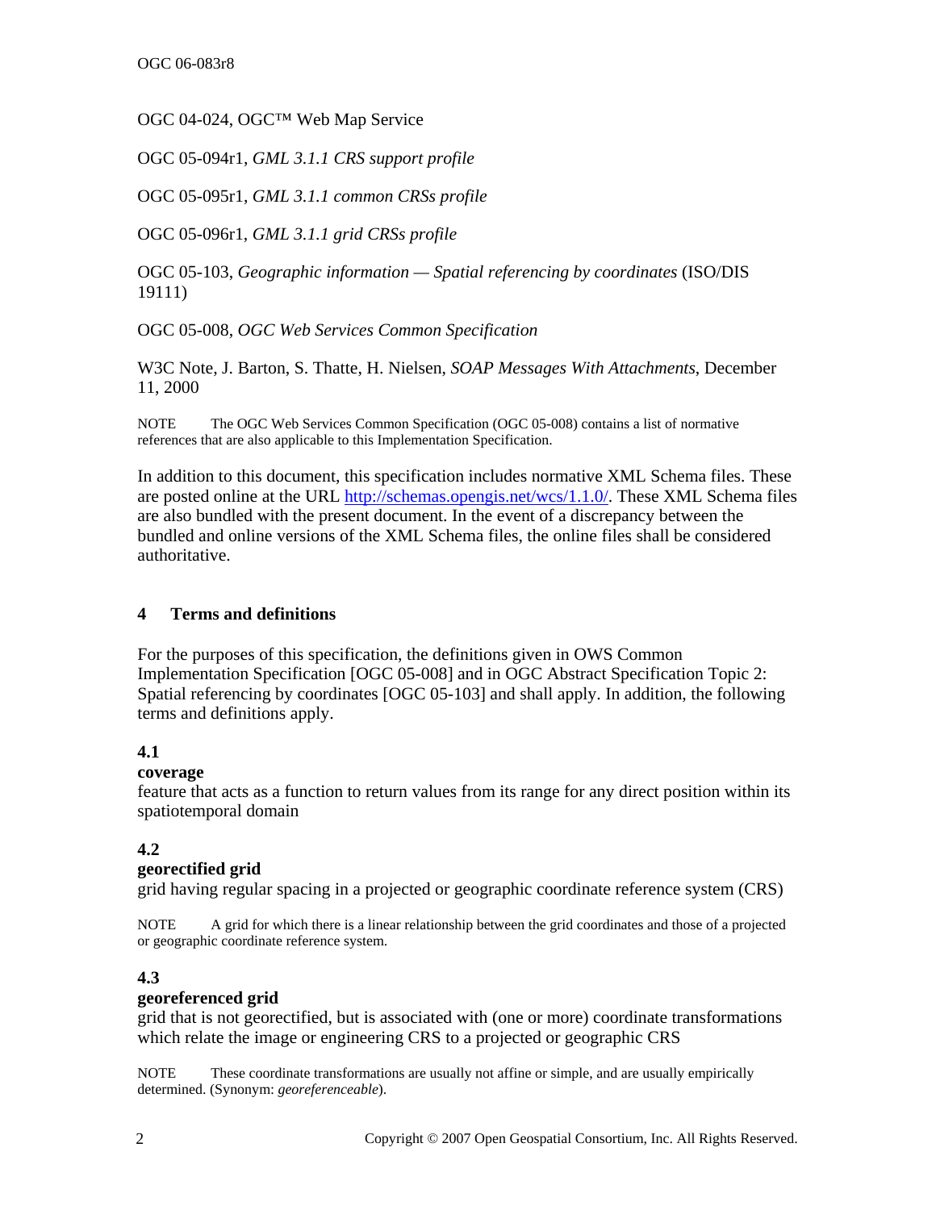OGC 04-024, OGC™ Web Map Service

OGC 05-094r1, *GML 3.1.1 CRS support profile*

OGC 05-095r1, *GML 3.1.1 common CRSs profile*

OGC 05-096r1, *GML 3.1.1 grid CRSs profile*

OGC 05-103, *Geographic information — Spatial referencing by coordinates* (ISO/DIS 19111)

OGC 05-008, *OGC Web Services Common Specification*

W3C Note, J. Barton, S. Thatte, H. Nielsen, *SOAP Messages With Attachments*, December 11, 2000

NOTE The OGC Web Services Common Specification (OGC 05-008) contains a list of normative references that are also applicable to this Implementation Specification.

In addition to this document, this specification includes normative XML Schema files. These are posted online at the URL http://schemas.opengis.net/wcs/1.1.0/. These XML Schema files are also bundled with the present document. In the event of a discrepancy between the bundled and online versions of the XML Schema files, the online files shall be considered authoritative.

## 4 Terms and definitions

For the purposes of this specification, the definitions given in OWS Common Implementation Specification [OGC 05-008] and in OGC Abstract Specification Topic 2: Spatial referencing by coordinates [OGC 05-103] and shall apply. In addition, the following terms and definitions apply.

### 4.1
**coverage**
feature that acts as a function to return values from its range for any direct position within its spatiotemporal domain

### 4.2
**georectified grid**
grid having regular spacing in a projected or geographic coordinate reference system (CRS)

NOTE A grid for which there is a linear relationship between the grid coordinates and those of a projected or geographic coordinate reference system.

### 4.3
**georeferenced grid**
grid that is not georectified, but is associated with (one or more) coordinate transformations which relate the image or engineering CRS to a projected or geographic CRS

NOTE These coordinate transformations are usually not affine or simple, and are usually empirically determined. (Synonym: *georeferenceable*).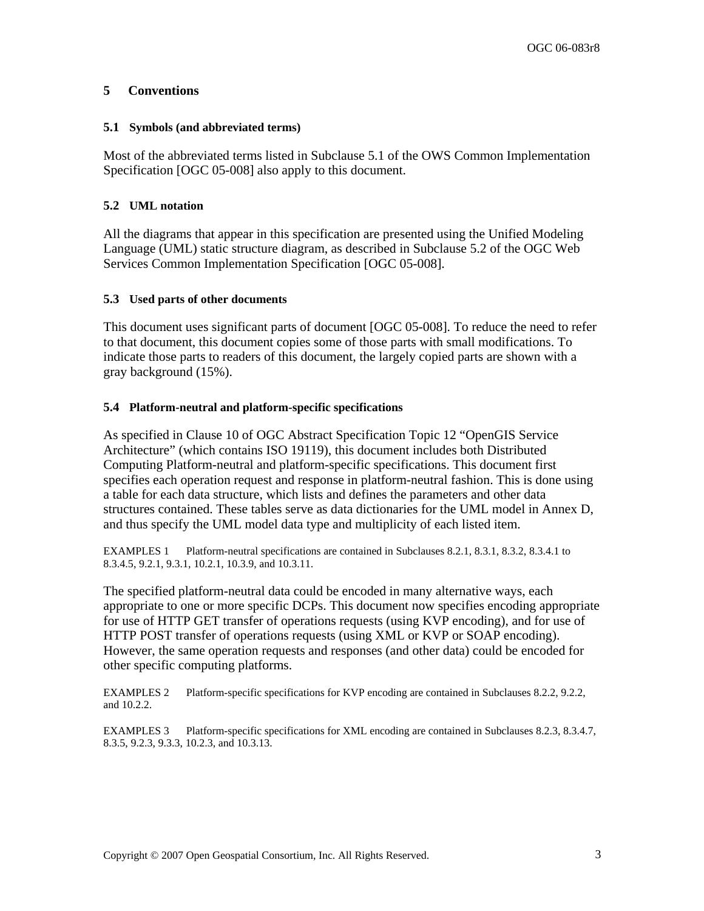# 5 Conventions

## 5.1 Symbols (and abbreviated terms)

Most of the abbreviated terms listed in Subclause 5.1 of the OWS Common Implementation Specification [OGC 05-008] also apply to this document.

## 5.2 UML notation

All the diagrams that appear in this specification are presented using the Unified Modeling Language (UML) static structure diagram, as described in Subclause 5.2 of the OGC Web Services Common Implementation Specification [OGC 05-008].

## 5.3 Used parts of other documents

This document uses significant parts of document [OGC 05-008]. To reduce the need to refer to that document, this document copies some of those parts with small modifications. To indicate those parts to readers of this document, the largely copied parts are shown with a gray background (15%).

## 5.4 Platform-neutral and platform-specific specifications

As specified in Clause 10 of OGC Abstract Specification Topic 12 "OpenGIS Service Architecture" (which contains ISO 19119), this document includes both Distributed Computing Platform-neutral and platform-specific specifications. This document first specifies each operation request and response in platform-neutral fashion. This is done using a table for each data structure, which lists and defines the parameters and other data structures contained. These tables serve as data dictionaries for the UML model in Annex D, and thus specify the UML model data type and multiplicity of each listed item.

EXAMPLES 1 Platform-neutral specifications are contained in Subclauses 8.2.1, 8.3.1, 8.3.2, 8.3.4.1 to 8.3.4.5, 9.2.1, 9.3.1, 10.2.1, 10.3.9, and 10.3.11.

The specified platform-neutral data could be encoded in many alternative ways, each appropriate to one or more specific DCPs. This document now specifies encoding appropriate for use of HTTP GET transfer of operations requests (using KVP encoding), and for use of HTTP POST transfer of operations requests (using XML or KVP or SOAP encoding). However, the same operation requests and responses (and other data) could be encoded for other specific computing platforms.

EXAMPLES 2 Platform-specific specifications for KVP encoding are contained in Subclauses 8.2.2, 9.2.2, and 10.2.2.

EXAMPLES 3 Platform-specific specifications for XML encoding are contained in Subclauses 8.2.3, 8.3.4.7, 8.3.5, 9.2.3, 9.3.3, 10.2.3, and 10.3.13.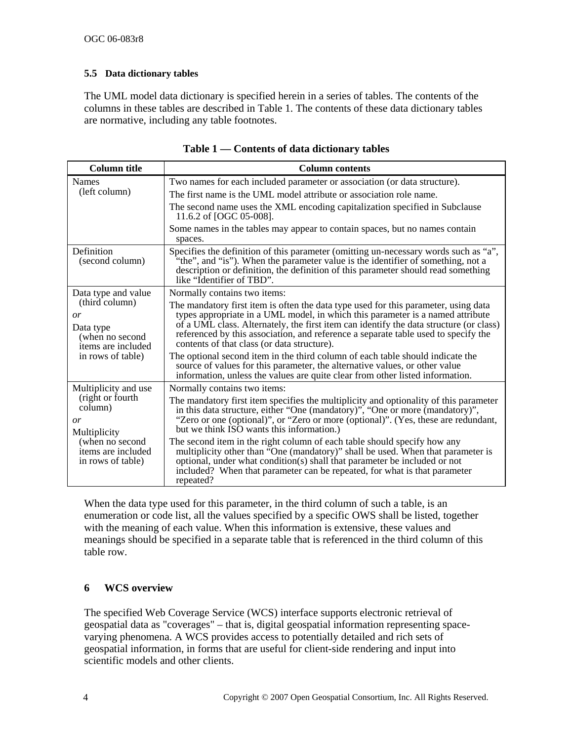### 5.5 Data dictionary tables

The UML model data dictionary is specified herein in a series of tables. The contents of the columns in these tables are described in Table 1. The contents of these data dictionary tables are normative, including any table footnotes.

**Table 1 — Contents of data dictionary tables**

| Column title | Column contents |
|---|---|
| Names (left column) | Two names for each included parameter or association (or data structure). The first name is the UML model attribute or association role name. The second name uses the XML encoding capitalization specified in Subclause 11.6.2 of [OGC 05-008]. Some names in the tables may appear to contain spaces, but no names contain spaces. |
| Definition (second column) | Specifies the definition of this parameter (omitting un-necessary words such as "a", "the", and "is"). When the parameter value is the identifier of something, not a description or definition, the definition of this parameter should read something like "Identifier of TBD". |
| Data type and value (third column) *or* Data type (when no second items are included in rows of table) | Normally contains two items: The mandatory first item is often the data type used for this parameter, using data types appropriate in a UML model, in which this parameter is a named attribute of a UML class. Alternately, the first item can identify the data structure (or class) referenced by this association, and reference a separate table used to specify the contents of that class (or data structure). The optional second item in the third column of each table should indicate the source of values for this parameter, the alternative values, or other value information, unless the values are quite clear from other listed information. |
| Multiplicity and use (right or fourth column) *or* Multiplicity (when no second items are included in rows of table) | Normally contains two items: The mandatory first item specifies the multiplicity and optionality of this parameter in this data structure, either "One (mandatory)", "One or more (mandatory)", "Zero or one (optional)", or "Zero or more (optional)". (Yes, these are redundant, but we think ISO wants this information.) The second item in the right column of each table should specify how any multiplicity other than "One (mandatory)" shall be used. When that parameter is optional, under what condition(s) shall that parameter be included or not included? When that parameter can be repeated, for what is that parameter repeated? |

When the data type used for this parameter, in the third column of such a table, is an enumeration or code list, all the values specified by a specific OWS shall be listed, together with the meaning of each value. When this information is extensive, these values and meanings should be specified in a separate table that is referenced in the third column of this table row.

## 6 WCS overview

The specified Web Coverage Service (WCS) interface supports electronic retrieval of geospatial data as "coverages" – that is, digital geospatial information representing space-varying phenomena. A WCS provides access to potentially detailed and rich sets of geospatial information, in forms that are useful for client-side rendering and input into scientific models and other clients.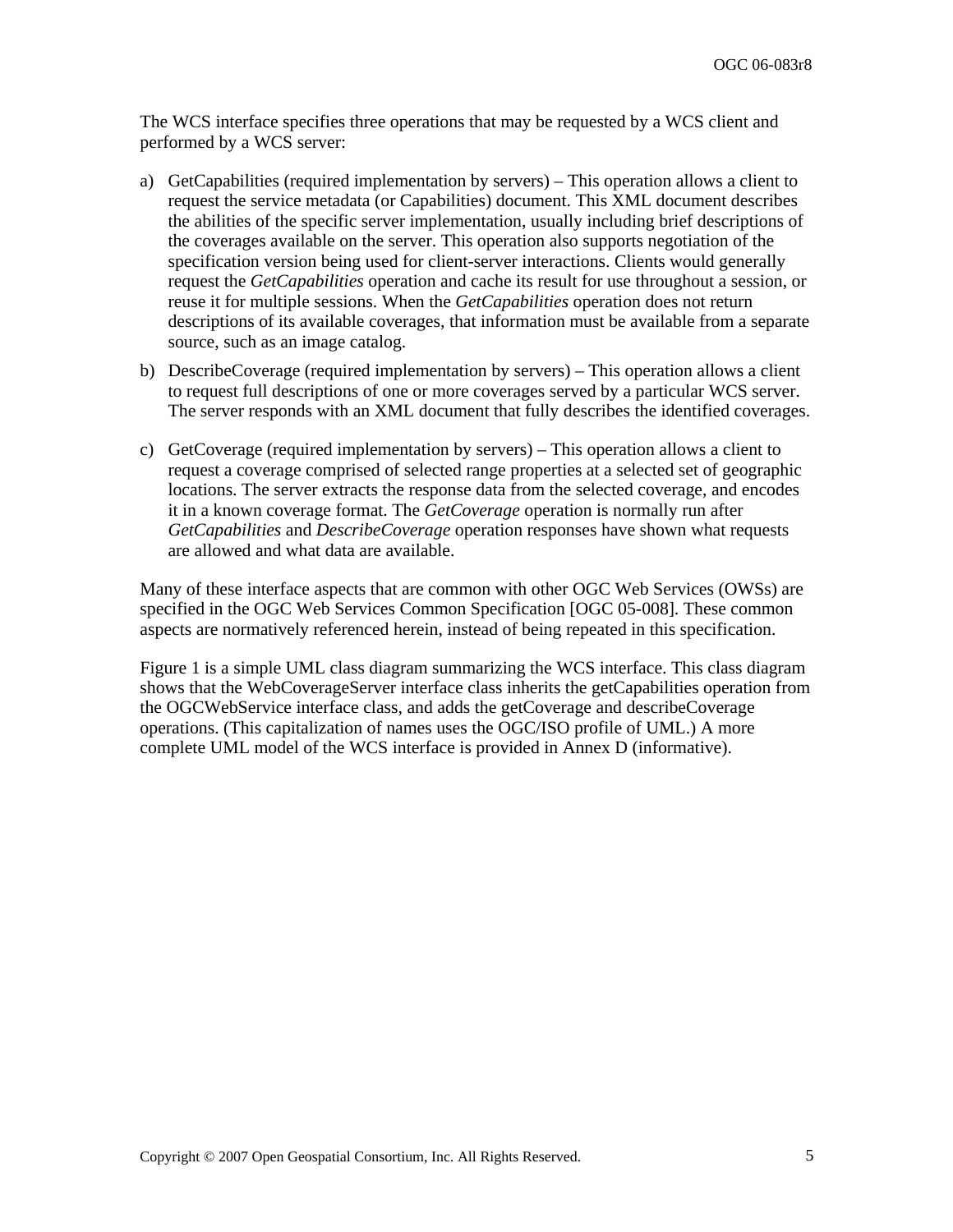The WCS interface specifies three operations that may be requested by a WCS client and performed by a WCS server:

a) GetCapabilities (required implementation by servers) – This operation allows a client to request the service metadata (or Capabilities) document. This XML document describes the abilities of the specific server implementation, usually including brief descriptions of the coverages available on the server. This operation also supports negotiation of the specification version being used for client-server interactions. Clients would generally request the *GetCapabilities* operation and cache its result for use throughout a session, or reuse it for multiple sessions. When the *GetCapabilities* operation does not return descriptions of its available coverages, that information must be available from a separate source, such as an image catalog.

b) DescribeCoverage (required implementation by servers) – This operation allows a client to request full descriptions of one or more coverages served by a particular WCS server. The server responds with an XML document that fully describes the identified coverages.

c) GetCoverage (required implementation by servers) – This operation allows a client to request a coverage comprised of selected range properties at a selected set of geographic locations. The server extracts the response data from the selected coverage, and encodes it in a known coverage format. The *GetCoverage* operation is normally run after *GetCapabilities* and *DescribeCoverage* operation responses have shown what requests are allowed and what data are available.

Many of these interface aspects that are common with other OGC Web Services (OWSs) are specified in the OGC Web Services Common Specification [OGC 05-008]. These common aspects are normatively referenced herein, instead of being repeated in this specification.

Figure 1 is a simple UML class diagram summarizing the WCS interface. This class diagram shows that the WebCoverageServer interface class inherits the getCapabilities operation from the OGCWebService interface class, and adds the getCoverage and describeCoverage operations. (This capitalization of names uses the OGC/ISO profile of UML.) A more complete UML model of the WCS interface is provided in Annex D (informative).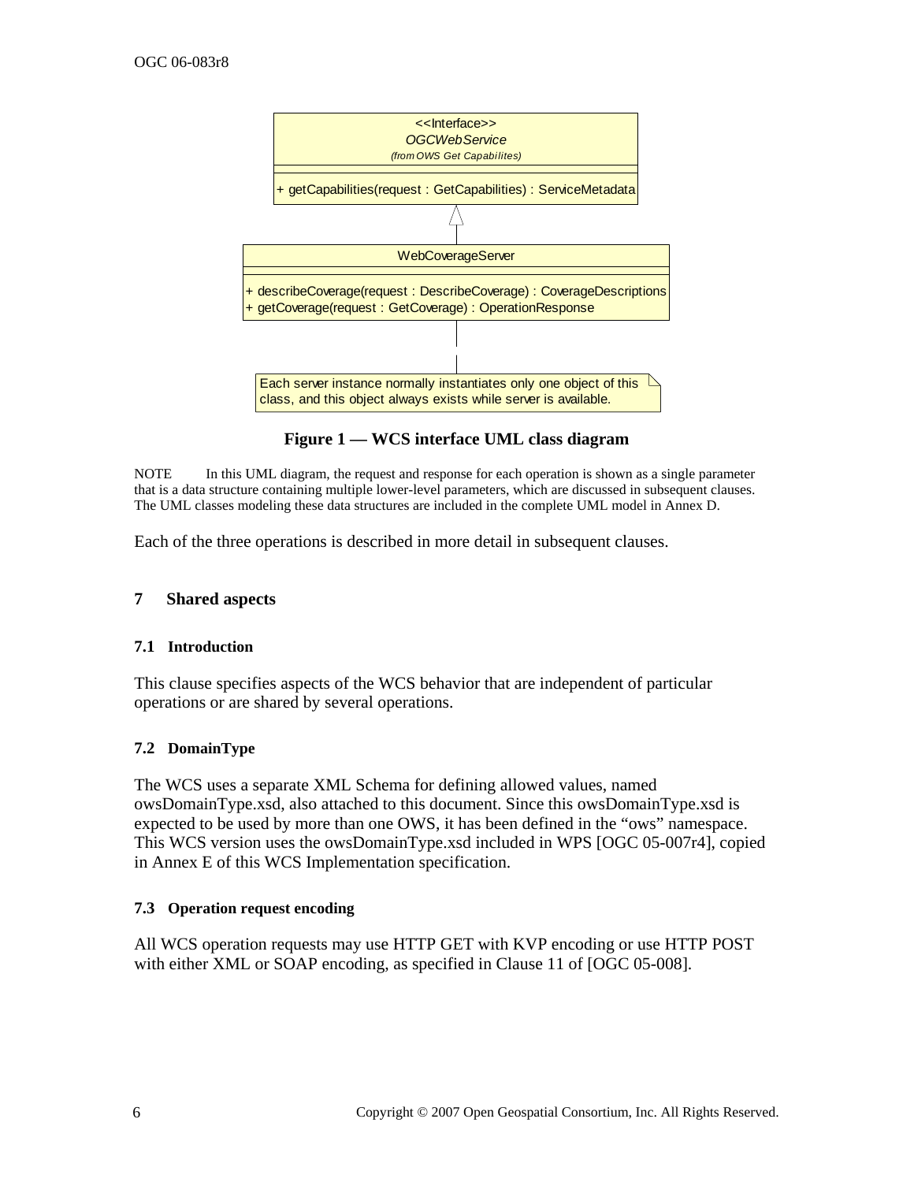Figure 1 — WCS interface UML class diagram

NOTE In this UML diagram, the request and response for each operation is shown as a single parameter that is a data structure containing multiple lower-level parameters, which are discussed in subsequent clauses. The UML classes modeling these data structures are included in the complete UML model in Annex D.

Each of the three operations is described in more detail in subsequent clauses.

## 7 Shared aspects

### 7.1 Introduction

This clause specifies aspects of the WCS behavior that are independent of particular operations or are shared by several operations.

### 7.2 DomainType

The WCS uses a separate XML Schema for defining allowed values, named owsDomainType.xsd, also attached to this document. Since this owsDomainType.xsd is expected to be used by more than one OWS, it has been defined in the "ows" namespace. This WCS version uses the owsDomainType.xsd included in WPS [OGC 05-007r4], copied in Annex E of this WCS Implementation specification.

### 7.3 Operation request encoding

All WCS operation requests may use HTTP GET with KVP encoding or use HTTP POST with either XML or SOAP encoding, as specified in Clause 11 of [OGC 05-008].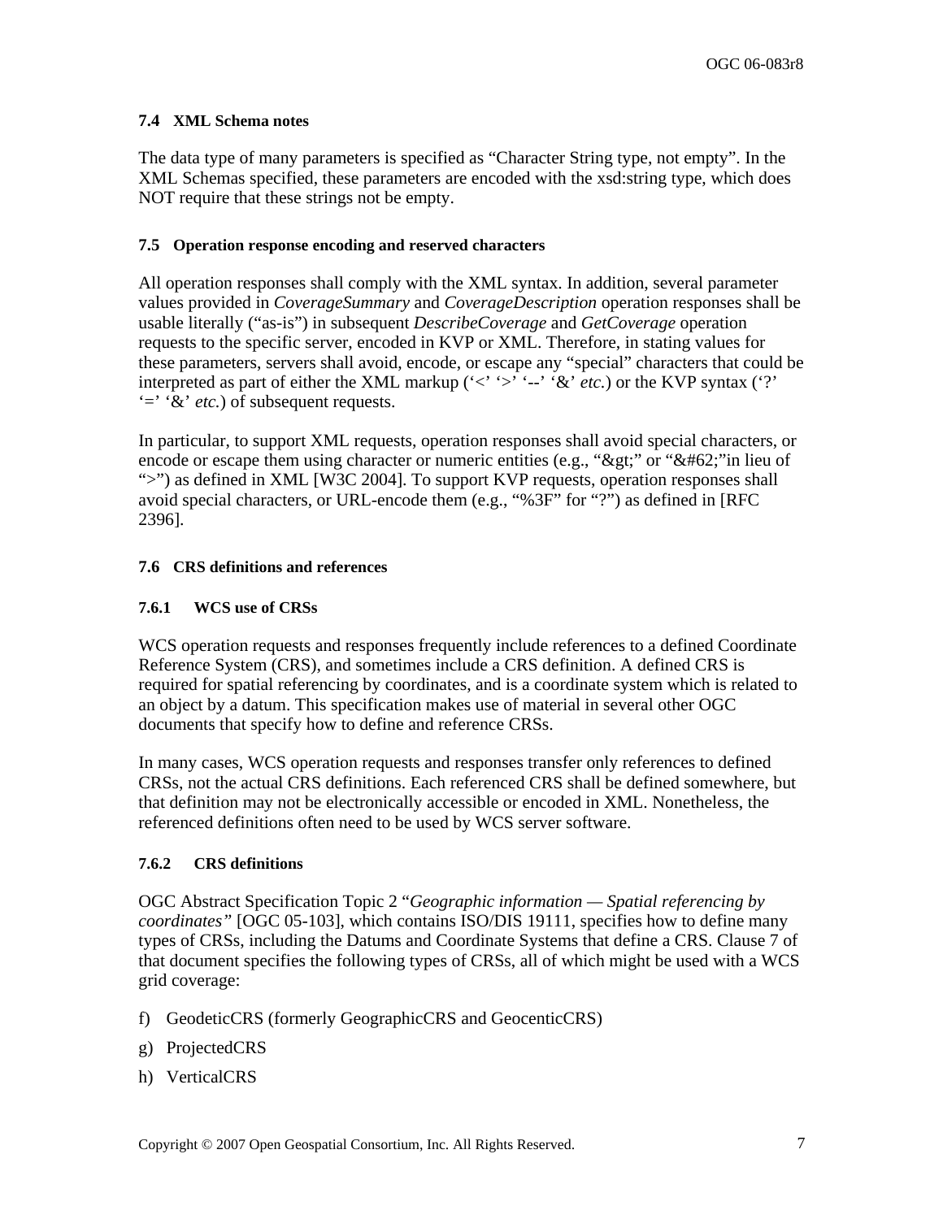### 7.4 XML Schema notes

The data type of many parameters is specified as "Character String type, not empty". In the XML Schemas specified, these parameters are encoded with the xsd:string type, which does NOT require that these strings not be empty.

### 7.5 Operation response encoding and reserved characters

All operation responses shall comply with the XML syntax. In addition, several parameter values provided in *CoverageSummary* and *CoverageDescription* operation responses shall be usable literally ("as-is") in subsequent *DescribeCoverage* and *GetCoverage* operation requests to the specific server, encoded in KVP or XML. Therefore, in stating values for these parameters, servers shall avoid, encode, or escape any "special" characters that could be interpreted as part of either the XML markup ('<' '>' '--' '&' *etc.*) or the KVP syntax ('?' '=' '&' *etc.*) of subsequent requests.

In particular, to support XML requests, operation responses shall avoid special characters, or encode or escape them using character or numeric entities (e.g., "&gt;" or "&#62;"in lieu of ">") as defined in XML [W3C 2004]. To support KVP requests, operation responses shall avoid special characters, or URL-encode them (e.g., "%3F" for "?") as defined in [RFC 2396].

### 7.6 CRS definitions and references

#### 7.6.1 WCS use of CRSs

WCS operation requests and responses frequently include references to a defined Coordinate Reference System (CRS), and sometimes include a CRS definition. A defined CRS is required for spatial referencing by coordinates, and is a coordinate system which is related to an object by a datum. This specification makes use of material in several other OGC documents that specify how to define and reference CRSs.

In many cases, WCS operation requests and responses transfer only references to defined CRSs, not the actual CRS definitions. Each referenced CRS shall be defined somewhere, but that definition may not be electronically accessible or encoded in XML. Nonetheless, the referenced definitions often need to be used by WCS server software.

#### 7.6.2 CRS definitions

OGC Abstract Specification Topic 2 "*Geographic information — Spatial referencing by coordinates"* [OGC 05-103], which contains ISO/DIS 19111, specifies how to define many types of CRSs, including the Datums and Coordinate Systems that define a CRS. Clause 7 of that document specifies the following types of CRSs, all of which might be used with a WCS grid coverage:

f) GeodeticCRS (formerly GeographicCRS and GeocenticCRS)

g) ProjectedCRS

h) VerticalCRS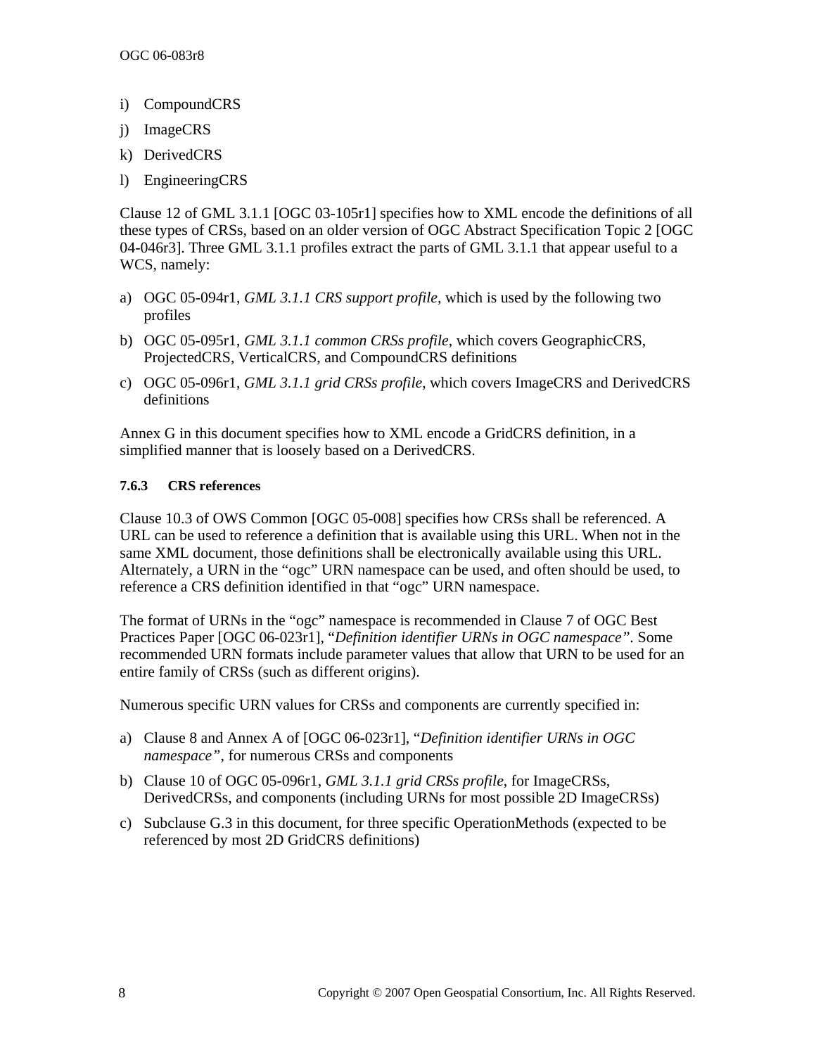i) CompoundCRS

j) ImageCRS

k) DerivedCRS

l) EngineeringCRS

Clause 12 of GML 3.1.1 [OGC 03-105r1] specifies how to XML encode the definitions of all these types of CRSs, based on an older version of OGC Abstract Specification Topic 2 [OGC 04-046r3]. Three GML 3.1.1 profiles extract the parts of GML 3.1.1 that appear useful to a WCS, namely:

a) OGC 05-094r1, *GML 3.1.1 CRS support profile*, which is used by the following two profiles

b) OGC 05-095r1, *GML 3.1.1 common CRSs profile*, which covers GeographicCRS, ProjectedCRS, VerticalCRS, and CompoundCRS definitions

c) OGC 05-096r1, *GML 3.1.1 grid CRSs profile*, which covers ImageCRS and DerivedCRS definitions

Annex G in this document specifies how to XML encode a GridCRS definition, in a simplified manner that is loosely based on a DerivedCRS.

#### 7.6.3 CRS references

Clause 10.3 of OWS Common [OGC 05-008] specifies how CRSs shall be referenced. A URL can be used to reference a definition that is available using this URL. When not in the same XML document, those definitions shall be electronically available using this URL. Alternately, a URN in the "ogc" URN namespace can be used, and often should be used, to reference a CRS definition identified in that "ogc" URN namespace.

The format of URNs in the "ogc" namespace is recommended in Clause 7 of OGC Best Practices Paper [OGC 06-023r1], "*Definition identifier URNs in OGC namespace*". Some recommended URN formats include parameter values that allow that URN to be used for an entire family of CRSs (such as different origins).

Numerous specific URN values for CRSs and components are currently specified in:

a) Clause 8 and Annex A of [OGC 06-023r1], "*Definition identifier URNs in OGC namespace*", for numerous CRSs and components

b) Clause 10 of OGC 05-096r1, *GML 3.1.1 grid CRSs profile*, for ImageCRSs, DerivedCRSs, and components (including URNs for most possible 2D ImageCRSs)

c) Subclause G.3 in this document, for three specific OperationMethods (expected to be referenced by most 2D GridCRS definitions)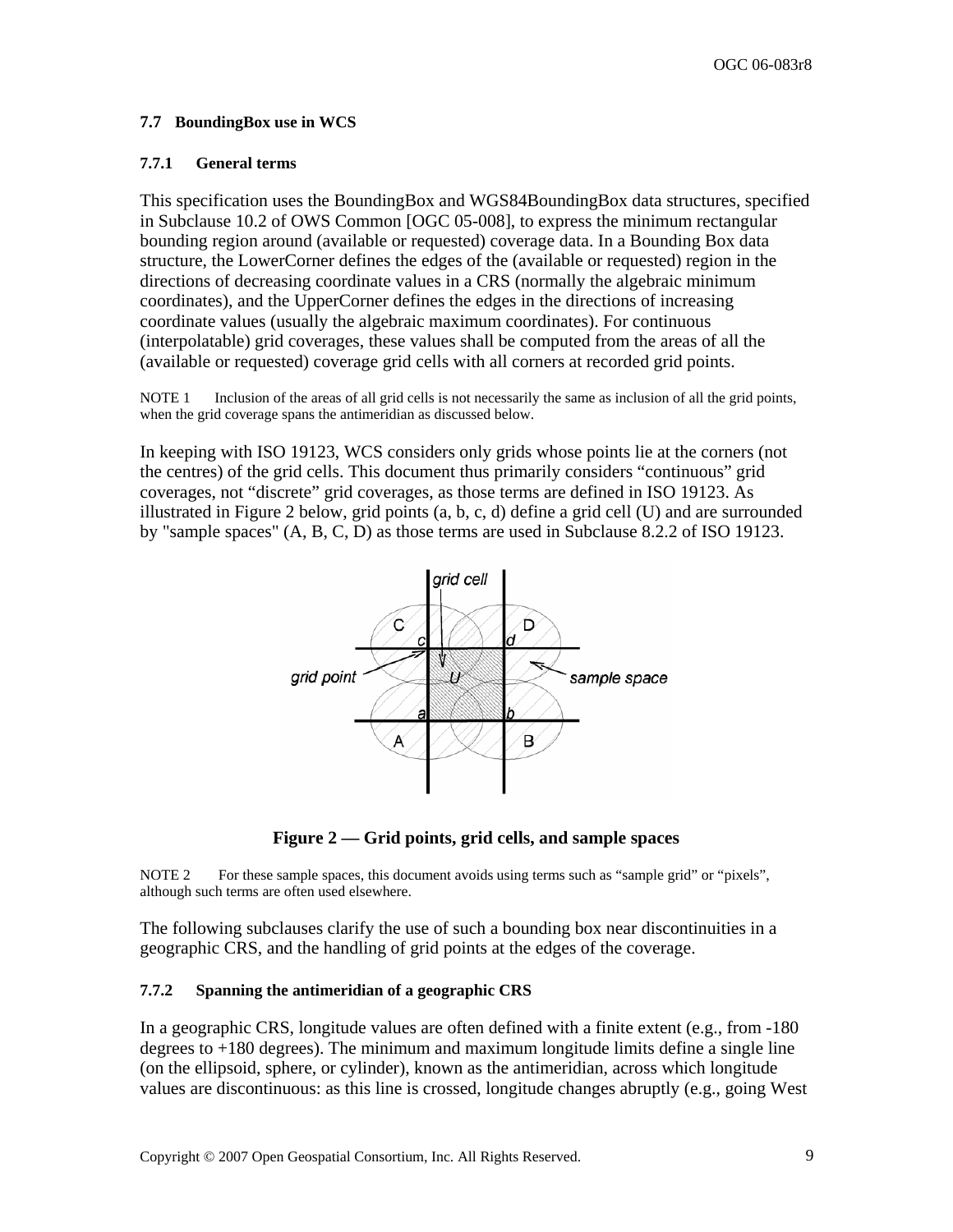### 7.7 BoundingBox use in WCS

#### 7.7.1 General terms

This specification uses the BoundingBox and WGS84BoundingBox data structures, specified in Subclause 10.2 of OWS Common [OGC 05-008], to express the minimum rectangular bounding region around (available or requested) coverage data. In a Bounding Box data structure, the LowerCorner defines the edges of the (available or requested) region in the directions of decreasing coordinate values in a CRS (normally the algebraic minimum coordinates), and the UpperCorner defines the edges in the directions of increasing coordinate values (usually the algebraic maximum coordinates). For continuous (interpolatable) grid coverages, these values shall be computed from the areas of all the (available or requested) coverage grid cells with all corners at recorded grid points.

NOTE 1 Inclusion of the areas of all grid cells is not necessarily the same as inclusion of all the grid points, when the grid coverage spans the antimeridian as discussed below.

In keeping with ISO 19123, WCS considers only grids whose points lie at the corners (not the centres) of the grid cells. This document thus primarily considers "continuous" grid coverages, not "discrete" grid coverages, as those terms are defined in ISO 19123. As illustrated in Figure 2 below, grid points (a, b, c, d) define a grid cell (U) and are surrounded by "sample spaces" (A, B, C, D) as those terms are used in Subclause 8.2.2 of ISO 19123.

**Figure 2 — Grid points, grid cells, and sample spaces**

NOTE 2 For these sample spaces, this document avoids using terms such as "sample grid" or "pixels", although such terms are often used elsewhere.

The following subclauses clarify the use of such a bounding box near discontinuities in a geographic CRS, and the handling of grid points at the edges of the coverage.

#### 7.7.2 Spanning the antimeridian of a geographic CRS

In a geographic CRS, longitude values are often defined with a finite extent (e.g., from -180 degrees to +180 degrees). The minimum and maximum longitude limits define a single line (on the ellipsoid, sphere, or cylinder), known as the antimeridian, across which longitude values are discontinuous: as this line is crossed, longitude changes abruptly (e.g., going West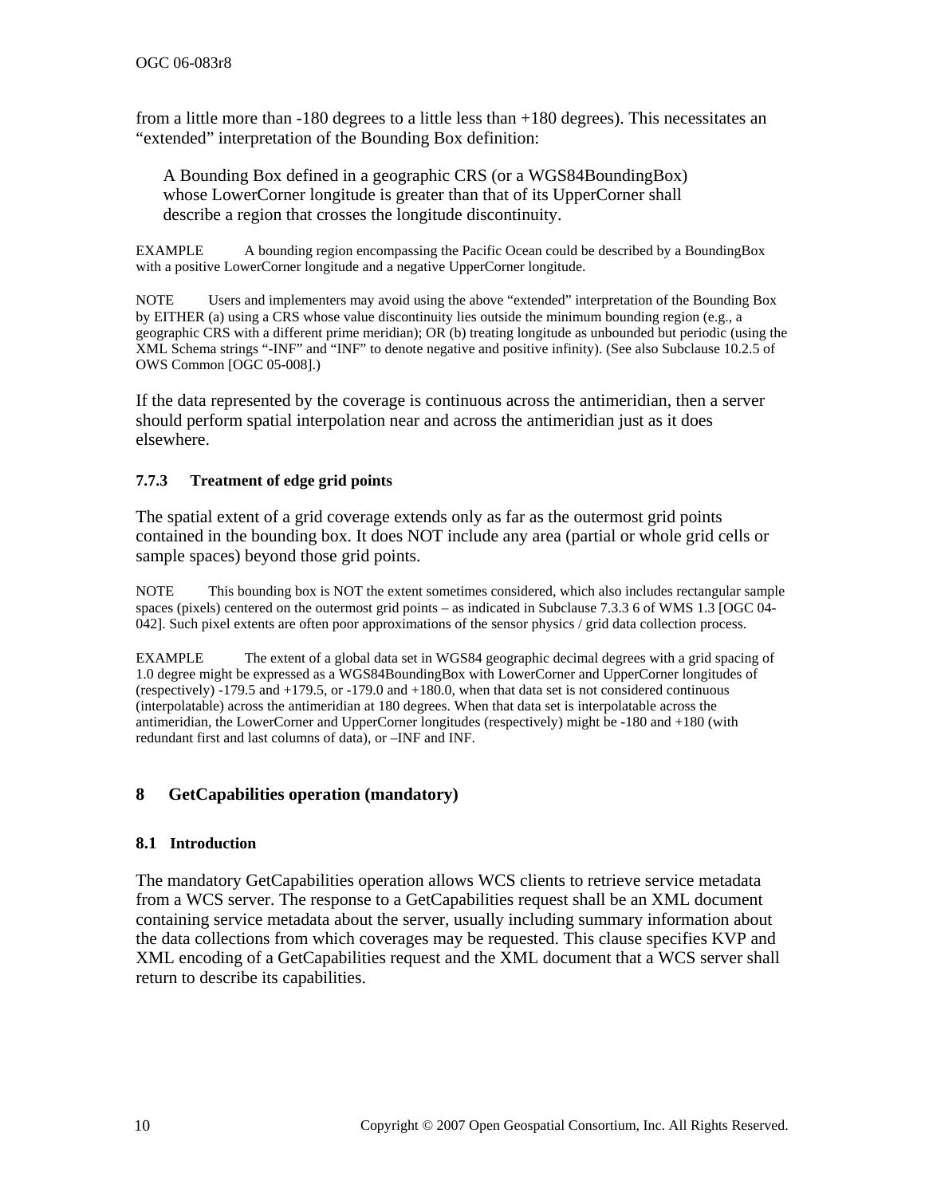from a little more than -180 degrees to a little less than +180 degrees). This necessitates an "extended" interpretation of the Bounding Box definition:

> A Bounding Box defined in a geographic CRS (or a WGS84BoundingBox) whose LowerCorner longitude is greater than that of its UpperCorner shall describe a region that crosses the longitude discontinuity.

EXAMPLE A bounding region encompassing the Pacific Ocean could be described by a BoundingBox with a positive LowerCorner longitude and a negative UpperCorner longitude.

NOTE Users and implementers may avoid using the above "extended" interpretation of the Bounding Box by EITHER (a) using a CRS whose value discontinuity lies outside the minimum bounding region (e.g., a geographic CRS with a different prime meridian); OR (b) treating longitude as unbounded but periodic (using the XML Schema strings "-INF" and "INF" to denote negative and positive infinity). (See also Subclause 10.2.5 of OWS Common [OGC 05-008].)

If the data represented by the coverage is continuous across the antimeridian, then a server should perform spatial interpolation near and across the antimeridian just as it does elsewhere.

### 7.7.3 Treatment of edge grid points

The spatial extent of a grid coverage extends only as far as the outermost grid points contained in the bounding box. It does NOT include any area (partial or whole grid cells or sample spaces) beyond those grid points.

NOTE This bounding box is NOT the extent sometimes considered, which also includes rectangular sample spaces (pixels) centered on the outermost grid points – as indicated in Subclause 7.3.3 6 of WMS 1.3 [OGC 04-042]. Such pixel extents are often poor approximations of the sensor physics / grid data collection process.

EXAMPLE The extent of a global data set in WGS84 geographic decimal degrees with a grid spacing of 1.0 degree might be expressed as a WGS84BoundingBox with LowerCorner and UpperCorner longitudes of (respectively) -179.5 and +179.5, or -179.0 and +180.0, when that data set is not considered continuous (interpolatable) across the antimeridian at 180 degrees. When that data set is interpolatable across the antimeridian, the LowerCorner and UpperCorner longitudes (respectively) might be -180 and +180 (with redundant first and last columns of data), or –INF and INF.

# 8 GetCapabilities operation (mandatory)

## 8.1 Introduction

The mandatory GetCapabilities operation allows WCS clients to retrieve service metadata from a WCS server. The response to a GetCapabilities request shall be an XML document containing service metadata about the server, usually including summary information about the data collections from which coverages may be requested. This clause specifies KVP and XML encoding of a GetCapabilities request and the XML document that a WCS server shall return to describe its capabilities.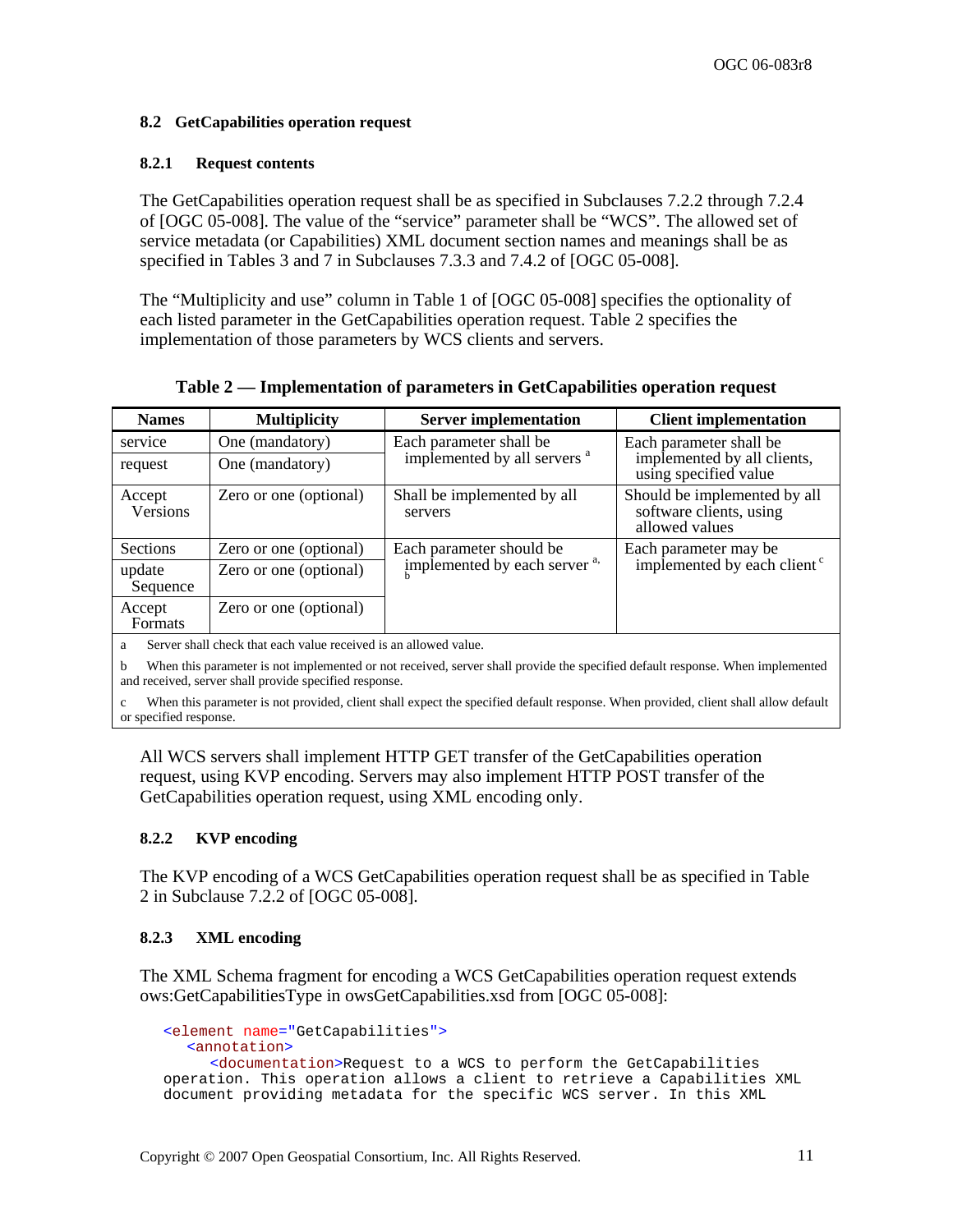### 8.2 GetCapabilities operation request

#### 8.2.1 Request contents

The GetCapabilities operation request shall be as specified in Subclauses 7.2.2 through 7.2.4 of [OGC 05-008]. The value of the “service” parameter shall be “WCS”. The allowed set of service metadata (or Capabilities) XML document section names and meanings shall be as specified in Tables 3 and 7 in Subclauses 7.3.3 and 7.4.2 of [OGC 05-008].

The “Multiplicity and use” column in Table 1 of [OGC 05-008] specifies the optionality of each listed parameter in the GetCapabilities operation request. Table 2 specifies the implementation of those parameters by WCS clients and servers.

**Table 2 — Implementation of parameters in GetCapabilities operation request**

| Names | Multiplicity | Server implementation | Client implementation |
|---|---|---|---|
| service | One (mandatory) | Each parameter shall be implemented by all servers [a] | Each parameter shall be implemented by all clients, using specified value |
| request | One (mandatory) | | |
| Accept Versions | Zero or one (optional) | Shall be implemented by all servers | Should be implemented by all software clients, using allowed values |
| Sections | Zero or one (optional) | Each parameter should be implemented by each server [a, b] | Each parameter may be implemented by each client [c] |
| update Sequence | Zero or one (optional) | | |
| Accept Formats | Zero or one (optional) | | |

a Server shall check that each value received is an allowed value.

b When this parameter is not implemented or not received, server shall provide the specified default response. When implemented and received, server shall provide specified response.

c When this parameter is not provided, client shall expect the specified default response. When provided, client shall allow default or specified response.

All WCS servers shall implement HTTP GET transfer of the GetCapabilities operation request, using KVP encoding. Servers may also implement HTTP POST transfer of the GetCapabilities operation request, using XML encoding only.

#### 8.2.2 KVP encoding

The KVP encoding of a WCS GetCapabilities operation request shall be as specified in Table 2 in Subclause 7.2.2 of [OGC 05-008].

#### 8.2.3 XML encoding

The XML Schema fragment for encoding a WCS GetCapabilities operation request extends ows:GetCapabilitiesType in owsGetCapabilities.xsd from [OGC 05-008]:

```
<element name="GetCapabilities">
   <annotation>
      <documentation>Request to a WCS to perform the GetCapabilities
operation. This operation allows a client to retrieve a Capabilities XML
document providing metadata for the specific WCS server. In this XML
```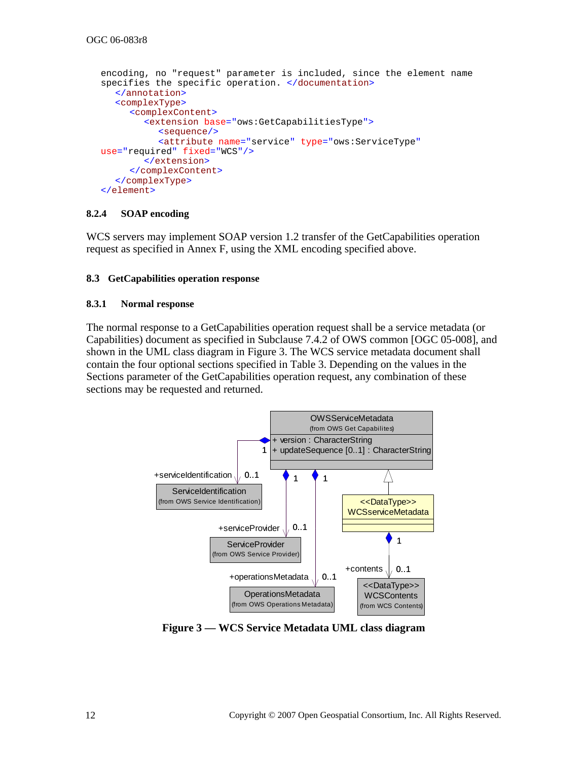```
encoding, no "request" parameter is included, since the element name
specifies the specific operation. </documentation>
   </annotation>
   <complexType>
      <complexContent>
         <extension base="ows:GetCapabilitiesType">
            <sequence/>
            <attribute name="service" type="ows:ServiceType"
use="required" fixed="WCS"/>
         </extension>
      </complexContent>
   </complexType>
</element>
```

#### 8.2.4 SOAP encoding

WCS servers may implement SOAP version 1.2 transfer of the GetCapabilities operation request as specified in Annex F, using the XML encoding specified above.

### 8.3 GetCapabilities operation response

#### 8.3.1 Normal response

The normal response to a GetCapabilities operation request shall be a service metadata (or Capabilities) document as specified in Subclause 7.4.2 of OWS common [OGC 05-008], and shown in the UML class diagram in Figure 3. The WCS service metadata document shall contain the four optional sections specified in Table 3. Depending on the values in the Sections parameter of the GetCapabilities operation request, any combination of these sections may be requested and returned.

**Figure 3 — WCS Service Metadata UML class diagram**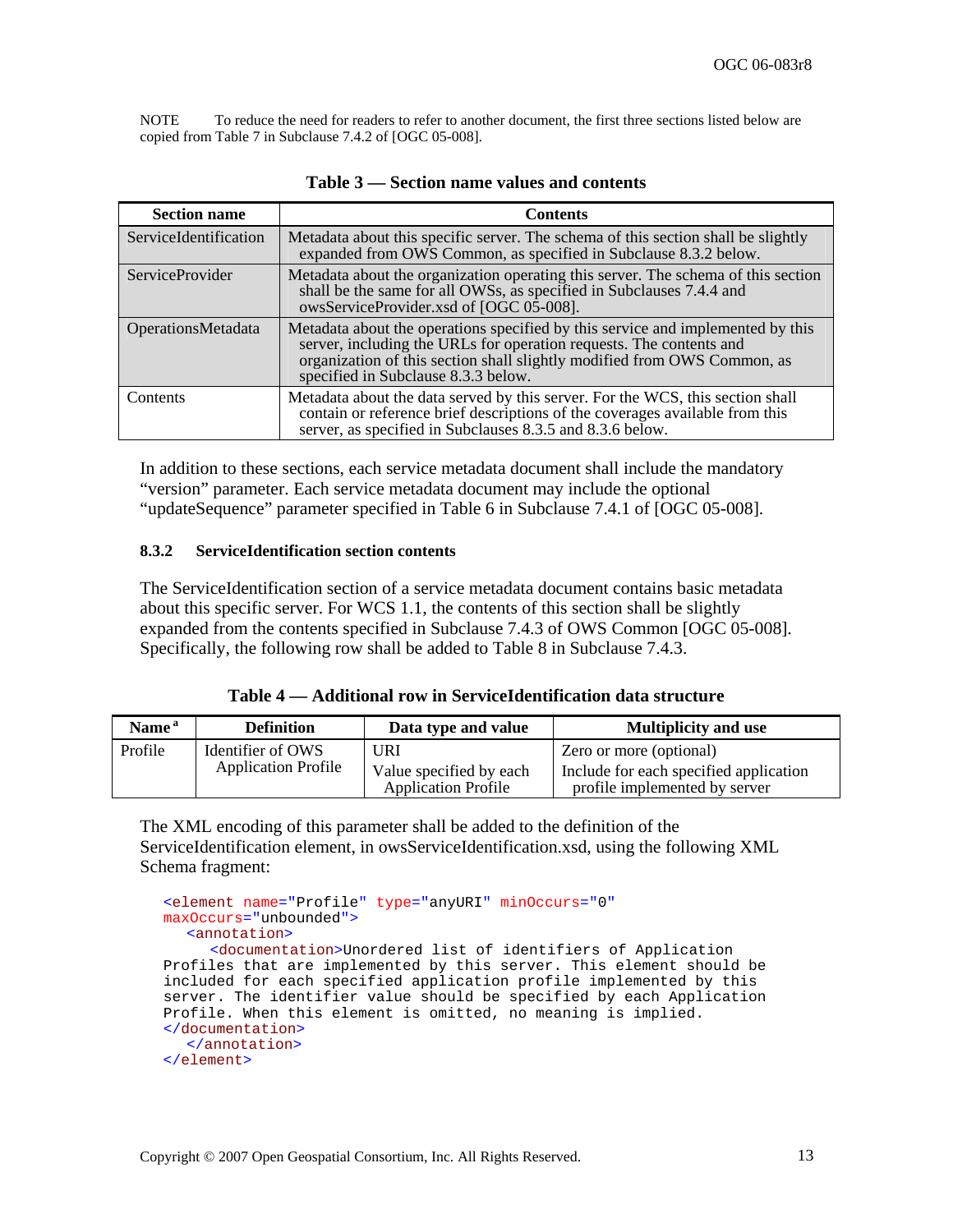NOTE To reduce the need for readers to refer to another document, the first three sections listed below are copied from Table 7 in Subclause 7.4.2 of [OGC 05-008].

**Table 3 — Section name values and contents**

| Section name | Contents |
| --- | --- |
| ServiceIdentification | Metadata about this specific server. The schema of this section shall be slightly expanded from OWS Common, as specified in Subclause 8.3.2 below. |
| ServiceProvider | Metadata about the organization operating this server. The schema of this section shall be the same for all OWSs, as specified in Subclauses 7.4.4 and owsServiceProvider.xsd of [OGC 05-008]. |
| OperationsMetadata | Metadata about the operations specified by this service and implemented by this server, including the URLs for operation requests. The contents and organization of this section shall slightly modified from OWS Common, as specified in Subclause 8.3.3 below. |
| Contents | Metadata about the data served by this server. For the WCS, this section shall contain or reference brief descriptions of the coverages available from this server, as specified in Subclauses 8.3.5 and 8.3.6 below. |

In addition to these sections, each service metadata document shall include the mandatory "version" parameter. Each service metadata document may include the optional "updateSequence" parameter specified in Table 6 in Subclause 7.4.1 of [OGC 05-008].

### 8.3.2 ServiceIdentification section contents

The ServiceIdentification section of a service metadata document contains basic metadata about this specific server. For WCS 1.1, the contents of this section shall be slightly expanded from the contents specified in Subclause 7.4.3 of OWS Common [OGC 05-008]. Specifically, the following row shall be added to Table 8 in Subclause 7.4.3.

**Table 4 — Additional row in ServiceIdentification data structure**

| Name [a] | Definition | Data type and value | Multiplicity and use |
| --- | --- | --- | --- |
| Profile | Identifier of OWS Application Profile | URI<br>Value specified by each Application Profile | Zero or more (optional)<br>Include for each specified application profile implemented by server |

The XML encoding of this parameter shall be added to the definition of the ServiceIdentification element, in owsServiceIdentification.xsd, using the following XML Schema fragment:

```
<element name="Profile" type="anyURI" minOccurs="0"
maxOccurs="unbounded">
   <annotation>
      <documentation>Unordered list of identifiers of Application
Profiles that are implemented by this server. This element should be
included for each specified application profile implemented by this
server. The identifier value should be specified by each Application
Profile. When this element is omitted, no meaning is implied.
</documentation>
   </annotation>
</element>
```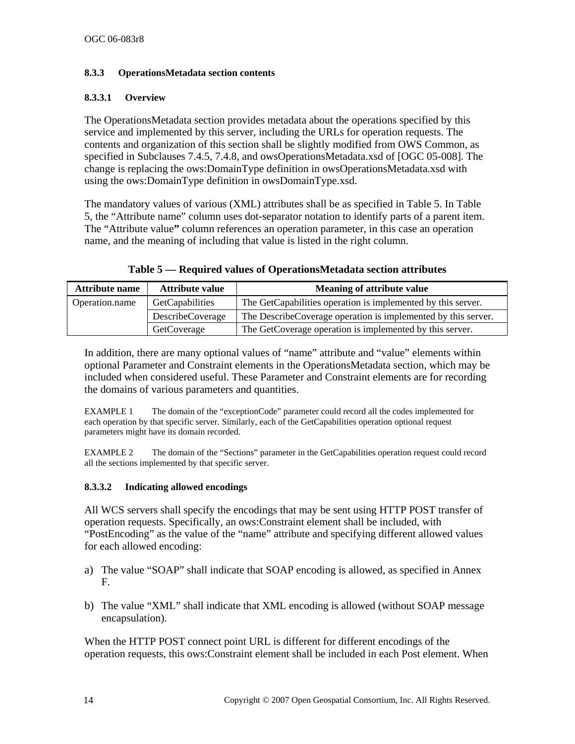### 8.3.3 OperationsMetadata section contents

#### 8.3.3.1 Overview

The OperationsMetadata section provides metadata about the operations specified by this service and implemented by this server, including the URLs for operation requests. The contents and organization of this section shall be slightly modified from OWS Common, as specified in Subclauses 7.4.5, 7.4.8, and owsOperationsMetadata.xsd of [OGC 05-008]. The change is replacing the ows:DomainType definition in owsOperationsMetadata.xsd with using the ows:DomainType definition in owsDomainType.xsd.

The mandatory values of various (XML) attributes shall be as specified in Table 5. In Table 5, the "Attribute name" column uses dot-separator notation to identify parts of a parent item. The "Attribute value" column references an operation parameter, in this case an operation name, and the meaning of including that value is listed in the right column.

**Table 5 — Required values of OperationsMetadata section attributes**

| Attribute name | Attribute value | Meaning of attribute value |
|---|---|---|
| Operation.name | GetCapabilities | The GetCapabilities operation is implemented by this server. |
| | DescribeCoverage | The DescribeCoverage operation is implemented by this server. |
| | GetCoverage | The GetCoverage operation is implemented by this server. |

In addition, there are many optional values of "name" attribute and "value" elements within optional Parameter and Constraint elements in the OperationsMetadata section, which may be included when considered useful. These Parameter and Constraint elements are for recording the domains of various parameters and quantities.

EXAMPLE 1 The domain of the "exceptionCode" parameter could record all the codes implemented for each operation by that specific server. Similarly, each of the GetCapabilities operation optional request parameters might have its domain recorded.

EXAMPLE 2 The domain of the "Sections" parameter in the GetCapabilities operation request could record all the sections implemented by that specific server.

#### 8.3.3.2 Indicating allowed encodings

All WCS servers shall specify the encodings that may be sent using HTTP POST transfer of operation requests. Specifically, an ows:Constraint element shall be included, with "PostEncoding" as the value of the "name" attribute and specifying different allowed values for each allowed encoding:

a) The value "SOAP" shall indicate that SOAP encoding is allowed, as specified in Annex F.

b) The value "XML" shall indicate that XML encoding is allowed (without SOAP message encapsulation).

When the HTTP POST connect point URL is different for different encodings of the operation requests, this ows:Constraint element shall be included in each Post element. When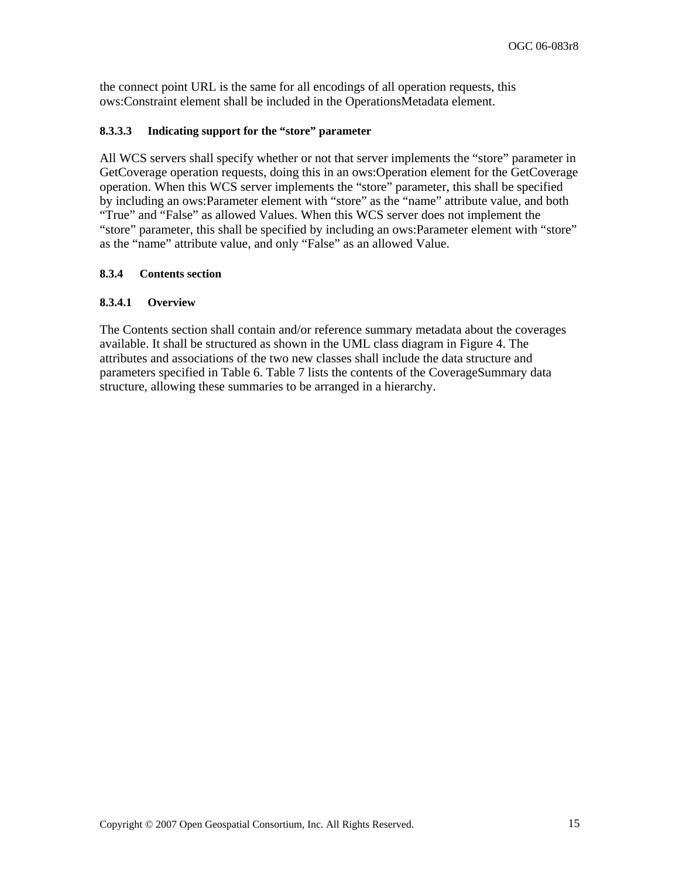the connect point URL is the same for all encodings of all operation requests, this ows:Constraint element shall be included in the OperationsMetadata element.

#### 8.3.3.3 Indicating support for the “store” parameter

All WCS servers shall specify whether or not that server implements the “store” parameter in GetCoverage operation requests, doing this in an ows:Operation element for the GetCoverage operation. When this WCS server implements the “store” parameter, this shall be specified by including an ows:Parameter element with “store” as the “name” attribute value, and both “True” and “False” as allowed Values. When this WCS server does not implement the “store” parameter, this shall be specified by including an ows:Parameter element with “store” as the “name” attribute value, and only “False” as an allowed Value.

### 8.3.4 Contents section

#### 8.3.4.1 Overview

The Contents section shall contain and/or reference summary metadata about the coverages available. It shall be structured as shown in the UML class diagram in Figure 4. The attributes and associations of the two new classes shall include the data structure and parameters specified in Table 6. Table 7 lists the contents of the CoverageSummary data structure, allowing these summaries to be arranged in a hierarchy.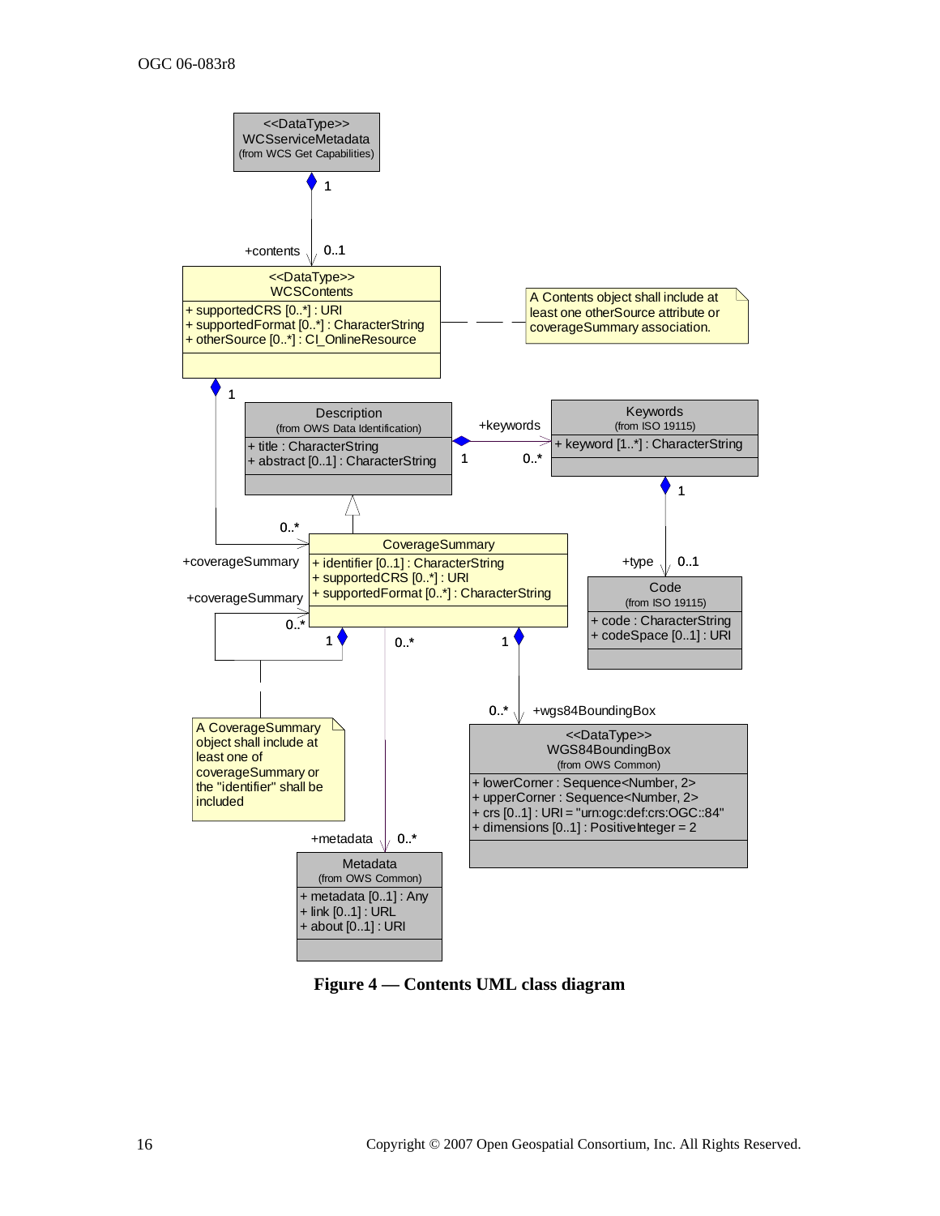**Figure 4 — Contents UML class diagram**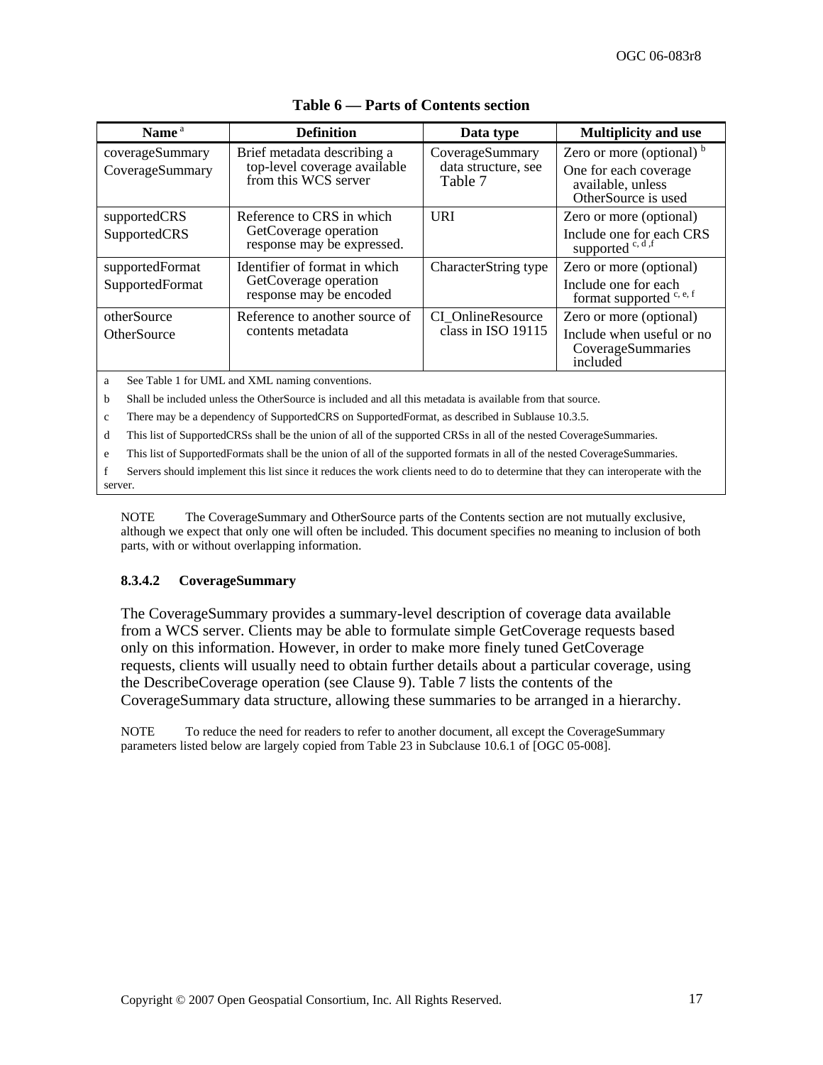**Table 6 — Parts of Contents section**

| Name [a] | Definition | Data type | Multiplicity and use |
|---|---|---|---|
| coverageSummary<br>CoverageSummary | Brief metadata describing a top-level coverage available from this WCS server | CoverageSummary data structure, see Table 7 | Zero or more (optional) [b]<br>One for each coverage available, unless OtherSource is used |
| supportedCRS<br>SupportedCRS | Reference to CRS in which GetCoverage operation response may be expressed. | URI | Zero or more (optional)<br>Include one for each CRS supported [c, d, f] |
| supportedFormat<br>SupportedFormat | Identifier of format in which GetCoverage operation response may be encoded | CharacterString type | Zero or more (optional)<br>Include one for each format supported [c, e, f] |
| otherSource<br>OtherSource | Reference to another source of contents metadata | CI_OnlineResource class in ISO 19115 | Zero or more (optional)<br>Include when useful or no CoverageSummaries included |

a See Table 1 for UML and XML naming conventions.

b Shall be included unless the OtherSource is included and all this metadata is available from that source.

c There may be a dependency of SupportedCRS on SupportedFormat, as described in Sublause 10.3.5.

d This list of SupportedCRSs shall be the union of all of the supported CRSs in all of the nested CoverageSummaries.

e This list of SupportedFormats shall be the union of all of the supported formats in all of the nested CoverageSummaries.

f Servers should implement this list since it reduces the work clients need to do to determine that they can interoperate with the server.

NOTE The CoverageSummary and OtherSource parts of the Contents section are not mutually exclusive, although we expect that only one will often be included. This document specifies no meaning to inclusion of both parts, with or without overlapping information.

#### 8.3.4.2 CoverageSummary

The CoverageSummary provides a summary-level description of coverage data available from a WCS server. Clients may be able to formulate simple GetCoverage requests based only on this information. However, in order to make more finely tuned GetCoverage requests, clients will usually need to obtain further details about a particular coverage, using the DescribeCoverage operation (see Clause 9). Table 7 lists the contents of the CoverageSummary data structure, allowing these summaries to be arranged in a hierarchy.

NOTE To reduce the need for readers to refer to another document, all except the CoverageSummary parameters listed below are largely copied from Table 23 in Subclause 10.6.1 of [OGC 05-008].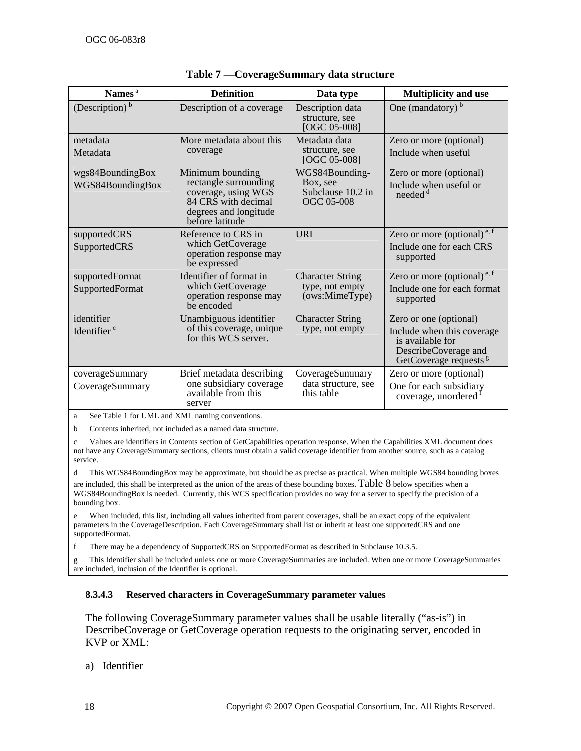**Table 7 —CoverageSummary data structure**

| Names [a] | Definition | Data type | Multiplicity and use |
|---|---|---|---|
| (Description) [b] | Description of a coverage | Description data structure, see [OGC 05-008] | One (mandatory) [b] |
| metadata<br>Metadata | More metadata about this coverage | Metadata data structure, see [OGC 05-008] | Zero or more (optional)<br>Include when useful |
| wgs84BoundingBox<br>WGS84BoundingBox | Minimum bounding rectangle surrounding coverage, using WGS 84 CRS with decimal degrees and longitude before latitude | WGS84Bounding-Box, see Subclause 10.2 in OGC 05-008 | Zero or more (optional)<br>Include when useful or needed [d] |
| supportedCRS<br>SupportedCRS | Reference to CRS in which GetCoverage operation response may be expressed | URI | Zero or more (optional) [e, f]<br>Include one for each CRS supported |
| supportedFormat<br>SupportedFormat | Identifier of format in which GetCoverage operation response may be encoded | Character String type, not empty (ows:MimeType) | Zero or more (optional) [e, f]<br>Include one for each format supported |
| identifier<br>Identifier [c] | Unambiguous identifier of this coverage, unique for this WCS server. | Character String type, not empty | Zero or one (optional)<br>Include when this coverage is available for DescribeCoverage and GetCoverage requests [g] |
| coverageSummary<br>CoverageSummary | Brief metadata describing one subsidiary coverage available from this server | CoverageSummary data structure, see this table | Zero or more (optional)<br>One for each subsidiary coverage, unordered [f] |

a See Table 1 for UML and XML naming conventions.

b Contents inherited, not included as a named data structure.

c Values are identifiers in Contents section of GetCapabilities operation response. When the Capabilities XML document does not have any CoverageSummary sections, clients must obtain a valid coverage identifier from another source, such as a catalog service.

d This WGS84BoundingBox may be approximate, but should be as precise as practical. When multiple WGS84 bounding boxes are included, this shall be interpreted as the union of the areas of these bounding boxes. Table 8 below specifies when a WGS84BoundingBox is needed. Currently, this WCS specification provides no way for a server to specify the precision of a bounding box.

e When included, this list, including all values inherited from parent coverages, shall be an exact copy of the equivalent parameters in the CoverageDescription. Each CoverageSummary shall list or inherit at least one supportedCRS and one supportedFormat.

f There may be a dependency of SupportedCRS on SupportedFormat as described in Subclause 10.3.5.

g This Identifier shall be included unless one or more CoverageSummaries are included. When one or more CoverageSummaries are included, inclusion of the Identifier is optional.

#### 8.3.4.3 Reserved characters in CoverageSummary parameter values

The following CoverageSummary parameter values shall be usable literally ("as-is") in DescribeCoverage or GetCoverage operation requests to the originating server, encoded in KVP or XML:

a) Identifier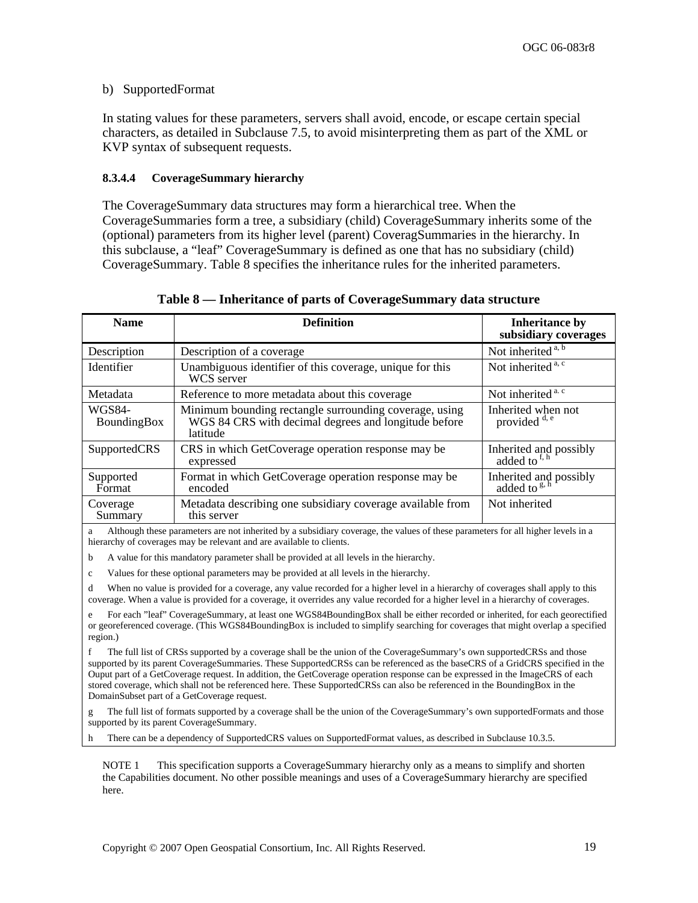b) SupportedFormat

In stating values for these parameters, servers shall avoid, encode, or escape certain special characters, as detailed in Subclause 7.5, to avoid misinterpreting them as part of the XML or KVP syntax of subsequent requests.

#### 8.3.4.4 CoverageSummary hierarchy

The CoverageSummary data structures may form a hierarchical tree. When the CoverageSummaries form a tree, a subsidiary (child) CoverageSummary inherits some of the (optional) parameters from its higher level (parent) CoveragSummaries in the hierarchy. In this subclause, a "leaf" CoverageSummary is defined as one that has no subsidiary (child) CoverageSummary. Table 8 specifies the inheritance rules for the inherited parameters.

**Table 8 — Inheritance of parts of CoverageSummary data structure**

| Name | Definition | Inheritance by subsidiary coverages |
|---|---|---|
| Description | Description of a coverage | Not inherited [a, b] |
| Identifier | Unambiguous identifier of this coverage, unique for this WCS server | Not inherited [a, c] |
| Metadata | Reference to more metadata about this coverage | Not inherited [a, c] |
| WGS84-BoundingBox | Minimum bounding rectangle surrounding coverage, using WGS 84 CRS with decimal degrees and longitude before latitude | Inherited when not provided [d, e] |
| SupportedCRS | CRS in which GetCoverage operation response may be expressed | Inherited and possibly added to [f, h] |
| Supported Format | Format in which GetCoverage operation response may be encoded | Inherited and possibly added to [g, h] |
| Coverage Summary | Metadata describing one subsidiary coverage available from this server | Not inherited |

a Although these parameters are not inherited by a subsidiary coverage, the values of these parameters for all higher levels in a hierarchy of coverages may be relevant and are available to clients.

b A value for this mandatory parameter shall be provided at all levels in the hierarchy.

c Values for these optional parameters may be provided at all levels in the hierarchy.

d When no value is provided for a coverage, any value recorded for a higher level in a hierarchy of coverages shall apply to this coverage. When a value is provided for a coverage, it overrides any value recorded for a higher level in a hierarchy of coverages.

e For each "leaf" CoverageSummary, at least one WGS84BoundingBox shall be either recorded or inherited, for each georectified or georeferenced coverage. (This WGS84BoundingBox is included to simplify searching for coverages that might overlap a specified region.)

f The full list of CRSs supported by a coverage shall be the union of the CoverageSummary's own supportedCRSs and those supported by its parent CoverageSummaries. These SupportedCRSs can be referenced as the baseCRS of a GridCRS specified in the Ouput part of a GetCoverage request. In addition, the GetCoverage operation response can be expressed in the ImageCRS of each stored coverage, which shall not be referenced here. These SupportedCRSs can also be referenced in the BoundingBox in the DomainSubset part of a GetCoverage request.

g The full list of formats supported by a coverage shall be the union of the CoverageSummary's own supportedFormats and those supported by its parent CoverageSummary.

h There can be a dependency of SupportedCRS values on SupportedFormat values, as described in Subclause 10.3.5.

NOTE 1 This specification supports a CoverageSummary hierarchy only as a means to simplify and shorten the Capabilities document. No other possible meanings and uses of a CoverageSummary hierarchy are specified here.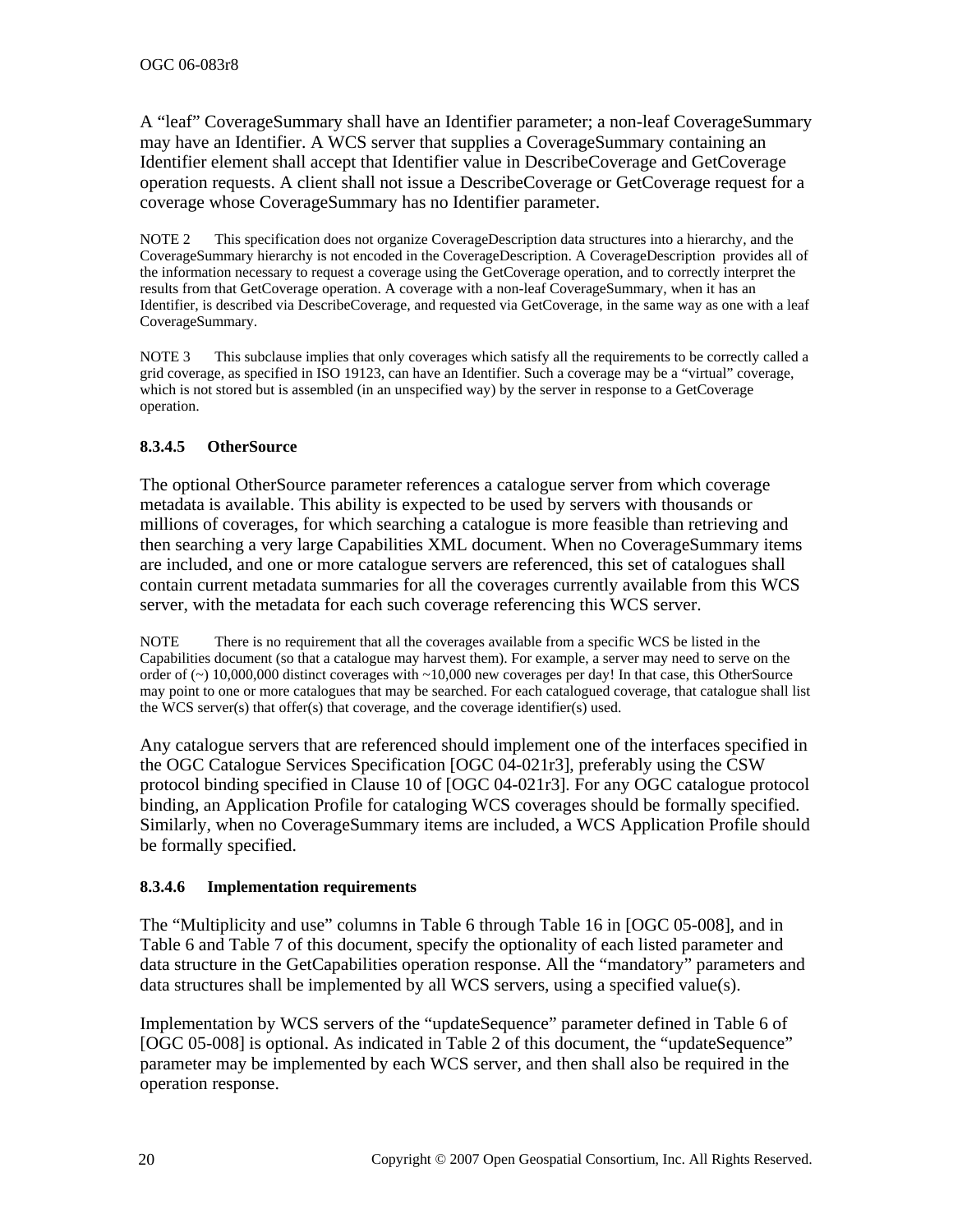A "leaf" CoverageSummary shall have an Identifier parameter; a non-leaf CoverageSummary may have an Identifier. A WCS server that supplies a CoverageSummary containing an Identifier element shall accept that Identifier value in DescribeCoverage and GetCoverage operation requests. A client shall not issue a DescribeCoverage or GetCoverage request for a coverage whose CoverageSummary has no Identifier parameter.

NOTE 2 This specification does not organize CoverageDescription data structures into a hierarchy, and the CoverageSummary hierarchy is not encoded in the CoverageDescription. A CoverageDescription provides all of the information necessary to request a coverage using the GetCoverage operation, and to correctly interpret the results from that GetCoverage operation. A coverage with a non-leaf CoverageSummary, when it has an Identifier, is described via DescribeCoverage, and requested via GetCoverage, in the same way as one with a leaf CoverageSummary.

NOTE 3 This subclause implies that only coverages which satisfy all the requirements to be correctly called a grid coverage, as specified in ISO 19123, can have an Identifier. Such a coverage may be a "virtual" coverage, which is not stored but is assembled (in an unspecified way) by the server in response to a GetCoverage operation.

#### 8.3.4.5 OtherSource

The optional OtherSource parameter references a catalogue server from which coverage metadata is available. This ability is expected to be used by servers with thousands or millions of coverages, for which searching a catalogue is more feasible than retrieving and then searching a very large Capabilities XML document. When no CoverageSummary items are included, and one or more catalogue servers are referenced, this set of catalogues shall contain current metadata summaries for all the coverages currently available from this WCS server, with the metadata for each such coverage referencing this WCS server.

NOTE There is no requirement that all the coverages available from a specific WCS be listed in the Capabilities document (so that a catalogue may harvest them). For example, a server may need to serve on the order of (~) 10,000,000 distinct coverages with ~10,000 new coverages per day! In that case, this OtherSource may point to one or more catalogues that may be searched. For each catalogued coverage, that catalogue shall list the WCS server(s) that offer(s) that coverage, and the coverage identifier(s) used.

Any catalogue servers that are referenced should implement one of the interfaces specified in the OGC Catalogue Services Specification [OGC 04-021r3], preferably using the CSW protocol binding specified in Clause 10 of [OGC 04-021r3]. For any OGC catalogue protocol binding, an Application Profile for cataloging WCS coverages should be formally specified. Similarly, when no CoverageSummary items are included, a WCS Application Profile should be formally specified.

#### 8.3.4.6 Implementation requirements

The "Multiplicity and use" columns in Table 6 through Table 16 in [OGC 05-008], and in Table 6 and Table 7 of this document, specify the optionality of each listed parameter and data structure in the GetCapabilities operation response. All the "mandatory" parameters and data structures shall be implemented by all WCS servers, using a specified value(s).

Implementation by WCS servers of the "updateSequence" parameter defined in Table 6 of [OGC 05-008] is optional. As indicated in Table 2 of this document, the "updateSequence" parameter may be implemented by each WCS server, and then shall also be required in the operation response.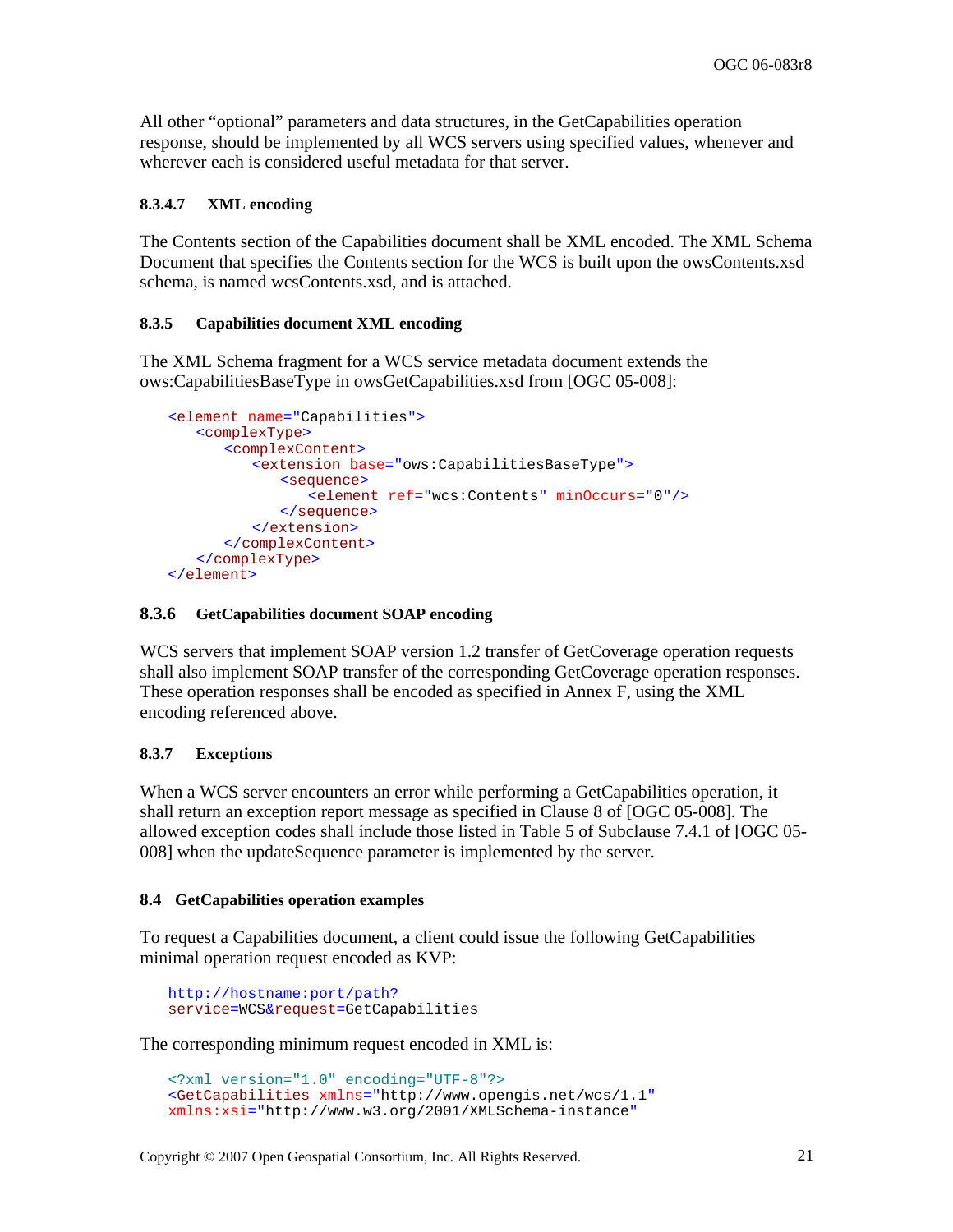All other “optional” parameters and data structures, in the GetCapabilities operation response, should be implemented by all WCS servers using specified values, whenever and wherever each is considered useful metadata for that server.

#### 8.3.4.7 XML encoding

The Contents section of the Capabilities document shall be XML encoded. The XML Schema Document that specifies the Contents section for the WCS is built upon the owsContents.xsd schema, is named wcsContents.xsd, and is attached.

### 8.3.5 Capabilities document XML encoding

The XML Schema fragment for a WCS service metadata document extends the ows:CapabilitiesBaseType in owsGetCapabilities.xsd from [OGC 05-008]:

```
<element name="Capabilities">
   <complexType>
      <complexContent>
         <extension base="ows:CapabilitiesBaseType">
            <sequence>
               <element ref="wcs:Contents" minOccurs="0"/>
            </sequence>
         </extension>
      </complexContent>
   </complexType>
</element>
```

### 8.3.6 GetCapabilities document SOAP encoding

WCS servers that implement SOAP version 1.2 transfer of GetCoverage operation requests shall also implement SOAP transfer of the corresponding GetCoverage operation responses. These operation responses shall be encoded as specified in Annex F, using the XML encoding referenced above.

### 8.3.7 Exceptions

When a WCS server encounters an error while performing a GetCapabilities operation, it shall return an exception report message as specified in Clause 8 of [OGC 05-008]. The allowed exception codes shall include those listed in Table 5 of Subclause 7.4.1 of [OGC 05-008] when the updateSequence parameter is implemented by the server.

## 8.4 GetCapabilities operation examples

To request a Capabilities document, a client could issue the following GetCapabilities minimal operation request encoded as KVP:

```
http://hostname:port/path?
service=WCS&request=GetCapabilities
```

The corresponding minimum request encoded in XML is:

```
<?xml version="1.0" encoding="UTF-8"?>
<GetCapabilities xmlns="http://www.opengis.net/wcs/1.1"
xmlns:xsi="http://www.w3.org/2001/XMLSchema-instance"
```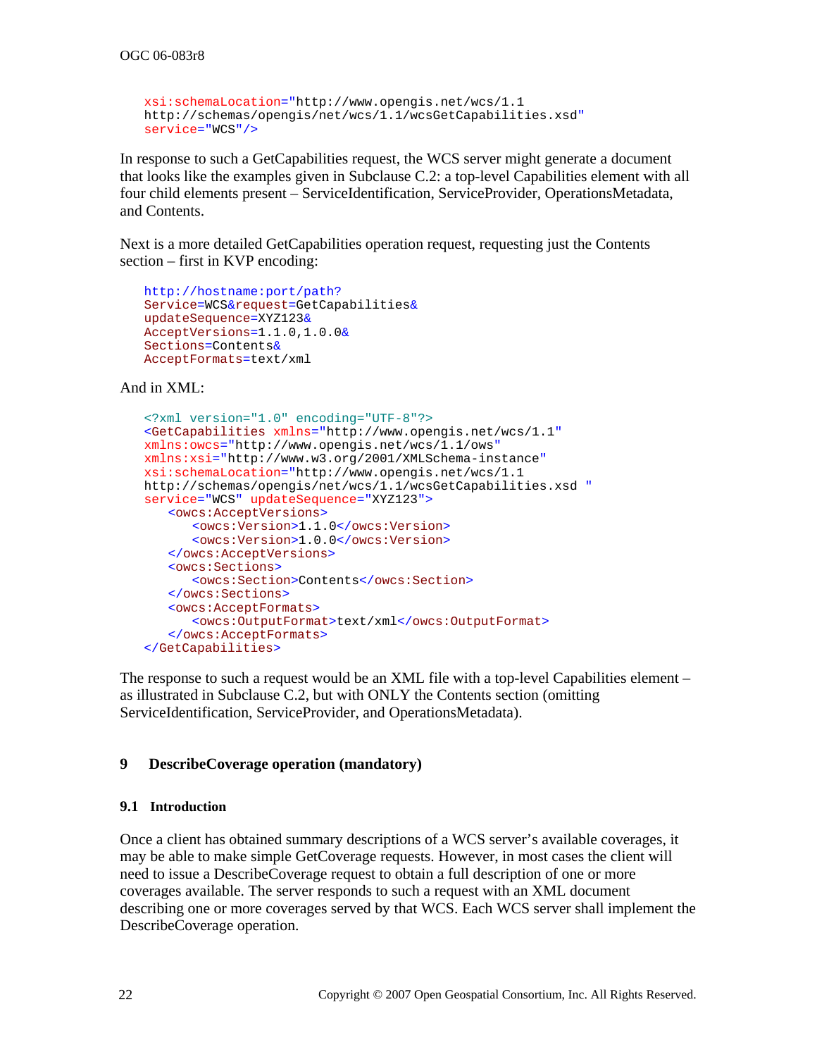```
xsi:schemaLocation="http://www.opengis.net/wcs/1.1
http://schemas/opengis/net/wcs/1.1/wcsGetCapabilities.xsd"
service="WCS"/>
```

In response to such a GetCapabilities request, the WCS server might generate a document that looks like the examples given in Subclause C.2: a top-level Capabilities element with all four child elements present – ServiceIdentification, ServiceProvider, OperationsMetadata, and Contents.

Next is a more detailed GetCapabilities operation request, requesting just the Contents section – first in KVP encoding:

```
http://hostname:port/path?
Service=WCS&request=GetCapabilities&
updateSequence=XYZ123&
AcceptVersions=1.1.0,1.0.0&
Sections=Contents&
AcceptFormats=text/xml
```

And in XML:

```
<?xml version="1.0" encoding="UTF-8"?>
<GetCapabilities xmlns="http://www.opengis.net/wcs/1.1"
xmlns:owcs="http://www.opengis.net/wcs/1.1/ows"
xmlns:xsi="http://www.w3.org/2001/XMLSchema-instance"
xsi:schemaLocation="http://www.opengis.net/wcs/1.1
http://schemas/opengis/net/wcs/1.1/wcsGetCapabilities.xsd "
service="WCS" updateSequence="XYZ123">
   <owcs:AcceptVersions>
      <owcs:Version>1.1.0</owcs:Version>
      <owcs:Version>1.0.0</owcs:Version>
   </owcs:AcceptVersions>
   <owcs:Sections>
      <owcs:Section>Contents</owcs:Section>
   </owcs:Sections>
   <owcs:AcceptFormats>
      <owcs:OutputFormat>text/xml</owcs:OutputFormat>
   </owcs:AcceptFormats>
</GetCapabilities>
```

The response to such a request would be an XML file with a top-level Capabilities element – as illustrated in Subclause C.2, but with ONLY the Contents section (omitting ServiceIdentification, ServiceProvider, and OperationsMetadata).

# 9 DescribeCoverage operation (mandatory)

## 9.1 Introduction

Once a client has obtained summary descriptions of a WCS server's available coverages, it may be able to make simple GetCoverage requests. However, in most cases the client will need to issue a DescribeCoverage request to obtain a full description of one or more coverages available. The server responds to such a request with an XML document describing one or more coverages served by that WCS. Each WCS server shall implement the DescribeCoverage operation.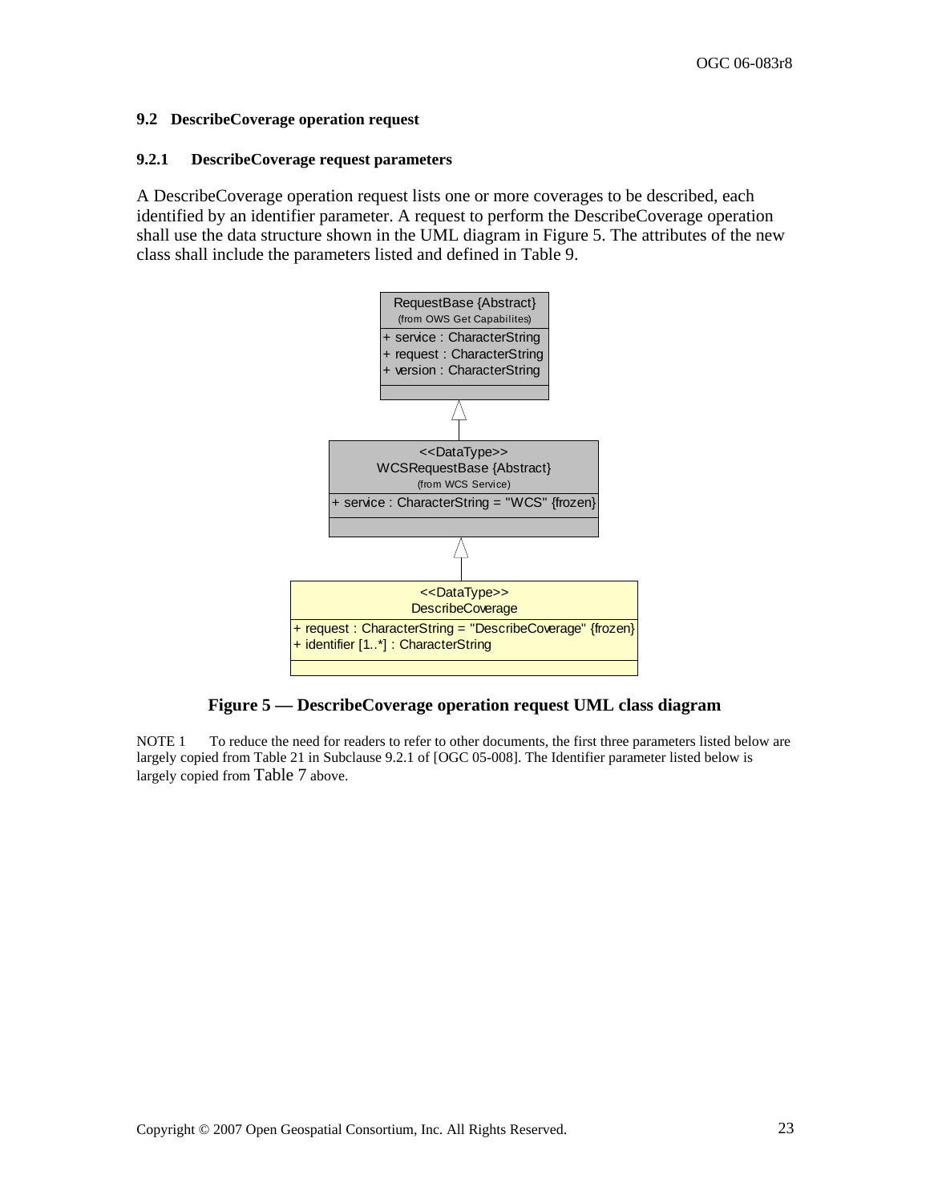### 9.2 DescribeCoverage operation request

#### 9.2.1 DescribeCoverage request parameters

A DescribeCoverage operation request lists one or more coverages to be described, each identified by an identifier parameter. A request to perform the DescribeCoverage operation shall use the data structure shown in the UML diagram in Figure 5. The attributes of the new class shall include the parameters listed and defined in Table 9.

```
RequestBase {Abstract}
(from OWS Get Capabilites)
+ service : CharacterString
+ request : CharacterString
+ version : CharacterString

        ^
        |

<<DataType>>
WCSRequestBase {Abstract}
(from WCS Service)
+ service : CharacterString = "WCS" {frozen}

        ^
        |

<<DataType>>
DescribeCoverage
+ request : CharacterString = "DescribeCoverage" {frozen}
+ identifier [1..*] : CharacterString
```

**Figure 5 — DescribeCoverage operation request UML class diagram**

NOTE 1 To reduce the need for readers to refer to other documents, the first three parameters listed below are largely copied from Table 21 in Subclause 9.2.1 of [OGC 05-008]. The Identifier parameter listed below is largely copied from Table 7 above.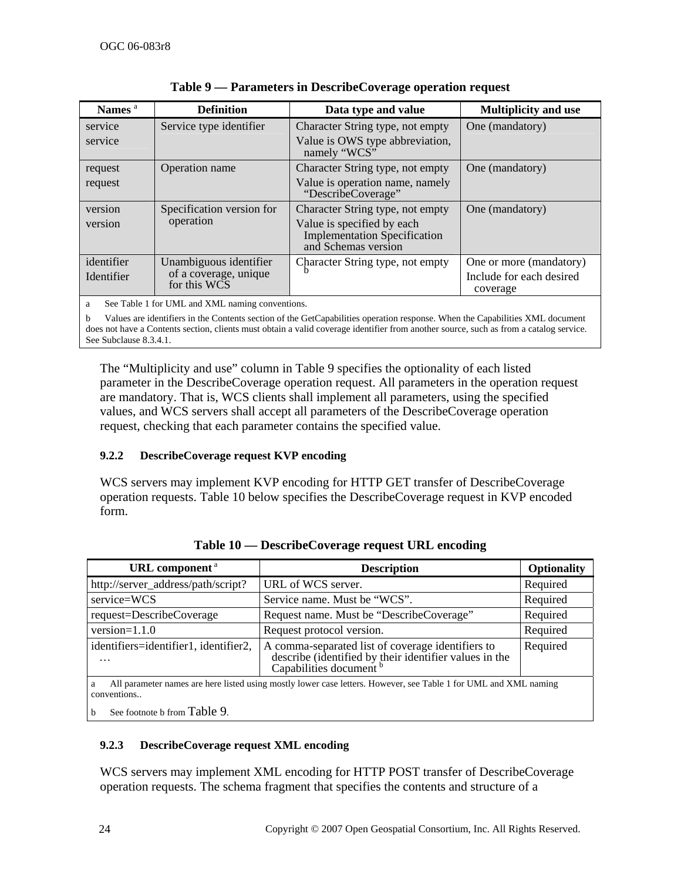**Table 9 — Parameters in DescribeCoverage operation request**

| Names [a] | Definition | Data type and value | Multiplicity and use |
|---|---|---|---|
| service<br>service | Service type identifier | Character String type, not empty<br>Value is OWS type abbreviation, namely “WCS” | One (mandatory) |
| request<br>request | Operation name | Character String type, not empty<br>Value is operation name, namely “DescribeCoverage” | One (mandatory) |
| version<br>version | Specification version for operation | Character String type, not empty<br>Value is specified by each Implementation Specification and Schemas version | One (mandatory) |
| identifier<br>Identifier | Unambiguous identifier of a coverage, unique for this WCS | Character String type, not empty [b] | One or more (mandatory)<br>Include for each desired coverage |

a See Table 1 for UML and XML naming conventions.

b Values are identifiers in the Contents section of the GetCapabilities operation response. When the Capabilities XML document does not have a Contents section, clients must obtain a valid coverage identifier from another source, such as from a catalog service. See Subclause 8.3.4.1.

The “Multiplicity and use” column in Table 9 specifies the optionality of each listed parameter in the DescribeCoverage operation request. All parameters in the operation request are mandatory. That is, WCS clients shall implement all parameters, using the specified values, and WCS servers shall accept all parameters of the DescribeCoverage operation request, checking that each parameter contains the specified value.

### 9.2.2 DescribeCoverage request KVP encoding

WCS servers may implement KVP encoding for HTTP GET transfer of DescribeCoverage operation requests. Table 10 below specifies the DescribeCoverage request in KVP encoded form.

**Table 10 — DescribeCoverage request URL encoding**

| URL component [a] | Description | Optionality |
|---|---|---|
| http://server_address/path/script? | URL of WCS server. | Required |
| service=WCS | Service name. Must be “WCS”. | Required |
| request=DescribeCoverage | Request name. Must be “DescribeCoverage” | Required |
| version=1.1.0 | Request protocol version. | Required |
| identifiers=identifier1, identifier2, … | A comma-separated list of coverage identifiers to describe (identified by their identifier values in the Capabilities document [b] | Required |

a All parameter names are here listed using mostly lower case letters. However, see Table 1 for UML and XML naming conventions..

b See footnote b from Table 9.

### 9.2.3 DescribeCoverage request XML encoding

WCS servers may implement XML encoding for HTTP POST transfer of DescribeCoverage operation requests. The schema fragment that specifies the contents and structure of a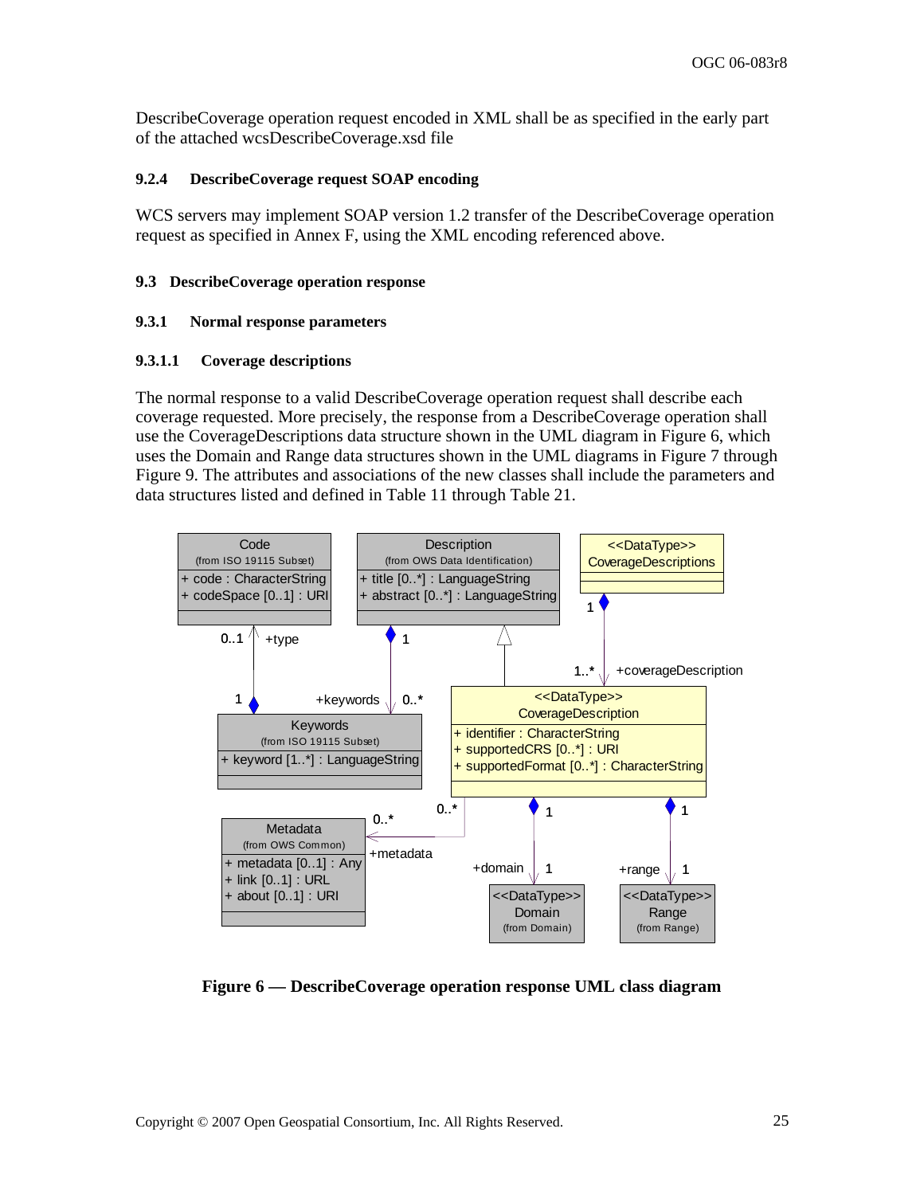DescribeCoverage operation request encoded in XML shall be as specified in the early part of the attached wcsDescribeCoverage.xsd file

#### 9.2.4 DescribeCoverage request SOAP encoding

WCS servers may implement SOAP version 1.2 transfer of the DescribeCoverage operation request as specified in Annex F, using the XML encoding referenced above.

### 9.3 DescribeCoverage operation response

#### 9.3.1 Normal response parameters

##### 9.3.1.1 Coverage descriptions

The normal response to a valid DescribeCoverage operation request shall describe each coverage requested. More precisely, the response from a DescribeCoverage operation shall use the CoverageDescriptions data structure shown in the UML diagram in Figure 6, which uses the Domain and Range data structures shown in the UML diagrams in Figure 7 through Figure 9. The attributes and associations of the new classes shall include the parameters and data structures listed and defined in Table 11 through Table 21.

**Figure 6 — DescribeCoverage operation response UML class diagram**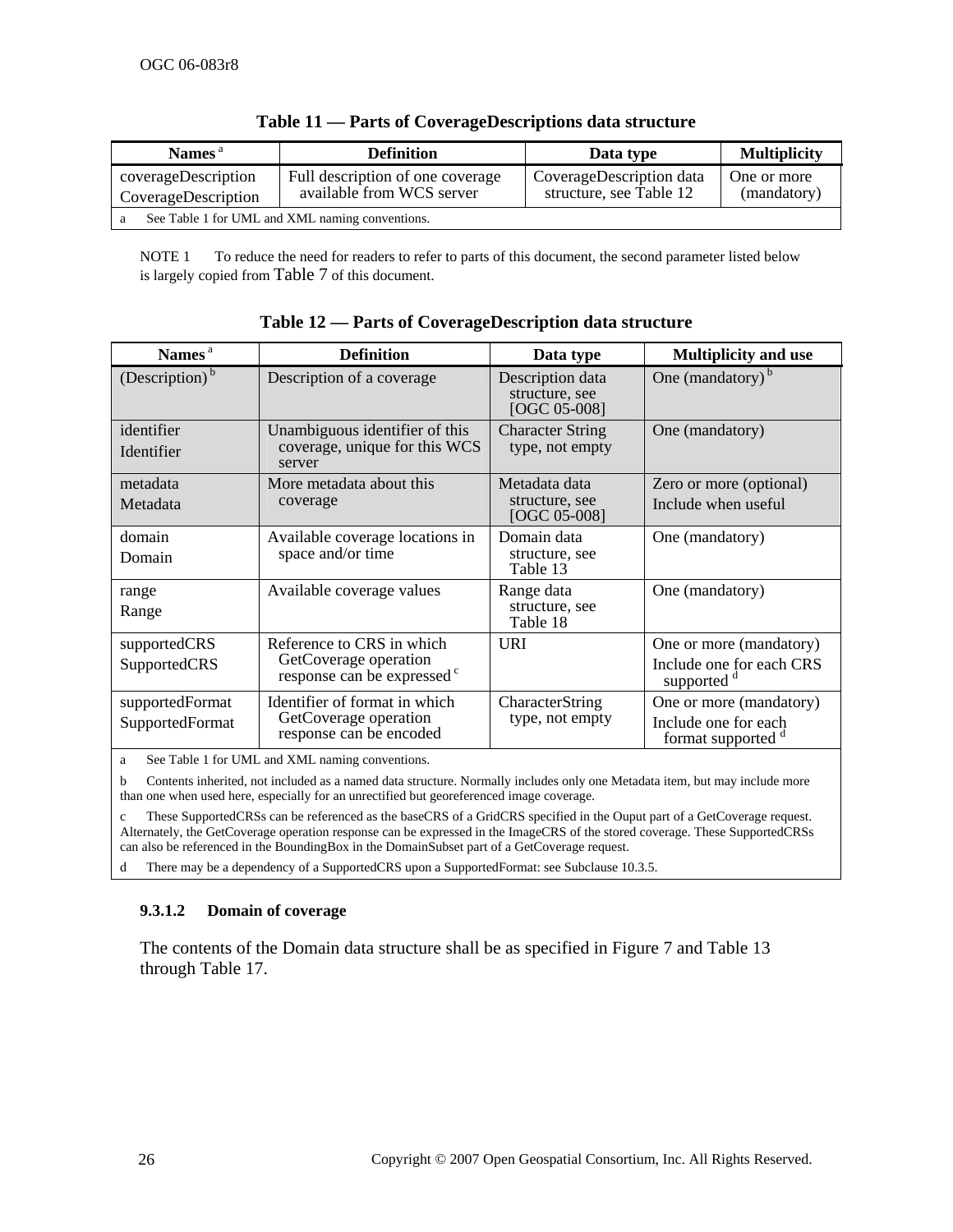**Table 11 — Parts of CoverageDescriptions data structure**

| Names [a] | Definition | Data type | Multiplicity |
|---|---|---|---|
| coverageDescription<br>CoverageDescription | Full description of one coverage available from WCS server | CoverageDescription data structure, see Table 12 | One or more (mandatory) |

a See Table 1 for UML and XML naming conventions.

NOTE 1 To reduce the need for readers to refer to parts of this document, the second parameter listed below is largely copied from Table 7 of this document.

**Table 12 — Parts of CoverageDescription data structure**

| Names [a] | Definition | Data type | Multiplicity and use |
|---|---|---|---|
| (Description) [b] | Description of a coverage | Description data structure, see [OGC 05-008] | One (mandatory) [b] |
| identifier<br>Identifier | Unambiguous identifier of this coverage, unique for this WCS server | Character String type, not empty | One (mandatory) |
| metadata<br>Metadata | More metadata about this coverage | Metadata data structure, see [OGC 05-008] | Zero or more (optional)<br>Include when useful |
| domain<br>Domain | Available coverage locations in space and/or time | Domain data structure, see Table 13 | One (mandatory) |
| range<br>Range | Available coverage values | Range data structure, see Table 18 | One (mandatory) |
| supportedCRS<br>SupportedCRS | Reference to CRS in which GetCoverage operation response can be expressed [c] | URI | One or more (mandatory)<br>Include one for each CRS supported [d] |
| supportedFormat<br>SupportedFormat | Identifier of format in which GetCoverage operation response can be encoded | CharacterString type, not empty | One or more (mandatory)<br>Include one for each format supported [d] |

a See Table 1 for UML and XML naming conventions.

b Contents inherited, not included as a named data structure. Normally includes only one Metadata item, but may include more than one when used here, especially for an unrectified but georeferenced image coverage.

c These SupportedCRSs can be referenced as the baseCRS of a GridCRS specified in the Ouput part of a GetCoverage request. Alternately, the GetCoverage operation response can be expressed in the ImageCRS of the stored coverage. These SupportedCRSs can also be referenced in the BoundingBox in the DomainSubset part of a GetCoverage request.

d There may be a dependency of a SupportedCRS upon a SupportedFormat: see Subclause 10.3.5.

#### 9.3.1.2 Domain of coverage

The contents of the Domain data structure shall be as specified in Figure 7 and Table 13 through Table 17.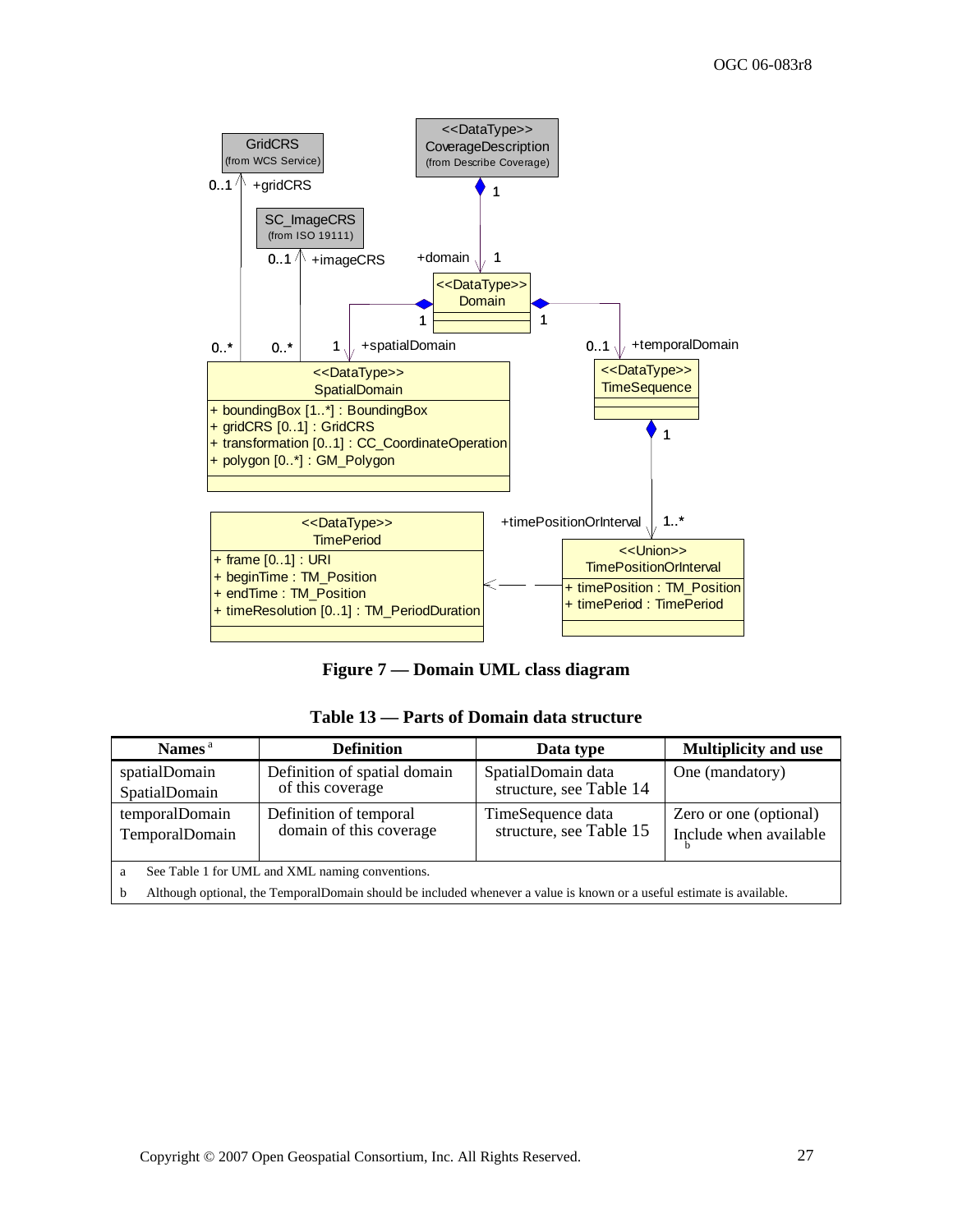**Figure 7 — Domain UML class diagram**

**Table 13 — Parts of Domain data structure**

| Names [a] | Definition | Data type | Multiplicity and use |
|---|---|---|---|
| spatialDomain SpatialDomain | Definition of spatial domain of this coverage | SpatialDomain data structure, see Table 14 | One (mandatory) |
| temporalDomain TemporalDomain | Definition of temporal domain of this coverage | TimeSequence data structure, see Table 15 | Zero or one (optional) Include when available [b] |

a See Table 1 for UML and XML naming conventions.

b Although optional, the TemporalDomain should be included whenever a value is known or a useful estimate is available.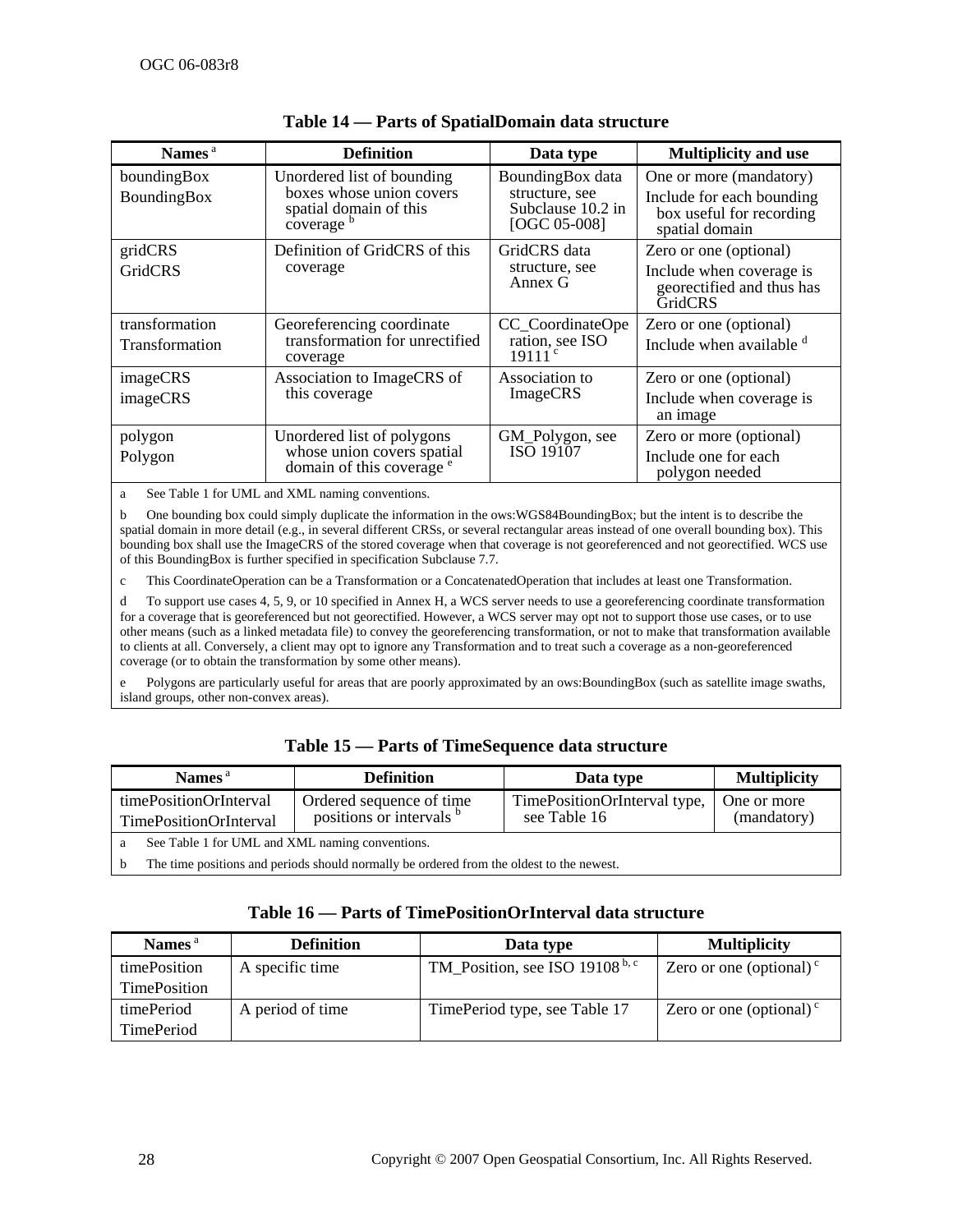**Table 14 — Parts of SpatialDomain data structure**

| Names [a] | Definition | Data type | Multiplicity and use |
|---|---|---|---|
| boundingBox<br>BoundingBox | Unordered list of bounding boxes whose union covers spatial domain of this coverage [b] | BoundingBox data structure, see Subclause 10.2 in [OGC 05-008] | One or more (mandatory)<br>Include for each bounding box useful for recording spatial domain |
| gridCRS<br>GridCRS | Definition of GridCRS of this coverage | GridCRS data structure, see Annex G | Zero or one (optional)<br>Include when coverage is georectified and thus has GridCRS |
| transformation<br>Transformation | Georeferencing coordinate transformation for unrectified coverage | CC_CoordinateOperation, see ISO 19111 [c] | Zero or one (optional)<br>Include when available [d] |
| imageCRS<br>imageCRS | Association to ImageCRS of this coverage | Association to ImageCRS | Zero or one (optional)<br>Include when coverage is an image |
| polygon<br>Polygon | Unordered list of polygons whose union covers spatial domain of this coverage [e] | GM_Polygon, see ISO 19107 | Zero or more (optional)<br>Include one for each polygon needed |

a See Table 1 for UML and XML naming conventions.

b One bounding box could simply duplicate the information in the ows:WGS84BoundingBox; but the intent is to describe the spatial domain in more detail (e.g., in several different CRSs, or several rectangular areas instead of one overall bounding box). This bounding box shall use the ImageCRS of the stored coverage when that coverage is not georeferenced and not georectified. WCS use of this BoundingBox is further specified in specification Subclause 7.7.

c This CoordinateOperation can be a Transformation or a ConcatenatedOperation that includes at least one Transformation.

d To support use cases 4, 5, 9, or 10 specified in Annex H, a WCS server needs to use a georeferencing coordinate transformation for a coverage that is georeferenced but not georectified. However, a WCS server may opt not to support those use cases, or to use other means (such as a linked metadata file) to convey the georeferencing transformation, or not to make that transformation available to clients at all. Conversely, a client may opt to ignore any Transformation and to treat such a coverage as a non-georeferenced coverage (or to obtain the transformation by some other means).

e Polygons are particularly useful for areas that are poorly approximated by an ows:BoundingBox (such as satellite image swaths, island groups, other non-convex areas).

**Table 15 — Parts of TimeSequence data structure**

| Names [a] | Definition | Data type | Multiplicity |
|---|---|---|---|
| timePositionOrInterval<br>TimePositionOrInterval | Ordered sequence of time positions or intervals [b] | TimePositionOrInterval type, see Table 16 | One or more (mandatory) |

a See Table 1 for UML and XML naming conventions.

b The time positions and periods should normally be ordered from the oldest to the newest.

**Table 16 — Parts of TimePositionOrInterval data structure**

| Names [a] | Definition | Data type | Multiplicity |
|---|---|---|---|
| timePosition<br>TimePosition | A specific time | TM_Position, see ISO 19108 [b, c] | Zero or one (optional) [c] |
| timePeriod<br>TimePeriod | A period of time | TimePeriod type, see Table 17 | Zero or one (optional) [c] |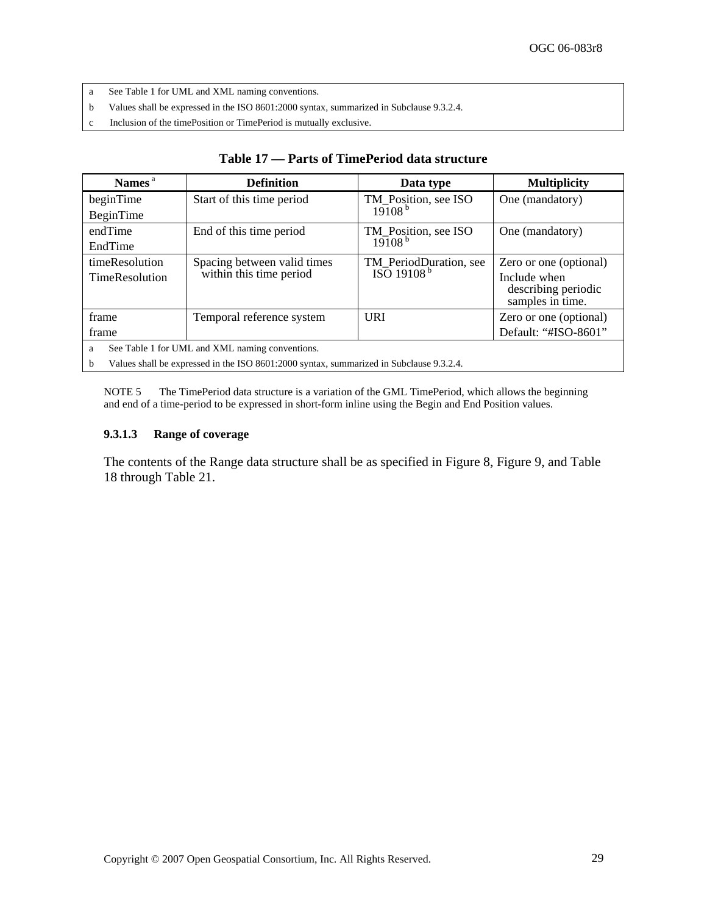| a See Table 1 for UML and XML naming conventions. |
|---|
| b Values shall be expressed in the ISO 8601:2000 syntax, summarized in Subclause 9.3.2.4. |
| c Inclusion of the timePosition or TimePeriod is mutually exclusive. |

**Table 17 — Parts of TimePeriod data structure**

| Names [a] | Definition | Data type | Multiplicity |
|---|---|---|---|
| beginTime<br>BeginTime | Start of this time period | TM_Position, see ISO 19108 [b] | One (mandatory) |
| endTime<br>EndTime | End of this time period | TM_Position, see ISO 19108 [b] | One (mandatory) |
| timeResolution<br>TimeResolution | Spacing between valid times within this time period | TM_PeriodDuration, see ISO 19108 [b] | Zero or one (optional)<br>Include when describing periodic samples in time. |
| frame<br>frame | Temporal reference system | URI | Zero or one (optional)<br>Default: "#ISO-8601" |

a See Table 1 for UML and XML naming conventions.

b Values shall be expressed in the ISO 8601:2000 syntax, summarized in Subclause 9.3.2.4.

NOTE 5 The TimePeriod data structure is a variation of the GML TimePeriod, which allows the beginning and end of a time-period to be expressed in short-form inline using the Begin and End Position values.

#### 9.3.1.3 Range of coverage

The contents of the Range data structure shall be as specified in Figure 8, Figure 9, and Table 18 through Table 21.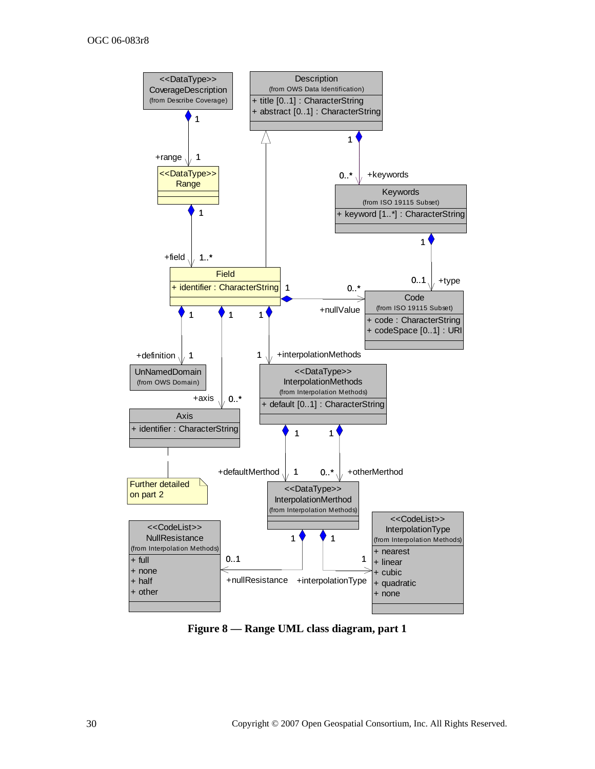**Figure 8 — Range UML class diagram, part 1**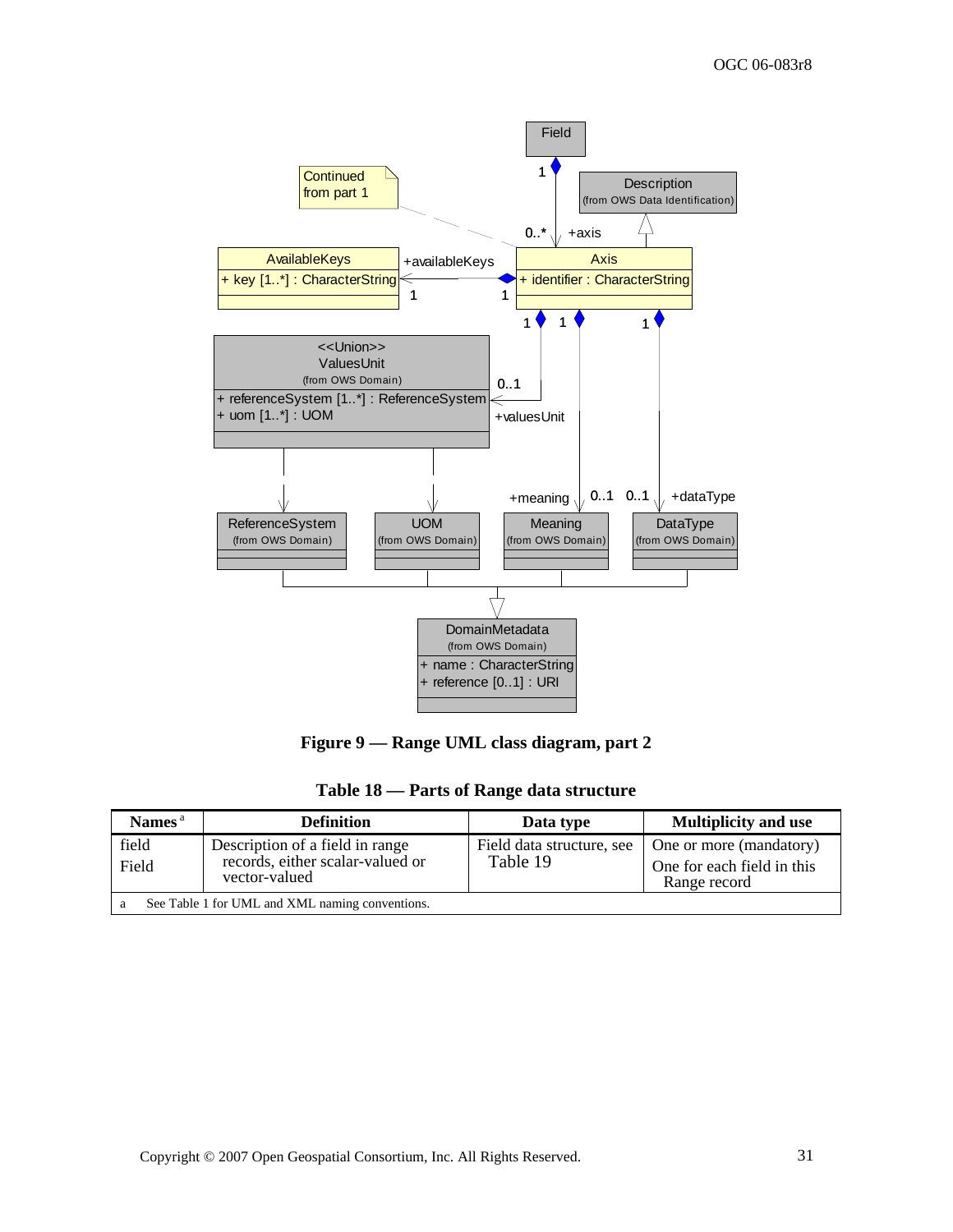**Figure 9 — Range UML class diagram, part 2**

**Table 18 — Parts of Range data structure**

| Names [a] | Definition | Data type | Multiplicity and use |
|---|---|---|---|
| field<br>Field | Description of a field in range records, either scalar-valued or vector-valued | Field data structure, see Table 19 | One or more (mandatory)<br>One for each field in this Range record |

a See Table 1 for UML and XML naming conventions.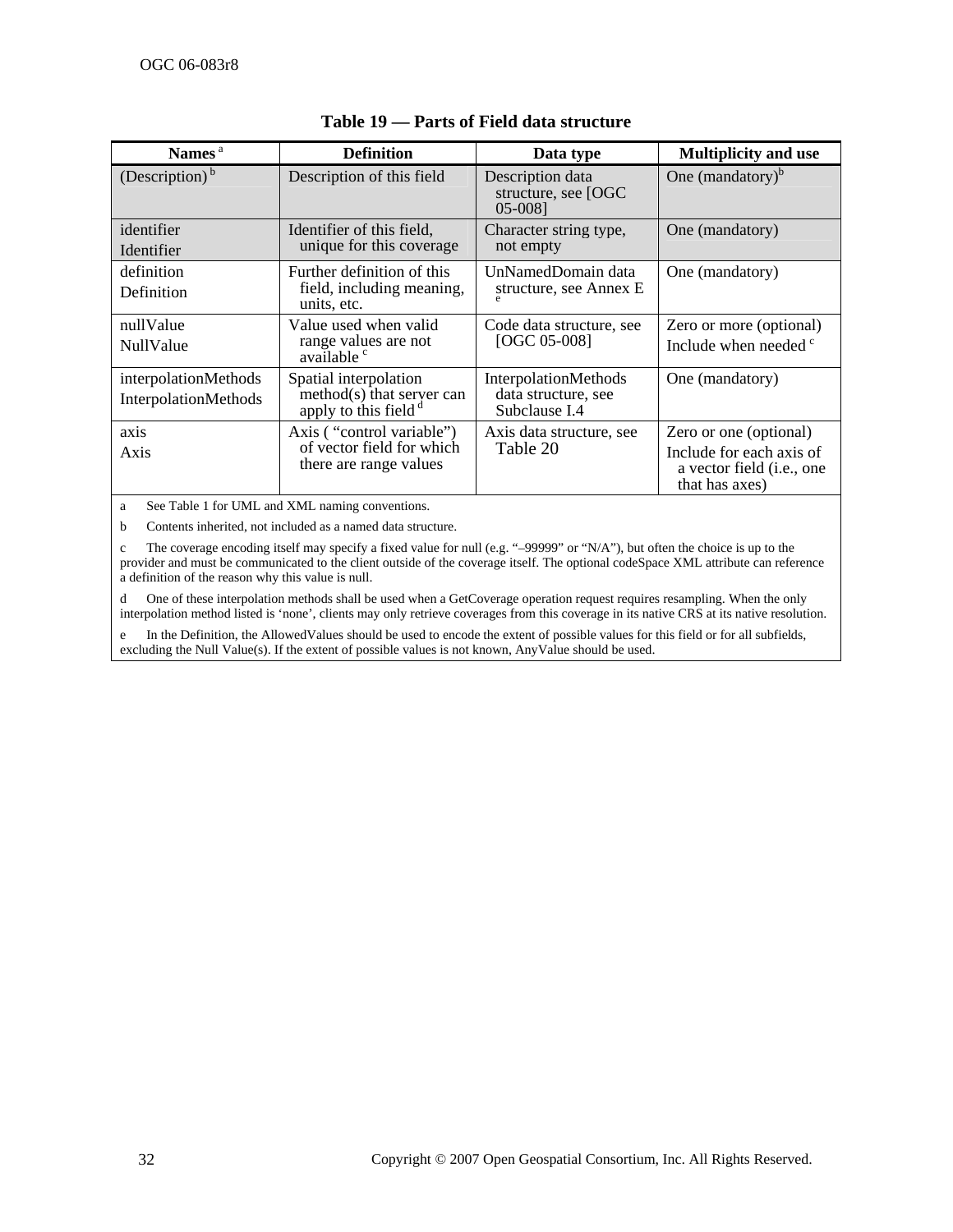**Table 19 — Parts of Field data structure**

| Names [a] | Definition | Data type | Multiplicity and use |
|---|---|---|---|
| (Description) [b] | Description of this field | Description data structure, see [OGC 05-008] | One (mandatory)[b] |
| identifier<br>Identifier | Identifier of this field, unique for this coverage | Character string type, not empty | One (mandatory) |
| definition<br>Definition | Further definition of this field, including meaning, units, etc. | UnNamedDomain data structure, see Annex E [e] | One (mandatory) |
| nullValue<br>NullValue | Value used when valid range values are not available [c] | Code data structure, see [OGC 05-008] | Zero or more (optional)<br>Include when needed [c] |
| interpolationMethods<br>InterpolationMethods | Spatial interpolation method(s) that server can apply to this field [d] | InterpolationMethods data structure, see Subclause I.4 | One (mandatory) |
| axis<br>Axis | Axis ( "control variable") of vector field for which there are range values | Axis data structure, see Table 20 | Zero or one (optional)<br>Include for each axis of a vector field (i.e., one that has axes) |

a See Table 1 for UML and XML naming conventions.

b Contents inherited, not included as a named data structure.

c The coverage encoding itself may specify a fixed value for null (e.g. "–99999" or "N/A"), but often the choice is up to the provider and must be communicated to the client outside of the coverage itself. The optional codeSpace XML attribute can reference a definition of the reason why this value is null.

d One of these interpolation methods shall be used when a GetCoverage operation request requires resampling. When the only interpolation method listed is 'none', clients may only retrieve coverages from this coverage in its native CRS at its native resolution.

e In the Definition, the AllowedValues should be used to encode the extent of possible values for this field or for all subfields, excluding the Null Value(s). If the extent of possible values is not known, AnyValue should be used.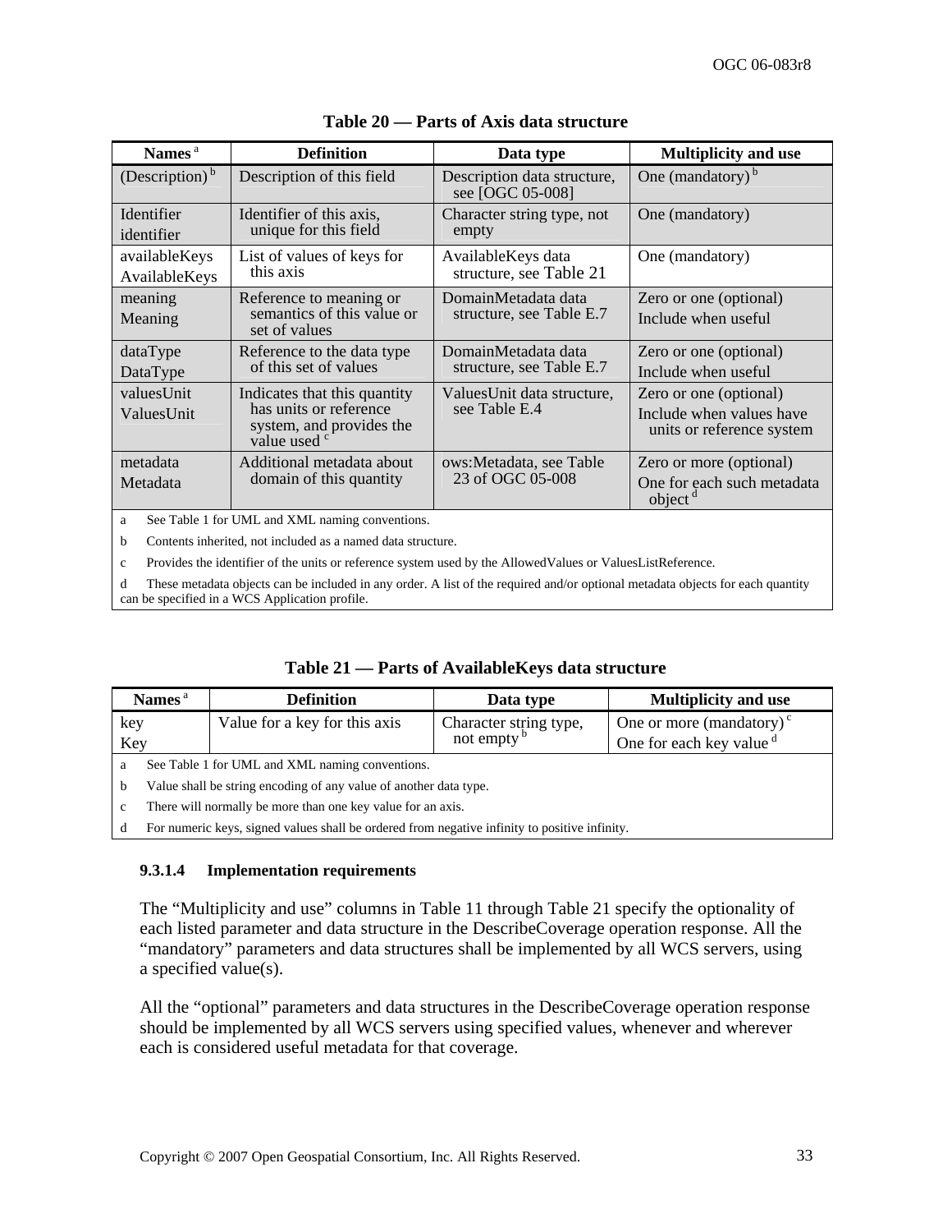**Table 20 — Parts of Axis data structure**

| Names [a] | Definition | Data type | Multiplicity and use |
|---|---|---|---|
| (Description) [b] | Description of this field | Description data structure, see [OGC 05-008] | One (mandatory) [b] |
| Identifier<br>identifier | Identifier of this axis, unique for this field | Character string type, not empty | One (mandatory) |
| availableKeys<br>AvailableKeys | List of values of keys for this axis | AvailableKeys data structure, see Table 21 | One (mandatory) |
| meaning<br>Meaning | Reference to meaning or semantics of this value or set of values | DomainMetadata data structure, see Table E.7 | Zero or one (optional)<br>Include when useful |
| dataType<br>DataType | Reference to the data type of this set of values | DomainMetadata data structure, see Table E.7 | Zero or one (optional)<br>Include when useful |
| valuesUnit<br>ValuesUnit | Indicates that this quantity has units or reference system, and provides the value used [c] | ValuesUnit data structure, see Table E.4 | Zero or one (optional)<br>Include when values have units or reference system |
| metadata<br>Metadata | Additional metadata about domain of this quantity | ows:Metadata, see Table 23 of OGC 05-008 | Zero or more (optional)<br>One for each such metadata object [d] |

a See Table 1 for UML and XML naming conventions.

b Contents inherited, not included as a named data structure.

c Provides the identifier of the units or reference system used by the AllowedValues or ValuesListReference.

d These metadata objects can be included in any order. A list of the required and/or optional metadata objects for each quantity can be specified in a WCS Application profile.

**Table 21 — Parts of AvailableKeys data structure**

| Names [a] | Definition | Data type | Multiplicity and use |
|---|---|---|---|
| key<br>Key | Value for a key for this axis | Character string type, not empty [b] | One or more (mandatory) [c]<br>One for each key value [d] |

a See Table 1 for UML and XML naming conventions.

b Value shall be string encoding of any value of another data type.

c There will normally be more than one key value for an axis.

d For numeric keys, signed values shall be ordered from negative infinity to positive infinity.

#### 9.3.1.4 Implementation requirements

The “Multiplicity and use” columns in Table 11 through Table 21 specify the optionality of each listed parameter and data structure in the DescribeCoverage operation response. All the “mandatory” parameters and data structures shall be implemented by all WCS servers, using a specified value(s).

All the “optional” parameters and data structures in the DescribeCoverage operation response should be implemented by all WCS servers using specified values, whenever and wherever each is considered useful metadata for that coverage.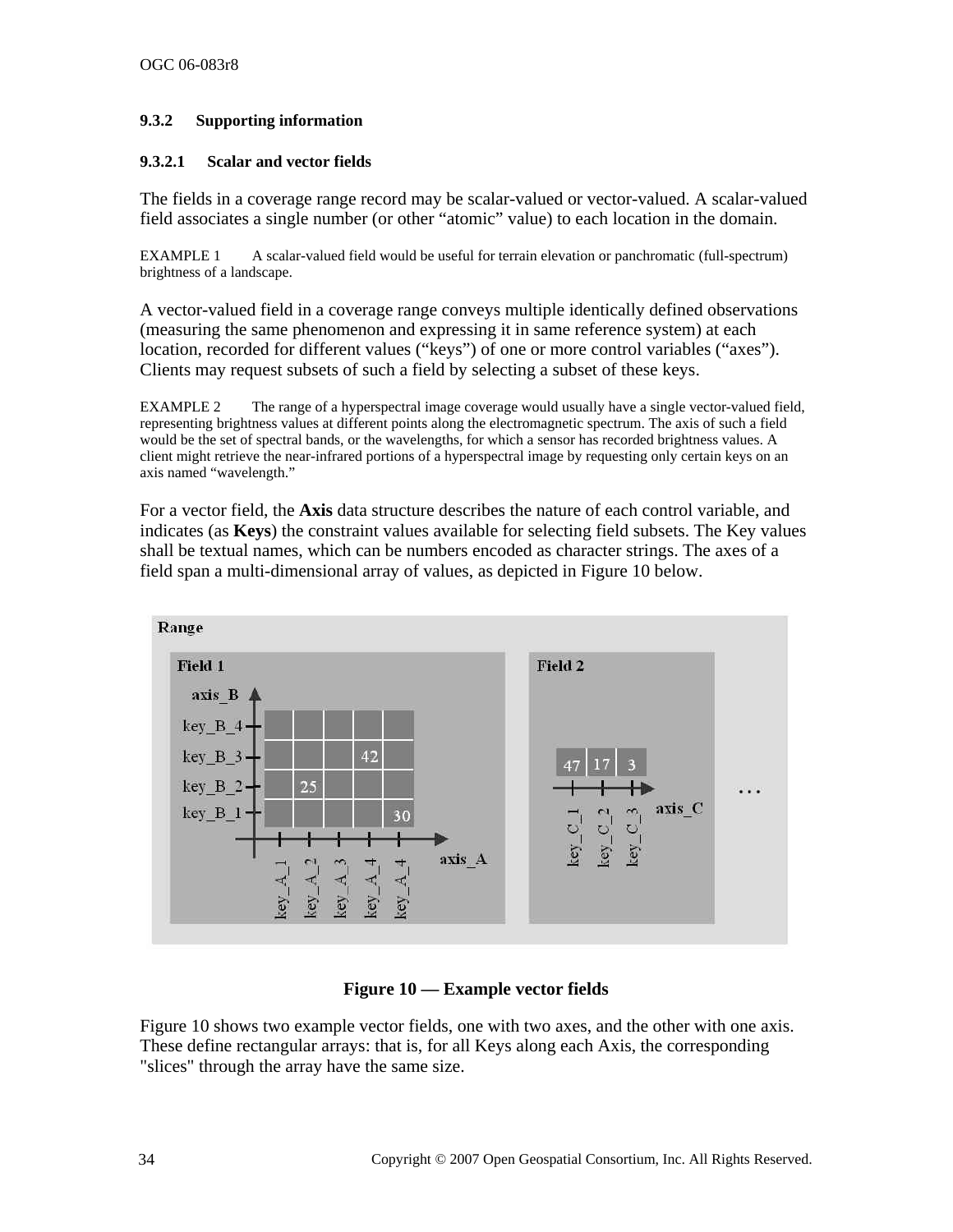### 9.3.2 Supporting information

#### 9.3.2.1 Scalar and vector fields

The fields in a coverage range record may be scalar-valued or vector-valued. A scalar-valued field associates a single number (or other "atomic" value) to each location in the domain.

EXAMPLE 1 A scalar-valued field would be useful for terrain elevation or panchromatic (full-spectrum) brightness of a landscape.

A vector-valued field in a coverage range conveys multiple identically defined observations (measuring the same phenomenon and expressing it in same reference system) at each location, recorded for different values ("keys") of one or more control variables ("axes"). Clients may request subsets of such a field by selecting a subset of these keys.

EXAMPLE 2 The range of a hyperspectral image coverage would usually have a single vector-valued field, representing brightness values at different points along the electromagnetic spectrum. The axis of such a field would be the set of spectral bands, or the wavelengths, for which a sensor has recorded brightness values. A client might retrieve the near-infrared portions of a hyperspectral image by requesting only certain keys on an axis named "wavelength."

For a vector field, the **Axis** data structure describes the nature of each control variable, and indicates (as **Keys**) the constraint values available for selecting field subsets. The Key values shall be textual names, which can be numbers encoded as character strings. The axes of a field span a multi-dimensional array of values, as depicted in Figure 10 below.

**Figure 10 — Example vector fields**

Figure 10 shows two example vector fields, one with two axes, and the other with one axis. These define rectangular arrays: that is, for all Keys along each Axis, the corresponding "slices" through the array have the same size.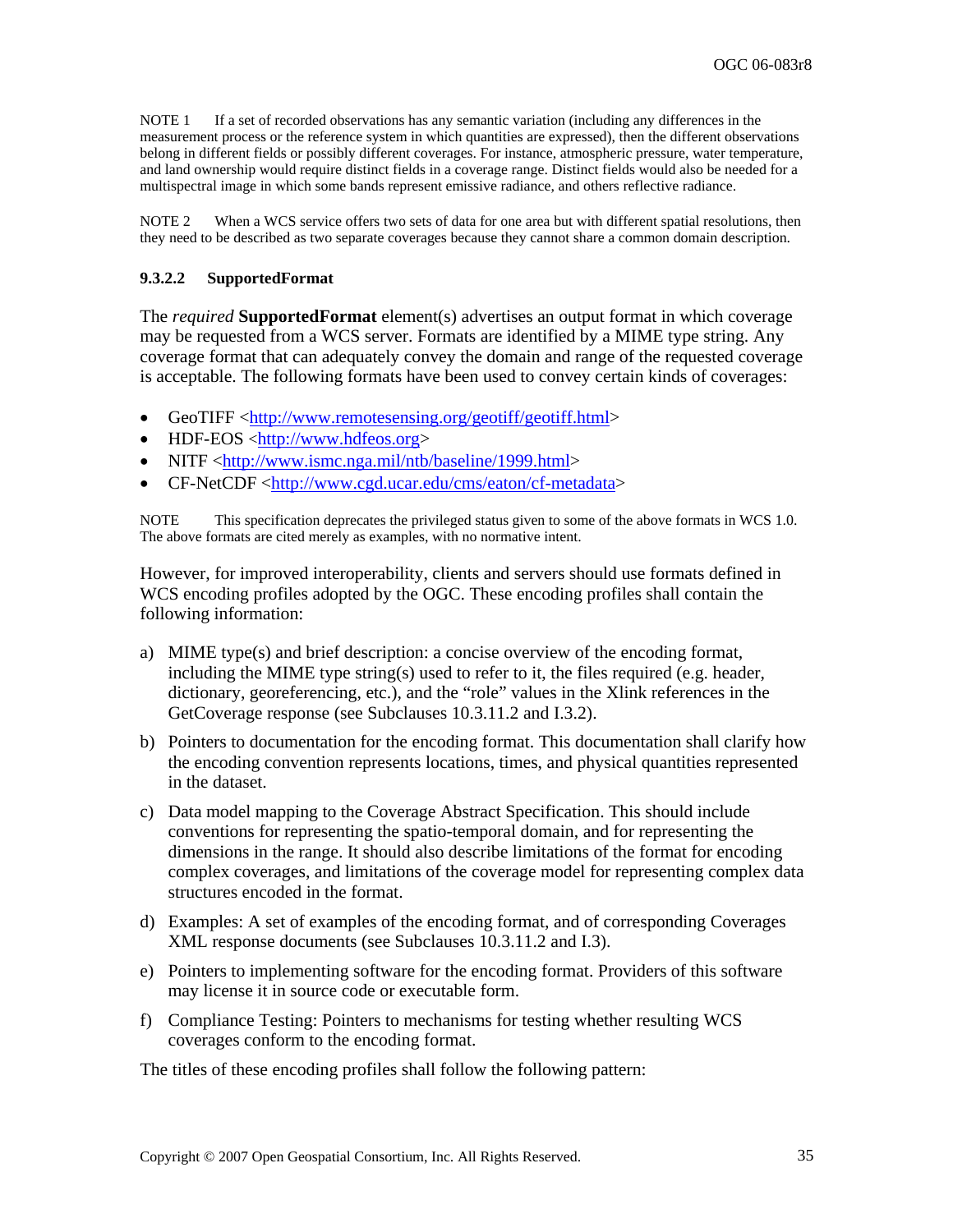NOTE 1 If a set of recorded observations has any semantic variation (including any differences in the measurement process or the reference system in which quantities are expressed), then the different observations belong in different fields or possibly different coverages. For instance, atmospheric pressure, water temperature, and land ownership would require distinct fields in a coverage range. Distinct fields would also be needed for a multispectral image in which some bands represent emissive radiance, and others reflective radiance.

NOTE 2 When a WCS service offers two sets of data for one area but with different spatial resolutions, then they need to be described as two separate coverages because they cannot share a common domain description.

#### 9.3.2.2 SupportedFormat

The *required* **SupportedFormat** element(s) advertises an output format in which coverage may be requested from a WCS server. Formats are identified by a MIME type string. Any coverage format that can adequately convey the domain and range of the requested coverage is acceptable. The following formats have been used to convey certain kinds of coverages:

- GeoTIFF <http://www.remotesensing.org/geotiff/geotiff.html>
- HDF-EOS <http://www.hdfeos.org>
- NITF <http://www.ismc.nga.mil/ntb/baseline/1999.html>
- CF-NetCDF <http://www.cgd.ucar.edu/cms/eaton/cf-metadata>

NOTE This specification deprecates the privileged status given to some of the above formats in WCS 1.0. The above formats are cited merely as examples, with no normative intent.

However, for improved interoperability, clients and servers should use formats defined in WCS encoding profiles adopted by the OGC. These encoding profiles shall contain the following information:

a) MIME type(s) and brief description: a concise overview of the encoding format, including the MIME type string(s) used to refer to it, the files required (e.g. header, dictionary, georeferencing, etc.), and the “role” values in the Xlink references in the GetCoverage response (see Subclauses 10.3.11.2 and I.3.2).

b) Pointers to documentation for the encoding format. This documentation shall clarify how the encoding convention represents locations, times, and physical quantities represented in the dataset.

c) Data model mapping to the Coverage Abstract Specification. This should include conventions for representing the spatio-temporal domain, and for representing the dimensions in the range. It should also describe limitations of the format for encoding complex coverages, and limitations of the coverage model for representing complex data structures encoded in the format.

d) Examples: A set of examples of the encoding format, and of corresponding Coverages XML response documents (see Subclauses 10.3.11.2 and I.3).

e) Pointers to implementing software for the encoding format. Providers of this software may license it in source code or executable form.

f) Compliance Testing: Pointers to mechanisms for testing whether resulting WCS coverages conform to the encoding format.

The titles of these encoding profiles shall follow the following pattern: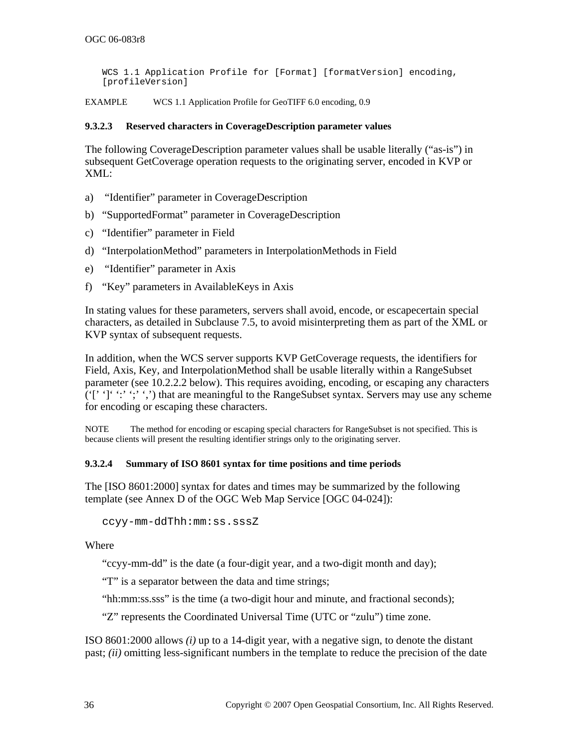```
WCS 1.1 Application Profile for [Format] [formatVersion] encoding,
[profileVersion]
```

EXAMPLE WCS 1.1 Application Profile for GeoTIFF 6.0 encoding, 0.9

#### 9.3.2.3 Reserved characters in CoverageDescription parameter values

The following CoverageDescription parameter values shall be usable literally ("as-is") in subsequent GetCoverage operation requests to the originating server, encoded in KVP or XML:

a) "Identifier" parameter in CoverageDescription

b) "SupportedFormat" parameter in CoverageDescription

c) "Identifier" parameter in Field

d) "InterpolationMethod" parameters in InterpolationMethods in Field

e) "Identifier" parameter in Axis

f) "Key" parameters in AvailableKeys in Axis

In stating values for these parameters, servers shall avoid, encode, or escapecertain special characters, as detailed in Subclause 7.5, to avoid misinterpreting them as part of the XML or KVP syntax of subsequent requests.

In addition, when the WCS server supports KVP GetCoverage requests, the identifiers for Field, Axis, Key, and InterpolationMethod shall be usable literally within a RangeSubset parameter (see 10.2.2.2 below). This requires avoiding, encoding, or escaping any characters ('[' ']' ':' ';' ',') that are meaningful to the RangeSubset syntax. Servers may use any scheme for encoding or escaping these characters.

NOTE The method for encoding or escaping special characters for RangeSubset is not specified. This is because clients will present the resulting identifier strings only to the originating server.

#### 9.3.2.4 Summary of ISO 8601 syntax for time positions and time periods

The [ISO 8601:2000] syntax for dates and times may be summarized by the following template (see Annex D of the OGC Web Map Service [OGC 04-024]):

```
ccyy-mm-ddThh:mm:ss.sssZ
```

Where

"ccyy-mm-dd" is the date (a four-digit year, and a two-digit month and day);

"T" is a separator between the data and time strings;

"hh:mm:ss.sss" is the time (a two-digit hour and minute, and fractional seconds);

"Z" represents the Coordinated Universal Time (UTC or "zulu") time zone.

ISO 8601:2000 allows *(i)* up to a 14-digit year, with a negative sign, to denote the distant past; *(ii)* omitting less-significant numbers in the template to reduce the precision of the date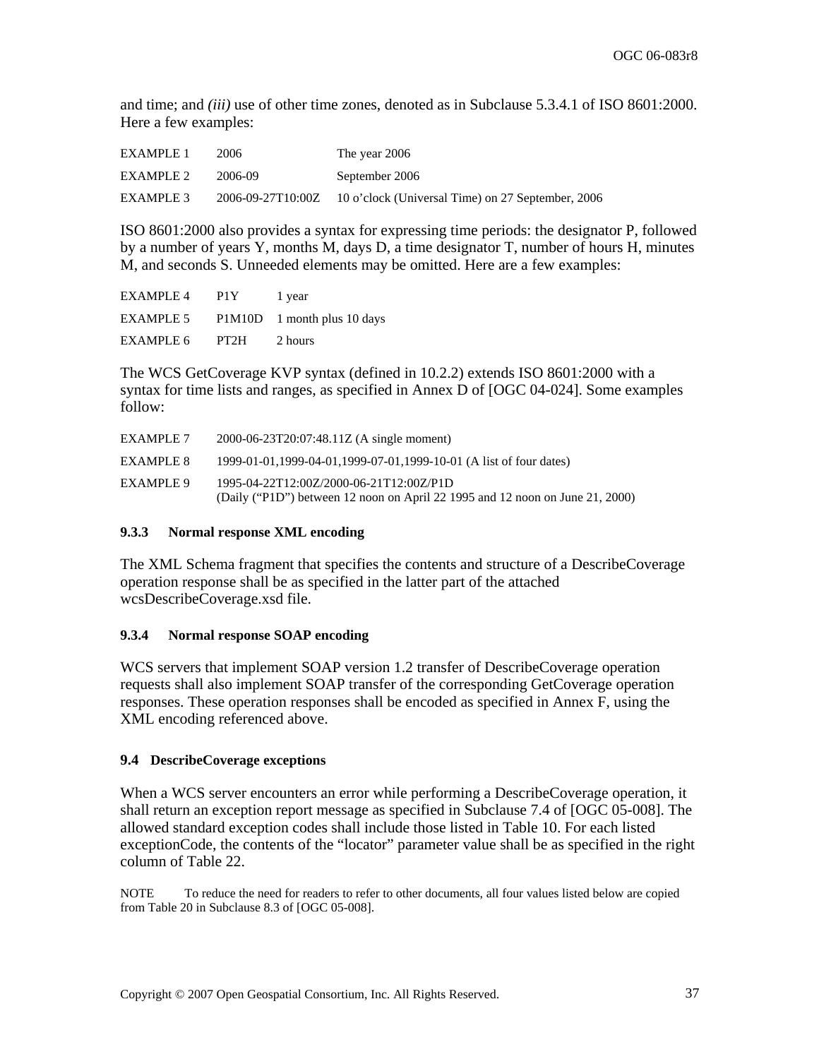and time; and *(iii)* use of other time zones, denoted as in Subclause 5.3.4.1 of ISO 8601:2000. Here a few examples:

| | | |
|---|---|---|
| EXAMPLE 1 | 2006 | The year 2006 |
| EXAMPLE 2 | 2006-09 | September 2006 |
| EXAMPLE 3 | 2006-09-27T10:00Z | 10 o'clock (Universal Time) on 27 September, 2006 |

ISO 8601:2000 also provides a syntax for expressing time periods: the designator P, followed by a number of years Y, months M, days D, a time designator T, number of hours H, minutes M, and seconds S. Unneeded elements may be omitted. Here are a few examples:

| | | |
|---|---|---|
| EXAMPLE 4 | P1Y | 1 year |
| EXAMPLE 5 | P1M10D | 1 month plus 10 days |
| EXAMPLE 6 | PT2H | 2 hours |

The WCS GetCoverage KVP syntax (defined in 10.2.2) extends ISO 8601:2000 with a syntax for time lists and ranges, as specified in Annex D of [OGC 04-024]. Some examples follow:

| | |
|---|---|
| EXAMPLE 7 | 2000-06-23T20:07:48.11Z (A single moment) |
| EXAMPLE 8 | 1999-01-01,1999-04-01,1999-07-01,1999-10-01 (A list of four dates) |
| EXAMPLE 9 | 1995-04-22T12:00Z/2000-06-21T12:00Z/P1D<br>(Daily ("P1D") between 12 noon on April 22 1995 and 12 noon on June 21, 2000) |

#### 9.3.3 Normal response XML encoding

The XML Schema fragment that specifies the contents and structure of a DescribeCoverage operation response shall be as specified in the latter part of the attached wcsDescribeCoverage.xsd file.

#### 9.3.4 Normal response SOAP encoding

WCS servers that implement SOAP version 1.2 transfer of DescribeCoverage operation requests shall also implement SOAP transfer of the corresponding GetCoverage operation responses. These operation responses shall be encoded as specified in Annex F, using the XML encoding referenced above.

### 9.4 DescribeCoverage exceptions

When a WCS server encounters an error while performing a DescribeCoverage operation, it shall return an exception report message as specified in Subclause 7.4 of [OGC 05-008]. The allowed standard exception codes shall include those listed in Table 10. For each listed exceptionCode, the contents of the "locator" parameter value shall be as specified in the right column of Table 22.

NOTE To reduce the need for readers to refer to other documents, all four values listed below are copied from Table 20 in Subclause 8.3 of [OGC 05-008].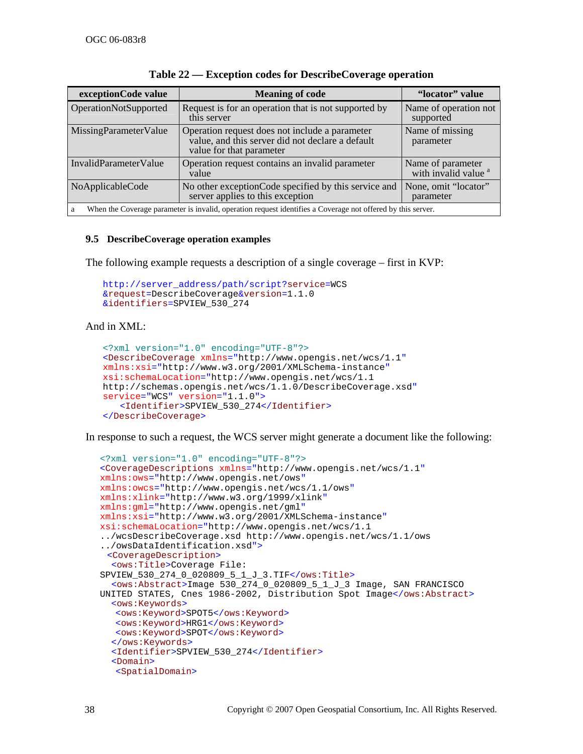**Table 22 — Exception codes for DescribeCoverage operation**

| exceptionCode value | Meaning of code | "locator" value |
|---|---|---|
| OperationNotSupported | Request is for an operation that is not supported by this server | Name of operation not supported |
| MissingParameterValue | Operation request does not include a parameter value, and this server did not declare a default value for that parameter | Name of missing parameter |
| InvalidParameterValue | Operation request contains an invalid parameter value | Name of parameter with invalid value [a] |
| NoApplicableCode | No other exceptionCode specified by this service and server applies to this exception | None, omit "locator" parameter |

a  When the Coverage parameter is invalid, operation request identifies a Coverage not offered by this server.

### 9.5 DescribeCoverage operation examples

The following example requests a description of a single coverage – first in KVP:

```
http://server_address/path/script?service=WCS
&request=DescribeCoverage&version=1.1.0
&identifiers=SPVIEW_530_274
```

And in XML:

```
<?xml version="1.0" encoding="UTF-8"?>
<DescribeCoverage xmlns="http://www.opengis.net/wcs/1.1"
xmlns:xsi="http://www.w3.org/2001/XMLSchema-instance"
xsi:schemaLocation="http://www.opengis.net/wcs/1.1
http://schemas.opengis.net/wcs/1.1.0/DescribeCoverage.xsd"
service="WCS" version="1.1.0">
    <Identifier>SPVIEW_530_274</Identifier>
</DescribeCoverage>
```

In response to such a request, the WCS server might generate a document like the following:

```
<?xml version="1.0" encoding="UTF-8"?>
<CoverageDescriptions xmlns="http://www.opengis.net/wcs/1.1"
xmlns:ows="http://www.opengis.net/ows"
xmlns:owcs="http://www.opengis.net/wcs/1.1/ows"
xmlns:xlink="http://www.w3.org/1999/xlink"
xmlns:gml="http://www.opengis.net/gml"
xmlns:xsi="http://www.w3.org/2001/XMLSchema-instance"
xsi:schemaLocation="http://www.opengis.net/wcs/1.1
../wcsDescribeCoverage.xsd http://www.opengis.net/wcs/1.1/ows
../owsDataIdentification.xsd">
 <CoverageDescription>
  <ows:Title>Coverage File:
SPVIEW_530_274_0_020809_5_1_J_3.TIF</ows:Title>
  <ows:Abstract>Image 530_274_0_020809_5_1_J_3 Image, SAN FRANCISCO
UNITED STATES, Cnes 1986-2002, Distribution Spot Image</ows:Abstract>
  <ows:Keywords>
   <ows:Keyword>SPOT5</ows:Keyword>
   <ows:Keyword>HRG1</ows:Keyword>
   <ows:Keyword>SPOT</ows:Keyword>
  </ows:Keywords>
  <Identifier>SPVIEW_530_274</Identifier>
  <Domain>
   <SpatialDomain>
```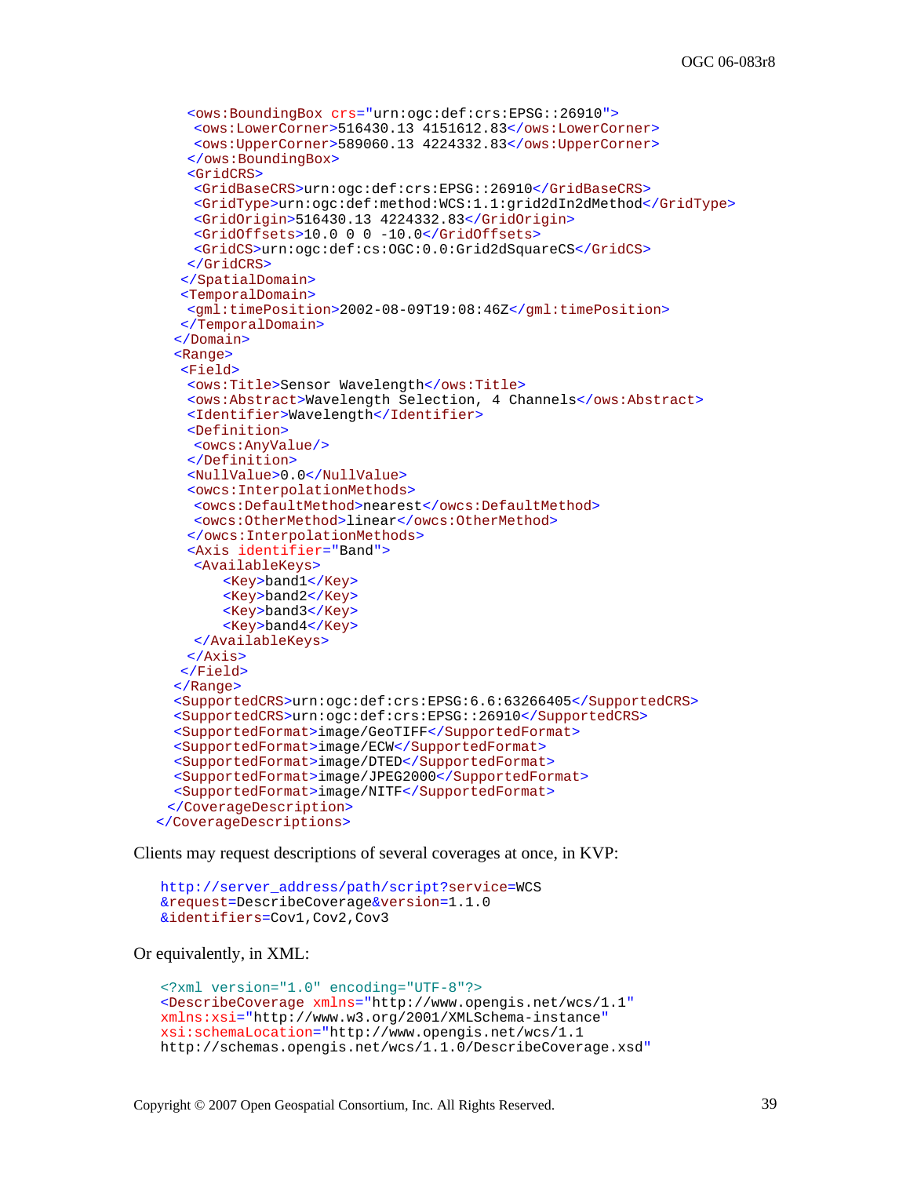```xml
      <ows:BoundingBox crs="urn:ogc:def:crs:EPSG::26910">
       <ows:LowerCorner>516430.13 4151612.83</ows:LowerCorner>
       <ows:UpperCorner>589060.13 4224332.83</ows:UpperCorner>
      </ows:BoundingBox>
      <GridCRS>
       <GridBaseCRS>urn:ogc:def:crs:EPSG::26910</GridBaseCRS>
       <GridType>urn:ogc:def:method:WCS:1.1:grid2dIn2dMethod</GridType>
       <GridOrigin>516430.13 4224332.83</GridOrigin>
       <GridOffsets>10.0 0 0 -10.0</GridOffsets>
       <GridCS>urn:ogc:def:cs:OGC:0.0:Grid2dSquareCS</GridCS>
      </GridCRS>
     </SpatialDomain>
     <TemporalDomain>
      <gml:timePosition>2002-08-09T19:08:46Z</gml:timePosition>
     </TemporalDomain>
    </Domain>
    <Range>
     <Field>
      <ows:Title>Sensor Wavelength</ows:Title>
      <ows:Abstract>Wavelength Selection, 4 Channels</ows:Abstract>
      <Identifier>Wavelength</Identifier>
      <Definition>
       <owcs:AnyValue/>
      </Definition>
      <NullValue>0.0</NullValue>
      <owcs:InterpolationMethods>
       <owcs:DefaultMethod>nearest</owcs:DefaultMethod>
       <owcs:OtherMethod>linear</owcs:OtherMethod>
      </owcs:InterpolationMethods>
      <Axis identifier="Band">
       <AvailableKeys>
           <Key>band1</Key>
           <Key>band2</Key>
           <Key>band3</Key>
           <Key>band4</Key>
       </AvailableKeys>
      </Axis>
     </Field>
    </Range>
    <SupportedCRS>urn:ogc:def:crs:EPSG:6.6:63266405</SupportedCRS>
    <SupportedCRS>urn:ogc:def:crs:EPSG::26910</SupportedCRS>
    <SupportedFormat>image/GeoTIFF</SupportedFormat>
    <SupportedFormat>image/ECW</SupportedFormat>
    <SupportedFormat>image/DTED</SupportedFormat>
    <SupportedFormat>image/JPEG2000</SupportedFormat>
    <SupportedFormat>image/NITF</SupportedFormat>
   </CoverageDescription>
</CoverageDescriptions>
```

Clients may request descriptions of several coverages at once, in KVP:

```
http://server_address/path/script?service=WCS
&request=DescribeCoverage&version=1.1.0
&identifiers=Cov1,Cov2,Cov3
```

Or equivalently, in XML:

```xml
<?xml version="1.0" encoding="UTF-8"?>
<DescribeCoverage xmlns="http://www.opengis.net/wcs/1.1"
xmlns:xsi="http://www.w3.org/2001/XMLSchema-instance"
xsi:schemaLocation="http://www.opengis.net/wcs/1.1
http://schemas.opengis.net/wcs/1.1.0/DescribeCoverage.xsd"
```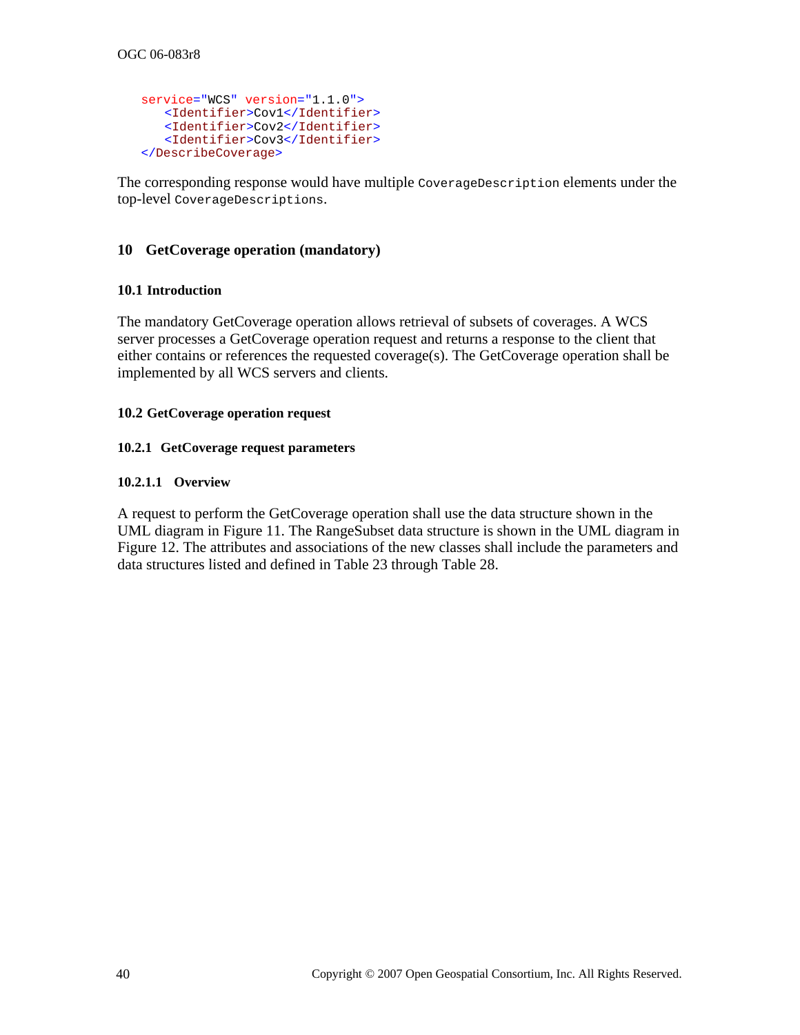```
service="WCS" version="1.1.0">
    <Identifier>Cov1</Identifier>
    <Identifier>Cov2</Identifier>
    <Identifier>Cov3</Identifier>
</DescribeCoverage>
```

The corresponding response would have multiple `CoverageDescription` elements under the top-level `CoverageDescriptions`.

# 10 GetCoverage operation (mandatory)

## 10.1 Introduction

The mandatory GetCoverage operation allows retrieval of subsets of coverages. A WCS server processes a GetCoverage operation request and returns a response to the client that either contains or references the requested coverage(s). The GetCoverage operation shall be implemented by all WCS servers and clients.

## 10.2 GetCoverage operation request

### 10.2.1 GetCoverage request parameters

#### 10.2.1.1 Overview

A request to perform the GetCoverage operation shall use the data structure shown in the UML diagram in Figure 11. The RangeSubset data structure is shown in the UML diagram in Figure 12. The attributes and associations of the new classes shall include the parameters and data structures listed and defined in Table 23 through Table 28.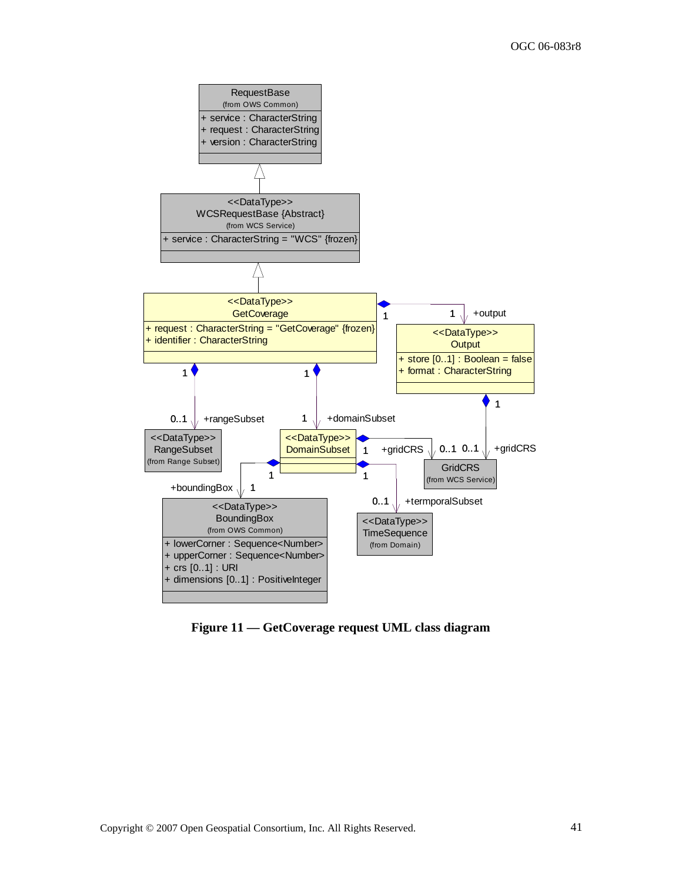**Figure 11 — GetCoverage request UML class diagram**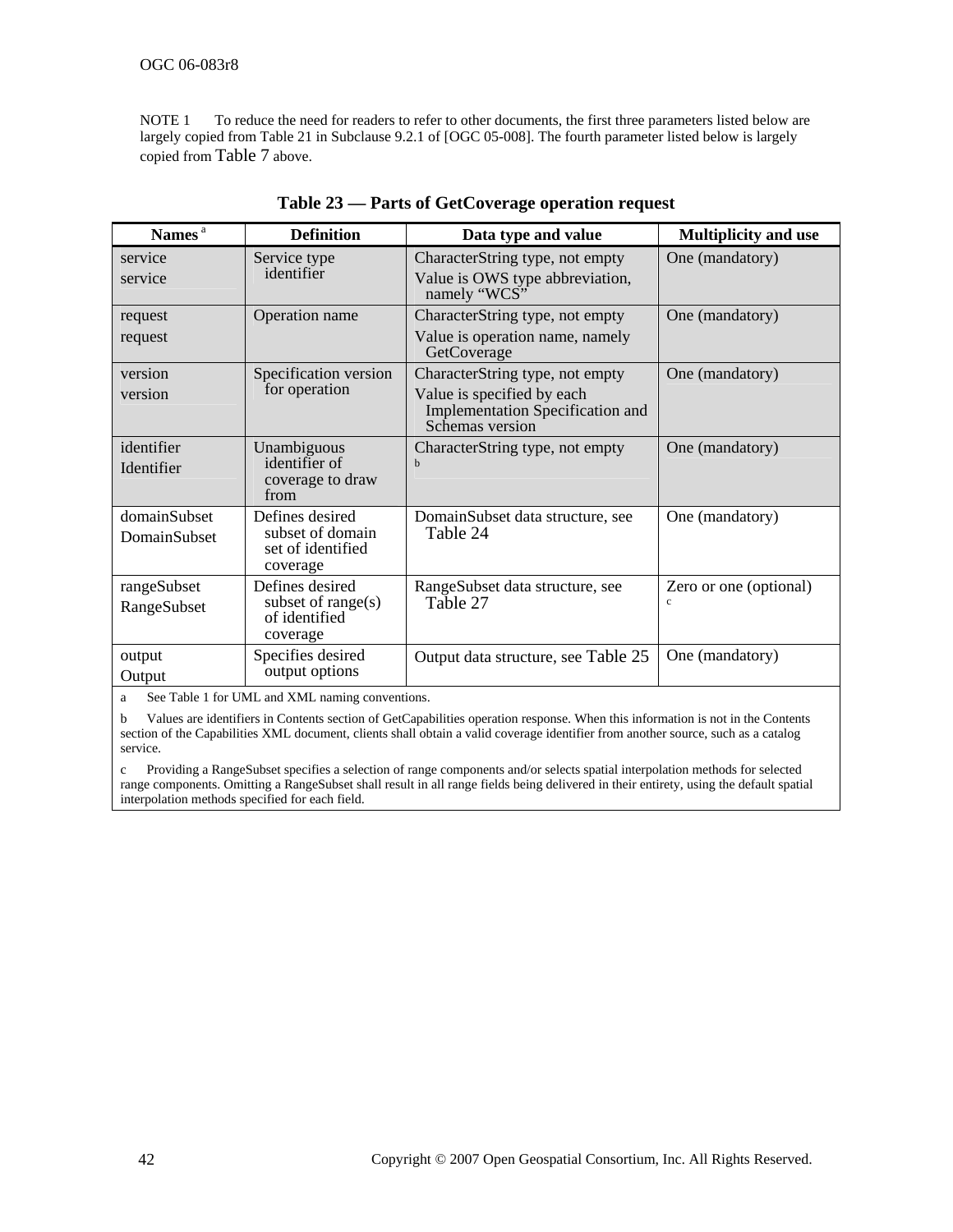NOTE 1 To reduce the need for readers to refer to other documents, the first three parameters listed below are largely copied from Table 21 in Subclause 9.2.1 of [OGC 05-008]. The fourth parameter listed below is largely copied from Table 7 above.

**Table 23 — Parts of GetCoverage operation request**

| Names [a] | Definition | Data type and value | Multiplicity and use |
|---|---|---|---|
| service<br>service | Service type identifier | CharacterString type, not empty<br>Value is OWS type abbreviation, namely “WCS” | One (mandatory) |
| request<br>request | Operation name | CharacterString type, not empty<br>Value is operation name, namely GetCoverage | One (mandatory) |
| version<br>version | Specification version for operation | CharacterString type, not empty<br>Value is specified by each Implementation Specification and Schemas version | One (mandatory) |
| identifier<br>Identifier | Unambiguous identifier of coverage to draw from | CharacterString type, not empty [b] | One (mandatory) |
| domainSubset<br>DomainSubset | Defines desired subset of domain set of identified coverage | DomainSubset data structure, see Table 24 | One (mandatory) |
| rangeSubset<br>RangeSubset | Defines desired subset of range(s) of identified coverage | RangeSubset data structure, see Table 27 | Zero or one (optional) [c] |
| output<br>Output | Specifies desired output options | Output data structure, see Table 25 | One (mandatory) |

a See Table 1 for UML and XML naming conventions.

b Values are identifiers in Contents section of GetCapabilities operation response. When this information is not in the Contents section of the Capabilities XML document, clients shall obtain a valid coverage identifier from another source, such as a catalog service.

c Providing a RangeSubset specifies a selection of range components and/or selects spatial interpolation methods for selected range components. Omitting a RangeSubset shall result in all range fields being delivered in their entirety, using the default spatial interpolation methods specified for each field.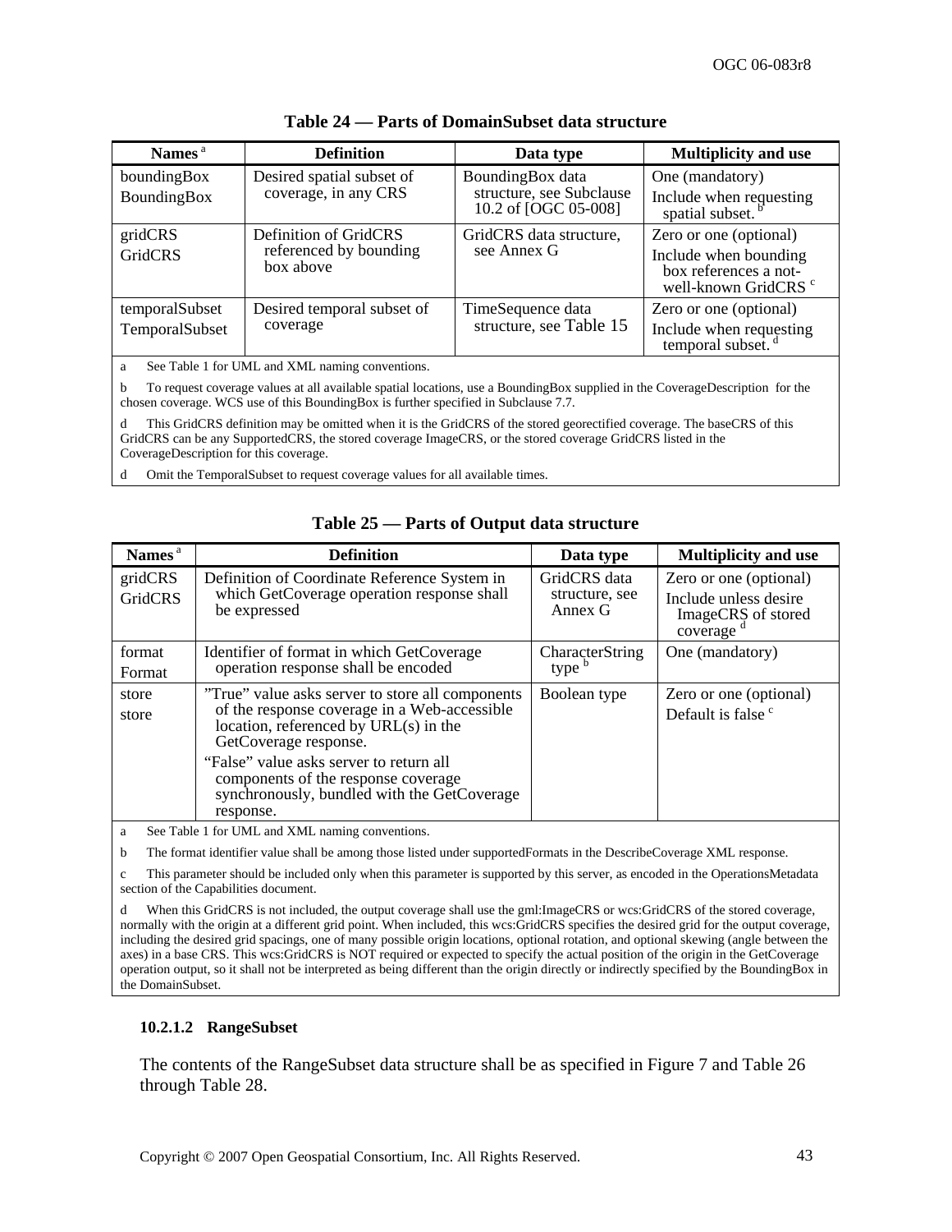**Table 24 — Parts of DomainSubset data structure**

| Names [a] | Definition | Data type | Multiplicity and use |
|---|---|---|---|
| boundingBox<br>BoundingBox | Desired spatial subset of coverage, in any CRS | BoundingBox data structure, see Subclause 10.2 of [OGC 05-008] | One (mandatory)<br>Include when requesting spatial subset. [b] |
| gridCRS<br>GridCRS | Definition of GridCRS referenced by bounding box above | GridCRS data structure, see Annex G | Zero or one (optional)<br>Include when bounding box references a not-well-known GridCRS [c] |
| temporalSubset<br>TemporalSubset | Desired temporal subset of coverage | TimeSequence data structure, see Table 15 | Zero or one (optional)<br>Include when requesting temporal subset. [d] |

a See Table 1 for UML and XML naming conventions.

b To request coverage values at all available spatial locations, use a BoundingBox supplied in the CoverageDescription for the chosen coverage. WCS use of this BoundingBox is further specified in Subclause 7.7.

d This GridCRS definition may be omitted when it is the GridCRS of the stored georectified coverage. The baseCRS of this GridCRS can be any SupportedCRS, the stored coverage ImageCRS, or the stored coverage GridCRS listed in the CoverageDescription for this coverage.

d Omit the TemporalSubset to request coverage values for all available times.

**Table 25 — Parts of Output data structure**

| Names [a] | Definition | Data type | Multiplicity and use |
|---|---|---|---|
| gridCRS<br>GridCRS | Definition of Coordinate Reference System in which GetCoverage operation response shall be expressed | GridCRS data structure, see Annex G | Zero or one (optional)<br>Include unless desire ImageCRS of stored coverage [d] |
| format<br>Format | Identifier of format in which GetCoverage operation response shall be encoded | CharacterString type [b] | One (mandatory) |
| store<br>store | "True" value asks server to store all components of the response coverage in a Web-accessible location, referenced by URL(s) in the GetCoverage response.<br>"False" value asks server to return all components of the response coverage synchronously, bundled with the GetCoverage response. | Boolean type | Zero or one (optional)<br>Default is false [c] |

a See Table 1 for UML and XML naming conventions.

b The format identifier value shall be among those listed under supportedFormats in the DescribeCoverage XML response.

c This parameter should be included only when this parameter is supported by this server, as encoded in the OperationsMetadata section of the Capabilities document.

d When this GridCRS is not included, the output coverage shall use the gml:ImageCRS or wcs:GridCRS of the stored coverage, normally with the origin at a different grid point. When included, this wcs:GridCRS specifies the desired grid for the output coverage, including the desired grid spacings, one of many possible origin locations, optional rotation, and optional skewing (angle between the axes) in a base CRS. This wcs:GridCRS is NOT required or expected to specify the actual position of the origin in the GetCoverage operation output, so it shall not be interpreted as being different than the origin directly or indirectly specified by the BoundingBox in the DomainSubset.

#### 10.2.1.2 RangeSubset

The contents of the RangeSubset data structure shall be as specified in Figure 7 and Table 26 through Table 28.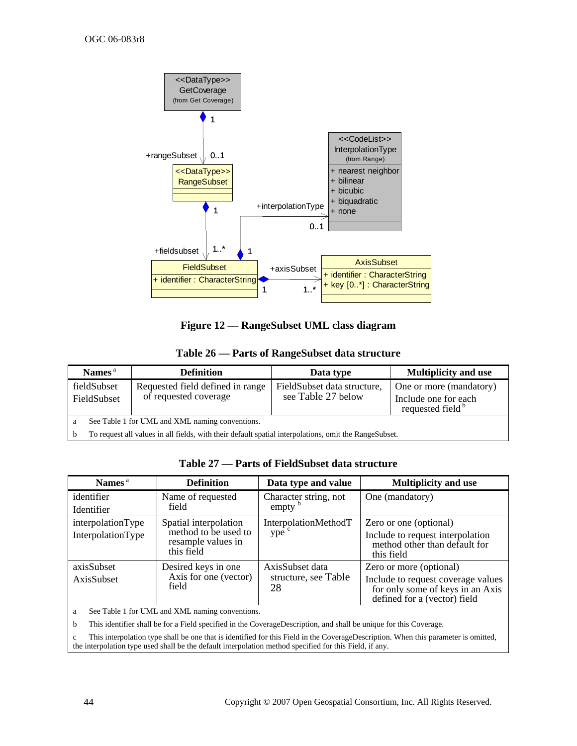**Figure 12 — RangeSubset UML class diagram**

**Table 26 — Parts of RangeSubset data structure**

| Names [a] | Definition | Data type | Multiplicity and use |
|---|---|---|---|
| fieldSubset<br>FieldSubset | Requested field defined in range of requested coverage | FieldSubset data structure, see Table 27 below | One or more (mandatory)<br>Include one for each requested field [b] |

a See Table 1 for UML and XML naming conventions.

b To request all values in all fields, with their default spatial interpolations, omit the RangeSubset.

**Table 27 — Parts of FieldSubset data structure**

| Names [a] | Definition | Data type and value | Multiplicity and use |
|---|---|---|---|
| identifier<br>Identifier | Name of requested field | Character string, not empty [b] | One (mandatory) |
| interpolationType<br>InterpolationType | Spatial interpolation method to be used to resample values in this field | InterpolationMethodType [c] | Zero or one (optional)<br>Include to request interpolation method other than default for this field |
| axisSubset<br>AxisSubset | Desired keys in one Axis for one (vector) field | AxisSubset data structure, see Table 28 | Zero or more (optional)<br>Include to request coverage values for only some of keys in an Axis defined for a (vector) field |

a See Table 1 for UML and XML naming conventions.

b This identifier shall be for a Field specified in the CoverageDescription, and shall be unique for this Coverage.

c This interpolation type shall be one that is identified for this Field in the CoverageDescription. When this parameter is omitted, the interpolation type used shall be the default interpolation method specified for this Field, if any.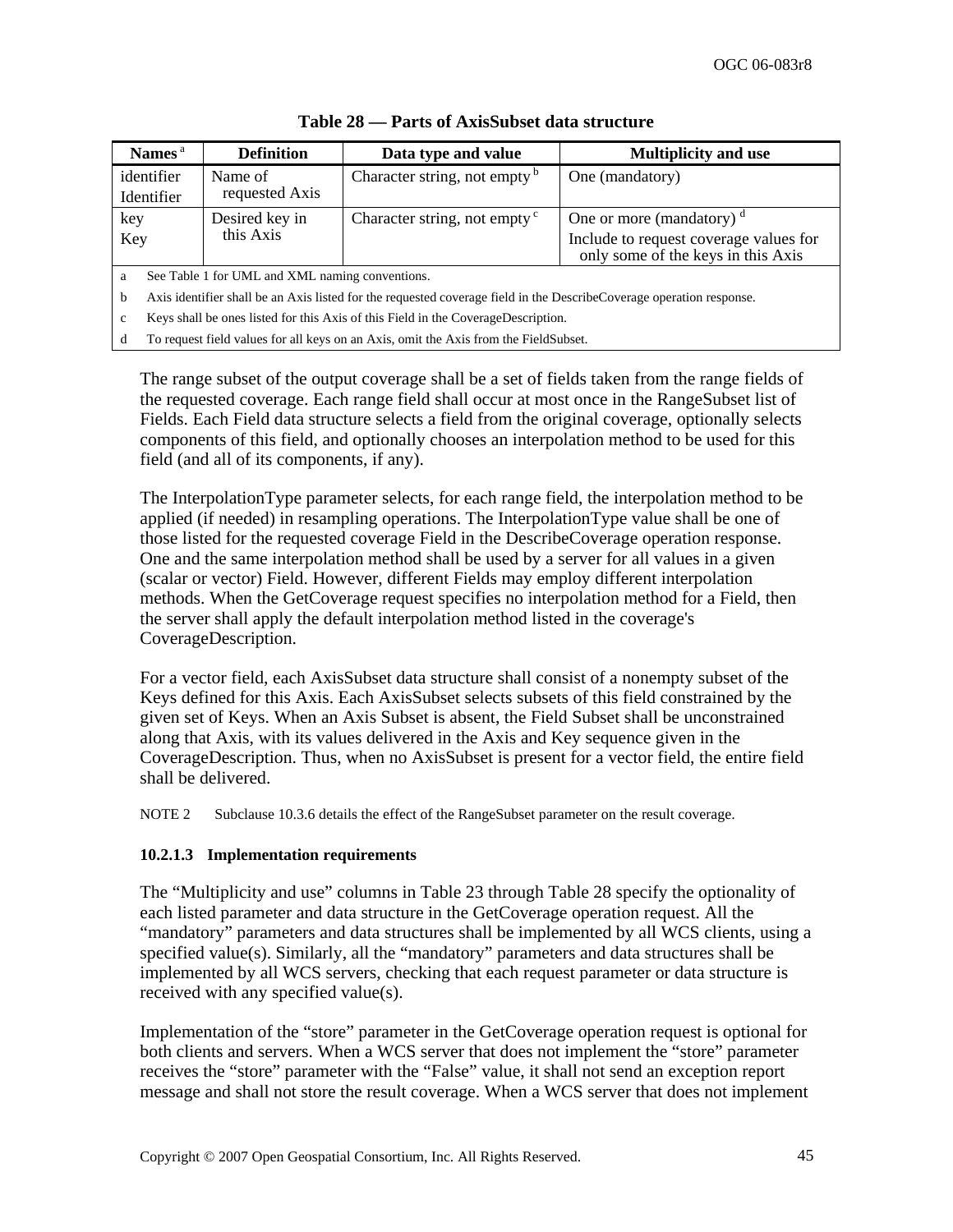**Table 28 — Parts of AxisSubset data structure**

| Names [a] | Definition | Data type and value | Multiplicity and use |
|---|---|---|---|
| identifier<br>Identifier | Name of requested Axis | Character string, not empty [b] | One (mandatory) |
| key<br>Key | Desired key in this Axis | Character string, not empty [c] | One or more (mandatory) [d]<br>Include to request coverage values for only some of the keys in this Axis |

a See Table 1 for UML and XML naming conventions.

b Axis identifier shall be an Axis listed for the requested coverage field in the DescribeCoverage operation response.

c Keys shall be ones listed for this Axis of this Field in the CoverageDescription.

d To request field values for all keys on an Axis, omit the Axis from the FieldSubset.

The range subset of the output coverage shall be a set of fields taken from the range fields of the requested coverage. Each range field shall occur at most once in the RangeSubset list of Fields. Each Field data structure selects a field from the original coverage, optionally selects components of this field, and optionally chooses an interpolation method to be used for this field (and all of its components, if any).

The InterpolationType parameter selects, for each range field, the interpolation method to be applied (if needed) in resampling operations. The InterpolationType value shall be one of those listed for the requested coverage Field in the DescribeCoverage operation response. One and the same interpolation method shall be used by a server for all values in a given (scalar or vector) Field. However, different Fields may employ different interpolation methods. When the GetCoverage request specifies no interpolation method for a Field, then the server shall apply the default interpolation method listed in the coverage's CoverageDescription.

For a vector field, each AxisSubset data structure shall consist of a nonempty subset of the Keys defined for this Axis. Each AxisSubset selects subsets of this field constrained by the given set of Keys. When an Axis Subset is absent, the Field Subset shall be unconstrained along that Axis, with its values delivered in the Axis and Key sequence given in the CoverageDescription. Thus, when no AxisSubset is present for a vector field, the entire field shall be delivered.

NOTE 2 Subclause 10.3.6 details the effect of the RangeSubset parameter on the result coverage.

#### 10.2.1.3 Implementation requirements

The “Multiplicity and use” columns in Table 23 through Table 28 specify the optionality of each listed parameter and data structure in the GetCoverage operation request. All the “mandatory” parameters and data structures shall be implemented by all WCS clients, using a specified value(s). Similarly, all the “mandatory” parameters and data structures shall be implemented by all WCS servers, checking that each request parameter or data structure is received with any specified value(s).

Implementation of the “store” parameter in the GetCoverage operation request is optional for both clients and servers. When a WCS server that does not implement the “store” parameter receives the “store” parameter with the “False” value, it shall not send an exception report message and shall not store the result coverage. When a WCS server that does not implement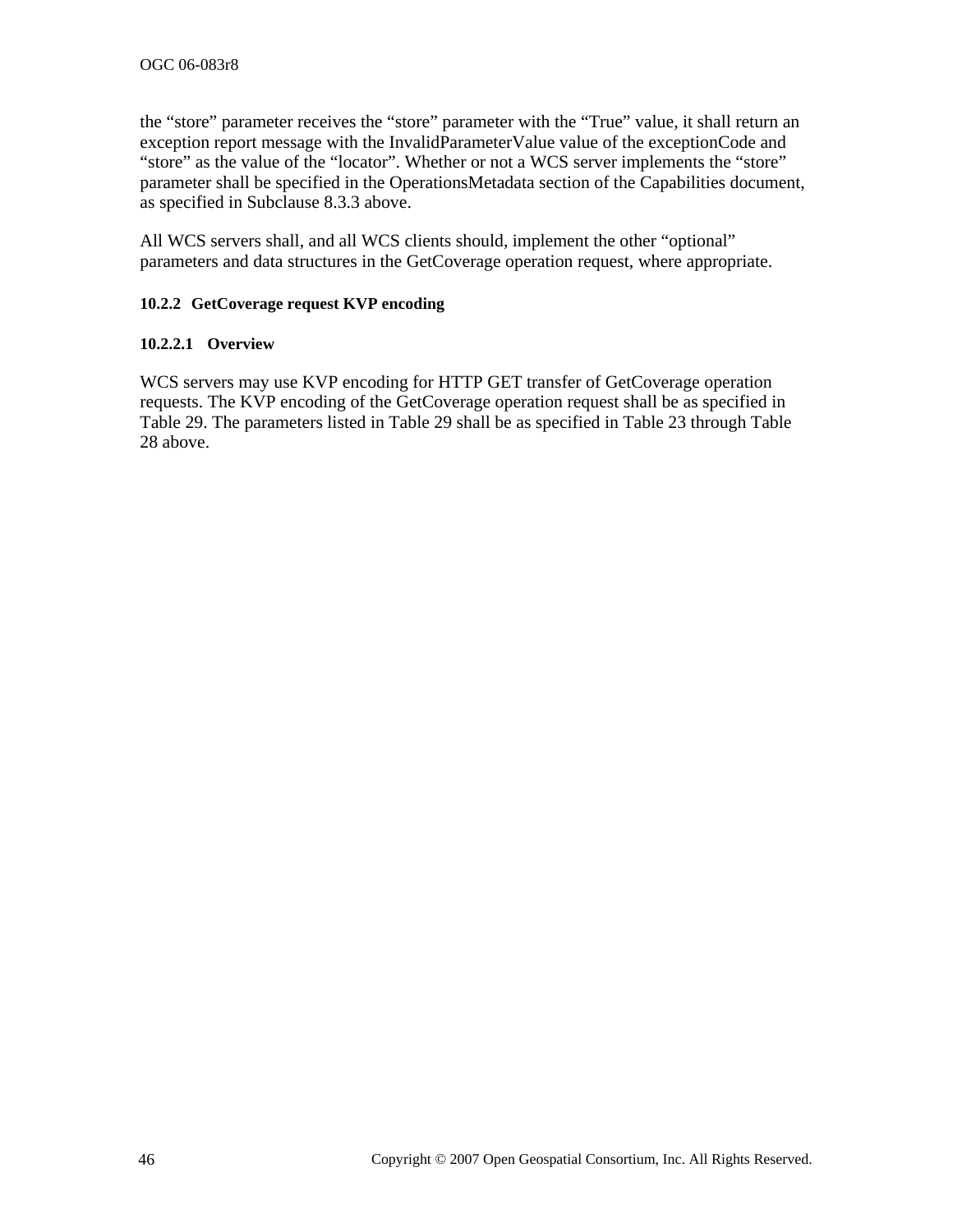the “store” parameter receives the “store” parameter with the “True” value, it shall return an exception report message with the InvalidParameterValue value of the exceptionCode and “store” as the value of the “locator”. Whether or not a WCS server implements the “store” parameter shall be specified in the OperationsMetadata section of the Capabilities document, as specified in Subclause 8.3.3 above.

All WCS servers shall, and all WCS clients should, implement the other “optional” parameters and data structures in the GetCoverage operation request, where appropriate.

### 10.2.2 GetCoverage request KVP encoding

#### 10.2.2.1 Overview

WCS servers may use KVP encoding for HTTP GET transfer of GetCoverage operation requests. The KVP encoding of the GetCoverage operation request shall be as specified in Table 29. The parameters listed in Table 29 shall be as specified in Table 23 through Table 28 above.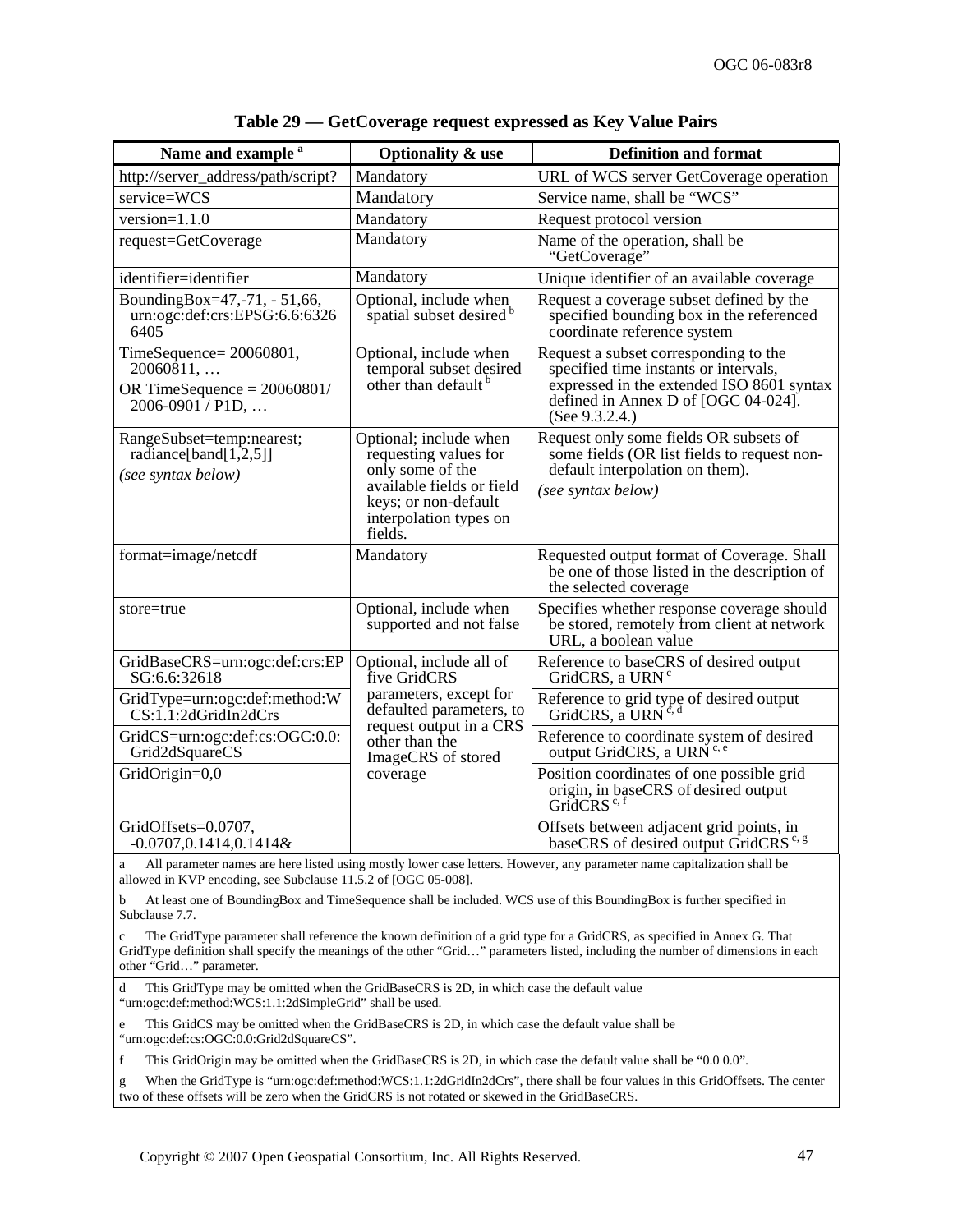**Table 29 — GetCoverage request expressed as Key Value Pairs**

| Name and example [a] | Optionality & use | Definition and format |
| --- | --- | --- |
| http://server_address/path/script? | Mandatory | URL of WCS server GetCoverage operation |
| service=WCS | Mandatory | Service name, shall be “WCS” |
| version=1.1.0 | Mandatory | Request protocol version |
| request=GetCoverage | Mandatory | Name of the operation, shall be “GetCoverage” |
| identifier=identifier | Mandatory | Unique identifier of an available coverage |
| BoundingBox=47,-71, - 51,66, urn:ogc:def:crs:EPSG:6.6:6326 6405 | Optional, include when spatial subset desired [b] | Request a coverage subset defined by the specified bounding box in the referenced coordinate reference system |
| TimeSequence= 20060801, 20060811, … OR TimeSequence = 20060801/ 2006-0901 / P1D, … | Optional, include when temporal subset desired other than default [b] | Request a subset corresponding to the specified time instants or intervals, expressed in the extended ISO 8601 syntax defined in Annex D of [OGC 04-024]. (See 9.3.2.4.) |
| RangeSubset=temp:nearest; radiance[band[1,2,5]] *(see syntax below)* | Optional; include when requesting values for only some of the available fields or field keys; or non-default interpolation types on fields. | Request only some fields OR subsets of some fields (OR list fields to request non-default interpolation on them). *(see syntax below)* |
| format=image/netcdf | Mandatory | Requested output format of Coverage. Shall be one of those listed in the description of the selected coverage |
| store=true | Optional, include when supported and not false | Specifies whether response coverage should be stored, remotely from client at network URL, a boolean value |
| GridBaseCRS=urn:ogc:def:crs:EPSG:6.6:32618 | Optional, include all of five GridCRS parameters, except for defaulted parameters, to request output in a CRS other than the ImageCRS of stored coverage | Reference to baseCRS of desired output GridCRS, a URN [c] |
| GridType=urn:ogc:def:method:WCS:1.1:2dGridIn2dCrs | | Reference to grid type of desired output GridCRS, a URN [c, d] |
| GridCS=urn:ogc:def:cs:OGC:0.0:Grid2dSquareCS | | Reference to coordinate system of desired output GridCRS, a URN [c, e] |
| GridOrigin=0,0 | | Position coordinates of one possible grid origin, in baseCRS of desired output GridCRS [c, f] |
| GridOffsets=0.0707, -0.0707,0.1414,0.1414& | | Offsets between adjacent grid points, in baseCRS of desired output GridCRS [c, g] |

a All parameter names are here listed using mostly lower case letters. However, any parameter name capitalization shall be allowed in KVP encoding, see Subclause 11.5.2 of [OGC 05-008].

b At least one of BoundingBox and TimeSequence shall be included. WCS use of this BoundingBox is further specified in Subclause 7.7.

c The GridType parameter shall reference the known definition of a grid type for a GridCRS, as specified in Annex G. That GridType definition shall specify the meanings of the other “Grid…” parameters listed, including the number of dimensions in each other “Grid…” parameter.

d This GridType may be omitted when the GridBaseCRS is 2D, in which case the default value “urn:ogc:def:method:WCS:1.1:2dSimpleGrid” shall be used.

e This GridCS may be omitted when the GridBaseCRS is 2D, in which case the default value shall be “urn:ogc:def:cs:OGC:0.0:Grid2dSquareCS”.

f This GridOrigin may be omitted when the GridBaseCRS is 2D, in which case the default value shall be “0.0 0.0”.

g When the GridType is “urn:ogc:def:method:WCS:1.1:2dGridIn2dCrs”, there shall be four values in this GridOffsets. The center two of these offsets will be zero when the GridCRS is not rotated or skewed in the GridBaseCRS.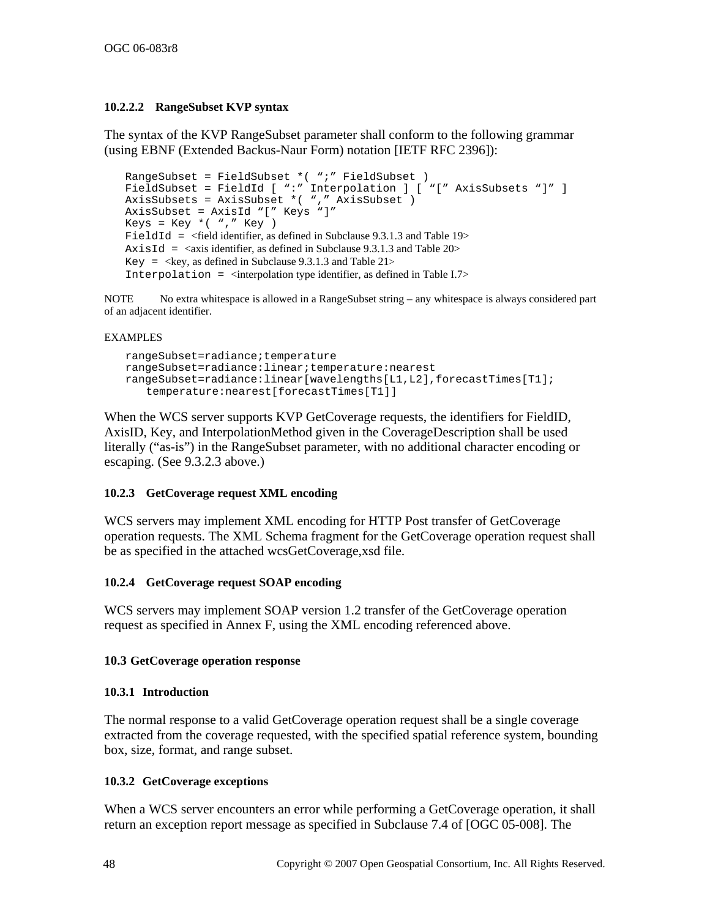#### 10.2.2.2 RangeSubset KVP syntax

The syntax of the KVP RangeSubset parameter shall conform to the following grammar (using EBNF (Extended Backus-Naur Form) notation [IETF RFC 2396]):

```
RangeSubset = FieldSubset *( ";" FieldSubset )
FieldSubset = FieldId [ ":" Interpolation ] [ "[" AxisSubsets "]" ]
AxisSubsets = AxisSubset *( "," AxisSubset )
AxisSubset = AxisId "[" Keys "]"
Keys = Key *( "," Key )
FieldId = <field identifier, as defined in Subclause 9.3.1.3 and Table 19>
AxisId = <axis identifier, as defined in Subclause 9.3.1.3 and Table 20>
Key = <key, as defined in Subclause 9.3.1.3 and Table 21>
Interpolation = <interpolation type identifier, as defined in Table I.7>
```

NOTE No extra whitespace is allowed in a RangeSubset string – any whitespace is always considered part of an adjacent identifier.

EXAMPLES

```
rangeSubset=radiance;temperature
rangeSubset=radiance:linear;temperature:nearest
rangeSubset=radiance:linear[wavelengths[L1,L2],forecastTimes[T1];
   temperature:nearest[forecastTimes[T1]]
```

When the WCS server supports KVP GetCoverage requests, the identifiers for FieldID, AxisID, Key, and InterpolationMethod given in the CoverageDescription shall be used literally ("as-is") in the RangeSubset parameter, with no additional character encoding or escaping. (See 9.3.2.3 above.)

### 10.2.3 GetCoverage request XML encoding

WCS servers may implement XML encoding for HTTP Post transfer of GetCoverage operation requests. The XML Schema fragment for the GetCoverage operation request shall be as specified in the attached wcsGetCoverage,xsd file.

### 10.2.4 GetCoverage request SOAP encoding

WCS servers may implement SOAP version 1.2 transfer of the GetCoverage operation request as specified in Annex F, using the XML encoding referenced above.

## 10.3 GetCoverage operation response

### 10.3.1 Introduction

The normal response to a valid GetCoverage operation request shall be a single coverage extracted from the coverage requested, with the specified spatial reference system, bounding box, size, format, and range subset.

### 10.3.2 GetCoverage exceptions

When a WCS server encounters an error while performing a GetCoverage operation, it shall return an exception report message as specified in Subclause 7.4 of [OGC 05-008]. The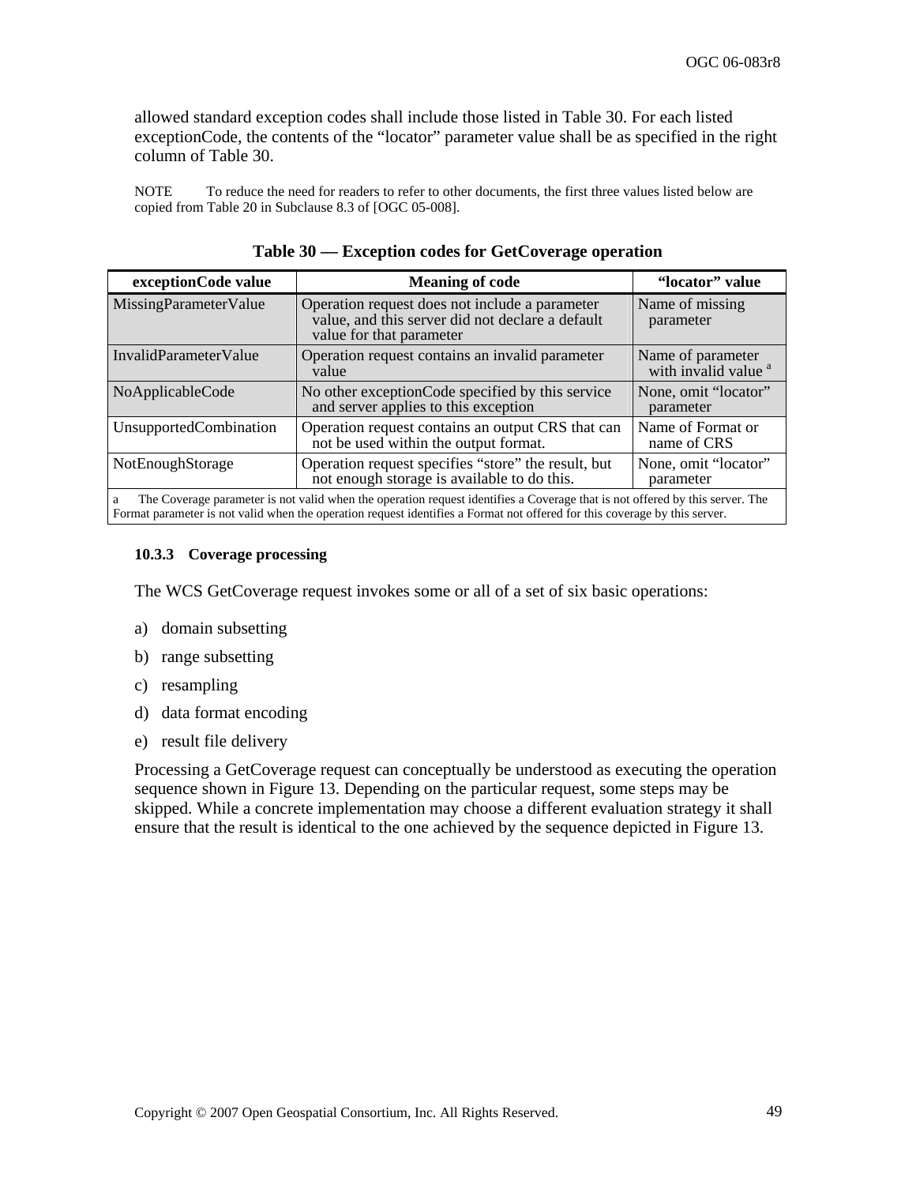allowed standard exception codes shall include those listed in Table 30. For each listed exceptionCode, the contents of the "locator" parameter value shall be as specified in the right column of Table 30.

NOTE To reduce the need for readers to refer to other documents, the first three values listed below are copied from Table 20 in Subclause 8.3 of [OGC 05-008].

**Table 30 — Exception codes for GetCoverage operation**

| exceptionCode value | Meaning of code | "locator" value |
|---|---|---|
| MissingParameterValue | Operation request does not include a parameter value, and this server did not declare a default value for that parameter | Name of missing parameter |
| InvalidParameterValue | Operation request contains an invalid parameter value | Name of parameter with invalid value [a] |
| NoApplicableCode | No other exceptionCode specified by this service and server applies to this exception | None, omit "locator" parameter |
| UnsupportedCombination | Operation request contains an output CRS that can not be used within the output format. | Name of Format or name of CRS |
| NotEnoughStorage | Operation request specifies "store" the result, but not enough storage is available to do this. | None, omit "locator" parameter |

a The Coverage parameter is not valid when the operation request identifies a Coverage that is not offered by this server. The Format parameter is not valid when the operation request identifies a Format not offered for this coverage by this server.

#### 10.3.3 Coverage processing

The WCS GetCoverage request invokes some or all of a set of six basic operations:

a) domain subsetting

b) range subsetting

c) resampling

d) data format encoding

e) result file delivery

Processing a GetCoverage request can conceptually be understood as executing the operation sequence shown in Figure 13. Depending on the particular request, some steps may be skipped. While a concrete implementation may choose a different evaluation strategy it shall ensure that the result is identical to the one achieved by the sequence depicted in Figure 13.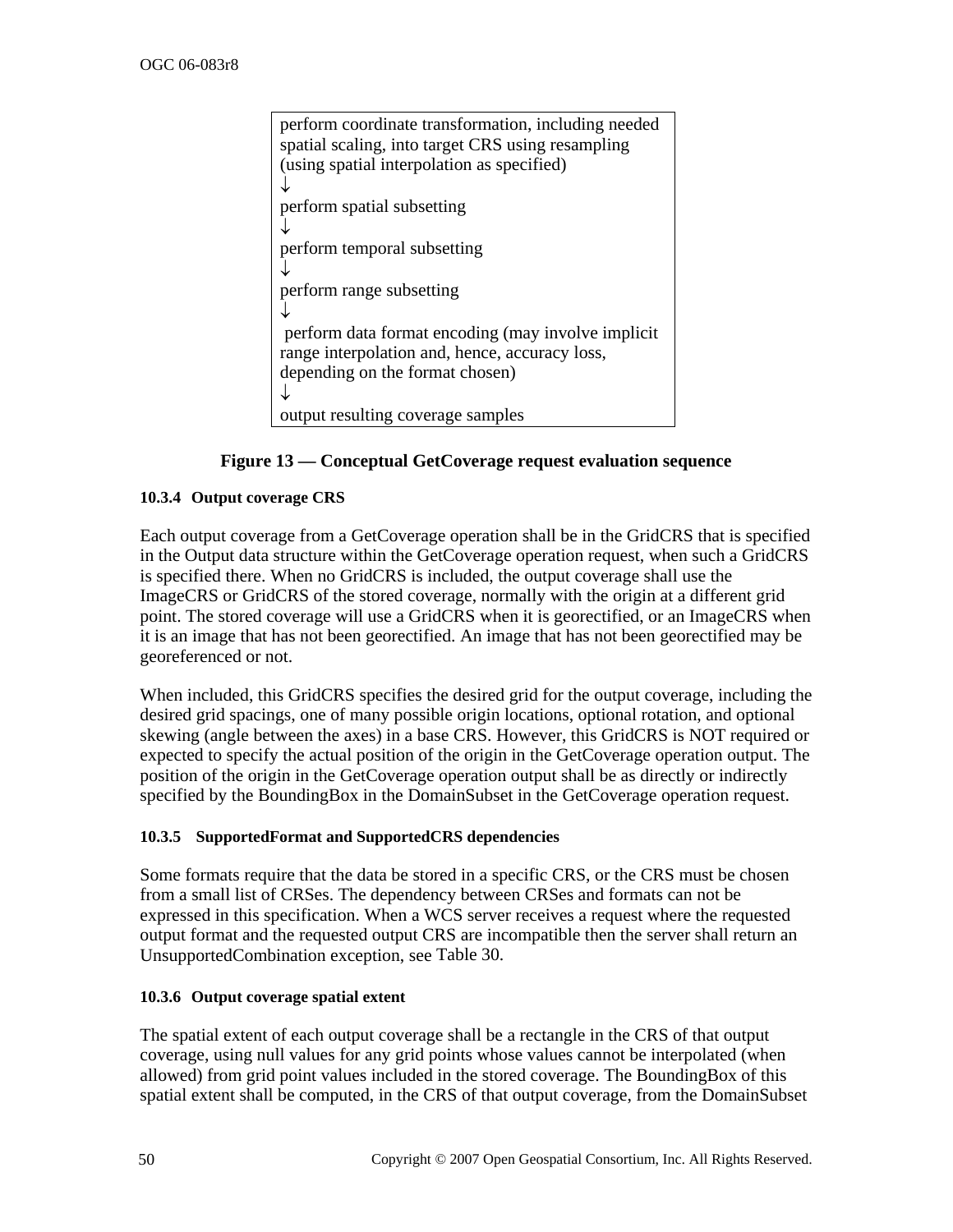perform coordinate transformation, including needed spatial scaling, into target CRS using resampling (using spatial interpolation as specified)
↓
perform spatial subsetting
↓
perform temporal subsetting
↓
perform range subsetting
↓
perform data format encoding (may involve implicit range interpolation and, hence, accuracy loss, depending on the format chosen)
↓
output resulting coverage samples

**Figure 13 — Conceptual GetCoverage request evaluation sequence**

#### 10.3.4 Output coverage CRS

Each output coverage from a GetCoverage operation shall be in the GridCRS that is specified in the Output data structure within the GetCoverage operation request, when such a GridCRS is specified there. When no GridCRS is included, the output coverage shall use the ImageCRS or GridCRS of the stored coverage, normally with the origin at a different grid point. The stored coverage will use a GridCRS when it is georectified, or an ImageCRS when it is an image that has not been georectified. An image that has not been georectified may be georeferenced or not.

When included, this GridCRS specifies the desired grid for the output coverage, including the desired grid spacings, one of many possible origin locations, optional rotation, and optional skewing (angle between the axes) in a base CRS. However, this GridCRS is NOT required or expected to specify the actual position of the origin in the GetCoverage operation output. The position of the origin in the GetCoverage operation output shall be as directly or indirectly specified by the BoundingBox in the DomainSubset in the GetCoverage operation request.

#### 10.3.5 SupportedFormat and SupportedCRS dependencies

Some formats require that the data be stored in a specific CRS, or the CRS must be chosen from a small list of CRSes. The dependency between CRSes and formats can not be expressed in this specification. When a WCS server receives a request where the requested output format and the requested output CRS are incompatible then the server shall return an UnsupportedCombination exception, see Table 30.

#### 10.3.6 Output coverage spatial extent

The spatial extent of each output coverage shall be a rectangle in the CRS of that output coverage, using null values for any grid points whose values cannot be interpolated (when allowed) from grid point values included in the stored coverage. The BoundingBox of this spatial extent shall be computed, in the CRS of that output coverage, from the DomainSubset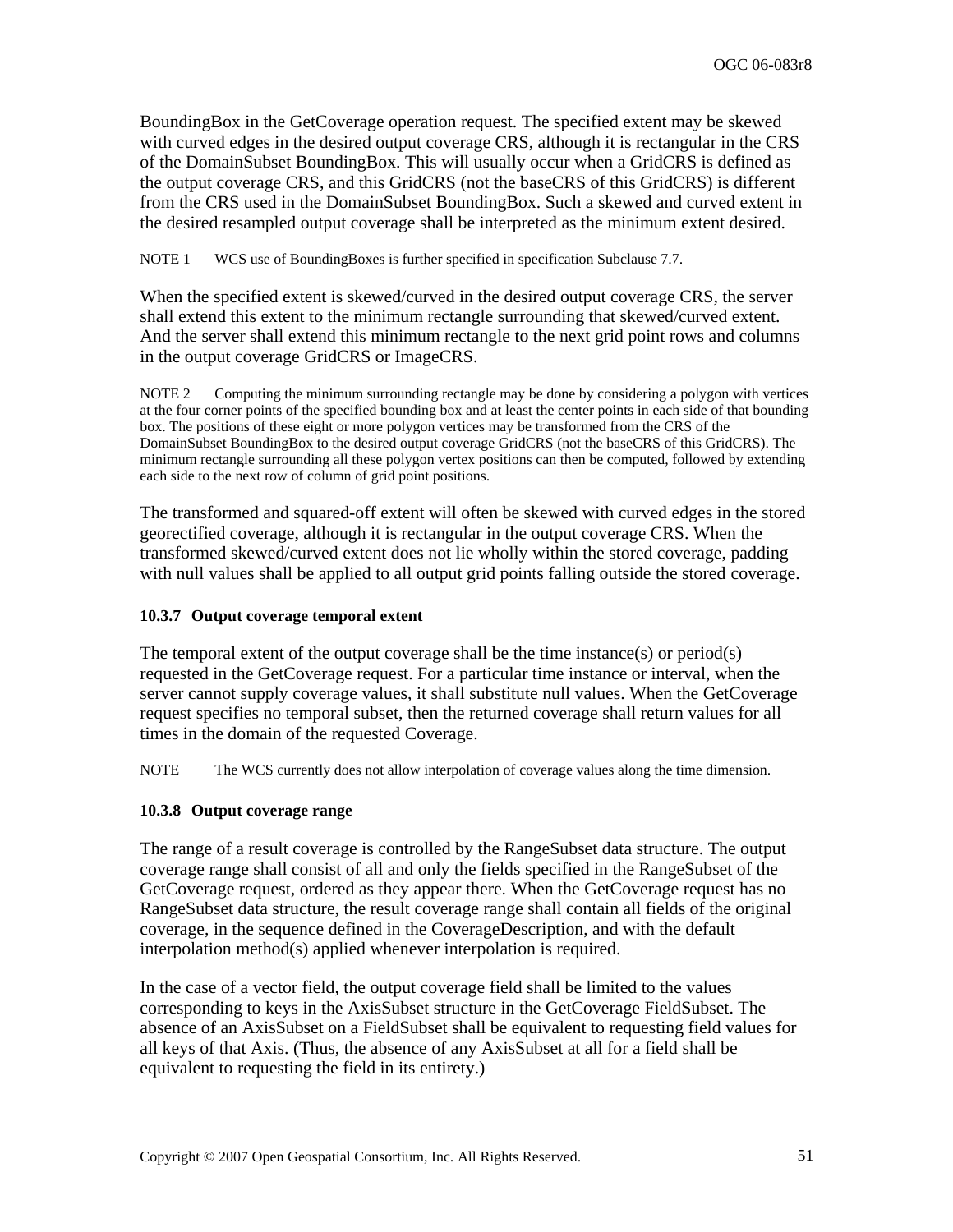BoundingBox in the GetCoverage operation request. The specified extent may be skewed with curved edges in the desired output coverage CRS, although it is rectangular in the CRS of the DomainSubset BoundingBox. This will usually occur when a GridCRS is defined as the output coverage CRS, and this GridCRS (not the baseCRS of this GridCRS) is different from the CRS used in the DomainSubset BoundingBox. Such a skewed and curved extent in the desired resampled output coverage shall be interpreted as the minimum extent desired.

NOTE 1 WCS use of BoundingBoxes is further specified in specification Subclause 7.7.

When the specified extent is skewed/curved in the desired output coverage CRS, the server shall extend this extent to the minimum rectangle surrounding that skewed/curved extent. And the server shall extend this minimum rectangle to the next grid point rows and columns in the output coverage GridCRS or ImageCRS.

NOTE 2 Computing the minimum surrounding rectangle may be done by considering a polygon with vertices at the four corner points of the specified bounding box and at least the center points in each side of that bounding box. The positions of these eight or more polygon vertices may be transformed from the CRS of the DomainSubset BoundingBox to the desired output coverage GridCRS (not the baseCRS of this GridCRS). The minimum rectangle surrounding all these polygon vertex positions can then be computed, followed by extending each side to the next row of column of grid point positions.

The transformed and squared-off extent will often be skewed with curved edges in the stored georectified coverage, although it is rectangular in the output coverage CRS. When the transformed skewed/curved extent does not lie wholly within the stored coverage, padding with null values shall be applied to all output grid points falling outside the stored coverage.

#### 10.3.7 Output coverage temporal extent

The temporal extent of the output coverage shall be the time instance(s) or period(s) requested in the GetCoverage request. For a particular time instance or interval, when the server cannot supply coverage values, it shall substitute null values. When the GetCoverage request specifies no temporal subset, then the returned coverage shall return values for all times in the domain of the requested Coverage.

NOTE The WCS currently does not allow interpolation of coverage values along the time dimension.

#### 10.3.8 Output coverage range

The range of a result coverage is controlled by the RangeSubset data structure. The output coverage range shall consist of all and only the fields specified in the RangeSubset of the GetCoverage request, ordered as they appear there. When the GetCoverage request has no RangeSubset data structure, the result coverage range shall contain all fields of the original coverage, in the sequence defined in the CoverageDescription, and with the default interpolation method(s) applied whenever interpolation is required.

In the case of a vector field, the output coverage field shall be limited to the values corresponding to keys in the AxisSubset structure in the GetCoverage FieldSubset. The absence of an AxisSubset on a FieldSubset shall be equivalent to requesting field values for all keys of that Axis. (Thus, the absence of any AxisSubset at all for a field shall be equivalent to requesting the field in its entirety.)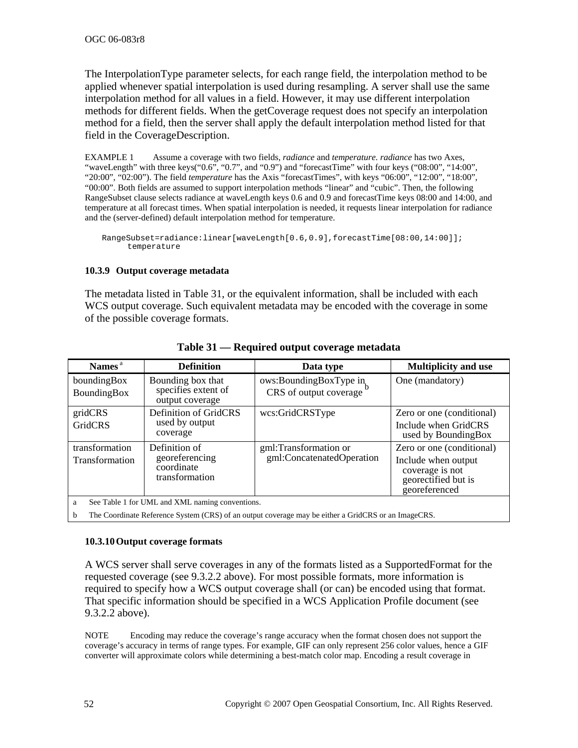The InterpolationType parameter selects, for each range field, the interpolation method to be applied whenever spatial interpolation is used during resampling. A server shall use the same interpolation method for all values in a field. However, it may use different interpolation methods for different fields. When the getCoverage request does not specify an interpolation method for a field, then the server shall apply the default interpolation method listed for that field in the CoverageDescription.

EXAMPLE 1 Assume a coverage with two fields, *radiance* and *temperature*. *radiance* has two Axes, “waveLength” with three keys(“0.6”, “0.7”, and “0.9”) and “forecastTime” with four keys (“08:00”, “14:00”, “20:00”, “02:00”). The field *temperature* has the Axis “forecastTimes”, with keys “06:00”, “12:00”, “18:00”, “00:00”. Both fields are assumed to support interpolation methods “linear” and “cubic”. Then, the following RangeSubset clause selects radiance at waveLength keys 0.6 and 0.9 and forecastTime keys 08:00 and 14:00, and temperature at all forecast times. When spatial interpolation is needed, it requests linear interpolation for radiance and the (server-defined) default interpolation method for temperature.

```
RangeSubset=radiance:linear[waveLength[0.6,0.9],forecastTime[08:00,14:00]];
    temperature
```

### 10.3.9 Output coverage metadata

The metadata listed in Table 31, or the equivalent information, shall be included with each WCS output coverage. Such equivalent metadata may be encoded with the coverage in some of the possible coverage formats.

**Table 31 — Required output coverage metadata**

| Names [a] | Definition | Data type | Multiplicity and use |
|---|---|---|---|
| boundingBox<br>BoundingBox | Bounding box that specifies extent of output coverage | ows:BoundingBoxType in CRS of output coverage [b] | One (mandatory) |
| gridCRS<br>GridCRS | Definition of GridCRS used by output coverage | wcs:GridCRSType | Zero or one (conditional)<br>Include when GridCRS used by BoundingBox |
| transformation<br>Transformation | Definition of georeferencing coordinate transformation | gml:Transformation or gml:ConcatenatedOperation | Zero or one (conditional)<br>Include when output coverage is not georectified but is georeferenced |

a See Table 1 for UML and XML naming conventions.

b The Coordinate Reference System (CRS) of an output coverage may be either a GridCRS or an ImageCRS.

### 10.3.10 Output coverage formats

A WCS server shall serve coverages in any of the formats listed as a SupportedFormat for the requested coverage (see 9.3.2.2 above). For most possible formats, more information is required to specify how a WCS output coverage shall (or can) be encoded using that format. That specific information should be specified in a WCS Application Profile document (see 9.3.2.2 above).

NOTE Encoding may reduce the coverage’s range accuracy when the format chosen does not support the coverage’s accuracy in terms of range types. For example, GIF can only represent 256 color values, hence a GIF converter will approximate colors while determining a best-match color map. Encoding a result coverage in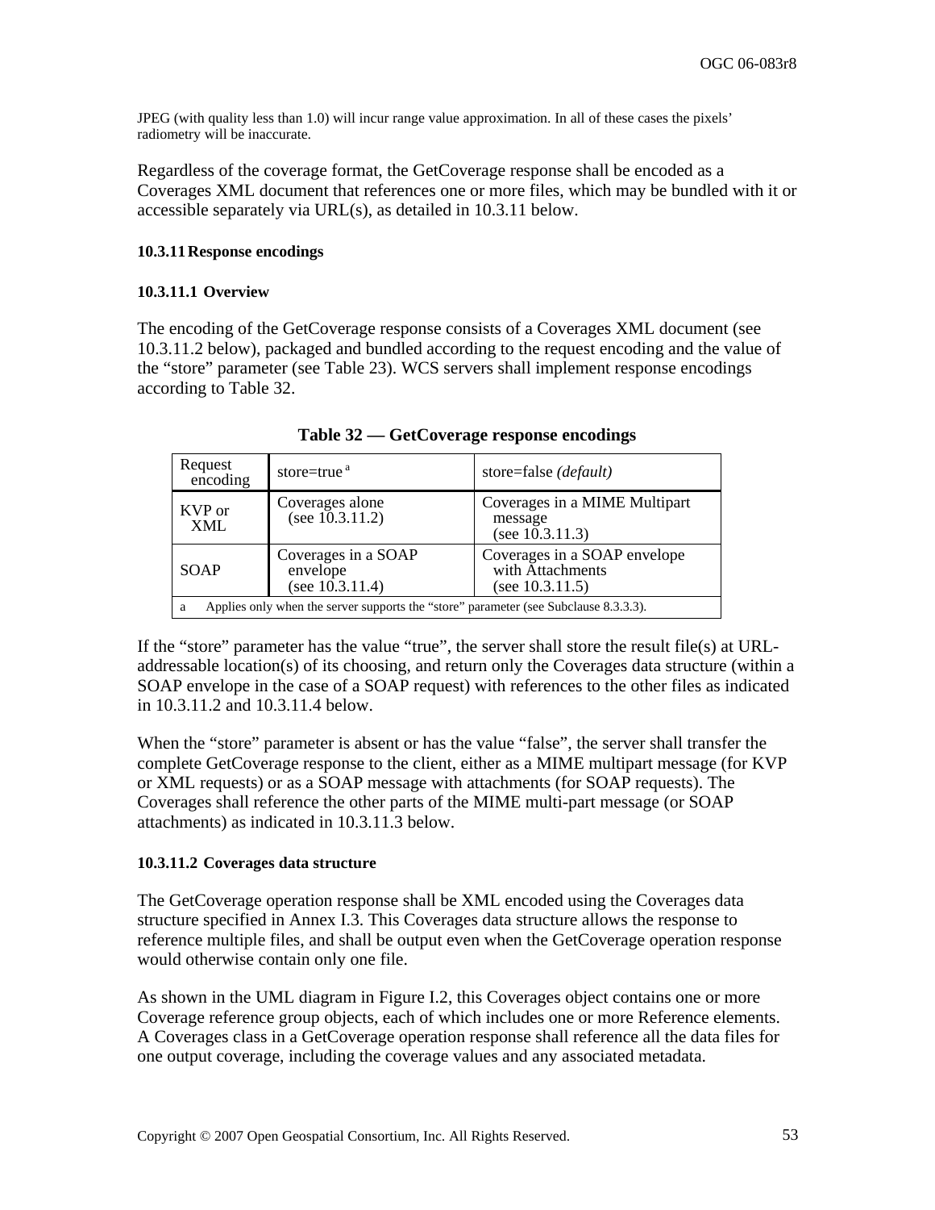JPEG (with quality less than 1.0) will incur range value approximation. In all of these cases the pixels' radiometry will be inaccurate.

Regardless of the coverage format, the GetCoverage response shall be encoded as a Coverages XML document that references one or more files, which may be bundled with it or accessible separately via URL(s), as detailed in 10.3.11 below.

### 10.3.11 Response encodings

#### 10.3.11.1 Overview

The encoding of the GetCoverage response consists of a Coverages XML document (see 10.3.11.2 below), packaged and bundled according to the request encoding and the value of the "store" parameter (see Table 23). WCS servers shall implement response encodings according to Table 32.

**Table 32 — GetCoverage response encodings**

| Request encoding | store=true [a] | store=false *(default)* |
|---|---|---|
| KVP or XML | Coverages alone (see 10.3.11.2) | Coverages in a MIME Multipart message (see 10.3.11.3) |
| SOAP | Coverages in a SOAP envelope (see 10.3.11.4) | Coverages in a SOAP envelope with Attachments (see 10.3.11.5) |

a Applies only when the server supports the "store" parameter (see Subclause 8.3.3.3).

If the "store" parameter has the value "true", the server shall store the result file(s) at URL-addressable location(s) of its choosing, and return only the Coverages data structure (within a SOAP envelope in the case of a SOAP request) with references to the other files as indicated in 10.3.11.2 and 10.3.11.4 below.

When the "store" parameter is absent or has the value "false", the server shall transfer the complete GetCoverage response to the client, either as a MIME multipart message (for KVP or XML requests) or as a SOAP message with attachments (for SOAP requests). The Coverages shall reference the other parts of the MIME multi-part message (or SOAP attachments) as indicated in 10.3.11.3 below.

#### 10.3.11.2 Coverages data structure

The GetCoverage operation response shall be XML encoded using the Coverages data structure specified in Annex I.3. This Coverages data structure allows the response to reference multiple files, and shall be output even when the GetCoverage operation response would otherwise contain only one file.

As shown in the UML diagram in Figure I.2, this Coverages object contains one or more Coverage reference group objects, each of which includes one or more Reference elements. A Coverages class in a GetCoverage operation response shall reference all the data files for one output coverage, including the coverage values and any associated metadata.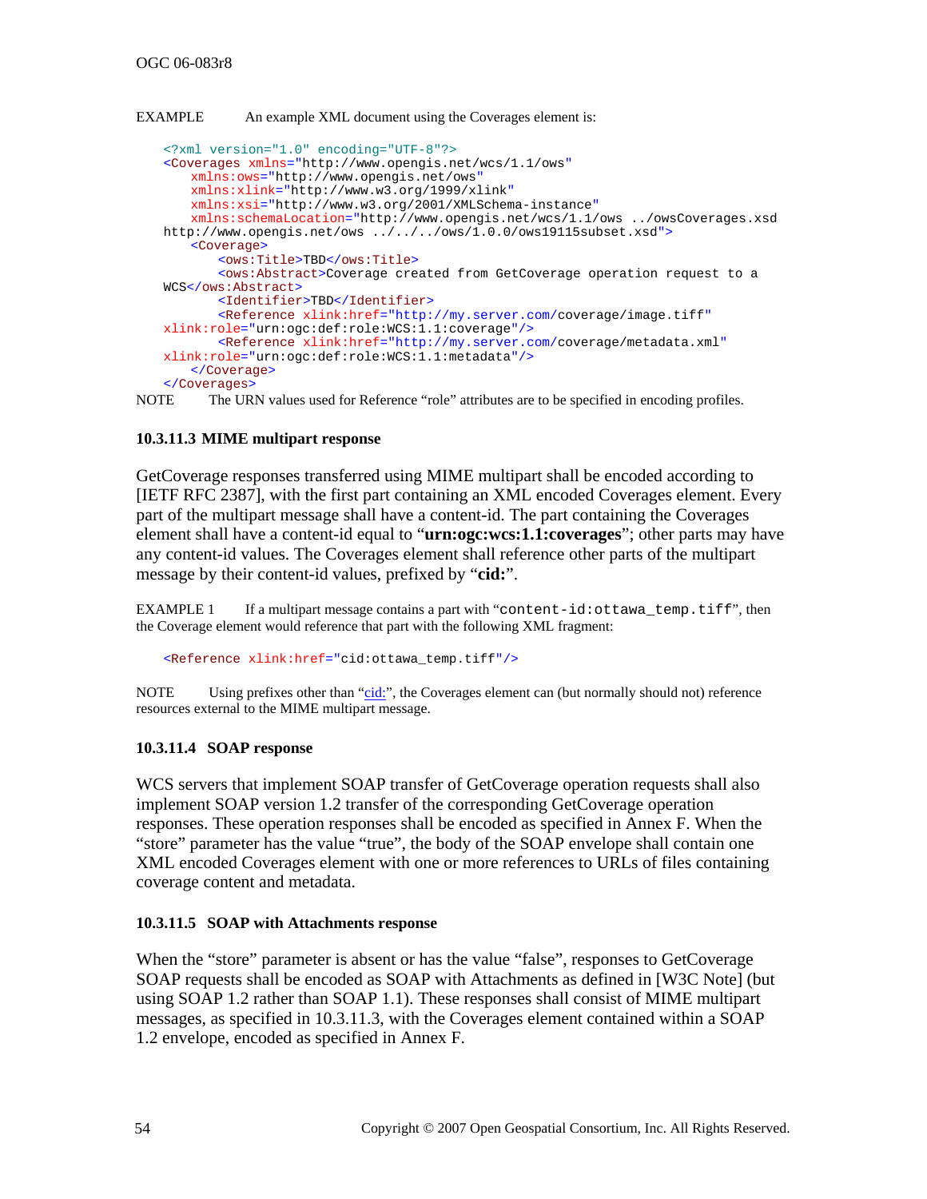EXAMPLE An example XML document using the Coverages element is:

```
<?xml version="1.0" encoding="UTF-8"?>
<Coverages xmlns="http://www.opengis.net/wcs/1.1/ows"
    xmlns:ows="http://www.opengis.net/ows"
    xmlns:xlink="http://www.w3.org/1999/xlink"
    xmlns:xsi="http://www.w3.org/2001/XMLSchema-instance"
    xmlns:schemaLocation="http://www.opengis.net/wcs/1.1/ows ../owsCoverages.xsd
http://www.opengis.net/ows ../../../ows/1.0.0/ows19115subset.xsd">
    <Coverage>
        <ows:Title>TBD</ows:Title>
        <ows:Abstract>Coverage created from GetCoverage operation request to a
WCS</ows:Abstract>
        <Identifier>TBD</Identifier>
        <Reference xlink:href="http://my.server.com/coverage/image.tiff"
xlink:role="urn:ogc:def:role:WCS:1.1:coverage"/>
        <Reference xlink:href="http://my.server.com/coverage/metadata.xml"
xlink:role="urn:ogc:def:role:WCS:1.1:metadata"/>
    </Coverage>
</Coverages>
```

NOTE The URN values used for Reference "role" attributes are to be specified in encoding profiles.

#### 10.3.11.3 MIME multipart response

GetCoverage responses transferred using MIME multipart shall be encoded according to [IETF RFC 2387], with the first part containing an XML encoded Coverages element. Every part of the multipart message shall have a content-id. The part containing the Coverages element shall have a content-id equal to "**urn:ogc:wcs:1.1:coverages**"; other parts may have any content-id values. The Coverages element shall reference other parts of the multipart message by their content-id values, prefixed by "**cid:**".

EXAMPLE 1 If a multipart message contains a part with "`content-id:ottawa_temp.tiff`", then the Coverage element would reference that part with the following XML fragment:

```
<Reference xlink:href="cid:ottawa_temp.tiff"/>
```

NOTE Using prefixes other than "cid:", the Coverages element can (but normally should not) reference resources external to the MIME multipart message.

#### 10.3.11.4 SOAP response

WCS servers that implement SOAP transfer of GetCoverage operation requests shall also implement SOAP version 1.2 transfer of the corresponding GetCoverage operation responses. These operation responses shall be encoded as specified in Annex F. When the "store" parameter has the value "true", the body of the SOAP envelope shall contain one XML encoded Coverages element with one or more references to URLs of files containing coverage content and metadata.

#### 10.3.11.5 SOAP with Attachments response

When the "store" parameter is absent or has the value "false", responses to GetCoverage SOAP requests shall be encoded as SOAP with Attachments as defined in [W3C Note] (but using SOAP 1.2 rather than SOAP 1.1). These responses shall consist of MIME multipart messages, as specified in 10.3.11.3, with the Coverages element contained within a SOAP 1.2 envelope, encoded as specified in Annex F.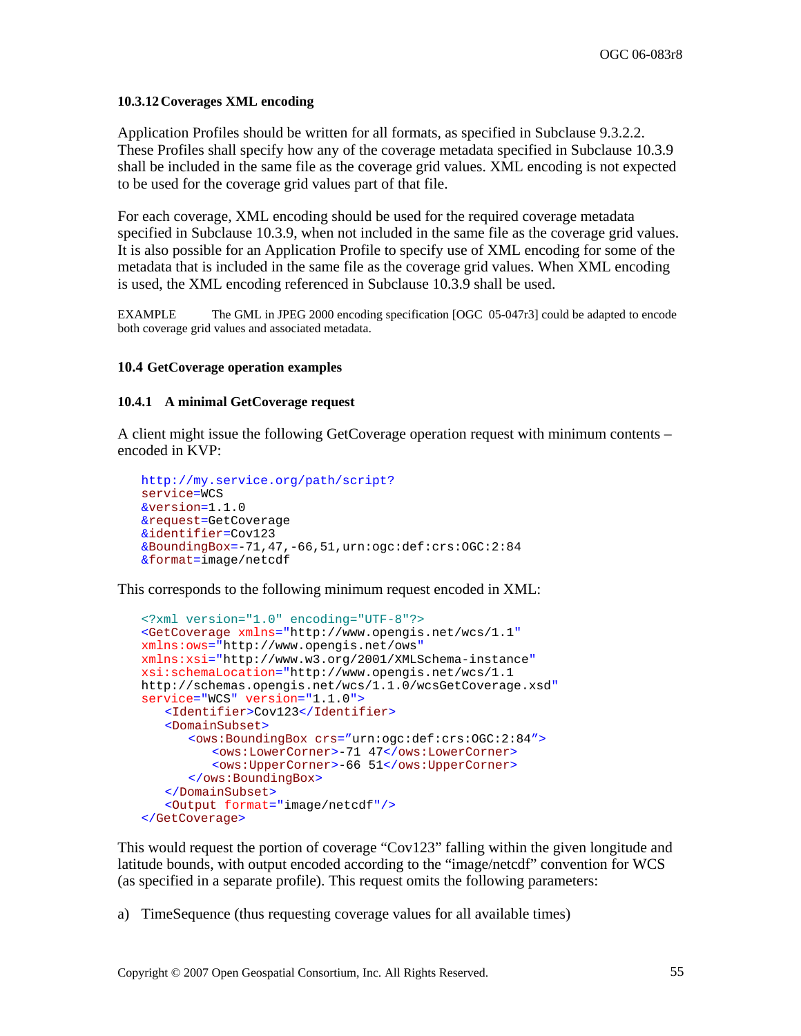#### 10.3.12 Coverages XML encoding

Application Profiles should be written for all formats, as specified in Subclause 9.3.2.2. These Profiles shall specify how any of the coverage metadata specified in Subclause 10.3.9 shall be included in the same file as the coverage grid values. XML encoding is not expected to be used for the coverage grid values part of that file.

For each coverage, XML encoding should be used for the required coverage metadata specified in Subclause 10.3.9, when not included in the same file as the coverage grid values. It is also possible for an Application Profile to specify use of XML encoding for some of the metadata that is included in the same file as the coverage grid values. When XML encoding is used, the XML encoding referenced in Subclause 10.3.9 shall be used.

EXAMPLE The GML in JPEG 2000 encoding specification [OGC 05-047r3] could be adapted to encode both coverage grid values and associated metadata.

### 10.4 GetCoverage operation examples

#### 10.4.1 A minimal GetCoverage request

A client might issue the following GetCoverage operation request with minimum contents – encoded in KVP:

```
http://my.service.org/path/script?
service=WCS
&version=1.1.0
&request=GetCoverage
&identifier=Cov123
&BoundingBox=-71,47,-66,51,urn:ogc:def:crs:OGC:2:84
&format=image/netcdf
```

This corresponds to the following minimum request encoded in XML:

```
<?xml version="1.0" encoding="UTF-8"?>
<GetCoverage xmlns="http://www.opengis.net/wcs/1.1"
xmlns:ows="http://www.opengis.net/ows"
xmlns:xsi="http://www.w3.org/2001/XMLSchema-instance"
xsi:schemaLocation="http://www.opengis.net/wcs/1.1
http://schemas.opengis.net/wcs/1.1.0/wcsGetCoverage.xsd"
service="WCS" version="1.1.0">
   <Identifier>Cov123</Identifier>
   <DomainSubset>
      <ows:BoundingBox crs="urn:ogc:def:crs:OGC:2:84">
         <ows:LowerCorner>-71 47</ows:LowerCorner>
         <ows:UpperCorner>-66 51</ows:UpperCorner>
      </ows:BoundingBox>
   </DomainSubset>
   <Output format="image/netcdf"/>
</GetCoverage>
```

This would request the portion of coverage "Cov123" falling within the given longitude and latitude bounds, with output encoded according to the "image/netcdf" convention for WCS (as specified in a separate profile). This request omits the following parameters:

a) TimeSequence (thus requesting coverage values for all available times)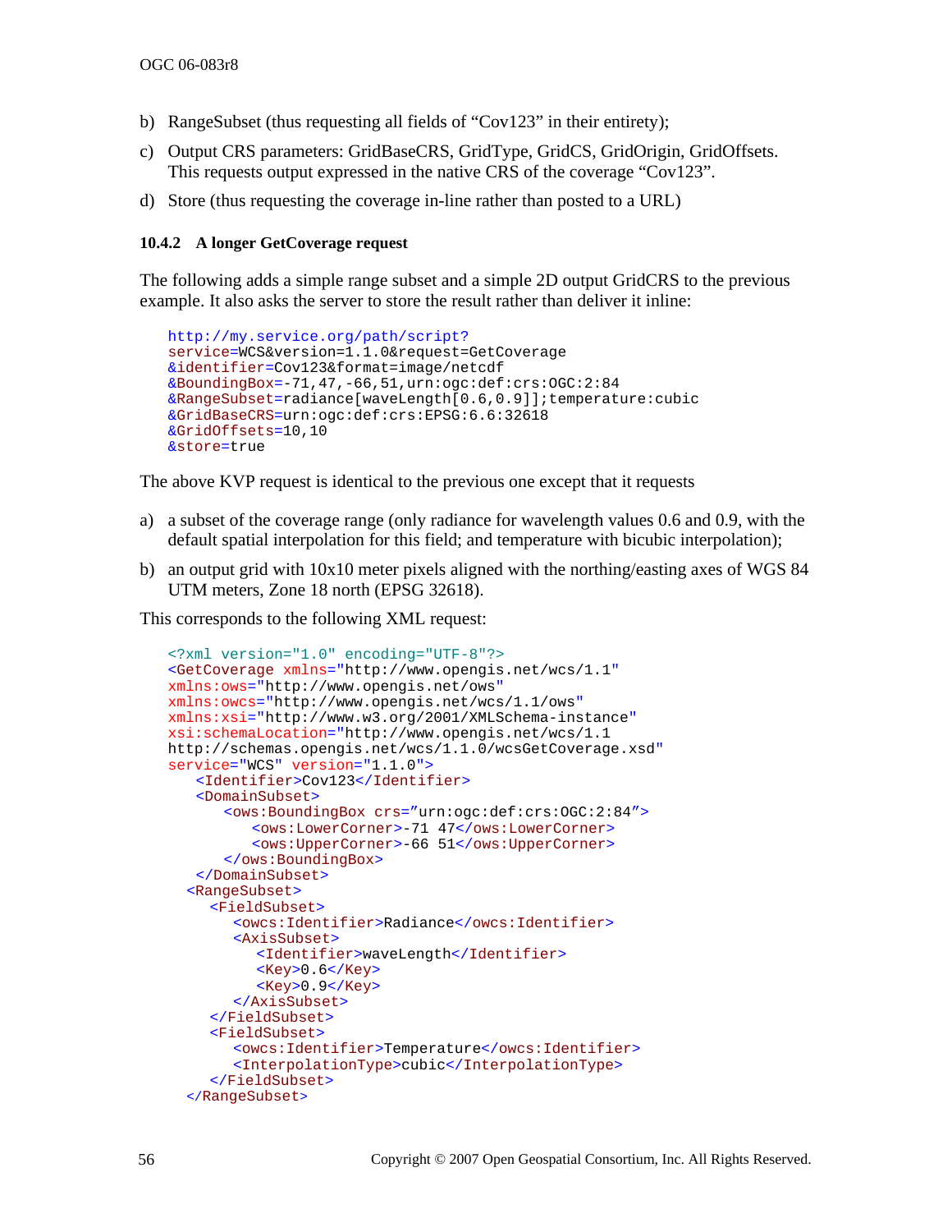b) RangeSubset (thus requesting all fields of "Cov123" in their entirety);

c) Output CRS parameters: GridBaseCRS, GridType, GridCS, GridOrigin, GridOffsets. This requests output expressed in the native CRS of the coverage "Cov123".

d) Store (thus requesting the coverage in-line rather than posted to a URL)

### 10.4.2 A longer GetCoverage request

The following adds a simple range subset and a simple 2D output GridCRS to the previous example. It also asks the server to store the result rather than deliver it inline:

```
http://my.service.org/path/script?
service=WCS&version=1.1.0&request=GetCoverage
&identifier=Cov123&format=image/netcdf
&BoundingBox=-71,47,-66,51,urn:ogc:def:crs:OGC:2:84
&RangeSubset=radiance[waveLength[0.6,0.9]];temperature:cubic
&GridBaseCRS=urn:ogc:def:crs:EPSG:6.6:32618
&GridOffsets=10,10
&store=true
```

The above KVP request is identical to the previous one except that it requests

a) a subset of the coverage range (only radiance for wavelength values 0.6 and 0.9, with the default spatial interpolation for this field; and temperature with bicubic interpolation);

b) an output grid with 10x10 meter pixels aligned with the northing/easting axes of WGS 84 UTM meters, Zone 18 north (EPSG 32618).

This corresponds to the following XML request:

```
<?xml version="1.0" encoding="UTF-8"?>
<GetCoverage xmlns="http://www.opengis.net/wcs/1.1"
xmlns:ows="http://www.opengis.net/ows"
xmlns:owcs="http://www.opengis.net/wcs/1.1/ows"
xmlns:xsi="http://www.w3.org/2001/XMLSchema-instance"
xsi:schemaLocation="http://www.opengis.net/wcs/1.1
http://schemas.opengis.net/wcs/1.1.0/wcsGetCoverage.xsd"
service="WCS" version="1.1.0">
   <Identifier>Cov123</Identifier>
   <DomainSubset>
      <ows:BoundingBox crs="urn:ogc:def:crs:OGC:2:84">
         <ows:LowerCorner>-71 47</ows:LowerCorner>
         <ows:UpperCorner>-66 51</ows:UpperCorner>
      </ows:BoundingBox>
   </DomainSubset>
  <RangeSubset>
     <FieldSubset>
        <owcs:Identifier>Radiance</owcs:Identifier>
        <AxisSubset>
           <Identifier>waveLength</Identifier>
           <Key>0.6</Key>
           <Key>0.9</Key>
        </AxisSubset>
     </FieldSubset>
     <FieldSubset>
        <owcs:Identifier>Temperature</owcs:Identifier>
        <InterpolationType>cubic</InterpolationType>
     </FieldSubset>
  </RangeSubset>
```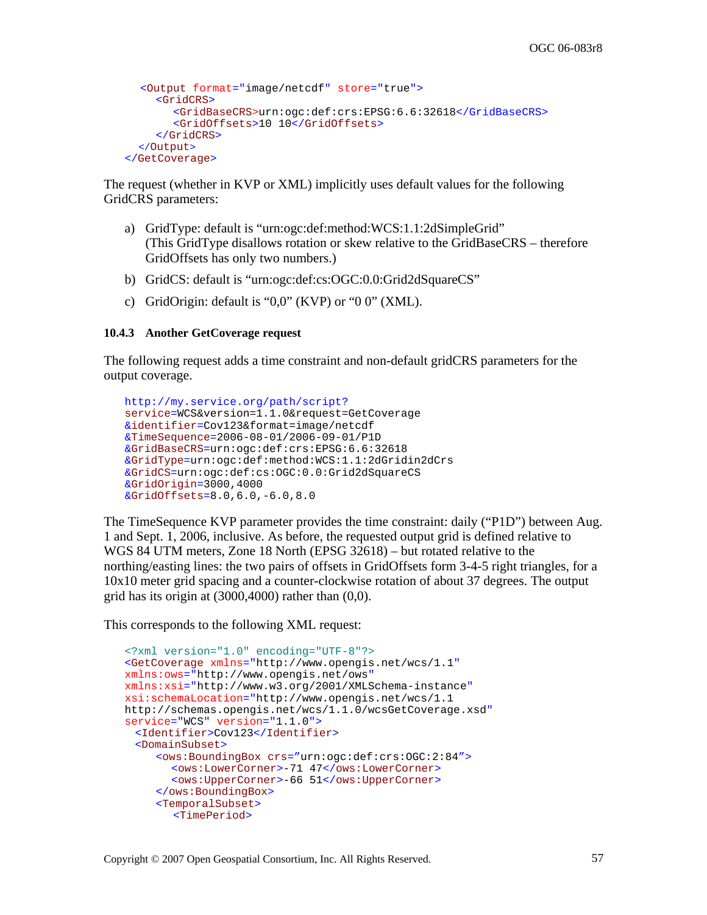```
  <Output format="image/netcdf" store="true">
     <GridCRS>
        <GridBaseCRS>urn:ogc:def:crs:EPSG:6.6:32618</GridBaseCRS>
        <GridOffsets>10 10</GridOffsets>
     </GridCRS>
  </Output>
</GetCoverage>
```

The request (whether in KVP or XML) implicitly uses default values for the following GridCRS parameters:

a) GridType: default is "urn:ogc:def:method:WCS:1.1:2dSimpleGrid"
   (This GridType disallows rotation or skew relative to the GridBaseCRS – therefore GridOffsets has only two numbers.)

b) GridCS: default is "urn:ogc:def:cs:OGC:0.0:Grid2dSquareCS"

c) GridOrigin: default is "0,0" (KVP) or "0 0" (XML).

### 10.4.3 Another GetCoverage request

The following request adds a time constraint and non-default gridCRS parameters for the output coverage.

```
http://my.service.org/path/script?
service=WCS&version=1.1.0&request=GetCoverage
&identifier=Cov123&format=image/netcdf
&TimeSequence=2006-08-01/2006-09-01/P1D
&GridBaseCRS=urn:ogc:def:crs:EPSG:6.6:32618
&GridType=urn:ogc:def:method:WCS:1.1:2dGridin2dCrs
&GridCS=urn:ogc:def:cs:OGC:0.0:Grid2dSquareCS
&GridOrigin=3000,4000
&GridOffsets=8.0,6.0,-6.0,8.0
```

The TimeSequence KVP parameter provides the time constraint: daily ("P1D") between Aug. 1 and Sept. 1, 2006, inclusive. As before, the requested output grid is defined relative to WGS 84 UTM meters, Zone 18 North (EPSG 32618) – but rotated relative to the northing/easting lines: the two pairs of offsets in GridOffsets form 3-4-5 right triangles, for a 10x10 meter grid spacing and a counter-clockwise rotation of about 37 degrees. The output grid has its origin at (3000,4000) rather than (0,0).

This corresponds to the following XML request:

```
<?xml version="1.0" encoding="UTF-8"?>
<GetCoverage xmlns="http://www.opengis.net/wcs/1.1"
xmlns:ows="http://www.opengis.net/ows"
xmlns:xsi="http://www.w3.org/2001/XMLSchema-instance"
xsi:schemaLocation="http://www.opengis.net/wcs/1.1
http://schemas.opengis.net/wcs/1.1.0/wcsGetCoverage.xsd"
service="WCS" version="1.1.0">
  <Identifier>Cov123</Identifier>
  <DomainSubset>
     <ows:BoundingBox crs="urn:ogc:def:crs:OGC:2:84">
        <ows:LowerCorner>-71 47</ows:LowerCorner>
        <ows:UpperCorner>-66 51</ows:UpperCorner>
     </ows:BoundingBox>
     <TemporalSubset>
        <TimePeriod>
```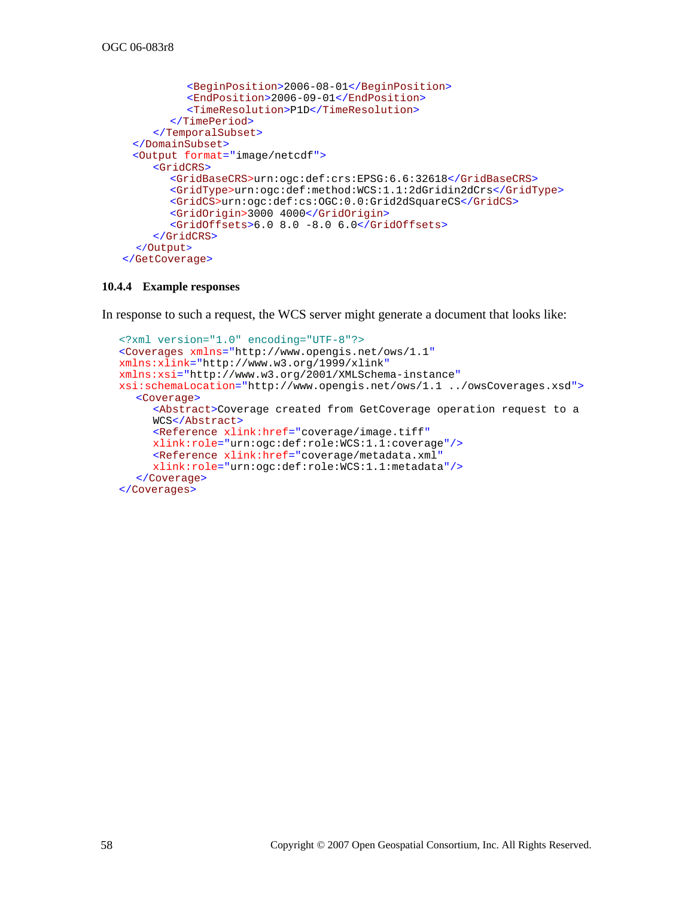```xml
            <BeginPosition>2006-08-01</BeginPosition>
            <EndPosition>2006-09-01</EndPosition>
            <TimeResolution>P1D</TimeResolution>
         </TimePeriod>
      </TemporalSubset>
   </DomainSubset>
   <Output format="image/netcdf">
      <GridCRS>
         <GridBaseCRS>urn:ogc:def:crs:EPSG:6.6:32618</GridBaseCRS>
         <GridType>urn:ogc:def:method:WCS:1.1:2dGridin2dCrs</GridType>
         <GridCS>urn:ogc:def:cs:OGC:0.0:Grid2dSquareCS</GridCS>
         <GridOrigin>3000 4000</GridOrigin>
         <GridOffsets>6.0 8.0 -8.0 6.0</GridOffsets>
      </GridCRS>
   </Output>
</GetCoverage>
```

### 10.4.4 Example responses

In response to such a request, the WCS server might generate a document that looks like:

```xml
<?xml version="1.0" encoding="UTF-8"?>
<Coverages xmlns="http://www.opengis.net/ows/1.1"
xmlns:xlink="http://www.w3.org/1999/xlink"
xmlns:xsi="http://www.w3.org/2001/XMLSchema-instance"
xsi:schemaLocation="http://www.opengis.net/ows/1.1 ../owsCoverages.xsd">
   <Coverage>
      <Abstract>Coverage created from GetCoverage operation request to a
      WCS</Abstract>
      <Reference xlink:href="coverage/image.tiff"
      xlink:role="urn:ogc:def:role:WCS:1.1:coverage"/>
      <Reference xlink:href="coverage/metadata.xml"
      xlink:role="urn:ogc:def:role:WCS:1.1:metadata"/>
   </Coverage>
</Coverages>
```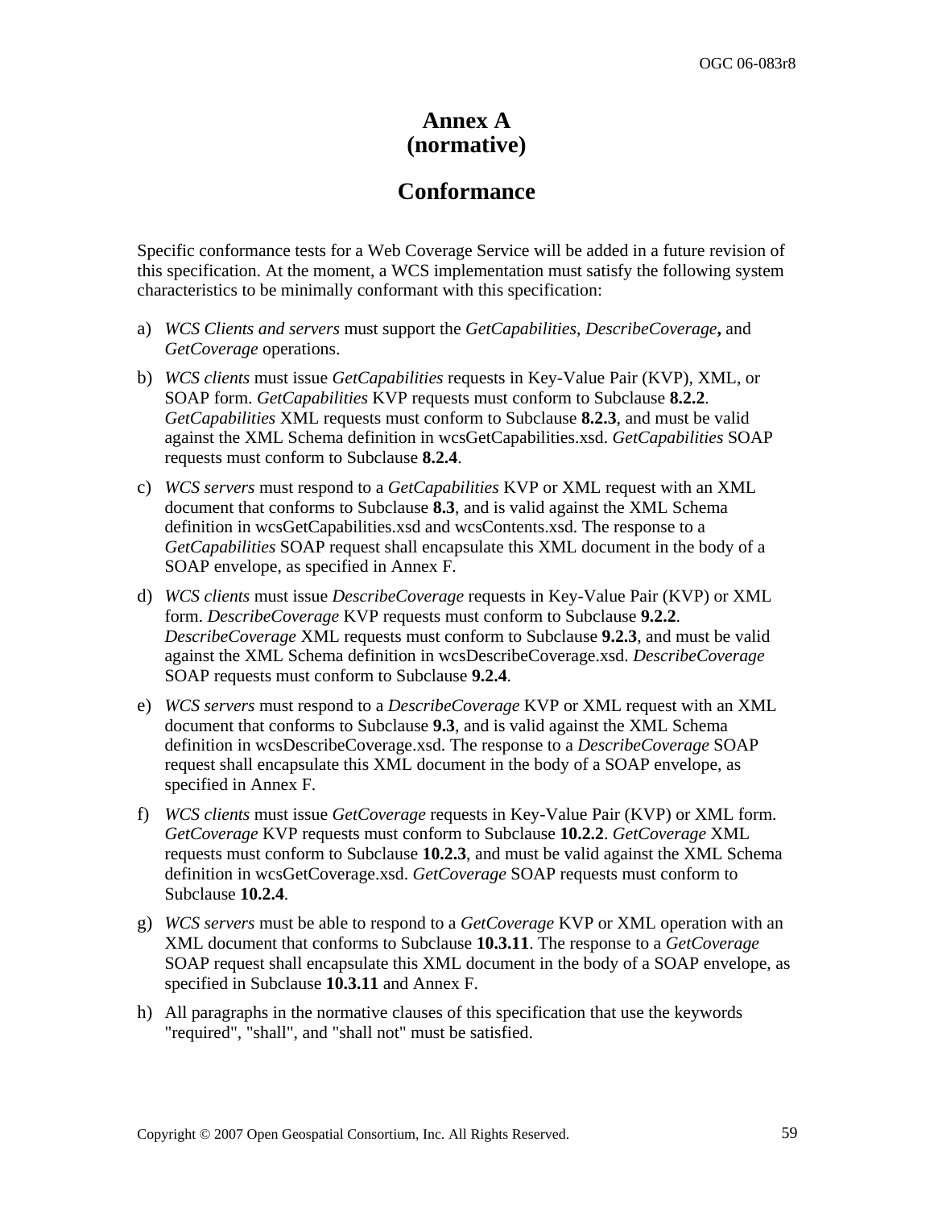# Annex A (normative)

# Conformance

Specific conformance tests for a Web Coverage Service will be added in a future revision of this specification. At the moment, a WCS implementation must satisfy the following system characteristics to be minimally conformant with this specification:

a) *WCS Clients and servers* must support the *GetCapabilities*, *DescribeCoverage***,** and *GetCoverage* operations.

b) *WCS clients* must issue *GetCapabilities* requests in Key-Value Pair (KVP), XML, or SOAP form. *GetCapabilities* KVP requests must conform to Subclause **8.2.2**. *GetCapabilities* XML requests must conform to Subclause **8.2.3**, and must be valid against the XML Schema definition in wcsGetCapabilities.xsd. *GetCapabilities* SOAP requests must conform to Subclause **8.2.4**.

c) *WCS servers* must respond to a *GetCapabilities* KVP or XML request with an XML document that conforms to Subclause **8.3**, and is valid against the XML Schema definition in wcsGetCapabilities.xsd and wcsContents.xsd. The response to a *GetCapabilities* SOAP request shall encapsulate this XML document in the body of a SOAP envelope, as specified in Annex F.

d) *WCS clients* must issue *DescribeCoverage* requests in Key-Value Pair (KVP) or XML form. *DescribeCoverage* KVP requests must conform to Subclause **9.2.2**. *DescribeCoverage* XML requests must conform to Subclause **9.2.3**, and must be valid against the XML Schema definition in wcsDescribeCoverage.xsd. *DescribeCoverage* SOAP requests must conform to Subclause **9.2.4**.

e) *WCS servers* must respond to a *DescribeCoverage* KVP or XML request with an XML document that conforms to Subclause **9.3**, and is valid against the XML Schema definition in wcsDescribeCoverage.xsd. The response to a *DescribeCoverage* SOAP request shall encapsulate this XML document in the body of a SOAP envelope, as specified in Annex F.

f) *WCS clients* must issue *GetCoverage* requests in Key-Value Pair (KVP) or XML form. *GetCoverage* KVP requests must conform to Subclause **10.2.2**. *GetCoverage* XML requests must conform to Subclause **10.2.3**, and must be valid against the XML Schema definition in wcsGetCoverage.xsd. *GetCoverage* SOAP requests must conform to Subclause **10.2.4**.

g) *WCS servers* must be able to respond to a *GetCoverage* KVP or XML operation with an XML document that conforms to Subclause **10.3.11**. The response to a *GetCoverage* SOAP request shall encapsulate this XML document in the body of a SOAP envelope, as specified in Subclause **10.3.11** and Annex F.

h) All paragraphs in the normative clauses of this specification that use the keywords "required", "shall", and "shall not" must be satisfied.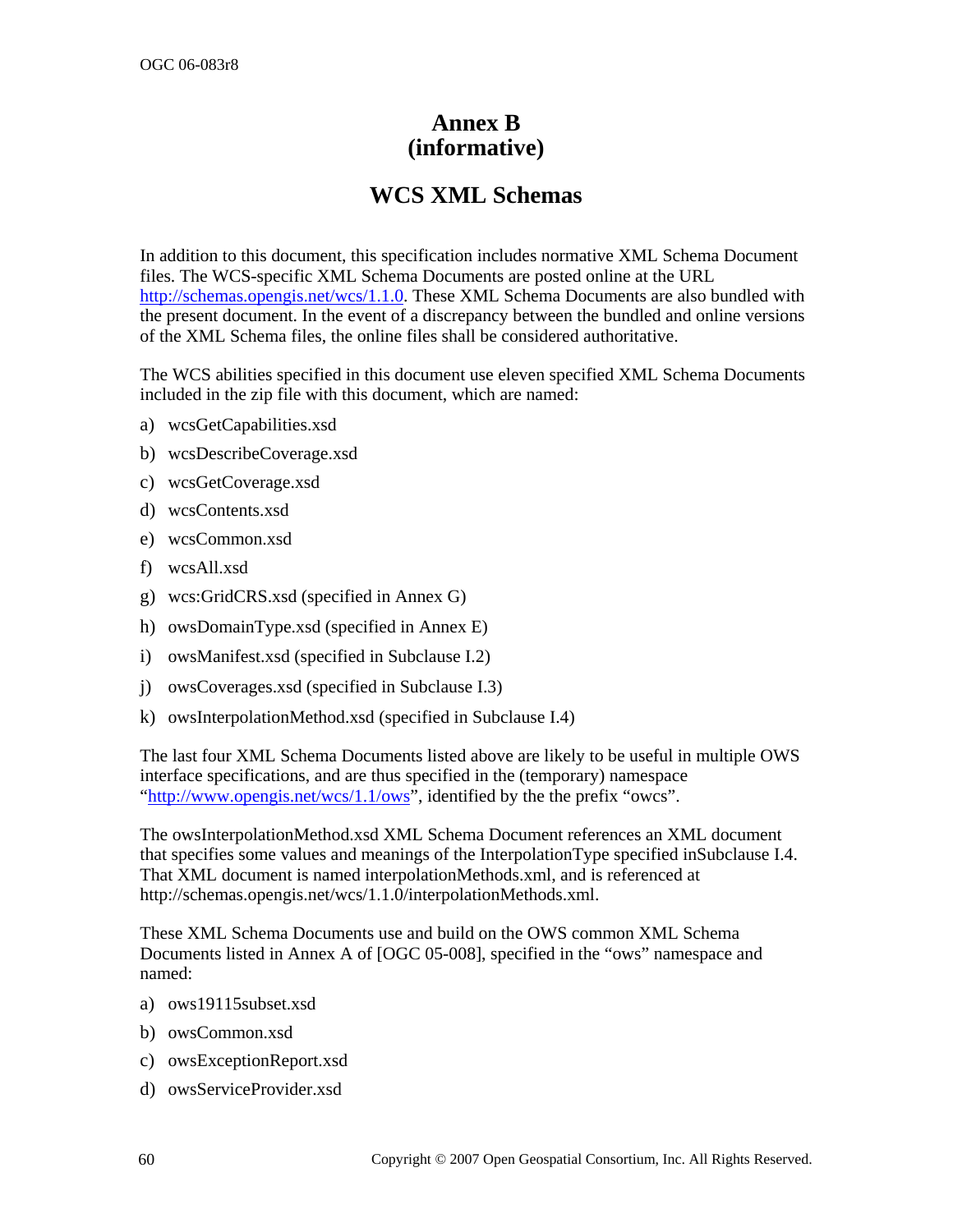# Annex B
(informative)

## WCS XML Schemas

In addition to this document, this specification includes normative XML Schema Document files. The WCS-specific XML Schema Documents are posted online at the URL http://schemas.opengis.net/wcs/1.1.0. These XML Schema Documents are also bundled with the present document. In the event of a discrepancy between the bundled and online versions of the XML Schema files, the online files shall be considered authoritative.

The WCS abilities specified in this document use eleven specified XML Schema Documents included in the zip file with this document, which are named:

a) wcsGetCapabilities.xsd

b) wcsDescribeCoverage.xsd

c) wcsGetCoverage.xsd

d) wcsContents.xsd

e) wcsCommon.xsd

f) wcsAll.xsd

g) wcs:GridCRS.xsd (specified in Annex G)

h) owsDomainType.xsd (specified in Annex E)

i) owsManifest.xsd (specified in Subclause I.2)

j) owsCoverages.xsd (specified in Subclause I.3)

k) owsInterpolationMethod.xsd (specified in Subclause I.4)

The last four XML Schema Documents listed above are likely to be useful in multiple OWS interface specifications, and are thus specified in the (temporary) namespace "http://www.opengis.net/wcs/1.1/ows", identified by the the prefix "owcs".

The owsInterpolationMethod.xsd XML Schema Document references an XML document that specifies some values and meanings of the InterpolationType specified inSubclause I.4. That XML document is named interpolationMethods.xml, and is referenced at http://schemas.opengis.net/wcs/1.1.0/interpolationMethods.xml.

These XML Schema Documents use and build on the OWS common XML Schema Documents listed in Annex A of [OGC 05-008], specified in the "ows" namespace and named:

a) ows19115subset.xsd

b) owsCommon.xsd

c) owsExceptionReport.xsd

d) owsServiceProvider.xsd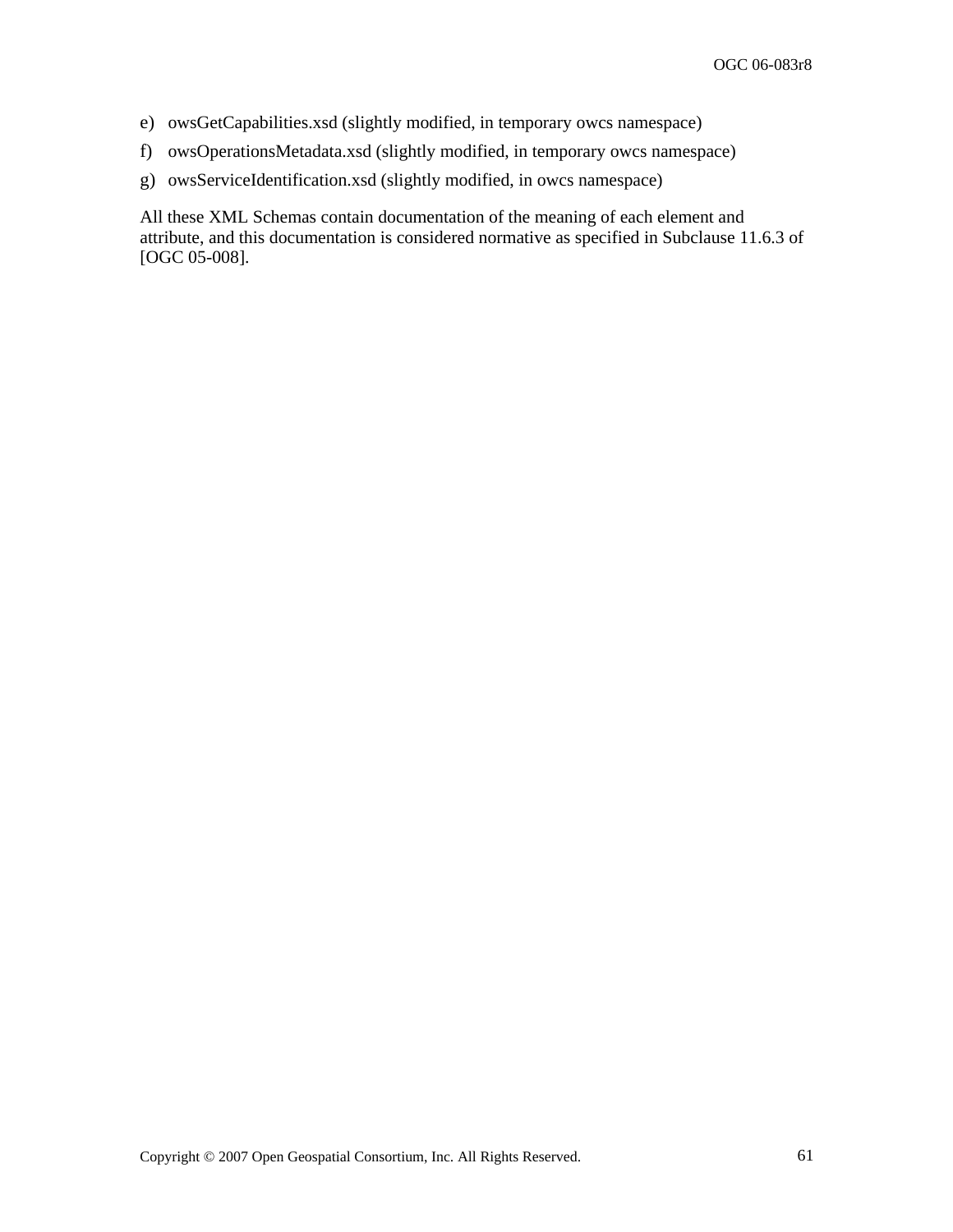e) owsGetCapabilities.xsd (slightly modified, in temporary owcs namespace)

f) owsOperationsMetadata.xsd (slightly modified, in temporary owcs namespace)

g) owsServiceIdentification.xsd (slightly modified, in owcs namespace)

All these XML Schemas contain documentation of the meaning of each element and attribute, and this documentation is considered normative as specified in Subclause 11.6.3 of [OGC 05-008].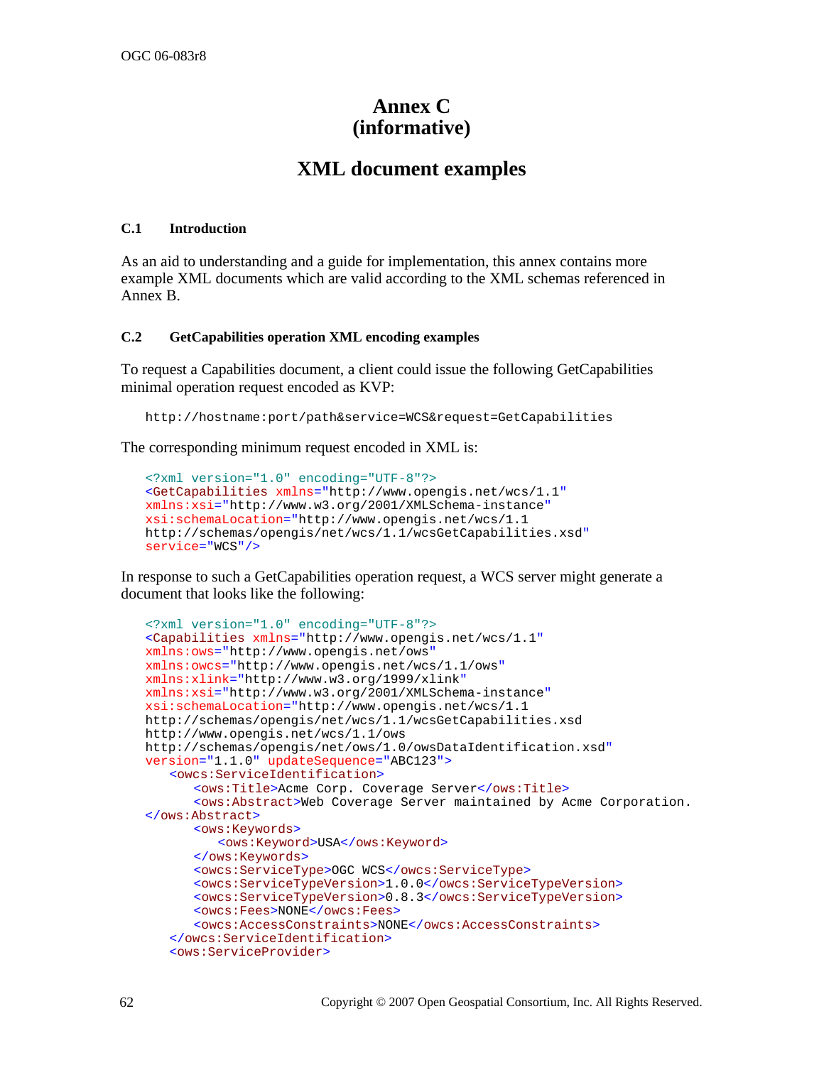# Annex C (informative)

# XML document examples

### C.1 Introduction

As an aid to understanding and a guide for implementation, this annex contains more example XML documents which are valid according to the XML schemas referenced in Annex B.

### C.2 GetCapabilities operation XML encoding examples

To request a Capabilities document, a client could issue the following GetCapabilities minimal operation request encoded as KVP:

```
http://hostname:port/path&service=WCS&request=GetCapabilities
```

The corresponding minimum request encoded in XML is:

```
<?xml version="1.0" encoding="UTF-8"?>
<GetCapabilities xmlns="http://www.opengis.net/wcs/1.1"
xmlns:xsi="http://www.w3.org/2001/XMLSchema-instance"
xsi:schemaLocation="http://www.opengis.net/wcs/1.1
http://schemas/opengis/net/wcs/1.1/wcsGetCapabilities.xsd"
service="WCS"/>
```

In response to such a GetCapabilities operation request, a WCS server might generate a document that looks like the following:

```
<?xml version="1.0" encoding="UTF-8"?>
<Capabilities xmlns="http://www.opengis.net/wcs/1.1"
xmlns:ows="http://www.opengis.net/ows"
xmlns:owcs="http://www.opengis.net/wcs/1.1/ows"
xmlns:xlink="http://www.w3.org/1999/xlink"
xmlns:xsi="http://www.w3.org/2001/XMLSchema-instance"
xsi:schemaLocation="http://www.opengis.net/wcs/1.1
http://schemas/opengis/net/wcs/1.1/wcsGetCapabilities.xsd
http://www.opengis.net/wcs/1.1/ows
http://schemas/opengis/net/ows/1.0/owsDataIdentification.xsd"
version="1.1.0" updateSequence="ABC123">
   <owcs:ServiceIdentification>
      <ows:Title>Acme Corp. Coverage Server</ows:Title>
      <ows:Abstract>Web Coverage Server maintained by Acme Corporation.
</ows:Abstract>
      <ows:Keywords>
         <ows:Keyword>USA</ows:Keyword>
      </ows:Keywords>
      <owcs:ServiceType>OGC WCS</owcs:ServiceType>
      <owcs:ServiceTypeVersion>1.0.0</owcs:ServiceTypeVersion>
      <owcs:ServiceTypeVersion>0.8.3</owcs:ServiceTypeVersion>
      <owcs:Fees>NONE</owcs:Fees>
      <owcs:AccessConstraints>NONE</owcs:AccessConstraints>
   </owcs:ServiceIdentification>
   <ows:ServiceProvider>
```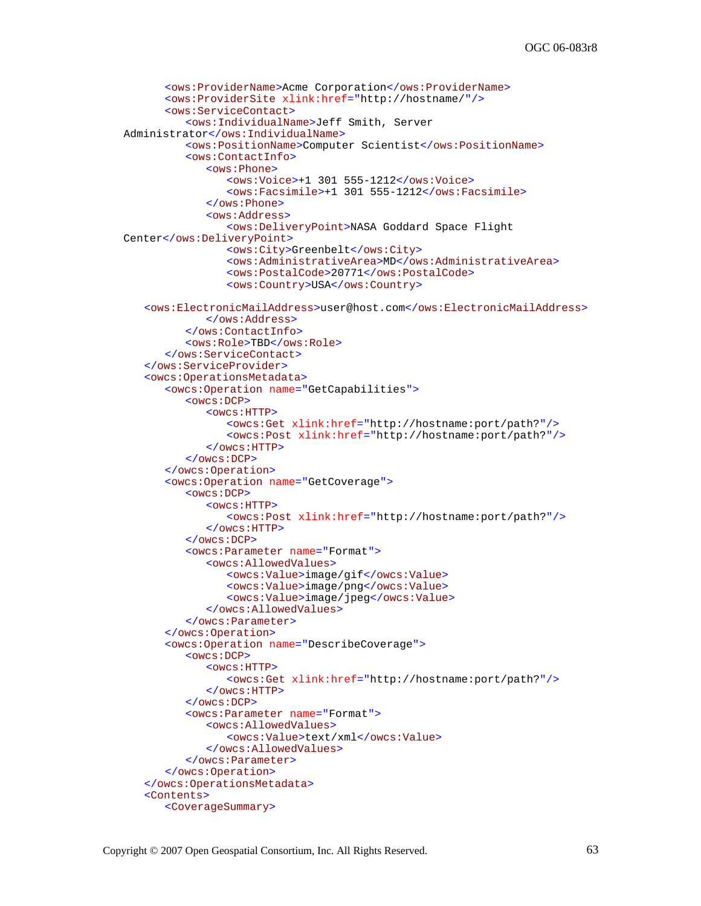```
        <ows:ProviderName>Acme Corporation</ows:ProviderName>
        <ows:ProviderSite xlink:href="http://hostname/"/>
        <ows:ServiceContact>
            <ows:IndividualName>Jeff Smith, Server
Administrator</ows:IndividualName>
            <ows:PositionName>Computer Scientist</ows:PositionName>
            <ows:ContactInfo>
                <ows:Phone>
                    <ows:Voice>+1 301 555-1212</ows:Voice>
                    <ows:Facsimile>+1 301 555-1212</ows:Facsimile>
                </ows:Phone>
                <ows:Address>
                    <ows:DeliveryPoint>NASA Goddard Space Flight
Center</ows:DeliveryPoint>
                    <ows:City>Greenbelt</ows:City>
                    <ows:AdministrativeArea>MD</ows:AdministrativeArea>
                    <ows:PostalCode>20771</ows:PostalCode>
                    <ows:Country>USA</ows:Country>

    <ows:ElectronicMailAddress>user@host.com</ows:ElectronicMailAddress>
                </ows:Address>
            </ows:ContactInfo>
            <ows:Role>TBD</ows:Role>
        </ows:ServiceContact>
    </ows:ServiceProvider>
    <owcs:OperationsMetadata>
        <owcs:Operation name="GetCapabilities">
            <owcs:DCP>
                <owcs:HTTP>
                    <owcs:Get xlink:href="http://hostname:port/path?"/>
                    <owcs:Post xlink:href="http://hostname:port/path?"/>
                </owcs:HTTP>
            </owcs:DCP>
        </owcs:Operation>
        <owcs:Operation name="GetCoverage">
            <owcs:DCP>
                <owcs:HTTP>
                    <owcs:Post xlink:href="http://hostname:port/path?"/>
                </owcs:HTTP>
            </owcs:DCP>
            <owcs:Parameter name="Format">
                <owcs:AllowedValues>
                    <owcs:Value>image/gif</owcs:Value>
                    <owcs:Value>image/png</owcs:Value>
                    <owcs:Value>image/jpeg</owcs:Value>
                </owcs:AllowedValues>
            </owcs:Parameter>
        </owcs:Operation>
        <owcs:Operation name="DescribeCoverage">
            <owcs:DCP>
                <owcs:HTTP>
                    <owcs:Get xlink:href="http://hostname:port/path?"/>
                </owcs:HTTP>
            </owcs:DCP>
            <owcs:Parameter name="Format">
                <owcs:AllowedValues>
                    <owcs:Value>text/xml</owcs:Value>
                </owcs:AllowedValues>
            </owcs:Parameter>
        </owcs:Operation>
    </owcs:OperationsMetadata>
    <Contents>
        <CoverageSummary>
```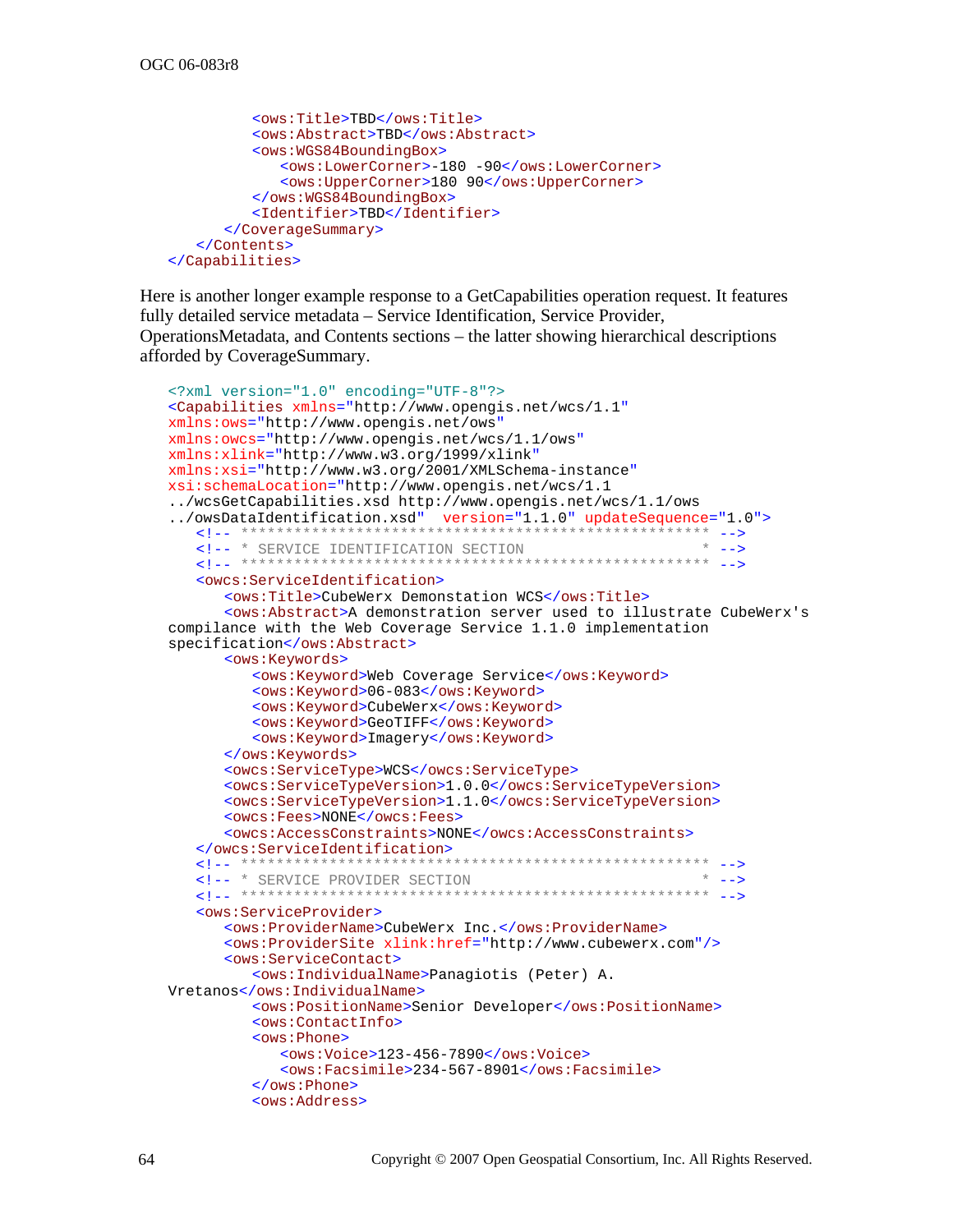```
            <ows:Title>TBD</ows:Title>
            <ows:Abstract>TBD</ows:Abstract>
            <ows:WGS84BoundingBox>
               <ows:LowerCorner>-180 -90</ows:LowerCorner>
               <ows:UpperCorner>180 90</ows:UpperCorner>
            </ows:WGS84BoundingBox>
            <Identifier>TBD</Identifier>
         </CoverageSummary>
      </Contents>
   </Capabilities>
```

Here is another longer example response to a GetCapabilities operation request. It features fully detailed service metadata – Service Identification, Service Provider, OperationsMetadata, and Contents sections – the latter showing hierarchical descriptions afforded by CoverageSummary.

```
   <?xml version="1.0" encoding="UTF-8"?>
   <Capabilities xmlns="http://www.opengis.net/wcs/1.1"
   xmlns:ows="http://www.opengis.net/ows"
   xmlns:owcs="http://www.opengis.net/wcs/1.1/ows"
   xmlns:xlink="http://www.w3.org/1999/xlink"
   xmlns:xsi="http://www.w3.org/2001/XMLSchema-instance"
   xsi:schemaLocation="http://www.opengis.net/wcs/1.1
   ../wcsGetCapabilities.xsd http://www.opengis.net/wcs/1.1/ows
   ../owsDataIdentification.xsd"  version="1.1.0" updateSequence="1.0">
      <!-- ******************************************************* -->
      <!-- * SERVICE IDENTIFICATION SECTION                      * -->
      <!-- ******************************************************* -->
      <owcs:ServiceIdentification>
         <ows:Title>CubeWerx Demonstation WCS</ows:Title>
         <ows:Abstract>A demonstration server used to illustrate CubeWerx's
   compilance with the Web Coverage Service 1.1.0 implementation
   specification</ows:Abstract>
         <ows:Keywords>
            <ows:Keyword>Web Coverage Service</ows:Keyword>
            <ows:Keyword>06-083</ows:Keyword>
            <ows:Keyword>CubeWerx</ows:Keyword>
            <ows:Keyword>GeoTIFF</ows:Keyword>
            <ows:Keyword>Imagery</ows:Keyword>
         </ows:Keywords>
         <owcs:ServiceType>WCS</owcs:ServiceType>
         <owcs:ServiceTypeVersion>1.0.0</owcs:ServiceTypeVersion>
         <owcs:ServiceTypeVersion>1.1.0</owcs:ServiceTypeVersion>
         <owcs:Fees>NONE</owcs:Fees>
         <owcs:AccessConstraints>NONE</owcs:AccessConstraints>
      </owcs:ServiceIdentification>
      <!-- ******************************************************* -->
      <!-- * SERVICE PROVIDER SECTION                            * -->
      <!-- ******************************************************* -->
      <ows:ServiceProvider>
         <ows:ProviderName>CubeWerx Inc.</ows:ProviderName>
         <ows:ProviderSite xlink:href="http://www.cubewerx.com"/>
         <ows:ServiceContact>
            <ows:IndividualName>Panagiotis (Peter) A.
   Vretanos</ows:IndividualName>
            <ows:PositionName>Senior Developer</ows:PositionName>
            <ows:ContactInfo>
            <ows:Phone>
               <ows:Voice>123-456-7890</ows:Voice>
               <ows:Facsimile>234-567-8901</ows:Facsimile>
            </ows:Phone>
            <ows:Address>
```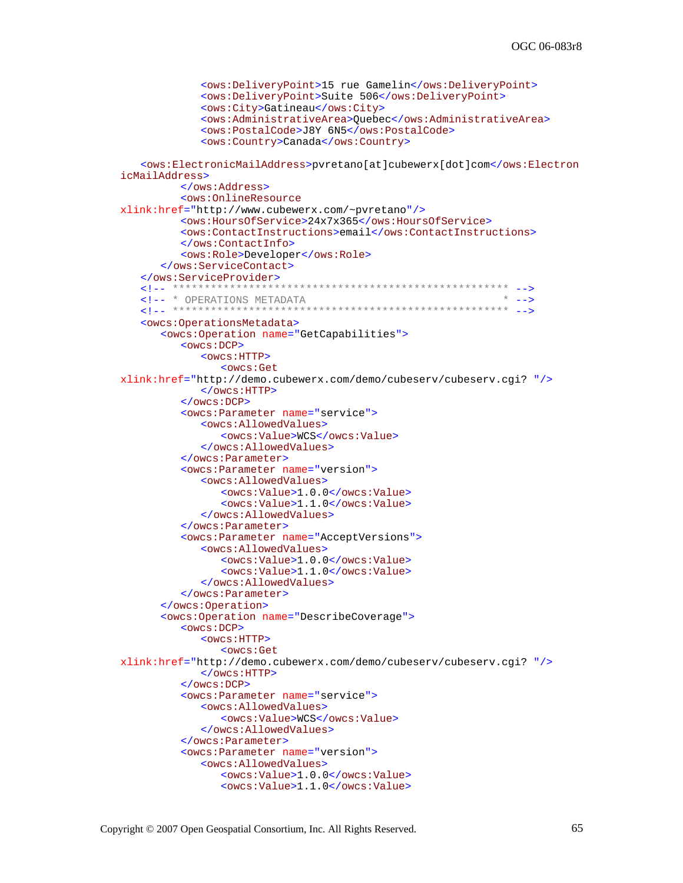```
            <ows:DeliveryPoint>15 rue Gamelin</ows:DeliveryPoint>
            <ows:DeliveryPoint>Suite 506</ows:DeliveryPoint>
            <ows:City>Gatineau</ows:City>
            <ows:AdministrativeArea>Quebec</ows:AdministrativeArea>
            <ows:PostalCode>J8Y 6N5</ows:PostalCode>
            <ows:Country>Canada</ows:Country>

   <ows:ElectronicMailAddress>pvretano[at]cubewerx[dot]com</ows:Electron
icMailAddress>
         </ows:Address>
         <ows:OnlineResource
xlink:href="http://www.cubewerx.com/~pvretano"/>
         <ows:HoursOfService>24x7x365</ows:HoursOfService>
         <ows:ContactInstructions>email</ows:ContactInstructions>
         </ows:ContactInfo>
         <ows:Role>Developer</ows:Role>
      </ows:ServiceContact>
   </ows:ServiceProvider>
   <!-- ***************************************************** -->
   <!-- * OPERATIONS METADATA                               * -->
   <!-- ***************************************************** -->
   <owcs:OperationsMetadata>
      <owcs:Operation name="GetCapabilities">
         <owcs:DCP>
            <owcs:HTTP>
               <owcs:Get
xlink:href="http://demo.cubewerx.com/demo/cubeserv/cubeserv.cgi? "/>
            </owcs:HTTP>
         </owcs:DCP>
         <owcs:Parameter name="service">
            <owcs:AllowedValues>
               <owcs:Value>WCS</owcs:Value>
            </owcs:AllowedValues>
         </owcs:Parameter>
         <owcs:Parameter name="version">
            <owcs:AllowedValues>
               <owcs:Value>1.0.0</owcs:Value>
               <owcs:Value>1.1.0</owcs:Value>
            </owcs:AllowedValues>
         </owcs:Parameter>
         <owcs:Parameter name="AcceptVersions">
            <owcs:AllowedValues>
               <owcs:Value>1.0.0</owcs:Value>
               <owcs:Value>1.1.0</owcs:Value>
            </owcs:AllowedValues>
         </owcs:Parameter>
      </owcs:Operation>
      <owcs:Operation name="DescribeCoverage">
         <owcs:DCP>
            <owcs:HTTP>
               <owcs:Get
xlink:href="http://demo.cubewerx.com/demo/cubeserv/cubeserv.cgi? "/>
            </owcs:HTTP>
         </owcs:DCP>
         <owcs:Parameter name="service">
            <owcs:AllowedValues>
               <owcs:Value>WCS</owcs:Value>
            </owcs:AllowedValues>
         </owcs:Parameter>
         <owcs:Parameter name="version">
            <owcs:AllowedValues>
               <owcs:Value>1.0.0</owcs:Value>
               <owcs:Value>1.1.0</owcs:Value>
```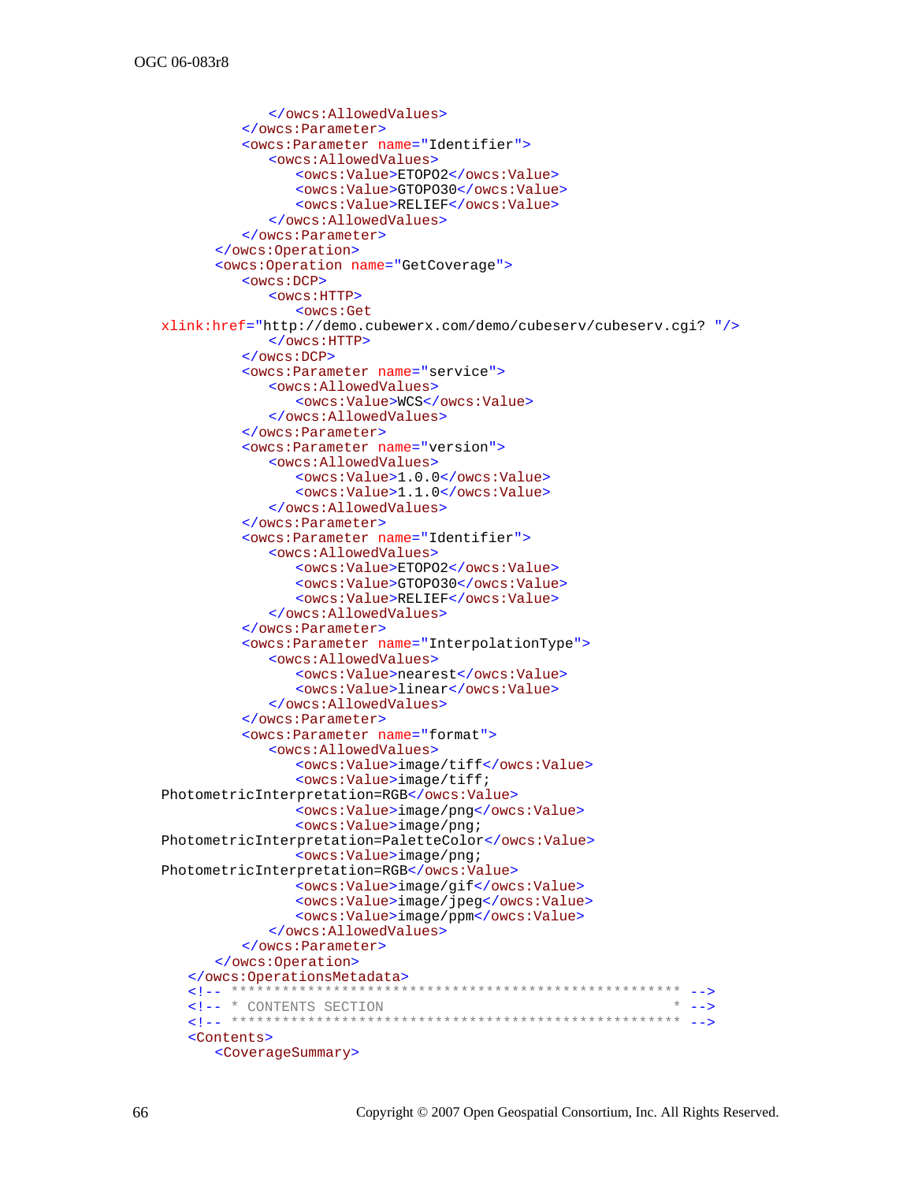```
            </owcs:AllowedValues>
         </owcs:Parameter>
         <owcs:Parameter name="Identifier">
            <owcs:AllowedValues>
               <owcs:Value>ETOPO2</owcs:Value>
               <owcs:Value>GTOPO30</owcs:Value>
               <owcs:Value>RELIEF</owcs:Value>
            </owcs:AllowedValues>
         </owcs:Parameter>
      </owcs:Operation>
      <owcs:Operation name="GetCoverage">
         <owcs:DCP>
            <owcs:HTTP>
               <owcs:Get
xlink:href="http://demo.cubewerx.com/demo/cubeserv/cubeserv.cgi? "/>
            </owcs:HTTP>
         </owcs:DCP>
         <owcs:Parameter name="service">
            <owcs:AllowedValues>
               <owcs:Value>WCS</owcs:Value>
            </owcs:AllowedValues>
         </owcs:Parameter>
         <owcs:Parameter name="version">
            <owcs:AllowedValues>
               <owcs:Value>1.0.0</owcs:Value>
               <owcs:Value>1.1.0</owcs:Value>
            </owcs:AllowedValues>
         </owcs:Parameter>
         <owcs:Parameter name="Identifier">
            <owcs:AllowedValues>
               <owcs:Value>ETOPO2</owcs:Value>
               <owcs:Value>GTOPO30</owcs:Value>
               <owcs:Value>RELIEF</owcs:Value>
            </owcs:AllowedValues>
         </owcs:Parameter>
         <owcs:Parameter name="InterpolationType">
            <owcs:AllowedValues>
               <owcs:Value>nearest</owcs:Value>
               <owcs:Value>linear</owcs:Value>
            </owcs:AllowedValues>
         </owcs:Parameter>
         <owcs:Parameter name="format">
            <owcs:AllowedValues>
               <owcs:Value>image/tiff</owcs:Value>
               <owcs:Value>image/tiff;
PhotometricInterpretation=RGB</owcs:Value>
               <owcs:Value>image/png</owcs:Value>
               <owcs:Value>image/png;
PhotometricInterpretation=PaletteColor</owcs:Value>
               <owcs:Value>image/png;
PhotometricInterpretation=RGB</owcs:Value>
               <owcs:Value>image/gif</owcs:Value>
               <owcs:Value>image/jpeg</owcs:Value>
               <owcs:Value>image/ppm</owcs:Value>
            </owcs:AllowedValues>
         </owcs:Parameter>
      </owcs:Operation>
   </owcs:OperationsMetadata>
   <!-- ***************************************************** -->
   <!-- * CONTENTS SECTION                                  * -->
   <!-- ***************************************************** -->
   <Contents>
      <CoverageSummary>
```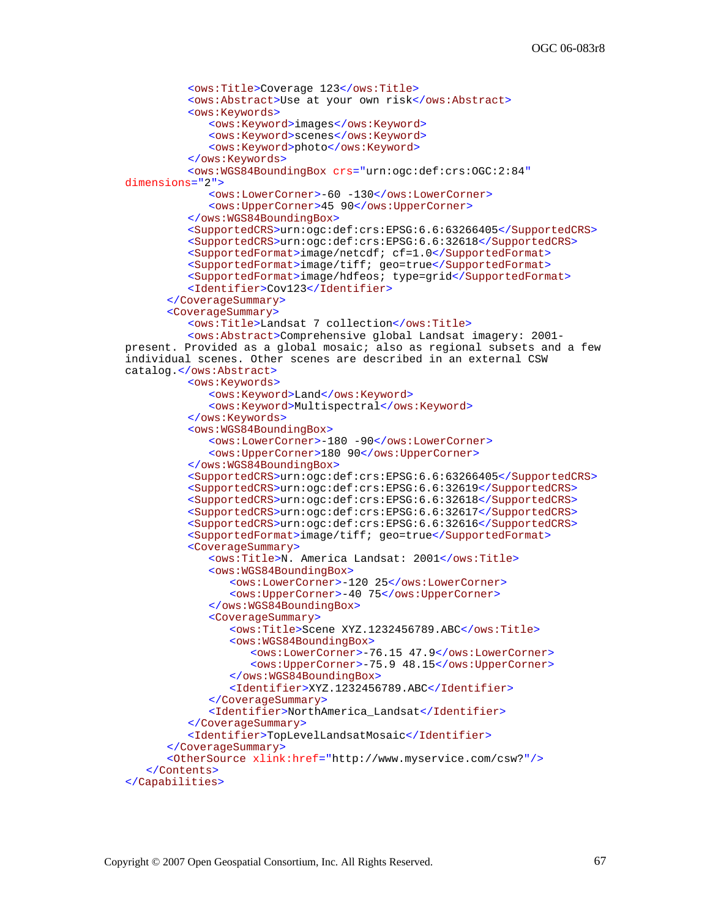```xml
            <ows:Title>Coverage 123</ows:Title>
            <ows:Abstract>Use at your own risk</ows:Abstract>
            <ows:Keywords>
               <ows:Keyword>images</ows:Keyword>
               <ows:Keyword>scenes</ows:Keyword>
               <ows:Keyword>photo</ows:Keyword>
            </ows:Keywords>
            <ows:WGS84BoundingBox crs="urn:ogc:def:crs:OGC:2:84"
dimensions="2">
               <ows:LowerCorner>-60 -130</ows:LowerCorner>
               <ows:UpperCorner>45 90</ows:UpperCorner>
            </ows:WGS84BoundingBox>
            <SupportedCRS>urn:ogc:def:crs:EPSG:6.6:63266405</SupportedCRS>
            <SupportedCRS>urn:ogc:def:crs:EPSG:6.6:32618</SupportedCRS>
            <SupportedFormat>image/netcdf; cf=1.0</SupportedFormat>
            <SupportedFormat>image/tiff; geo=true</SupportedFormat>
            <SupportedFormat>image/hdfeos; type=grid</SupportedFormat>
            <Identifier>Cov123</Identifier>
         </CoverageSummary>
         <CoverageSummary>
            <ows:Title>Landsat 7 collection</ows:Title>
            <ows:Abstract>Comprehensive global Landsat imagery: 2001-
present. Provided as a global mosaic; also as regional subsets and a few
individual scenes. Other scenes are described in an external CSW
catalog.</ows:Abstract>
            <ows:Keywords>
               <ows:Keyword>Land</ows:Keyword>
               <ows:Keyword>Multispectral</ows:Keyword>
            </ows:Keywords>
            <ows:WGS84BoundingBox>
               <ows:LowerCorner>-180 -90</ows:LowerCorner>
               <ows:UpperCorner>180 90</ows:UpperCorner>
            </ows:WGS84BoundingBox>
            <SupportedCRS>urn:ogc:def:crs:EPSG:6.6:63266405</SupportedCRS>
            <SupportedCRS>urn:ogc:def:crs:EPSG:6.6:32619</SupportedCRS>
            <SupportedCRS>urn:ogc:def:crs:EPSG:6.6:32618</SupportedCRS>
            <SupportedCRS>urn:ogc:def:crs:EPSG:6.6:32617</SupportedCRS>
            <SupportedCRS>urn:ogc:def:crs:EPSG:6.6:32616</SupportedCRS>
            <SupportedFormat>image/tiff; geo=true</SupportedFormat>
            <CoverageSummary>
               <ows:Title>N. America Landsat: 2001</ows:Title>
               <ows:WGS84BoundingBox>
                  <ows:LowerCorner>-120 25</ows:LowerCorner>
                  <ows:UpperCorner>-40 75</ows:UpperCorner>
               </ows:WGS84BoundingBox>
               <CoverageSummary>
                  <ows:Title>Scene XYZ.1232456789.ABC</ows:Title>
                  <ows:WGS84BoundingBox>
                     <ows:LowerCorner>-76.15 47.9</ows:LowerCorner>
                     <ows:UpperCorner>-75.9 48.15</ows:UpperCorner>
                  </ows:WGS84BoundingBox>
                  <Identifier>XYZ.1232456789.ABC</Identifier>
               </CoverageSummary>
               <Identifier>NorthAmerica_Landsat</Identifier>
            </CoverageSummary>
            <Identifier>TopLevelLandsatMosaic</Identifier>
         </CoverageSummary>
         <OtherSource xlink:href="http://www.myservice.com/csw?"/>
      </Contents>
</Capabilities>
```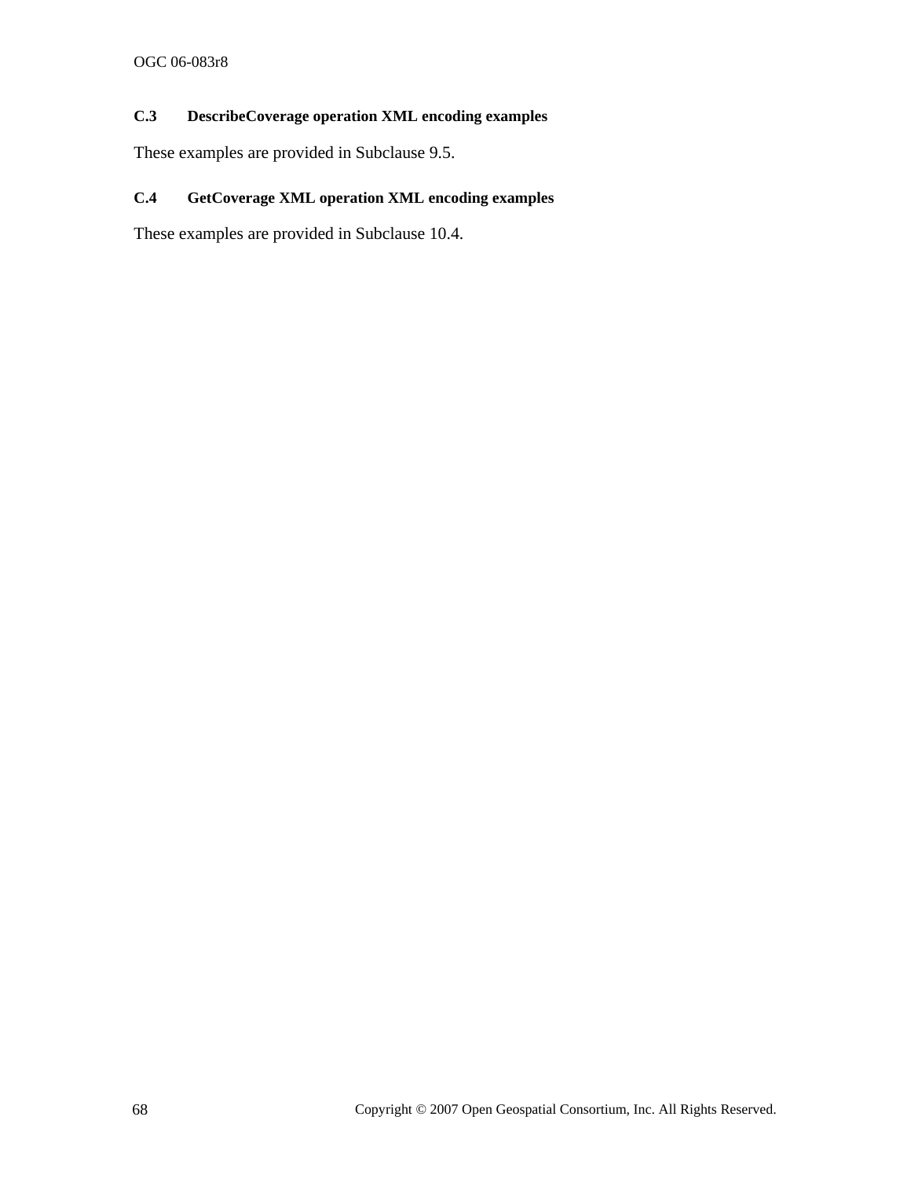### C.3 DescribeCoverage operation XML encoding examples

These examples are provided in Subclause 9.5.

### C.4 GetCoverage XML operation XML encoding examples

These examples are provided in Subclause 10.4.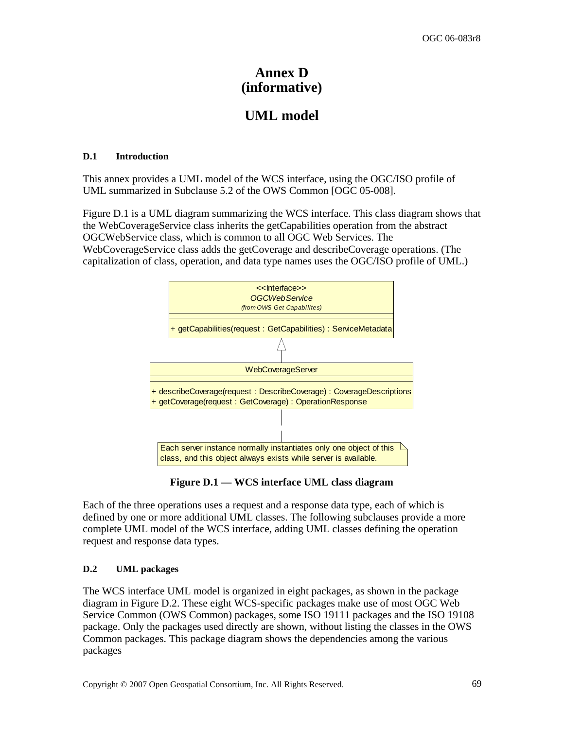# Annex D
# (informative)

# UML model

### D.1 Introduction

This annex provides a UML model of the WCS interface, using the OGC/ISO profile of UML summarized in Subclause 5.2 of the OWS Common [OGC 05-008].

Figure D.1 is a UML diagram summarizing the WCS interface. This class diagram shows that the WebCoverageService class inherits the getCapabilities operation from the abstract OGCWebService class, which is common to all OGC Web Services. The WebCoverageService class adds the getCoverage and describeCoverage operations. (The capitalization of class, operation, and data type names uses the OGC/ISO profile of UML.)

<<Interface>>
*OGCWebService*
*(from OWS Get Capabilites)*

+ getCapabilities(request : GetCapabilities) : ServiceMetadata

WebCoverageServer

+ describeCoverage(request : DescribeCoverage) : CoverageDescriptions
+ getCoverage(request : GetCoverage) : OperationResponse

Each server instance normally instantiates only one object of this class, and this object always exists while server is available.

**Figure D.1 — WCS interface UML class diagram**

Each of the three operations uses a request and a response data type, each of which is defined by one or more additional UML classes. The following subclauses provide a more complete UML model of the WCS interface, adding UML classes defining the operation request and response data types.

### D.2 UML packages

The WCS interface UML model is organized in eight packages, as shown in the package diagram in Figure D.2. These eight WCS-specific packages make use of most OGC Web Service Common (OWS Common) packages, some ISO 19111 packages and the ISO 19108 package. Only the packages used directly are shown, without listing the classes in the OWS Common packages. This package diagram shows the dependencies among the various packages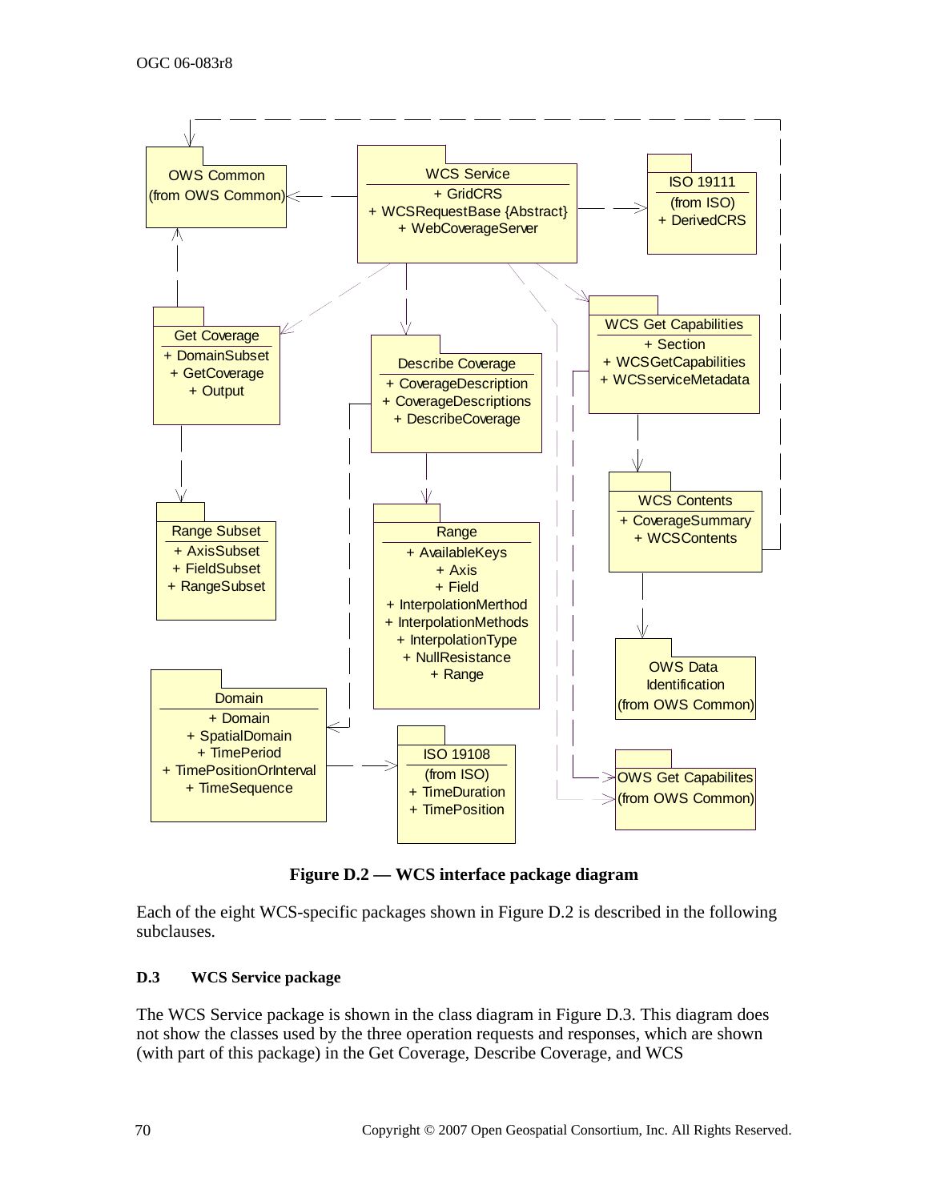Figure D.2 — WCS interface package diagram

Each of the eight WCS-specific packages shown in Figure D.2 is described in the following subclauses.

## D.3 WCS Service package

The WCS Service package is shown in the class diagram in Figure D.3. This diagram does not show the classes used by the three operation requests and responses, which are shown (with part of this package) in the Get Coverage, Describe Coverage, and WCS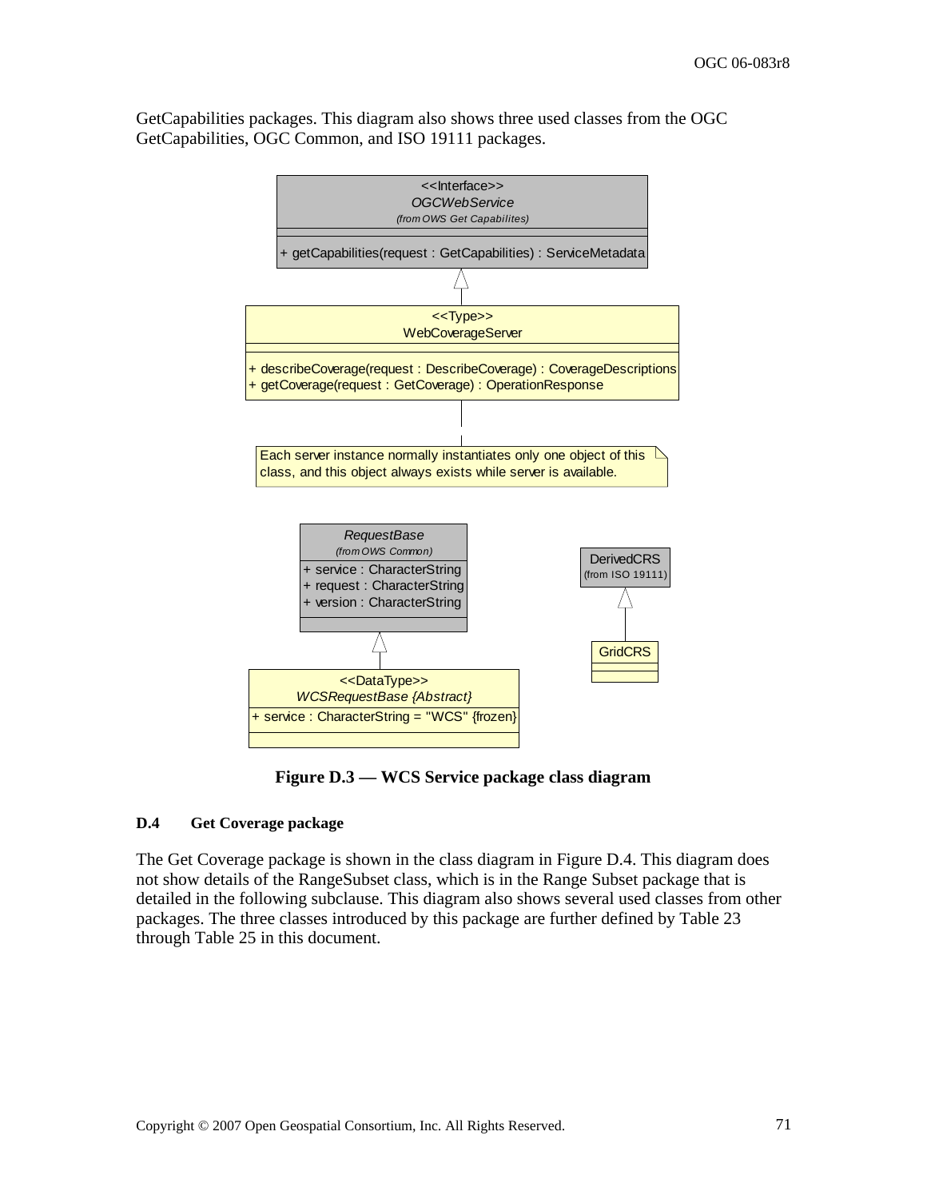GetCapabilities packages. This diagram also shows three used classes from the OGC GetCapabilities, OGC Common, and ISO 19111 packages.

Figure D.3 — WCS Service package class diagram

### D.4 Get Coverage package

The Get Coverage package is shown in the class diagram in Figure D.4. This diagram does not show details of the RangeSubset class, which is in the Range Subset package that is detailed in the following subclause. This diagram also shows several used classes from other packages. The three classes introduced by this package are further defined by Table 23 through Table 25 in this document.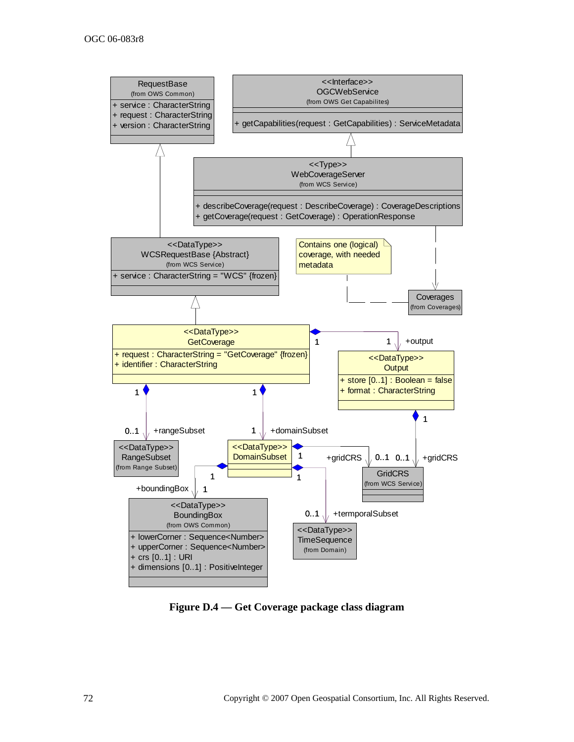**Figure D.4 — Get Coverage package class diagram**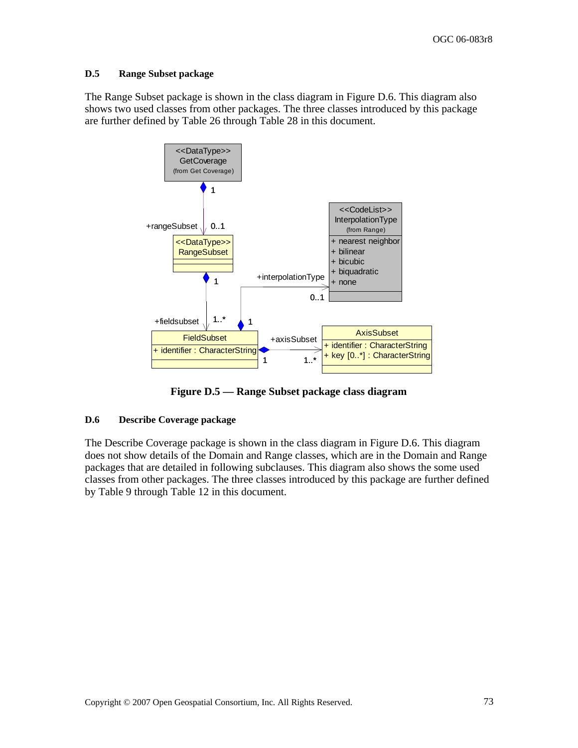## D.5 Range Subset package

The Range Subset package is shown in the class diagram in Figure D.6. This diagram also shows two used classes from other packages. The three classes introduced by this package are further defined by Table 26 through Table 28 in this document.

**Figure D.5 — Range Subset package class diagram**

## D.6 Describe Coverage package

The Describe Coverage package is shown in the class diagram in Figure D.6. This diagram does not show details of the Domain and Range classes, which are in the Domain and Range packages that are detailed in following subclauses. This diagram also shows the some used classes from other packages. The three classes introduced by this package are further defined by Table 9 through Table 12 in this document.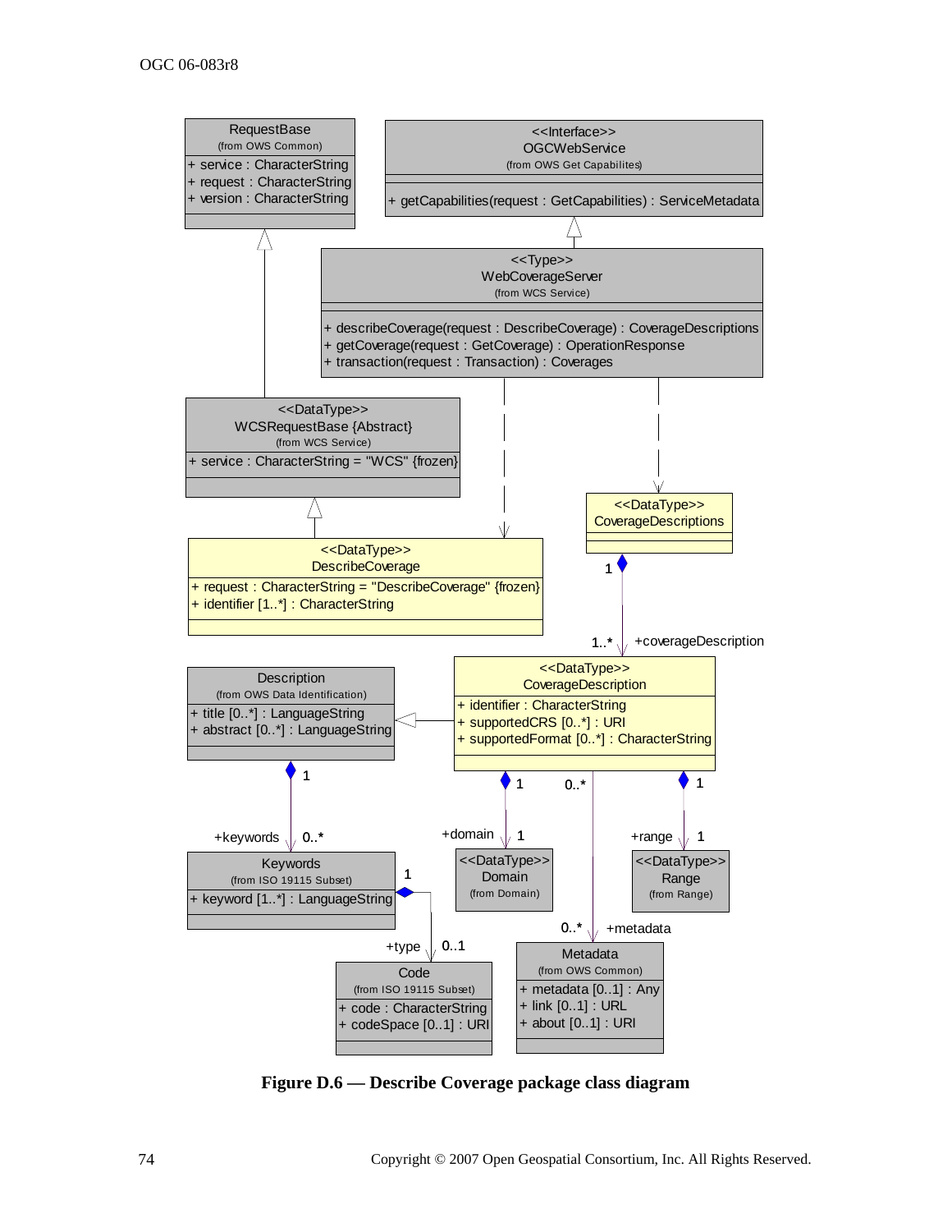**Figure D.6 — Describe Coverage package class diagram**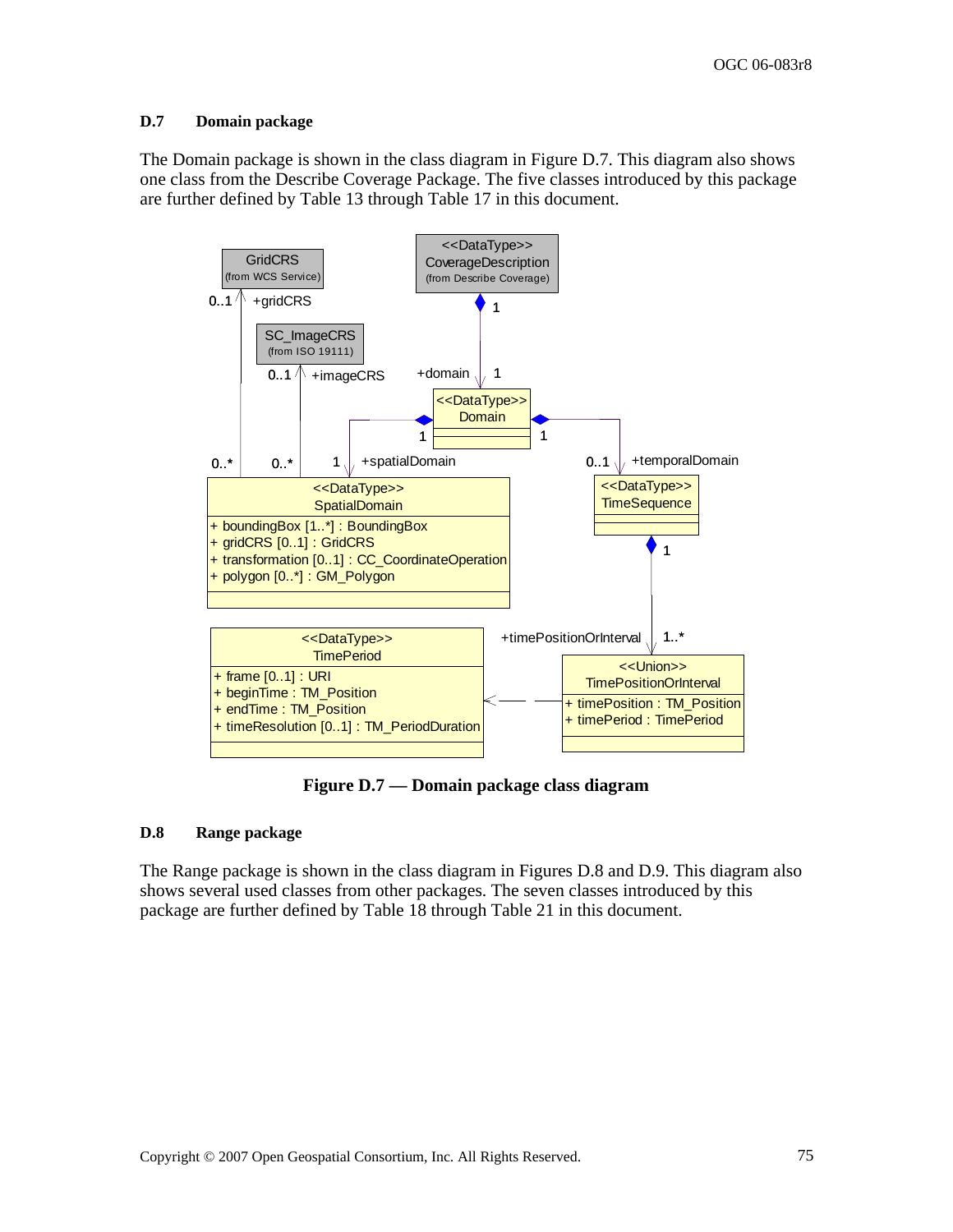## D.7 Domain package

The Domain package is shown in the class diagram in Figure D.7. This diagram also shows one class from the Describe Coverage Package. The five classes introduced by this package are further defined by Table 13 through Table 17 in this document.

**Figure D.7 — Domain package class diagram**

## D.8 Range package

The Range package is shown in the class diagram in Figures D.8 and D.9. This diagram also shows several used classes from other packages. The seven classes introduced by this package are further defined by Table 18 through Table 21 in this document.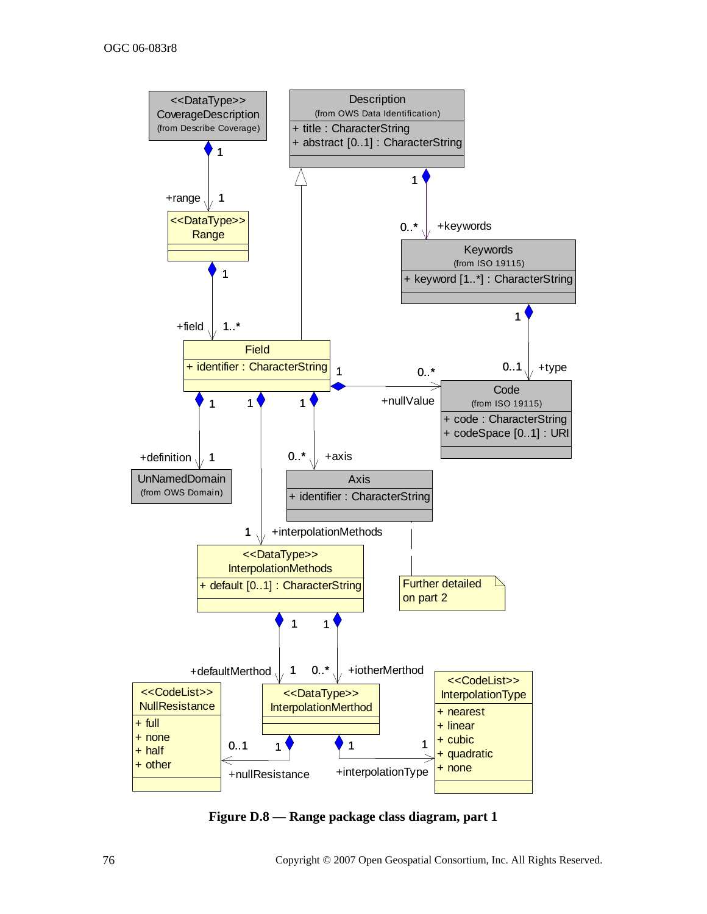**Figure D.8 — Range package class diagram, part 1**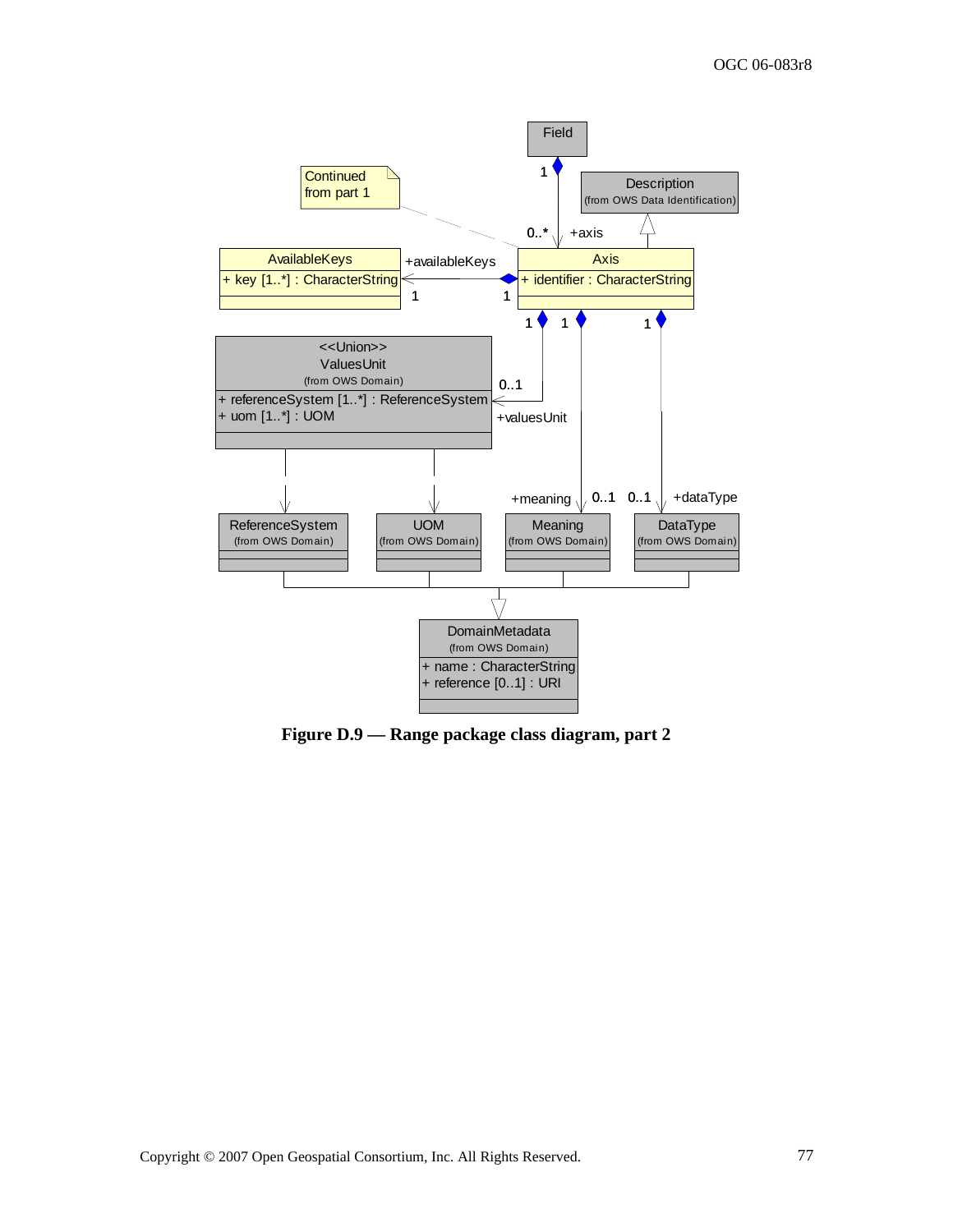Figure D.9 — Range package class diagram, part 2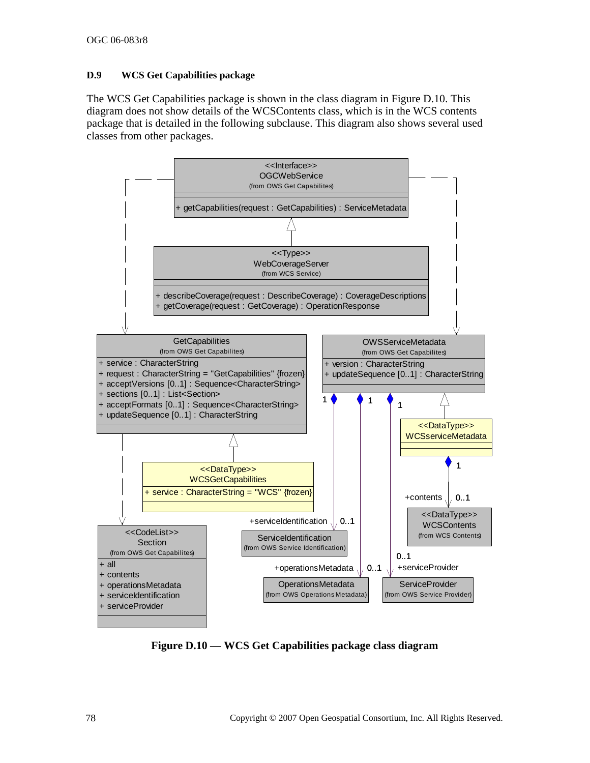## D.9 WCS Get Capabilities package

The WCS Get Capabilities package is shown in the class diagram in Figure D.10. This diagram does not show details of the WCSContents class, which is in the WCS contents package that is detailed in the following subclause. This diagram also shows several used classes from other packages.

**Figure D.10 — WCS Get Capabilities package class diagram**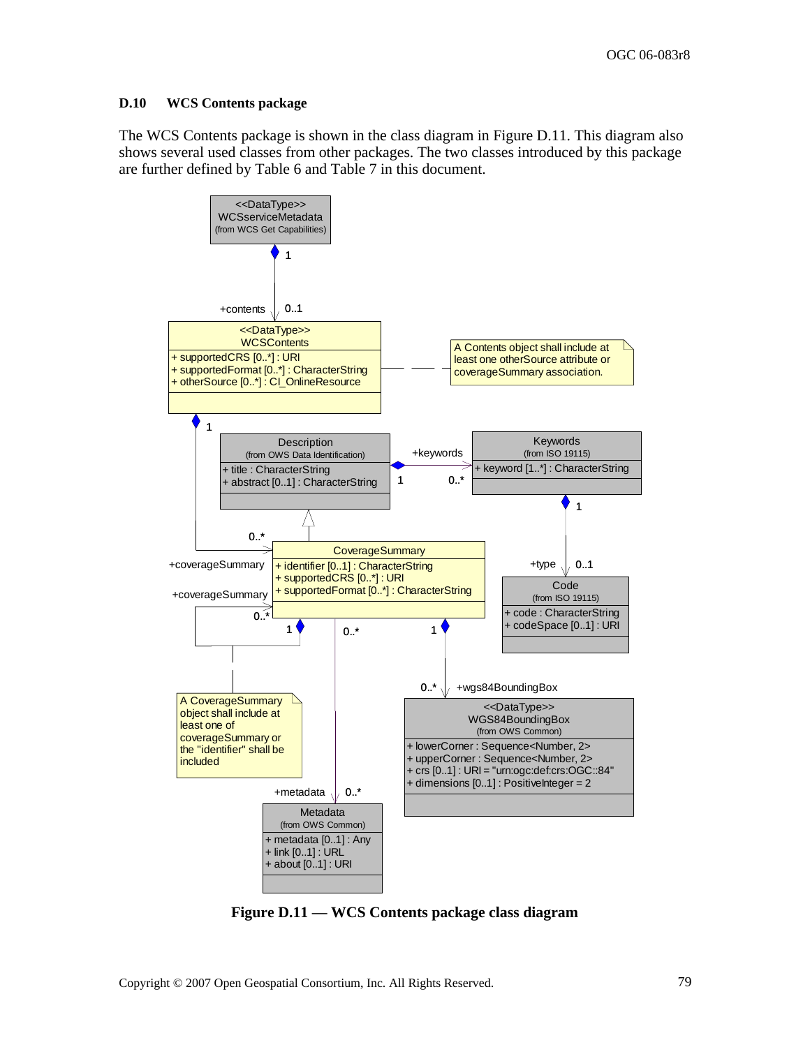## D.10 WCS Contents package

The WCS Contents package is shown in the class diagram in Figure D.11. This diagram also shows several used classes from other packages. The two classes introduced by this package are further defined by Table 6 and Table 7 in this document.

**Figure D.11 — WCS Contents package class diagram**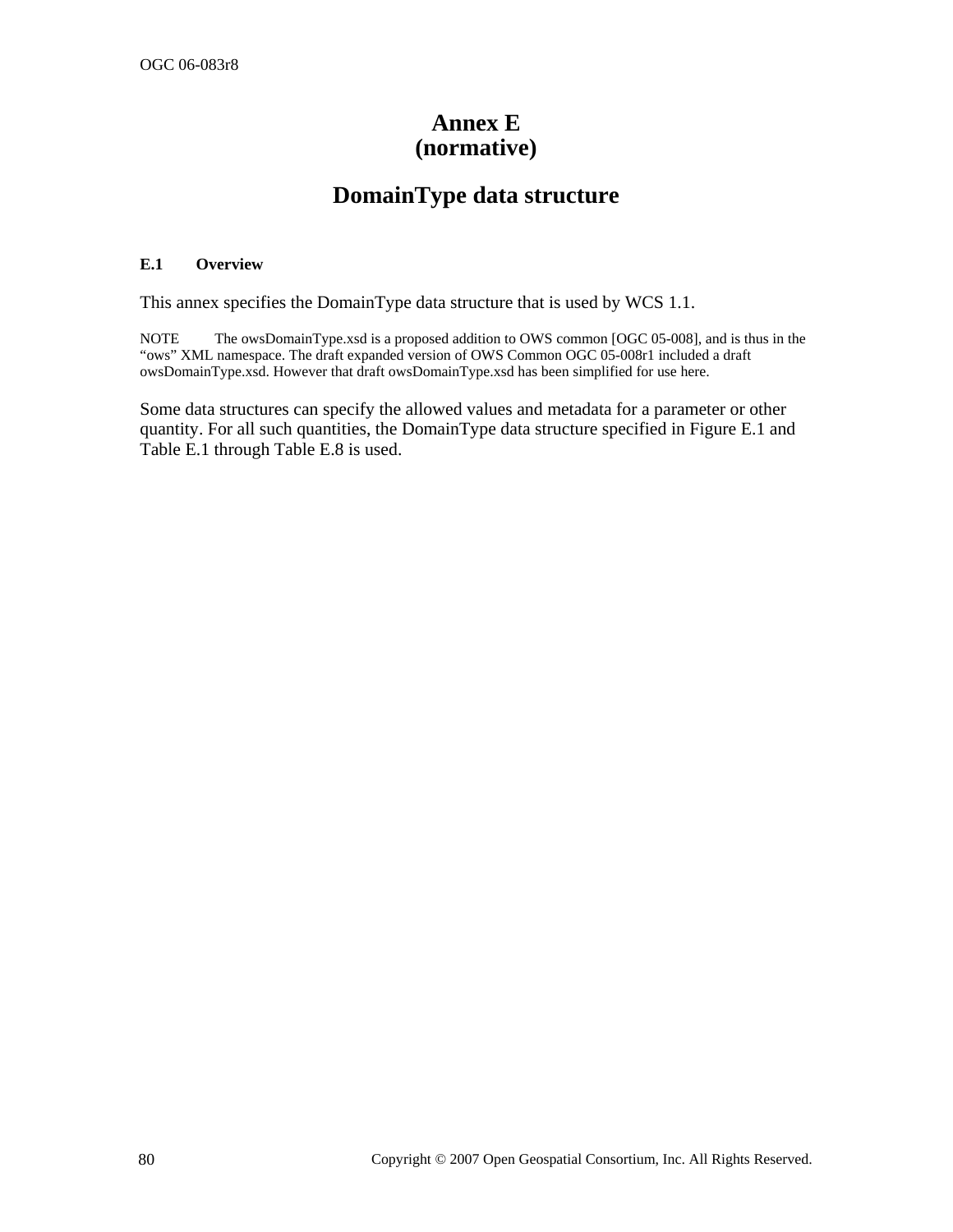# Annex E
# (normative)

# DomainType data structure

## E.1 Overview

This annex specifies the DomainType data structure that is used by WCS 1.1.

NOTE The owsDomainType.xsd is a proposed addition to OWS common [OGC 05-008], and is thus in the "ows" XML namespace. The draft expanded version of OWS Common OGC 05-008r1 included a draft owsDomainType.xsd. However that draft owsDomainType.xsd has been simplified for use here.

Some data structures can specify the allowed values and metadata for a parameter or other quantity. For all such quantities, the DomainType data structure specified in Figure E.1 and Table E.1 through Table E.8 is used.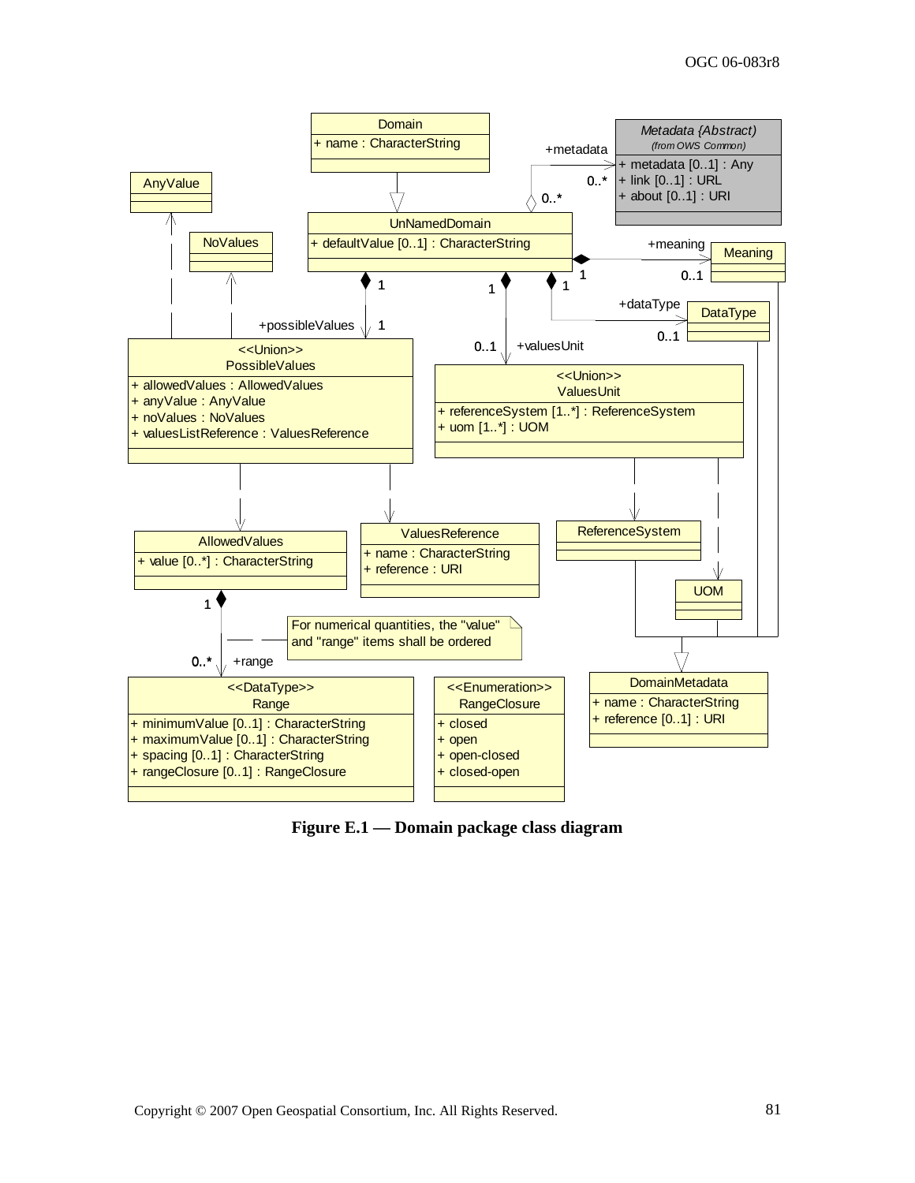**Figure E.1 — Domain package class diagram**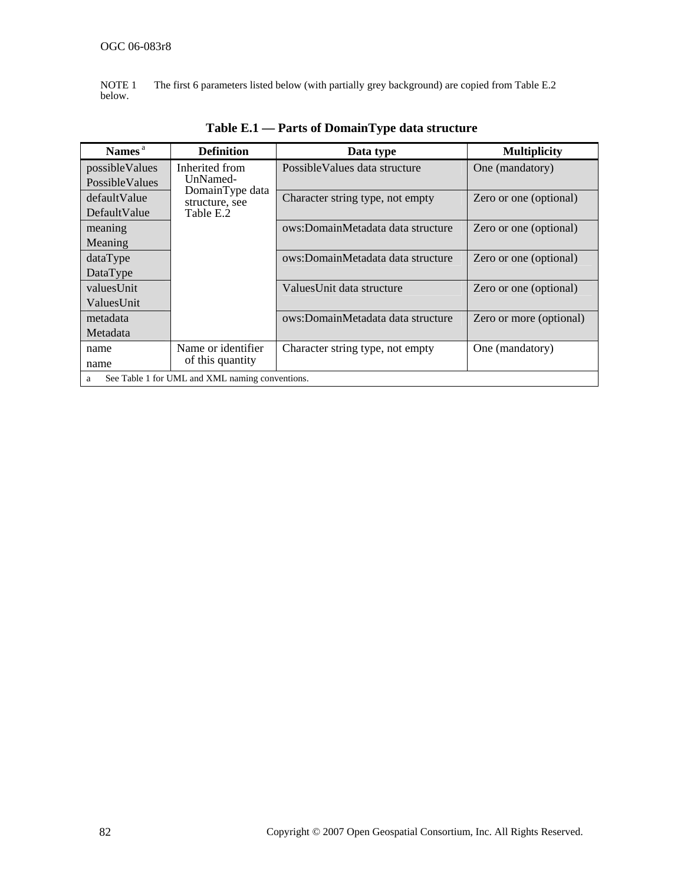NOTE 1 The first 6 parameters listed below (with partially grey background) are copied from Table E.2 below.

**Table E.1 — Parts of DomainType data structure**

| Names [a] | Definition | Data type | Multiplicity |
|---|---|---|---|
| possibleValues<br>PossibleValues | Inherited from UnNamed-DomainType data structure, see Table E.2 | PossibleValues data structure | One (mandatory) |
| defaultValue<br>DefaultValue | | Character string type, not empty | Zero or one (optional) |
| meaning<br>Meaning | | ows:DomainMetadata data structure | Zero or one (optional) |
| dataType<br>DataType | | ows:DomainMetadata data structure | Zero or one (optional) |
| valuesUnit<br>ValuesUnit | | ValuesUnit data structure | Zero or one (optional) |
| metadata<br>Metadata | | ows:DomainMetadata data structure | Zero or more (optional) |
| name<br>name | Name or identifier of this quantity | Character string type, not empty | One (mandatory) |

a See Table 1 for UML and XML naming conventions.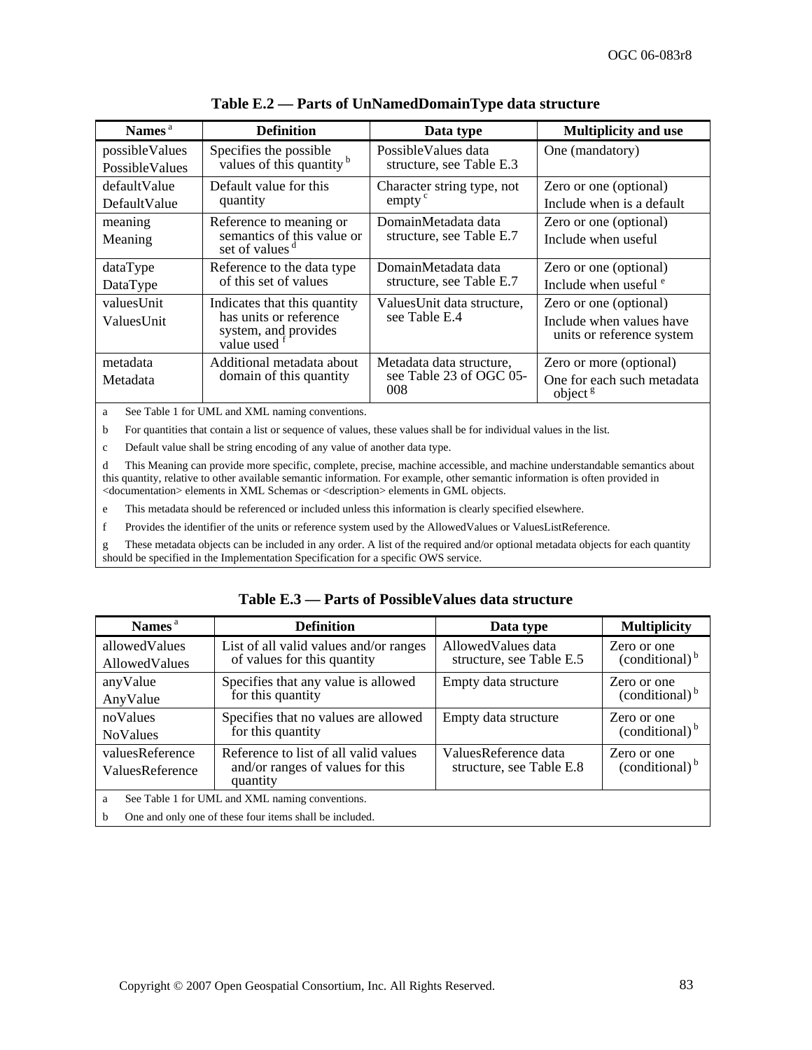**Table E.2 — Parts of UnNamedDomainType data structure**

| Names [a] | Definition | Data type | Multiplicity and use |
|---|---|---|---|
| possibleValues<br>PossibleValues | Specifies the possible values of this quantity [b] | PossibleValues data structure, see Table E.3 | One (mandatory) |
| defaultValue<br>DefaultValue | Default value for this quantity | Character string type, not empty [c] | Zero or one (optional)<br>Include when is a default |
| meaning<br>Meaning | Reference to meaning or semantics of this value or set of values [d] | DomainMetadata data structure, see Table E.7 | Zero or one (optional)<br>Include when useful |
| dataType<br>DataType | Reference to the data type of this set of values | DomainMetadata data structure, see Table E.7 | Zero or one (optional)<br>Include when useful [e] |
| valuesUnit<br>ValuesUnit | Indicates that this quantity has units or reference system, and provides value used [f] | ValuesUnit data structure, see Table E.4 | Zero or one (optional)<br>Include when values have units or reference system |
| metadata<br>Metadata | Additional metadata about domain of this quantity | Metadata data structure, see Table 23 of OGC 05-008 | Zero or more (optional)<br>One for each such metadata object [g] |

a See Table 1 for UML and XML naming conventions.

b For quantities that contain a list or sequence of values, these values shall be for individual values in the list.

c Default value shall be string encoding of any value of another data type.

d This Meaning can provide more specific, complete, precise, machine accessible, and machine understandable semantics about this quantity, relative to other available semantic information. For example, other semantic information is often provided in <documentation> elements in XML Schemas or <description> elements in GML objects.

e This metadata should be referenced or included unless this information is clearly specified elsewhere.

f Provides the identifier of the units or reference system used by the AllowedValues or ValuesListReference.

g These metadata objects can be included in any order. A list of the required and/or optional metadata objects for each quantity should be specified in the Implementation Specification for a specific OWS service.

**Table E.3 — Parts of PossibleValues data structure**

| Names [a] | Definition | Data type | Multiplicity |
|---|---|---|---|
| allowedValues<br>AllowedValues | List of all valid values and/or ranges of values for this quantity | AllowedValues data structure, see Table E.5 | Zero or one (conditional) [b] |
| anyValue<br>AnyValue | Specifies that any value is allowed for this quantity | Empty data structure | Zero or one (conditional) [b] |
| noValues<br>NoValues | Specifies that no values are allowed for this quantity | Empty data structure | Zero or one (conditional) [b] |
| valuesReference<br>ValuesReference | Reference to list of all valid values and/or ranges of values for this quantity | ValuesReference data structure, see Table E.8 | Zero or one (conditional) [b] |

a See Table 1 for UML and XML naming conventions.

b One and only one of these four items shall be included.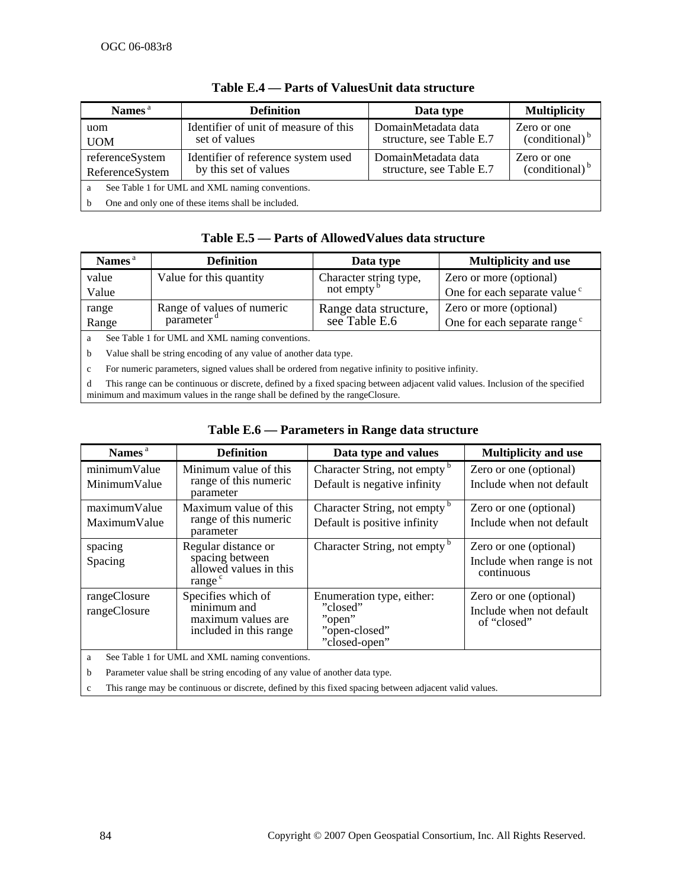**Table E.4 — Parts of ValuesUnit data structure**

| Names [a] | Definition | Data type | Multiplicity |
|---|---|---|---|
| uom<br>UOM | Identifier of unit of measure of this set of values | DomainMetadata data structure, see Table E.7 | Zero or one (conditional) [b] |
| referenceSystem<br>ReferenceSystem | Identifier of reference system used by this set of values | DomainMetadata data structure, see Table E.7 | Zero or one (conditional) [b] |

a See Table 1 for UML and XML naming conventions.

b One and only one of these items shall be included.

**Table E.5 — Parts of AllowedValues data structure**

| Names [a] | Definition | Data type | Multiplicity and use |
|---|---|---|---|
| value<br>Value | Value for this quantity | Character string type, not empty [b] | Zero or more (optional)<br>One for each separate value [c] |
| range<br>Range | Range of values of numeric parameter [d] | Range data structure, see Table E.6 | Zero or more (optional)<br>One for each separate range [c] |

a See Table 1 for UML and XML naming conventions.

b Value shall be string encoding of any value of another data type.

c For numeric parameters, signed values shall be ordered from negative infinity to positive infinity.

d This range can be continuous or discrete, defined by a fixed spacing between adjacent valid values. Inclusion of the specified minimum and maximum values in the range shall be defined by the rangeClosure.

**Table E.6 — Parameters in Range data structure**

| Names [a] | Definition | Data type and values | Multiplicity and use |
|---|---|---|---|
| minimumValue<br>MinimumValue | Minimum value of this range of this numeric parameter | Character String, not empty [b]<br>Default is negative infinity | Zero or one (optional)<br>Include when not default |
| maximumValue<br>MaximumValue | Maximum value of this range of this numeric parameter | Character String, not empty [b]<br>Default is positive infinity | Zero or one (optional)<br>Include when not default |
| spacing<br>Spacing | Regular distance or spacing between allowed values in this range [c] | Character String, not empty [b] | Zero or one (optional)<br>Include when range is not continuous |
| rangeClosure<br>rangeClosure | Specifies which of minimum and maximum values are included in this range | Enumeration type, either:<br>"closed"<br>"open"<br>"open-closed"<br>"closed-open" | Zero or one (optional)<br>Include when not default of "closed" |

a See Table 1 for UML and XML naming conventions.

b Parameter value shall be string encoding of any value of another data type.

c This range may be continuous or discrete, defined by this fixed spacing between adjacent valid values.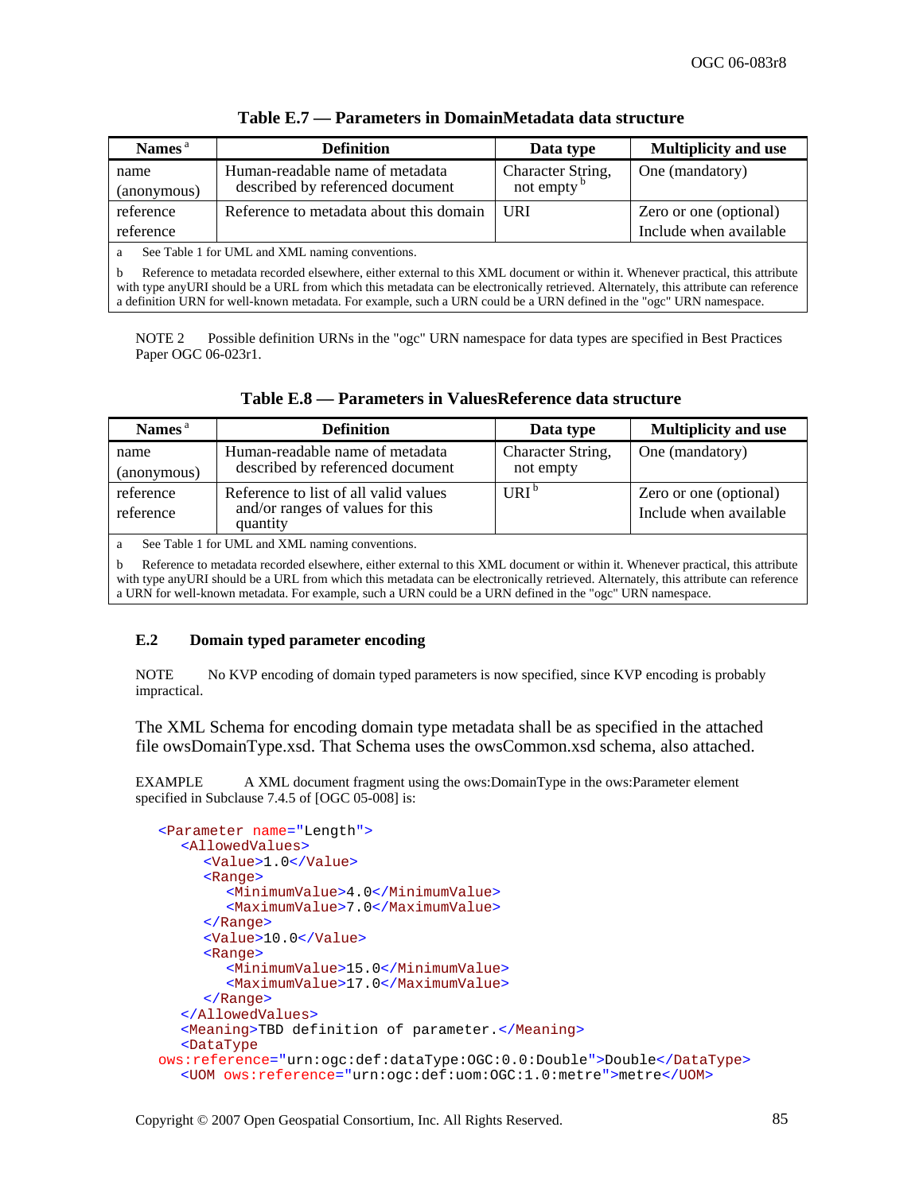**Table E.7 — Parameters in DomainMetadata data structure**

| Names [a] | Definition | Data type | Multiplicity and use |
|---|---|---|---|
| name (anonymous) | Human-readable name of metadata described by referenced document | Character String, not empty [b] | One (mandatory) |
| reference reference | Reference to metadata about this domain | URI | Zero or one (optional) Include when available |

a See Table 1 for UML and XML naming conventions.

b Reference to metadata recorded elsewhere, either external to this XML document or within it. Whenever practical, this attribute with type anyURI should be a URL from which this metadata can be electronically retrieved. Alternately, this attribute can reference a definition URN for well-known metadata. For example, such a URN could be a URN defined in the "ogc" URN namespace.

NOTE 2 Possible definition URNs in the "ogc" URN namespace for data types are specified in Best Practices Paper OGC 06-023r1.

**Table E.8 — Parameters in ValuesReference data structure**

| Names [a] | Definition | Data type | Multiplicity and use |
|---|---|---|---|
| name (anonymous) | Human-readable name of metadata described by referenced document | Character String, not empty | One (mandatory) |
| reference reference | Reference to list of all valid values and/or ranges of values for this quantity | URI [b] | Zero or one (optional) Include when available |

a See Table 1 for UML and XML naming conventions.

b Reference to metadata recorded elsewhere, either external to this XML document or within it. Whenever practical, this attribute with type anyURI should be a URL from which this metadata can be electronically retrieved. Alternately, this attribute can reference a URN for well-known metadata. For example, such a URN could be a URN defined in the "ogc" URN namespace.

### E.2 Domain typed parameter encoding

NOTE No KVP encoding of domain typed parameters is now specified, since KVP encoding is probably impractical.

The XML Schema for encoding domain type metadata shall be as specified in the attached file owsDomainType.xsd. That Schema uses the owsCommon.xsd schema, also attached.

EXAMPLE A XML document fragment using the ows:DomainType in the ows:Parameter element specified in Subclause 7.4.5 of [OGC 05-008] is:

```
<Parameter name="Length">
   <AllowedValues>
      <Value>1.0</Value>
      <Range>
         <MinimumValue>4.0</MinimumValue>
         <MaximumValue>7.0</MaximumValue>
      </Range>
      <Value>10.0</Value>
      <Range>
         <MinimumValue>15.0</MinimumValue>
         <MaximumValue>17.0</MaximumValue>
      </Range>
   </AllowedValues>
   <Meaning>TBD definition of parameter.</Meaning>
   <DataType
ows:reference="urn:ogc:def:dataType:OGC:0.0:Double">Double</DataType>
   <UOM ows:reference="urn:ogc:def:uom:OGC:1.0:metre">metre</UOM>
```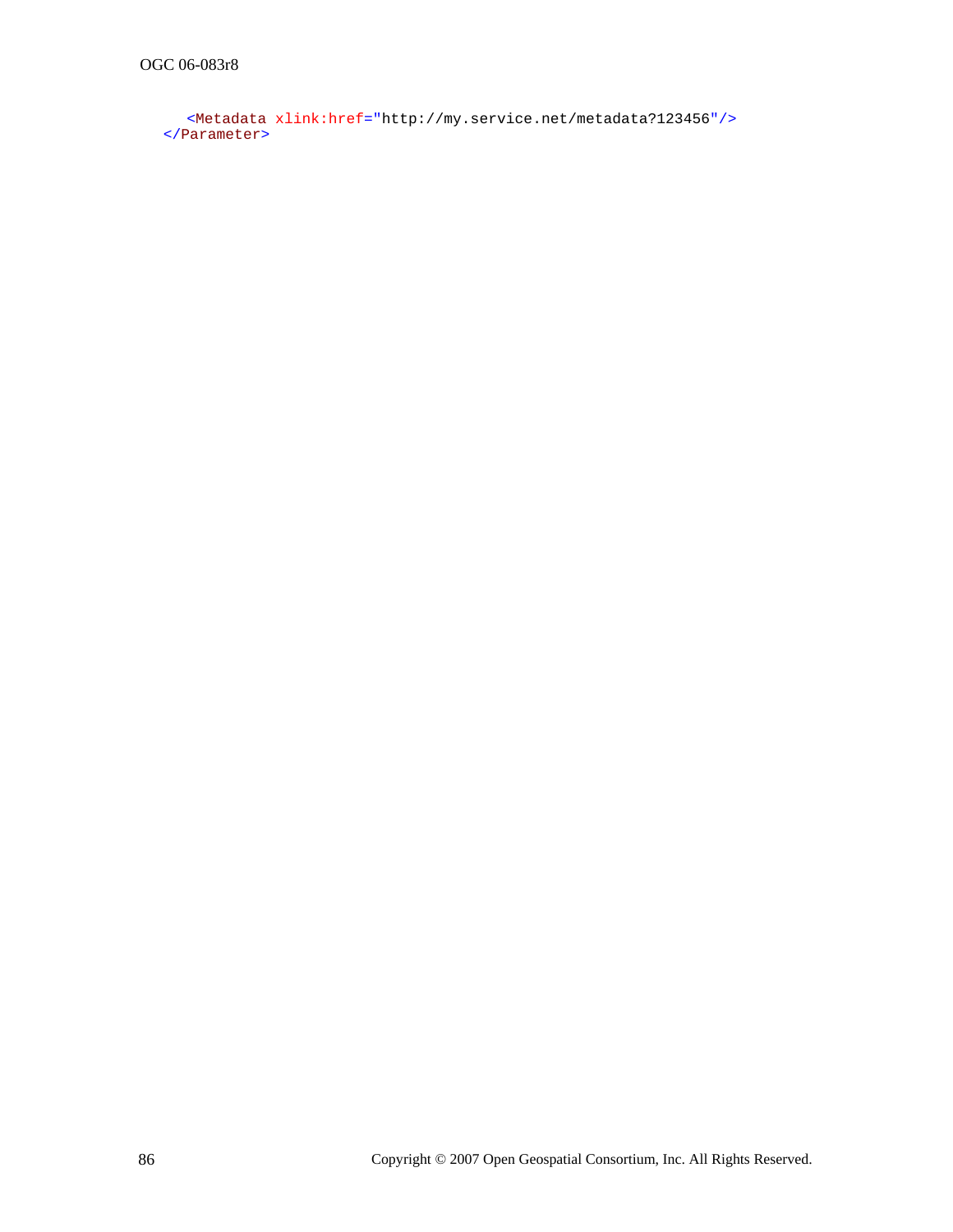```
    <Metadata xlink:href="http://my.service.net/metadata?123456"/>
  </Parameter>
```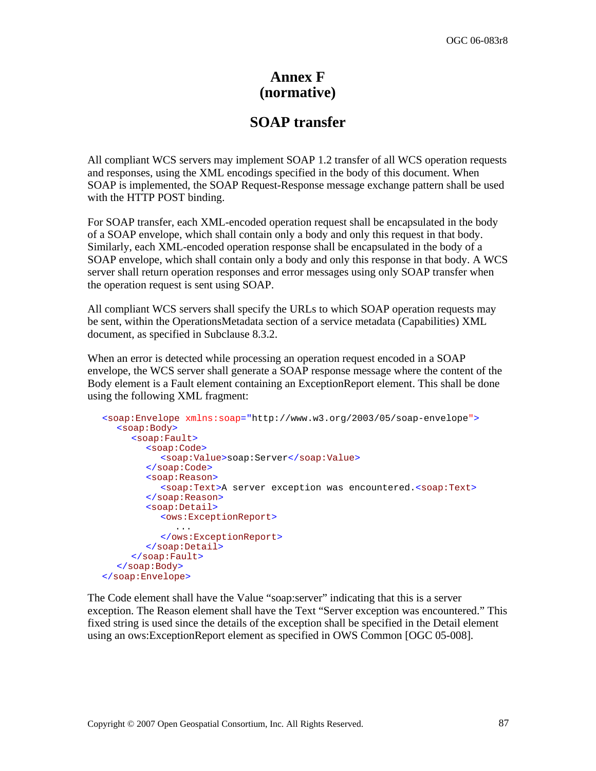# Annex F (normative)

## SOAP transfer

All compliant WCS servers may implement SOAP 1.2 transfer of all WCS operation requests and responses, using the XML encodings specified in the body of this document. When SOAP is implemented, the SOAP Request-Response message exchange pattern shall be used with the HTTP POST binding.

For SOAP transfer, each XML-encoded operation request shall be encapsulated in the body of a SOAP envelope, which shall contain only a body and only this request in that body. Similarly, each XML-encoded operation response shall be encapsulated in the body of a SOAP envelope, which shall contain only a body and only this response in that body. A WCS server shall return operation responses and error messages using only SOAP transfer when the operation request is sent using SOAP.

All compliant WCS servers shall specify the URLs to which SOAP operation requests may be sent, within the OperationsMetadata section of a service metadata (Capabilities) XML document, as specified in Subclause 8.3.2.

When an error is detected while processing an operation request encoded in a SOAP envelope, the WCS server shall generate a SOAP response message where the content of the Body element is a Fault element containing an ExceptionReport element. This shall be done using the following XML fragment:

```
<soap:Envelope xmlns:soap="http://www.w3.org/2003/05/soap-envelope">
   <soap:Body>
      <soap:Fault>
         <soap:Code>
            <soap:Value>soap:Server</soap:Value>
         </soap:Code>
         <soap:Reason>
            <soap:Text>A server exception was encountered.<soap:Text>
         </soap:Reason>
         <soap:Detail>
            <ows:ExceptionReport>
               ...
            </ows:ExceptionReport>
         </soap:Detail>
      </soap:Fault>
   </soap:Body>
</soap:Envelope>
```

The Code element shall have the Value "soap:server" indicating that this is a server exception. The Reason element shall have the Text "Server exception was encountered." This fixed string is used since the details of the exception shall be specified in the Detail element using an ows:ExceptionReport element as specified in OWS Common [OGC 05-008].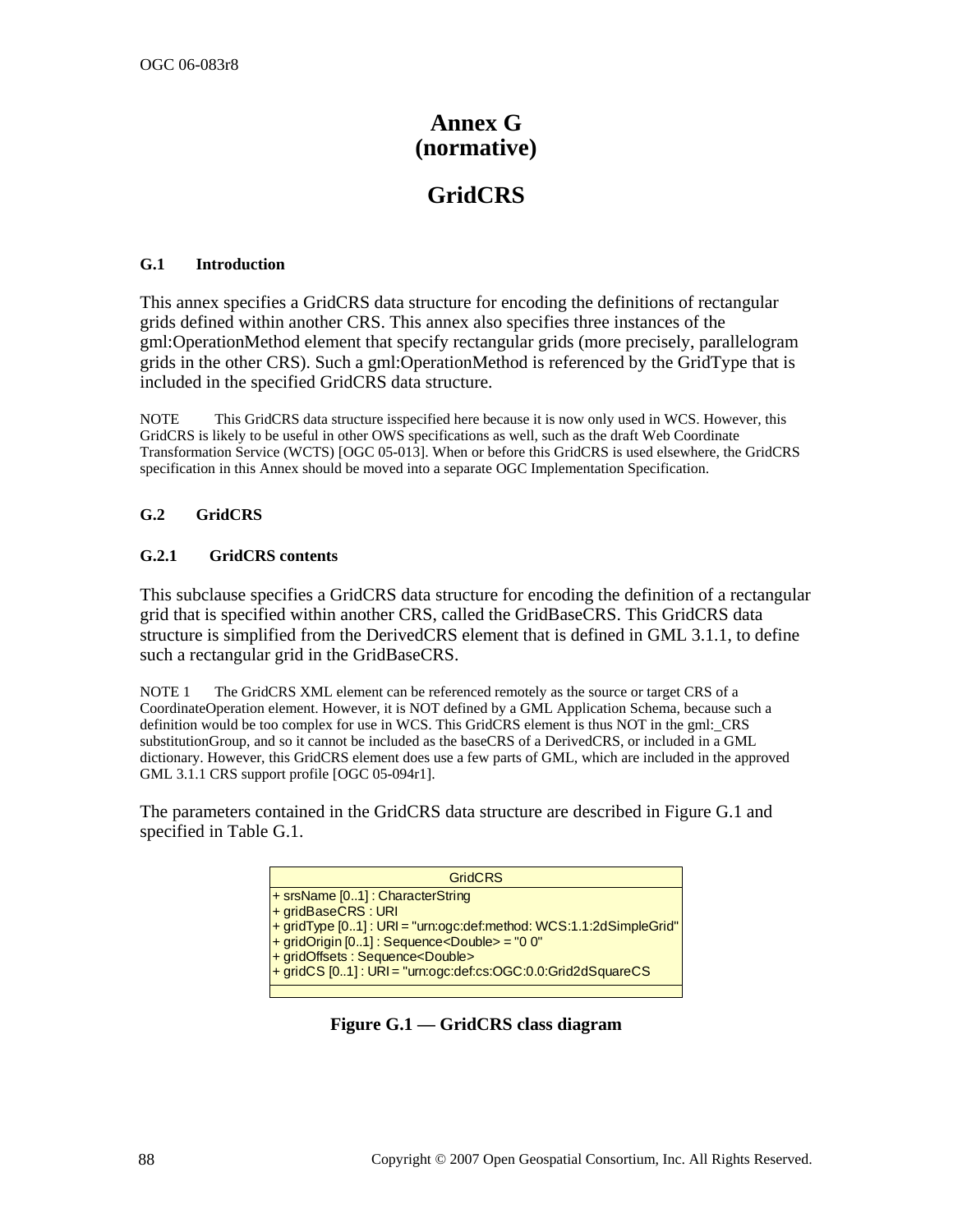# Annex G (normative)

# GridCRS

## G.1 Introduction

This annex specifies a GridCRS data structure for encoding the definitions of rectangular grids defined within another CRS. This annex also specifies three instances of the gml:OperationMethod element that specify rectangular grids (more precisely, parallelogram grids in the other CRS). Such a gml:OperationMethod is referenced by the GridType that is included in the specified GridCRS data structure.

NOTE This GridCRS data structure isspecified here because it is now only used in WCS. However, this GridCRS is likely to be useful in other OWS specifications as well, such as the draft Web Coordinate Transformation Service (WCTS) [OGC 05-013]. When or before this GridCRS is used elsewhere, the GridCRS specification in this Annex should be moved into a separate OGC Implementation Specification.

## G.2 GridCRS

### G.2.1 GridCRS contents

This subclause specifies a GridCRS data structure for encoding the definition of a rectangular grid that is specified within another CRS, called the GridBaseCRS. This GridCRS data structure is simplified from the DerivedCRS element that is defined in GML 3.1.1, to define such a rectangular grid in the GridBaseCRS.

NOTE 1 The GridCRS XML element can be referenced remotely as the source or target CRS of a CoordinateOperation element. However, it is NOT defined by a GML Application Schema, because such a definition would be too complex for use in WCS. This GridCRS element is thus NOT in the gml:_CRS substitutionGroup, and so it cannot be included as the baseCRS of a DerivedCRS, or included in a GML dictionary. However, this GridCRS element does use a few parts of GML, which are included in the approved GML 3.1.1 CRS support profile [OGC 05-094r1].

The parameters contained in the GridCRS data structure are described in Figure G.1 and specified in Table G.1.

| GridCRS |
| --- |
| + srsName [0..1] : CharacterString<br>+ gridBaseCRS : URI<br>+ gridType [0..1] : URI = "urn:ogc:def:method: WCS:1.1:2dSimpleGrid"<br>+ gridOrigin [0..1] : Sequence<Double> = "0 0"<br>+ gridOffsets : Sequence<Double><br>+ gridCS [0..1] : URI = "urn:ogc:def:cs:OGC:0.0:Grid2dSquareCS |
| |

**Figure G.1 — GridCRS class diagram**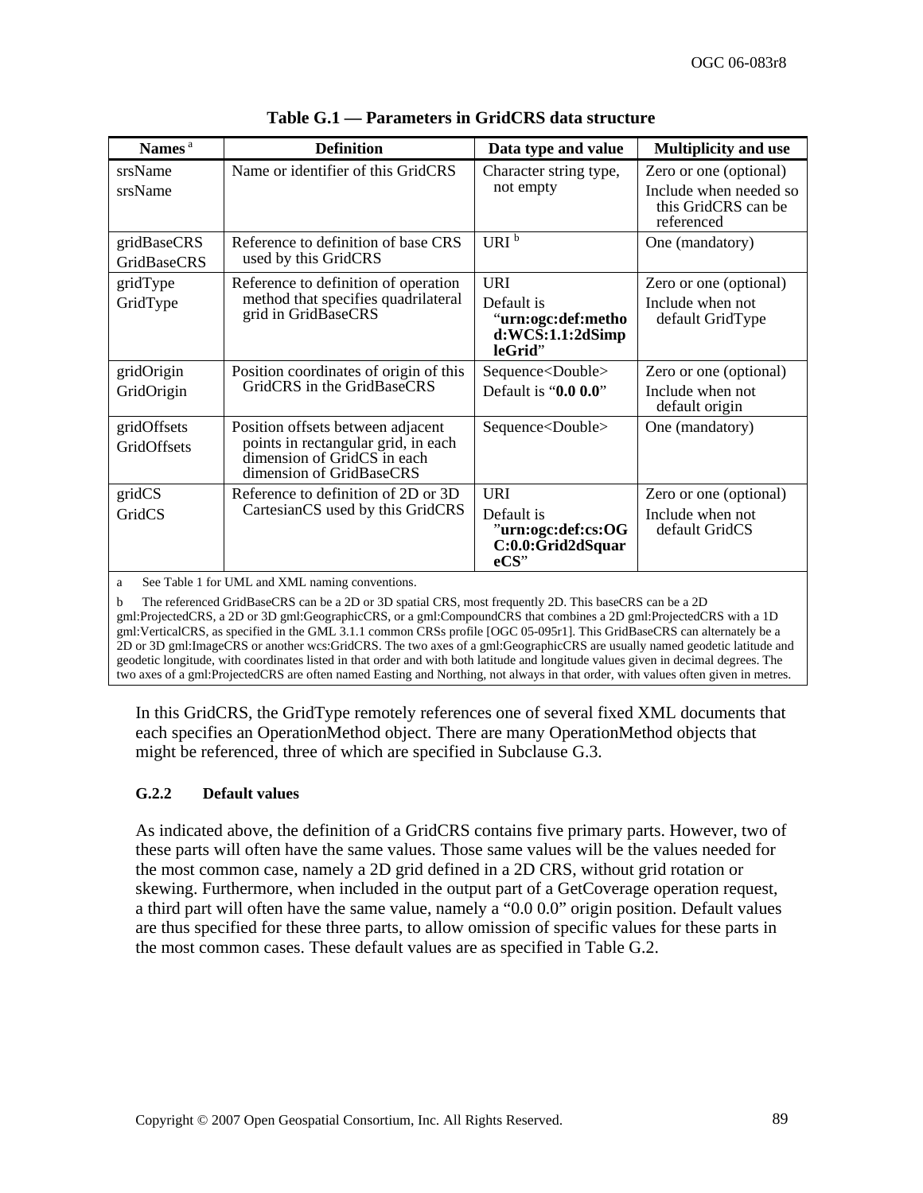**Table G.1 — Parameters in GridCRS data structure**

| Names [a] | Definition | Data type and value | Multiplicity and use |
|---|---|---|---|
| srsName<br>srsName | Name or identifier of this GridCRS | Character string type, not empty | Zero or one (optional)<br>Include when needed so this GridCRS can be referenced |
| gridBaseCRS<br>GridBaseCRS | Reference to definition of base CRS used by this GridCRS | URI [b] | One (mandatory) |
| gridType<br>GridType | Reference to definition of operation method that specifies quadrilateral grid in GridBaseCRS | URI<br>Default is "**urn:ogc:def:method:WCS:1.1:2dSimpleGrid**" | Zero or one (optional)<br>Include when not default GridType |
| gridOrigin<br>GridOrigin | Position coordinates of origin of this GridCRS in the GridBaseCRS | Sequence<Double><br>Default is "**0.0 0.0**" | Zero or one (optional)<br>Include when not default origin |
| gridOffsets<br>GridOffsets | Position offsets between adjacent points in rectangular grid, in each dimension of GridCS in each dimension of GridBaseCRS | Sequence<Double> | One (mandatory) |
| gridCS<br>GridCS | Reference to definition of 2D or 3D CartesianCS used by this GridCRS | URI<br>Default is "**urn:ogc:def:cs:OGC:0.0:Grid2dSquareCS**" | Zero or one (optional)<br>Include when not default GridCS |

a See Table 1 for UML and XML naming conventions.

b The referenced GridBaseCRS can be a 2D or 3D spatial CRS, most frequently 2D. This baseCRS can be a 2D gml:ProjectedCRS, a 2D or 3D gml:GeographicCRS, or a gml:CompoundCRS that combines a 2D gml:ProjectedCRS with a 1D gml:VerticalCRS, as specified in the GML 3.1.1 common CRSs profile [OGC 05-095r1]. This GridBaseCRS can alternately be a 2D or 3D gml:ImageCRS or another wcs:GridCRS. The two axes of a gml:GeographicCRS are usually named geodetic latitude and geodetic longitude, with coordinates listed in that order and with both latitude and longitude values given in decimal degrees. The two axes of a gml:ProjectedCRS are often named Easting and Northing, not always in that order, with values often given in metres.

In this GridCRS, the GridType remotely references one of several fixed XML documents that each specifies an OperationMethod object. There are many OperationMethod objects that might be referenced, three of which are specified in Subclause G.3.

### G.2.2 Default values

As indicated above, the definition of a GridCRS contains five primary parts. However, two of these parts will often have the same values. Those same values will be the values needed for the most common case, namely a 2D grid defined in a 2D CRS, without grid rotation or skewing. Furthermore, when included in the output part of a GetCoverage operation request, a third part will often have the same value, namely a "0.0 0.0" origin position. Default values are thus specified for these three parts, to allow omission of specific values for these parts in the most common cases. These default values are as specified in Table G.2.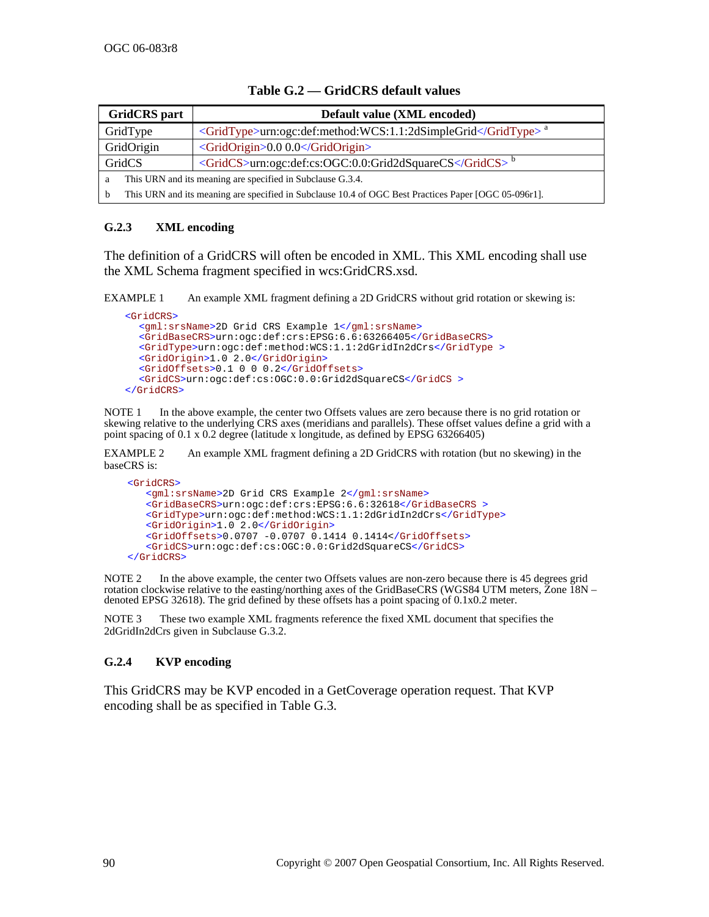**Table G.2 — GridCRS default values**

| GridCRS part | Default value (XML encoded) |
|---|---|
| GridType | `<GridType>urn:ogc:def:method:WCS:1.1:2dSimpleGrid</GridType>` [a] |
| GridOrigin | `<GridOrigin>0.0 0.0</GridOrigin>` |
| GridCS | `<GridCS>urn:ogc:def:cs:OGC:0.0:Grid2dSquareCS</GridCS>` [b] |

a  This URN and its meaning are specified in Subclause G.3.4.

b  This URN and its meaning are specified in Subclause 10.4 of OGC Best Practices Paper [OGC 05-096r1].

### G.2.3 XML encoding

The definition of a GridCRS will often be encoded in XML. This XML encoding shall use the XML Schema fragment specified in wcs:GridCRS.xsd.

EXAMPLE 1  An example XML fragment defining a 2D GridCRS without grid rotation or skewing is:

```
<GridCRS>
  <gml:srsName>2D Grid CRS Example 1</gml:srsName>
  <GridBaseCRS>urn:ogc:def:crs:EPSG:6.6:63266405</GridBaseCRS>
  <GridType>urn:ogc:def:method:WCS:1.1:2dGridIn2dCrs</GridType >
  <GridOrigin>1.0 2.0</GridOrigin>
  <GridOffsets>0.1 0 0 0.2</GridOffsets>
  <GridCS>urn:ogc:def:cs:OGC:0.0:Grid2dSquareCS</GridCS >
</GridCRS>
```

NOTE 1  In the above example, the center two Offsets values are zero because there is no grid rotation or skewing relative to the underlying CRS axes (meridians and parallels). These offset values define a grid with a point spacing of 0.1 x 0.2 degree (latitude x longitude, as defined by EPSG 63266405)

EXAMPLE 2  An example XML fragment defining a 2D GridCRS with rotation (but no skewing) in the baseCRS is:

```
<GridCRS>
   <gml:srsName>2D Grid CRS Example 2</gml:srsName>
   <GridBaseCRS>urn:ogc:def:crs:EPSG:6.6:32618</GridBaseCRS >
   <GridType>urn:ogc:def:method:WCS:1.1:2dGridIn2dCrs</GridType>
   <GridOrigin>1.0 2.0</GridOrigin>
   <GridOffsets>0.0707 -0.0707 0.1414 0.1414</GridOffsets>
   <GridCS>urn:ogc:def:cs:OGC:0.0:Grid2dSquareCS</GridCS>
</GridCRS>
```

NOTE 2  In the above example, the center two Offsets values are non-zero because there is 45 degrees grid rotation clockwise relative to the easting/northing axes of the GridBaseCRS (WGS84 UTM meters, Zone 18N – denoted EPSG 32618). The grid defined by these offsets has a point spacing of 0.1x0.2 meter.

NOTE 3  These two example XML fragments reference the fixed XML document that specifies the 2dGridIn2dCrs given in Subclause G.3.2.

### G.2.4 KVP encoding

This GridCRS may be KVP encoded in a GetCoverage operation request. That KVP encoding shall be as specified in Table G.3.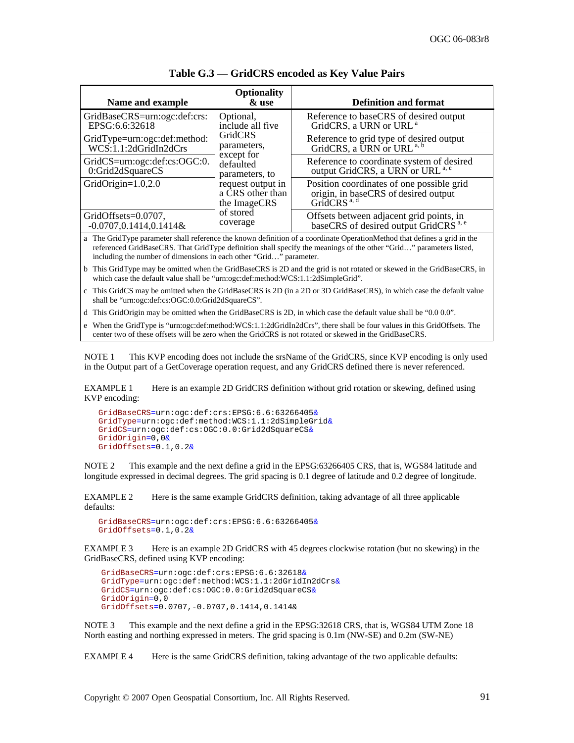**Table G.3 — GridCRS encoded as Key Value Pairs**

| Name and example | Optionality & use | Definition and format |
|---|---|---|
| GridBaseCRS=urn:ogc:def:crs:EPSG:6.6:32618 | Optional, include all five GridCRS parameters, except for defaulted parameters, to request output in a CRS other than the ImageCRS of stored coverage | Reference to baseCRS of desired output GridCRS, a URN or URL [a] |
| GridType=urn:ogc:def:method:WCS:1.1:2dGridIn2dCrs | | Reference to grid type of desired output GridCRS, a URN or URL [a, b] |
| GridCS=urn:ogc:def:cs:OGC:0.0:Grid2dSquareCS | | Reference to coordinate system of desired output GridCRS, a URN or URL [a, c] |
| GridOrigin=1.0,2.0 | | Position coordinates of one possible grid origin, in baseCRS of desired output GridCRS [a, d] |
| GridOffsets=0.0707, -0.0707,0.1414,0.1414& | | Offsets between adjacent grid points, in baseCRS of desired output GridCRS [a, e] |

a The GridType parameter shall reference the known definition of a coordinate OperationMethod that defines a grid in the referenced GridBaseCRS. That GridType definition shall specify the meanings of the other "Grid…" parameters listed, including the number of dimensions in each other "Grid…" parameter.

b This GridType may be omitted when the GridBaseCRS is 2D and the grid is not rotated or skewed in the GridBaseCRS, in which case the default value shall be "urn:ogc:def:method:WCS:1.1:2dSimpleGrid".

c This GridCS may be omitted when the GridBaseCRS is 2D (in a 2D or 3D GridBaseCRS), in which case the default value shall be "urn:ogc:def:cs:OGC:0.0:Grid2dSquareCS".

d This GridOrigin may be omitted when the GridBaseCRS is 2D, in which case the default value shall be "0.0 0.0".

e When the GridType is "urn:ogc:def:method:WCS:1.1:2dGridIn2dCrs", there shall be four values in this GridOffsets. The center two of these offsets will be zero when the GridCRS is not rotated or skewed in the GridBaseCRS.

NOTE 1 This KVP encoding does not include the srsName of the GridCRS, since KVP encoding is only used in the Output part of a GetCoverage operation request, and any GridCRS defined there is never referenced.

EXAMPLE 1 Here is an example 2D GridCRS definition without grid rotation or skewing, defined using KVP encoding:

```
GridBaseCRS=urn:ogc:def:crs:EPSG:6.6:63266405&
GridType=urn:ogc:def:method:WCS:1.1:2dSimpleGrid&
GridCS=urn:ogc:def:cs:OGC:0.0:Grid2dSquareCS&
GridOrigin=0,0&
GridOffsets=0.1,0.2&
```

NOTE 2 This example and the next define a grid in the EPSG:63266405 CRS, that is, WGS84 latitude and longitude expressed in decimal degrees. The grid spacing is 0.1 degree of latitude and 0.2 degree of longitude.

EXAMPLE 2 Here is the same example GridCRS definition, taking advantage of all three applicable defaults:

```
GridBaseCRS=urn:ogc:def:crs:EPSG:6.6:63266405&
GridOffsets=0.1,0.2&
```

EXAMPLE 3 Here is an example 2D GridCRS with 45 degrees clockwise rotation (but no skewing) in the GridBaseCRS, defined using KVP encoding:

```
GridBaseCRS=urn:ogc:def:crs:EPSG:6.6:32618&
GridType=urn:ogc:def:method:WCS:1.1:2dGridIn2dCrs&
GridCS=urn:ogc:def:cs:OGC:0.0:Grid2dSquareCS&
GridOrigin=0,0
GridOffsets=0.0707,-0.0707,0.1414,0.1414&
```

NOTE 3 This example and the next define a grid in the EPSG:32618 CRS, that is, WGS84 UTM Zone 18 North easting and northing expressed in meters. The grid spacing is 0.1m (NW-SE) and 0.2m (SW-NE)

EXAMPLE 4 Here is the same GridCRS definition, taking advantage of the two applicable defaults: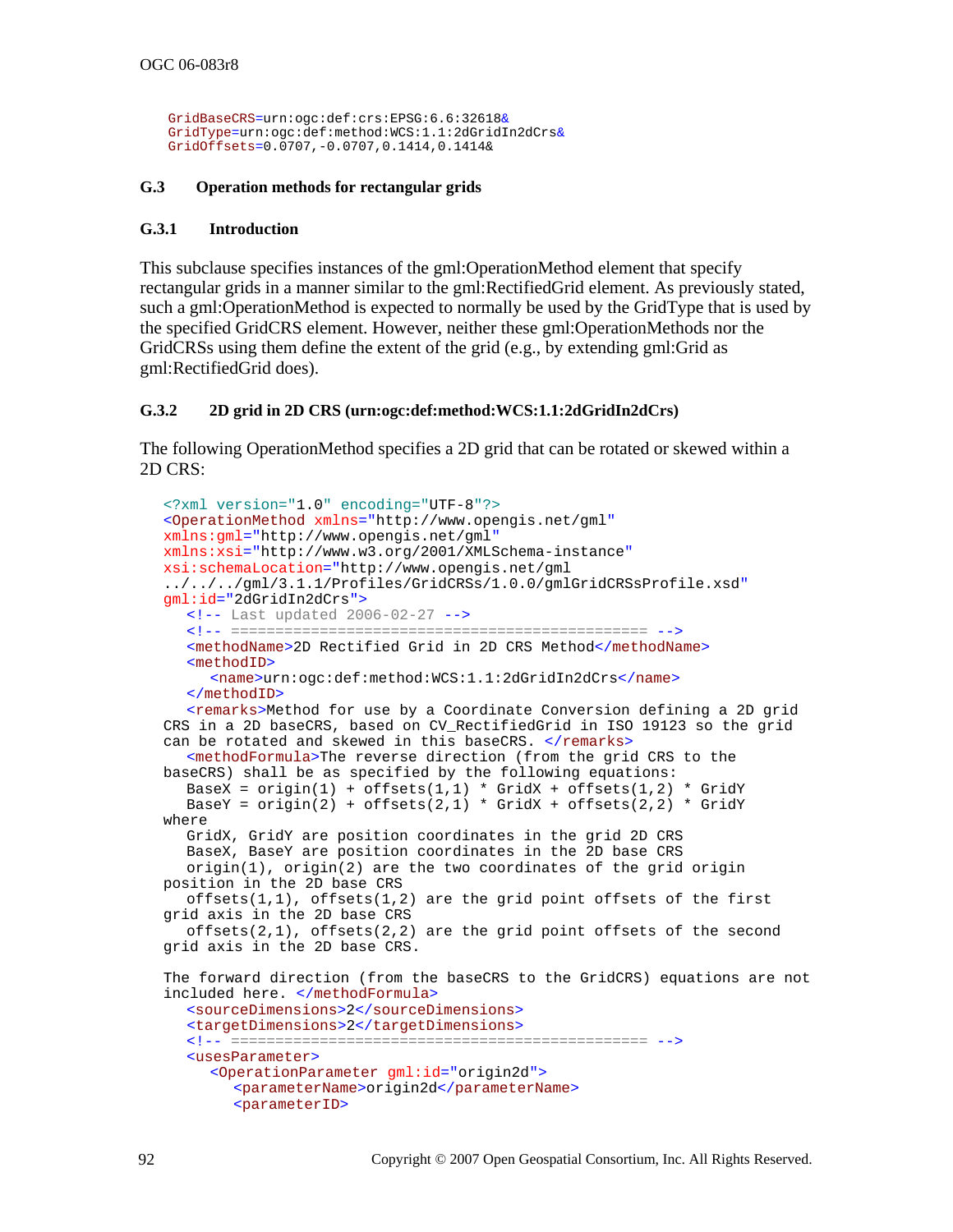```
GridBaseCRS=urn:ogc:def:crs:EPSG:6.6:32618&
GridType=urn:ogc:def:method:WCS:1.1:2dGridIn2dCrs&
GridOffsets=0.0707,-0.0707,0.1414,0.1414&
```

### G.3 Operation methods for rectangular grids

#### G.3.1 Introduction

This subclause specifies instances of the gml:OperationMethod element that specify rectangular grids in a manner similar to the gml:RectifiedGrid element. As previously stated, such a gml:OperationMethod is expected to normally be used by the GridType that is used by the specified GridCRS element. However, neither these gml:OperationMethods nor the GridCRSs using them define the extent of the grid (e.g., by extending gml:Grid as gml:RectifiedGrid does).

#### G.3.2 2D grid in 2D CRS (urn:ogc:def:method:WCS:1.1:2dGridIn2dCrs)

The following OperationMethod specifies a 2D grid that can be rotated or skewed within a 2D CRS:

```
<?xml version="1.0" encoding="UTF-8"?>
<OperationMethod xmlns="http://www.opengis.net/gml"
xmlns:gml="http://www.opengis.net/gml"
xmlns:xsi="http://www.w3.org/2001/XMLSchema-instance"
xsi:schemaLocation="http://www.opengis.net/gml
../../../gml/3.1.1/Profiles/GridCRSs/1.0.0/gmlGridCRSsProfile.xsd"
gml:id="2dGridIn2dCrs">
   <!-- Last updated 2006-02-27 -->
   <!-- ============================================== -->
   <methodName>2D Rectified Grid in 2D CRS Method</methodName>
   <methodID>
      <name>urn:ogc:def:method:WCS:1.1:2dGridIn2dCrs</name>
   </methodID>
   <remarks>Method for use by a Coordinate Conversion defining a 2D grid
CRS in a 2D baseCRS, based on CV_RectifiedGrid in ISO 19123 so the grid
can be rotated and skewed in this baseCRS. </remarks>
   <methodFormula>The reverse direction (from the grid CRS to the
baseCRS) shall be as specified by the following equations:
   BaseX = origin(1) + offsets(1,1) * GridX + offsets(1,2) * GridY
   BaseY = origin(2) + offsets(2,1) * GridX + offsets(2,2) * GridY
where
   GridX, GridY are position coordinates in the grid 2D CRS
   BaseX, BaseY are position coordinates in the 2D base CRS
   origin(1), origin(2) are the two coordinates of the grid origin
position in the 2D base CRS
   offsets(1,1), offsets(1,2) are the grid point offsets of the first
grid axis in the 2D base CRS
   offsets(2,1), offsets(2,2) are the grid point offsets of the second
grid axis in the 2D base CRS.

The forward direction (from the baseCRS to the GridCRS) equations are not
included here. </methodFormula>
   <sourceDimensions>2</sourceDimensions>
   <targetDimensions>2</targetDimensions>
   <!-- ============================================== -->
   <usesParameter>
      <OperationParameter gml:id="origin2d">
         <parameterName>origin2d</parameterName>
         <parameterID>
```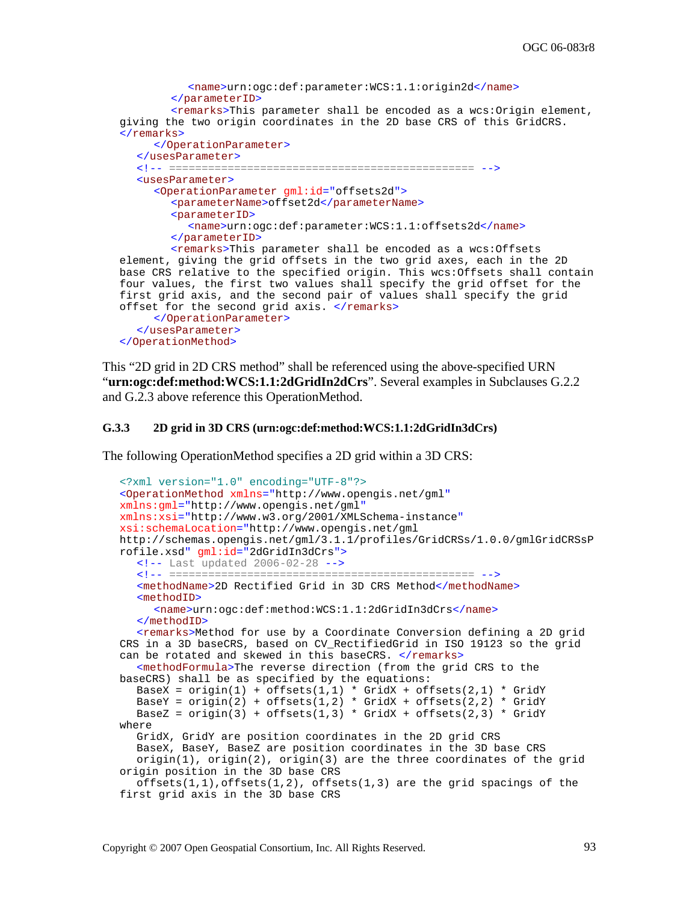```
            <name>urn:ogc:def:parameter:WCS:1.1:origin2d</name>
         </parameterID>
         <remarks>This parameter shall be encoded as a wcs:Origin element, 
   giving the two origin coordinates in the 2D base CRS of this GridCRS.
   </remarks>
      </OperationParameter>
   </usesParameter>
   <!-- ================================================ -->
   <usesParameter>
      <OperationParameter gml:id="offsets2d">
         <parameterName>offset2d</parameterName>
         <parameterID>
            <name>urn:ogc:def:parameter:WCS:1.1:offsets2d</name>
         </parameterID>
         <remarks>This parameter shall be encoded as a wcs:Offsets 
   element, giving the grid offsets in the two grid axes, each in the 2D 
   base CRS relative to the specified origin. This wcs:Offsets shall contain 
   four values, the first two values shall specify the grid offset for the 
   first grid axis, and the second pair of values shall specify the grid 
   offset for the second grid axis. </remarks>
      </OperationParameter>
   </usesParameter>
</OperationMethod>
```

This “2D grid in 2D CRS method” shall be referenced using the above-specified URN “**urn:ogc:def:method:WCS:1.1:2dGridIn2dCrs**”. Several examples in Subclauses G.2.2 and G.2.3 above reference this OperationMethod.

### G.3.3 2D grid in 3D CRS (urn:ogc:def:method:WCS:1.1:2dGridIn3dCrs)

The following OperationMethod specifies a 2D grid within a 3D CRS:

```
<?xml version="1.0" encoding="UTF-8"?>
<OperationMethod xmlns="http://www.opengis.net/gml" 
xmlns:gml="http://www.opengis.net/gml" 
xmlns:xsi="http://www.w3.org/2001/XMLSchema-instance" 
xsi:schemaLocation="http://www.opengis.net/gml 
http://schemas.opengis.net/gml/3.1.1/profiles/GridCRSs/1.0.0/gmlGridCRSsP
rofile.xsd" gml:id="2dGridIn3dCrs">
   <!-- Last updated 2006-02-28 -->
   <!-- ================================================ -->
   <methodName>2D Rectified Grid in 3D CRS Method</methodName>
   <methodID>
      <name>urn:ogc:def:method:WCS:1.1:2dGridIn3dCrs</name>
   </methodID>
   <remarks>Method for use by a Coordinate Conversion defining a 2D grid 
CRS in a 3D baseCRS, based on CV_RectifiedGrid in ISO 19123 so the grid 
can be rotated and skewed in this baseCRS. </remarks>
   <methodFormula>The reverse direction (from the grid CRS to the 
baseCRS) shall be as specified by the equations:
   BaseX = origin(1) + offsets(1,1) * GridX + offsets(2,1) * GridY
   BaseY = origin(2) + offsets(1,2) * GridX + offsets(2,2) * GridY
   BaseZ = origin(3) + offsets(1,3) * GridX + offsets(2,3) * GridY
where
   GridX, GridY are position coordinates in the 2D grid CRS
   BaseX, BaseY, BaseZ are position coordinates in the 3D base CRS
   origin(1), origin(2), origin(3) are the three coordinates of the grid 
origin position in the 3D base CRS
   offsets(1,1),offsets(1,2), offsets(1,3) are the grid spacings of the 
first grid axis in the 3D base CRS
```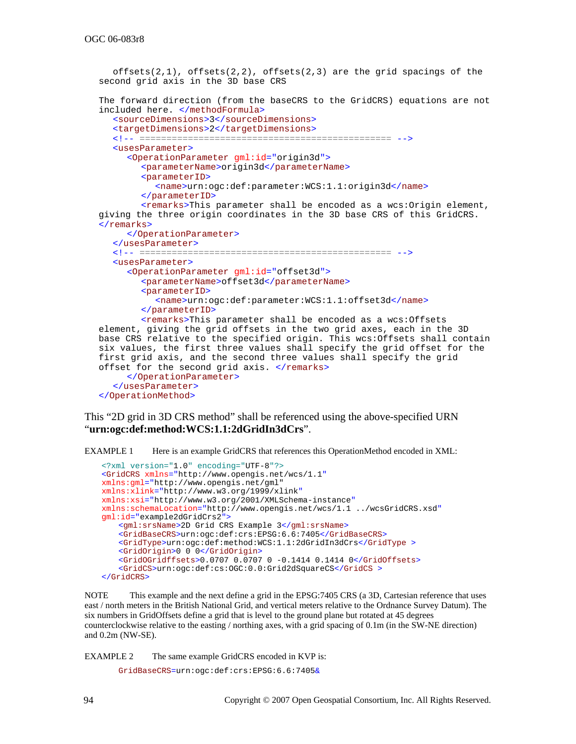```
      offsets(2,1), offsets(2,2), offsets(2,3) are the grid spacings of the
   second grid axis in the 3D base CRS

   The forward direction (from the baseCRS to the GridCRS) equations are not
   included here. </methodFormula>
      <sourceDimensions>3</sourceDimensions>
      <targetDimensions>2</targetDimensions>
      <!-- ============================================== -->
      <usesParameter>
         <OperationParameter gml:id="origin3d">
            <parameterName>origin3d</parameterName>
            <parameterID>
               <name>urn:ogc:def:parameter:WCS:1.1:origin3d</name>
            </parameterID>
            <remarks>This parameter shall be encoded as a wcs:Origin element,
   giving the three origin coordinates in the 3D base CRS of this GridCRS.
   </remarks>
         </OperationParameter>
      </usesParameter>
      <!-- ============================================== -->
      <usesParameter>
         <OperationParameter gml:id="offset3d">
            <parameterName>offset3d</parameterName>
            <parameterID>
               <name>urn:ogc:def:parameter:WCS:1.1:offset3d</name>
            </parameterID>
            <remarks>This parameter shall be encoded as a wcs:Offsets
   element, giving the grid offsets in the two grid axes, each in the 3D
   base CRS relative to the specified origin. This wcs:Offsets shall contain
   six values, the first three values shall specify the grid offset for the
   first grid axis, and the second three values shall specify the grid
   offset for the second grid axis. </remarks>
         </OperationParameter>
      </usesParameter>
   </OperationMethod>
```

This “2D grid in 3D CRS method” shall be referenced using the above-specified URN “**urn:ogc:def:method:WCS:1.1:2dGridIn3dCrs**”.

EXAMPLE 1 Here is an example GridCRS that references this OperationMethod encoded in XML:

```
<?xml version="1.0" encoding="UTF-8"?>
<GridCRS xmlns="http://www.opengis.net/wcs/1.1"
xmlns:gml="http://www.opengis.net/gml"
xmlns:xlink="http://www.w3.org/1999/xlink"
xmlns:xsi="http://www.w3.org/2001/XMLSchema-instance"
xmlns:schemaLocation="http://www.opengis.net/wcs/1.1 ../wcsGridCRS.xsd"
gml:id="example2dGridCrs2">
    <gml:srsName>2D Grid CRS Example 3</gml:srsName>
    <GridBaseCRS>urn:ogc:def:crs:EPSG:6.6:7405</GridBaseCRS>
    <GridType>urn:ogc:def:method:WCS:1.1:2dGridIn3dCrs</GridType >
    <GridOrigin>0 0 0</GridOrigin>
    <GridOGridffsets>0.0707 0.0707 0 -0.1414 0.1414 0</GridOffsets>
    <GridCS>urn:ogc:def:cs:OGC:0.0:Grid2dSquareCS</GridCS >
</GridCRS>
```

NOTE This example and the next define a grid in the EPSG:7405 CRS (a 3D, Cartesian reference that uses east / north meters in the British National Grid, and vertical meters relative to the Ordnance Survey Datum). The six numbers in GridOffsets define a grid that is level to the ground plane but rotated at 45 degrees counterclockwise relative to the easting / northing axes, with a grid spacing of 0.1m (in the SW-NE direction) and 0.2m (NW-SE).

EXAMPLE 2 The same example GridCRS encoded in KVP is:

```
GridBaseCRS=urn:ogc:def:crs:EPSG:6.6:7405&
```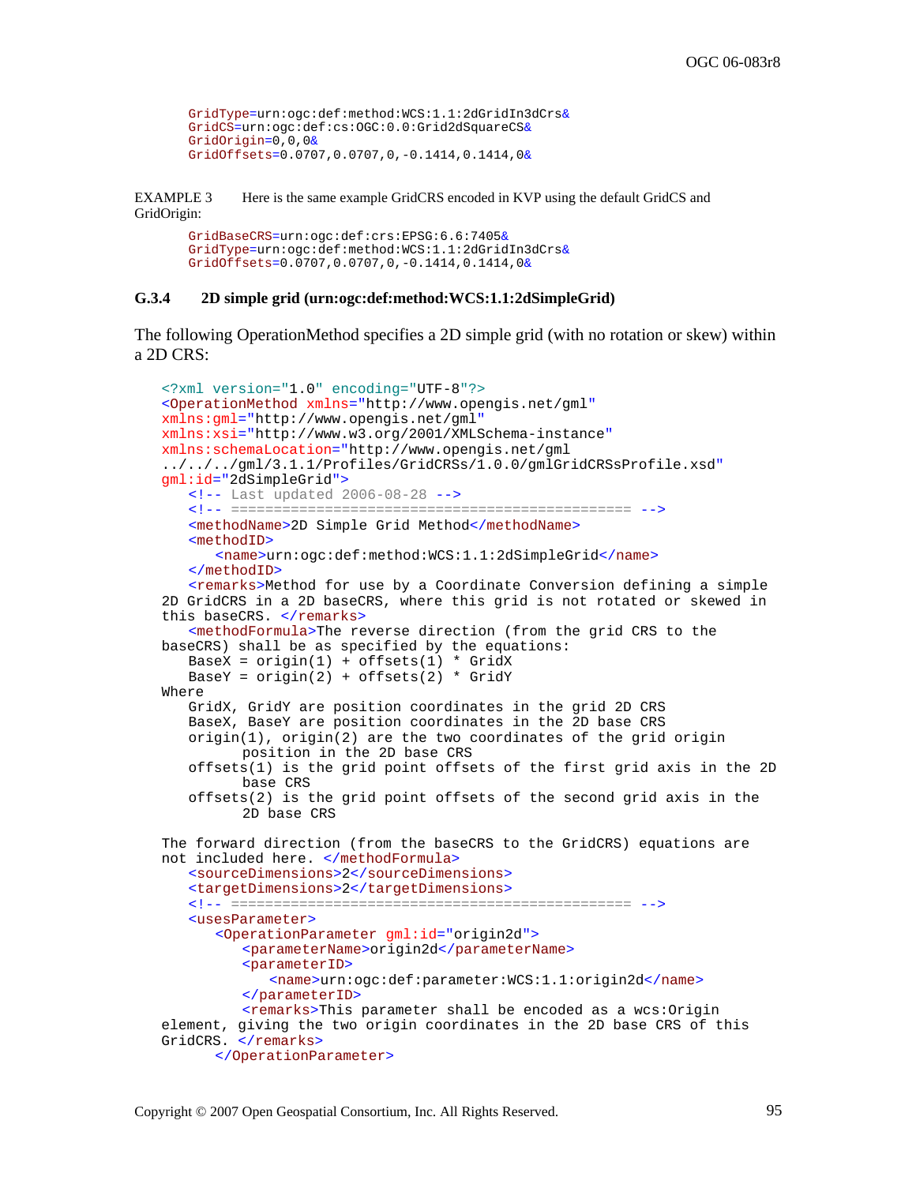```
GridType=urn:ogc:def:method:WCS:1.1:2dGridIn3dCrs&
GridCS=urn:ogc:def:cs:OGC:0.0:Grid2dSquareCS&
GridOrigin=0,0,0&
GridOffsets=0.0707,0.0707,0,-0.1414,0.1414,0&
```

EXAMPLE 3 Here is the same example GridCRS encoded in KVP using the default GridCS and GridOrigin:

```
GridBaseCRS=urn:ogc:def:crs:EPSG:6.6:7405&
GridType=urn:ogc:def:method:WCS:1.1:2dGridIn3dCrs&
GridOffsets=0.0707,0.0707,0,-0.1414,0.1414,0&
```

### G.3.4 2D simple grid (urn:ogc:def:method:WCS:1.1:2dSimpleGrid)

The following OperationMethod specifies a 2D simple grid (with no rotation or skew) within a 2D CRS:

```
<?xml version="1.0" encoding="UTF-8"?>
<OperationMethod xmlns="http://www.opengis.net/gml"
xmlns:gml="http://www.opengis.net/gml"
xmlns:xsi="http://www.w3.org/2001/XMLSchema-instance"
xmlns:schemaLocation="http://www.opengis.net/gml
../../../gml/3.1.1/Profiles/GridCRSs/1.0.0/gmlGridCRSsProfile.xsd"
gml:id="2dSimpleGrid">
   <!-- Last updated 2006-08-28 -->
   <!-- ============================================== -->
   <methodName>2D Simple Grid Method</methodName>
   <methodID>
      <name>urn:ogc:def:method:WCS:1.1:2dSimpleGrid</name>
   </methodID>
   <remarks>Method for use by a Coordinate Conversion defining a simple
2D GridCRS in a 2D baseCRS, where this grid is not rotated or skewed in
this baseCRS. </remarks>
   <methodFormula>The reverse direction (from the grid CRS to the
baseCRS) shall be as specified by the equations:
   BaseX = origin(1) + offsets(1) * GridX
   BaseY = origin(2) + offsets(2) * GridY
Where
   GridX, GridY are position coordinates in the grid 2D CRS
   BaseX, BaseY are position coordinates in the 2D base CRS
   origin(1), origin(2) are the two coordinates of the grid origin
         position in the 2D base CRS
   offsets(1) is the grid point offsets of the first grid axis in the 2D
         base CRS
   offsets(2) is the grid point offsets of the second grid axis in the
         2D base CRS

The forward direction (from the baseCRS to the GridCRS) equations are
not included here. </methodFormula>
   <sourceDimensions>2</sourceDimensions>
   <targetDimensions>2</targetDimensions>
   <!-- ============================================== -->
   <usesParameter>
      <OperationParameter gml:id="origin2d">
         <parameterName>origin2d</parameterName>
         <parameterID>
            <name>urn:ogc:def:parameter:WCS:1.1:origin2d</name>
         </parameterID>
         <remarks>This parameter shall be encoded as a wcs:Origin
element, giving the two origin coordinates in the 2D base CRS of this
GridCRS. </remarks>
      </OperationParameter>
```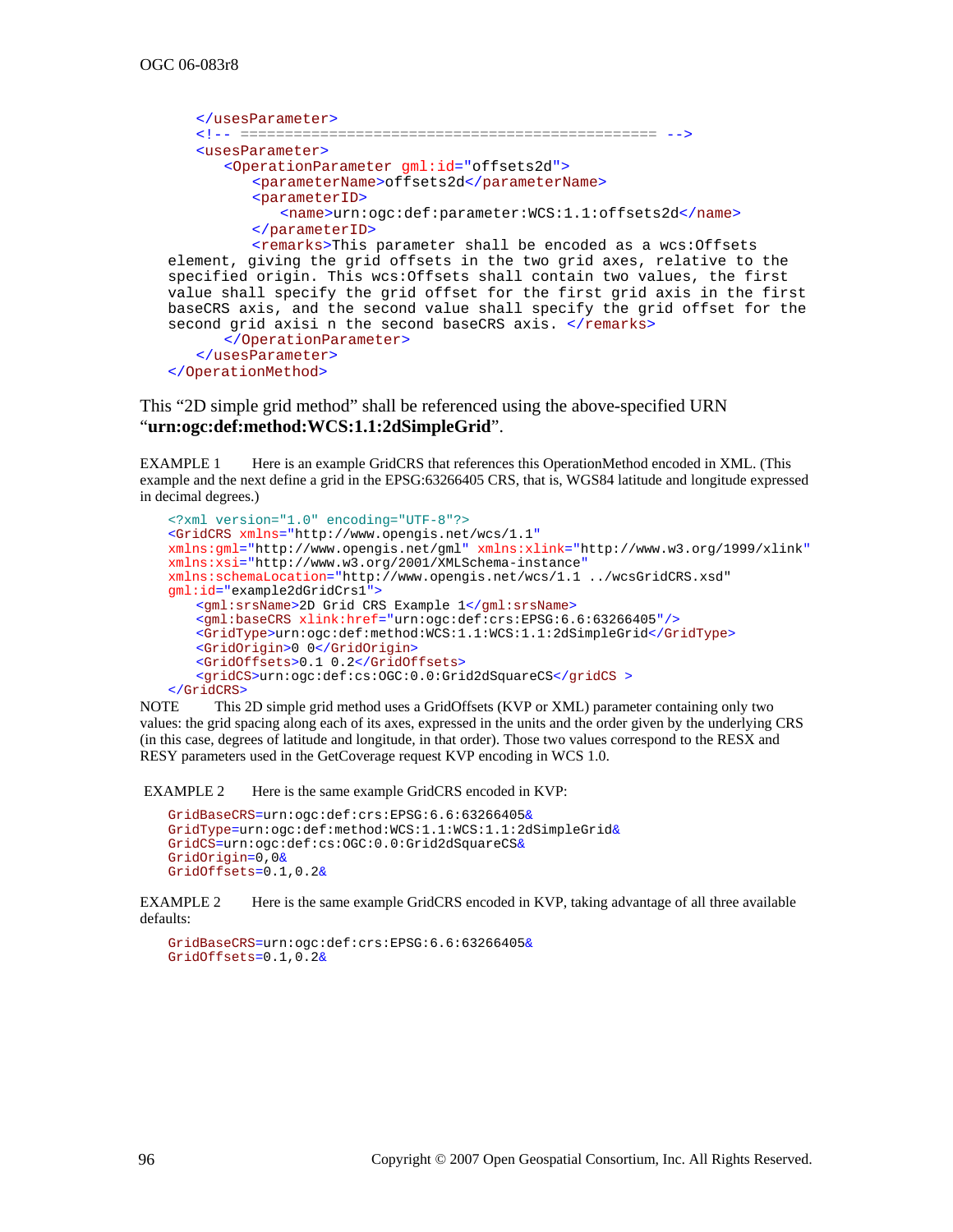```
      </usesParameter>
      <!-- =============================================== -->
      <usesParameter>
         <OperationParameter gml:id="offsets2d">
            <parameterName>offsets2d</parameterName>
            <parameterID>
               <name>urn:ogc:def:parameter:WCS:1.1:offsets2d</name>
            </parameterID>
            <remarks>This parameter shall be encoded as a wcs:Offsets
   element, giving the grid offsets in the two grid axes, relative to the
   specified origin. This wcs:Offsets shall contain two values, the first
   value shall specify the grid offset for the first grid axis in the first
   baseCRS axis, and the second value shall specify the grid offset for the
   second grid axisi n the second baseCRS axis. </remarks>
         </OperationParameter>
      </usesParameter>
   </OperationMethod>
```

This "2D simple grid method" shall be referenced using the above-specified URN "**urn:ogc:def:method:WCS:1.1:2dSimpleGrid**".

EXAMPLE 1 Here is an example GridCRS that references this OperationMethod encoded in XML. (This example and the next define a grid in the EPSG:63266405 CRS, that is, WGS84 latitude and longitude expressed in decimal degrees.)

```
<?xml version="1.0" encoding="UTF-8"?>
<GridCRS xmlns="http://www.opengis.net/wcs/1.1"
xmlns:gml="http://www.opengis.net/gml" xmlns:xlink="http://www.w3.org/1999/xlink"
xmlns:xsi="http://www.w3.org/2001/XMLSchema-instance"
xmlns:schemaLocation="http://www.opengis.net/wcs/1.1 ../wcsGridCRS.xsd"
gml:id="example2dGridCrs1">
    <gml:srsName>2D Grid CRS Example 1</gml:srsName>
    <gml:baseCRS xlink:href="urn:ogc:def:crs:EPSG:6.6:63266405"/>
    <GridType>urn:ogc:def:method:WCS:1.1:WCS:1.1:2dSimpleGrid</GridType>
    <GridOrigin>0 0</GridOrigin>
    <GridOffsets>0.1 0.2</GridOffsets>
    <gridCS>urn:ogc:def:cs:OGC:0.0:Grid2dSquareCS</gridCS >
</GridCRS>
```

NOTE This 2D simple grid method uses a GridOffsets (KVP or XML) parameter containing only two values: the grid spacing along each of its axes, expressed in the units and the order given by the underlying CRS (in this case, degrees of latitude and longitude, in that order). Those two values correspond to the RESX and RESY parameters used in the GetCoverage request KVP encoding in WCS 1.0.

EXAMPLE 2 Here is the same example GridCRS encoded in KVP:

```
GridBaseCRS=urn:ogc:def:crs:EPSG:6.6:63266405&
GridType=urn:ogc:def:method:WCS:1.1:WCS:1.1:2dSimpleGrid&
GridCS=urn:ogc:def:cs:OGC:0.0:Grid2dSquareCS&
GridOrigin=0,0&
GridOffsets=0.1,0.2&
```

EXAMPLE 2 Here is the same example GridCRS encoded in KVP, taking advantage of all three available defaults:

```
GridBaseCRS=urn:ogc:def:crs:EPSG:6.6:63266405&
GridOffsets=0.1,0.2&
```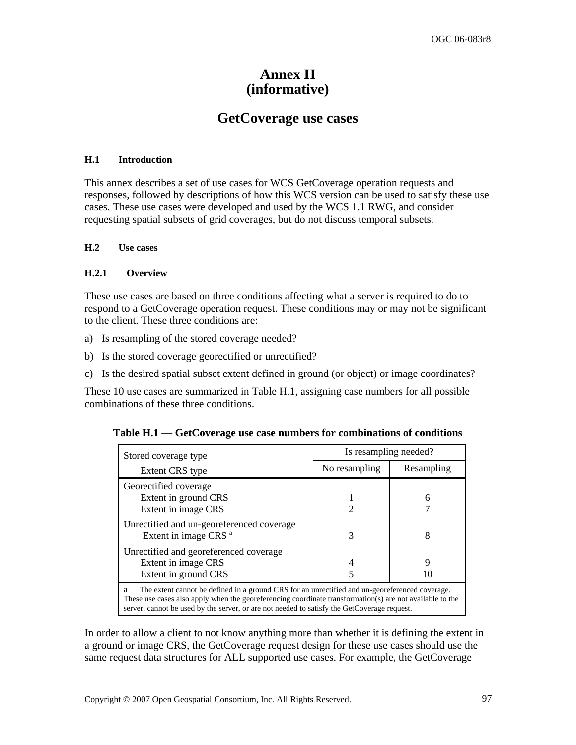# Annex H
# (informative)

# GetCoverage use cases

### H.1 Introduction

This annex describes a set of use cases for WCS GetCoverage operation requests and responses, followed by descriptions of how this WCS version can be used to satisfy these use cases. These use cases were developed and used by the WCS 1.1 RWG, and consider requesting spatial subsets of grid coverages, but do not discuss temporal subsets.

### H.2 Use cases

#### H.2.1 Overview

These use cases are based on three conditions affecting what a server is required to do to respond to a GetCoverage operation request. These conditions may or may not be significant to the client. These three conditions are:

a) Is resampling of the stored coverage needed?

b) Is the stored coverage georectified or unrectified?

c) Is the desired spatial subset extent defined in ground (or object) or image coordinates?

These 10 use cases are summarized in Table H.1, assigning case numbers for all possible combinations of these three conditions.

**Table H.1 — GetCoverage use case numbers for combinations of conditions**

| Stored coverage type | Is resampling needed? | |
|---|---|---|
| Extent CRS type | No resampling | Resampling |
| Georectified coverage | | |
| Extent in ground CRS | 1 | 6 |
| Extent in image CRS | 2 | 7 |
| Unrectified and un-georeferenced coverage | | |
| Extent in image CRS [a] | 3 | 8 |
| Unrectified and georeferenced coverage | | |
| Extent in image CRS | 4 | 9 |
| Extent in ground CRS | 5 | 10 |

a The extent cannot be defined in a ground CRS for an unrectified and un-georeferenced coverage. These use cases also apply when the georeferencing coordinate transformation(s) are not available to the server, cannot be used by the server, or are not needed to satisfy the GetCoverage request.

In order to allow a client to not know anything more than whether it is defining the extent in a ground or image CRS, the GetCoverage request design for these use cases should use the same request data structures for ALL supported use cases. For example, the GetCoverage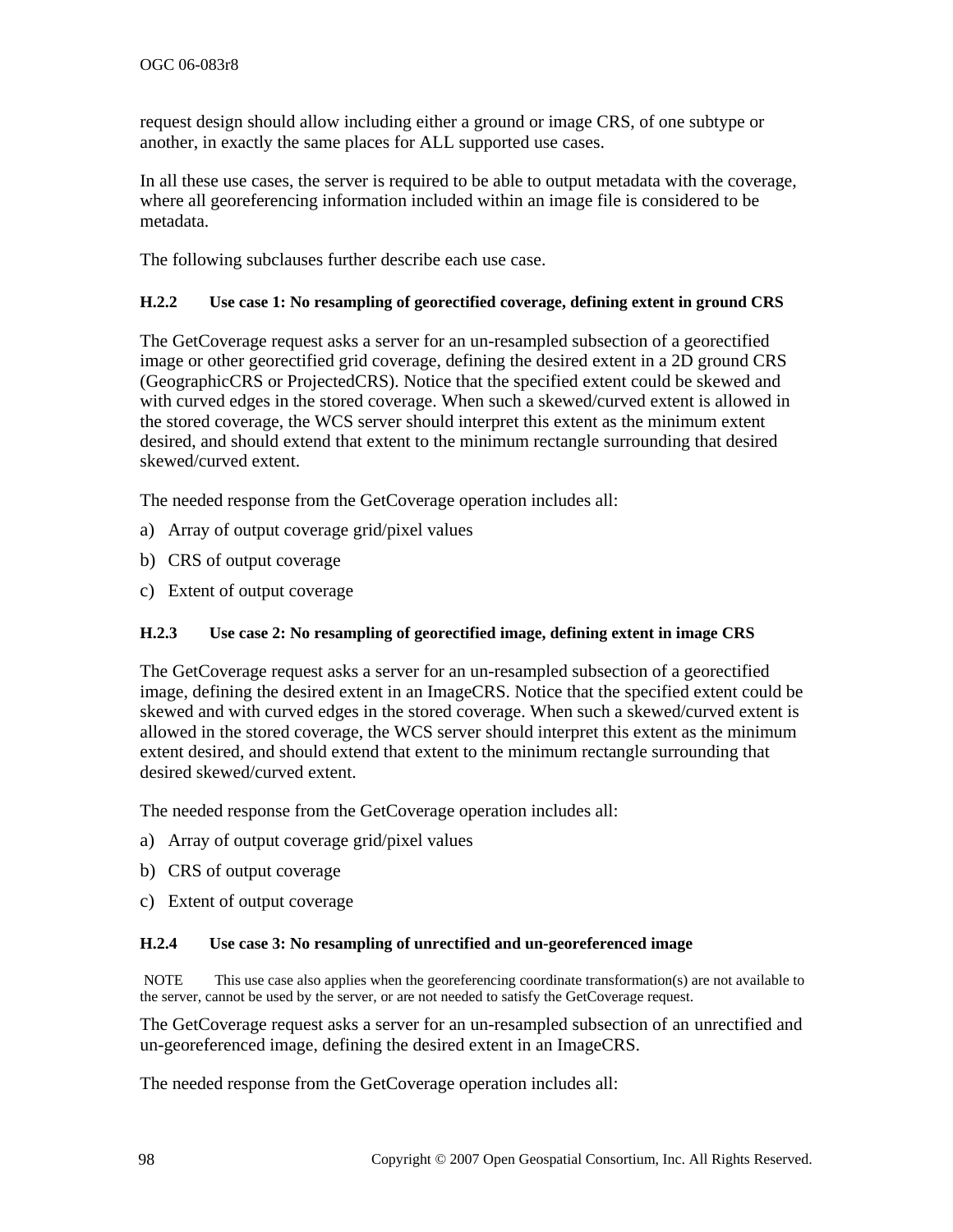request design should allow including either a ground or image CRS, of one subtype or another, in exactly the same places for ALL supported use cases.

In all these use cases, the server is required to be able to output metadata with the coverage, where all georeferencing information included within an image file is considered to be metadata.

The following subclauses further describe each use case.

#### H.2.2 Use case 1: No resampling of georectified coverage, defining extent in ground CRS

The GetCoverage request asks a server for an un-resampled subsection of a georectified image or other georectified grid coverage, defining the desired extent in a 2D ground CRS (GeographicCRS or ProjectedCRS). Notice that the specified extent could be skewed and with curved edges in the stored coverage. When such a skewed/curved extent is allowed in the stored coverage, the WCS server should interpret this extent as the minimum extent desired, and should extend that extent to the minimum rectangle surrounding that desired skewed/curved extent.

The needed response from the GetCoverage operation includes all:

a) Array of output coverage grid/pixel values

b) CRS of output coverage

c) Extent of output coverage

#### H.2.3 Use case 2: No resampling of georectified image, defining extent in image CRS

The GetCoverage request asks a server for an un-resampled subsection of a georectified image, defining the desired extent in an ImageCRS. Notice that the specified extent could be skewed and with curved edges in the stored coverage. When such a skewed/curved extent is allowed in the stored coverage, the WCS server should interpret this extent as the minimum extent desired, and should extend that extent to the minimum rectangle surrounding that desired skewed/curved extent.

The needed response from the GetCoverage operation includes all:

a) Array of output coverage grid/pixel values

b) CRS of output coverage

c) Extent of output coverage

#### H.2.4 Use case 3: No resampling of unrectified and un-georeferenced image

NOTE This use case also applies when the georeferencing coordinate transformation(s) are not available to the server, cannot be used by the server, or are not needed to satisfy the GetCoverage request.

The GetCoverage request asks a server for an un-resampled subsection of an unrectified and un-georeferenced image, defining the desired extent in an ImageCRS.

The needed response from the GetCoverage operation includes all: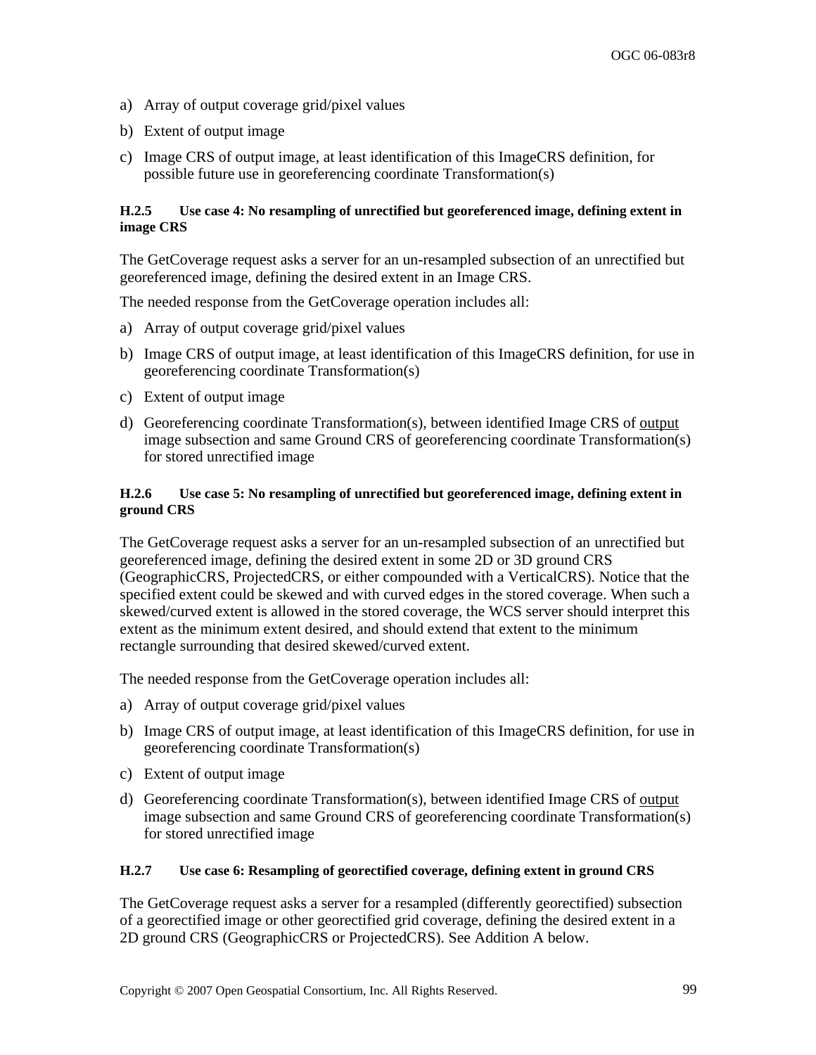a) Array of output coverage grid/pixel values

b) Extent of output image

c) Image CRS of output image, at least identification of this ImageCRS definition, for possible future use in georeferencing coordinate Transformation(s)

#### H.2.5 Use case 4: No resampling of unrectified but georeferenced image, defining extent in image CRS

The GetCoverage request asks a server for an un-resampled subsection of an unrectified but georeferenced image, defining the desired extent in an Image CRS.

The needed response from the GetCoverage operation includes all:

a) Array of output coverage grid/pixel values

b) Image CRS of output image, at least identification of this ImageCRS definition, for use in georeferencing coordinate Transformation(s)

c) Extent of output image

d) Georeferencing coordinate Transformation(s), between identified Image CRS of <u>output</u> image subsection and same Ground CRS of georeferencing coordinate Transformation(s) for stored unrectified image

#### H.2.6 Use case 5: No resampling of unrectified but georeferenced image, defining extent in ground CRS

The GetCoverage request asks a server for an un-resampled subsection of an unrectified but georeferenced image, defining the desired extent in some 2D or 3D ground CRS (GeographicCRS, ProjectedCRS, or either compounded with a VerticalCRS). Notice that the specified extent could be skewed and with curved edges in the stored coverage. When such a skewed/curved extent is allowed in the stored coverage, the WCS server should interpret this extent as the minimum extent desired, and should extend that extent to the minimum rectangle surrounding that desired skewed/curved extent.

The needed response from the GetCoverage operation includes all:

a) Array of output coverage grid/pixel values

b) Image CRS of output image, at least identification of this ImageCRS definition, for use in georeferencing coordinate Transformation(s)

c) Extent of output image

d) Georeferencing coordinate Transformation(s), between identified Image CRS of <u>output</u> image subsection and same Ground CRS of georeferencing coordinate Transformation(s) for stored unrectified image

#### H.2.7 Use case 6: Resampling of georectified coverage, defining extent in ground CRS

The GetCoverage request asks a server for a resampled (differently georectified) subsection of a georectified image or other georectified grid coverage, defining the desired extent in a 2D ground CRS (GeographicCRS or ProjectedCRS). See Addition A below.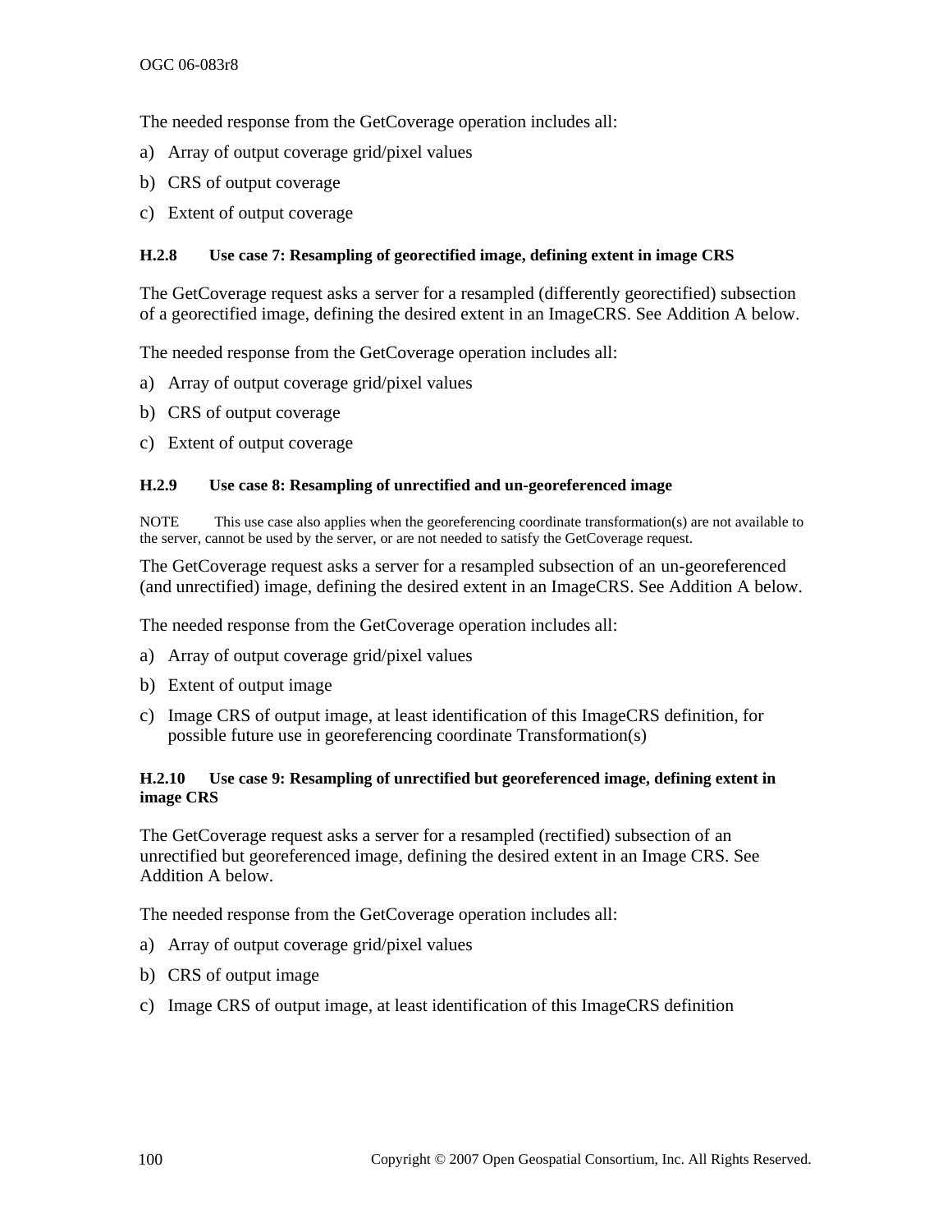The needed response from the GetCoverage operation includes all:

a) Array of output coverage grid/pixel values
b) CRS of output coverage
c) Extent of output coverage

### H.2.8 Use case 7: Resampling of georectified image, defining extent in image CRS

The GetCoverage request asks a server for a resampled (differently georectified) subsection of a georectified image, defining the desired extent in an ImageCRS. See Addition A below.

The needed response from the GetCoverage operation includes all:

a) Array of output coverage grid/pixel values
b) CRS of output coverage
c) Extent of output coverage

### H.2.9 Use case 8: Resampling of unrectified and un-georeferenced image

NOTE This use case also applies when the georeferencing coordinate transformation(s) are not available to the server, cannot be used by the server, or are not needed to satisfy the GetCoverage request.

The GetCoverage request asks a server for a resampled subsection of an un-georeferenced (and unrectified) image, defining the desired extent in an ImageCRS. See Addition A below.

The needed response from the GetCoverage operation includes all:

a) Array of output coverage grid/pixel values
b) Extent of output image
c) Image CRS of output image, at least identification of this ImageCRS definition, for possible future use in georeferencing coordinate Transformation(s)

### H.2.10 Use case 9: Resampling of unrectified but georeferenced image, defining extent in image CRS

The GetCoverage request asks a server for a resampled (rectified) subsection of an unrectified but georeferenced image, defining the desired extent in an Image CRS. See Addition A below.

The needed response from the GetCoverage operation includes all:

a) Array of output coverage grid/pixel values
b) CRS of output image
c) Image CRS of output image, at least identification of this ImageCRS definition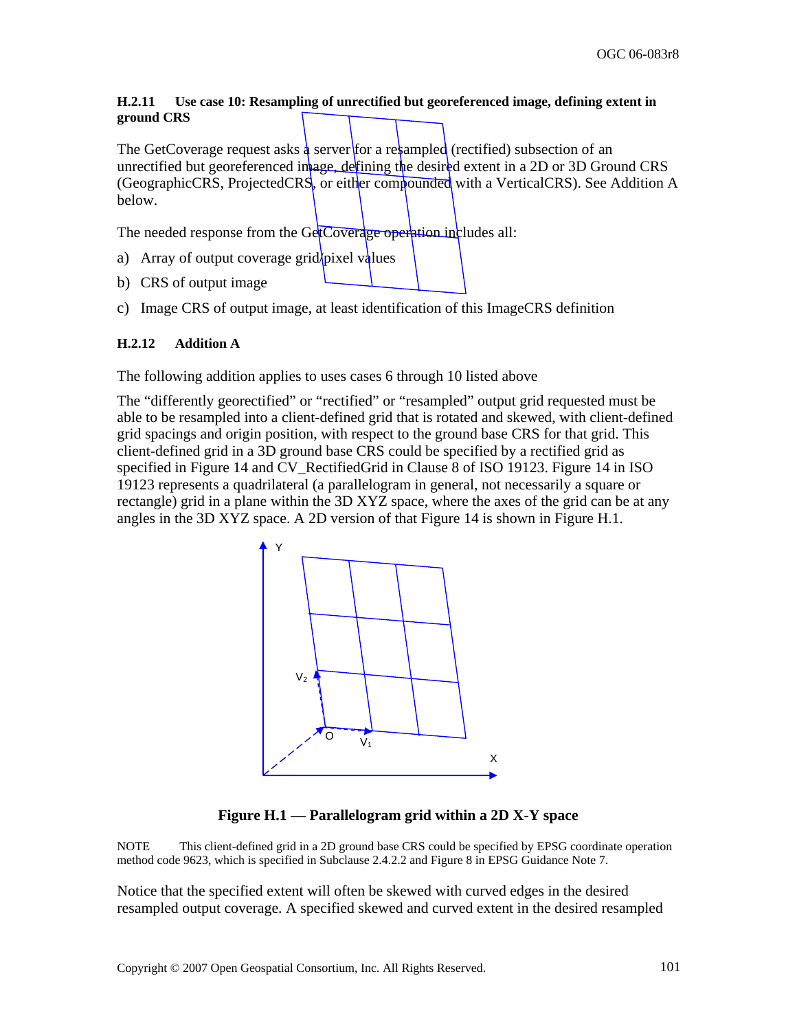### H.2.11 Use case 10: Resampling of unrectified but georeferenced image, defining extent in ground CRS

The GetCoverage request asks a server for a resampled (rectified) subsection of an unrectified but georeferenced image, defining the desired extent in a 2D or 3D Ground CRS (GeographicCRS, ProjectedCRS, or either compounded with a VerticalCRS). See Addition A below.

The needed response from the GetCoverage operation includes all:

a) Array of output coverage grid/pixel values

b) CRS of output image

c) Image CRS of output image, at least identification of this ImageCRS definition

### H.2.12 Addition A

The following addition applies to uses cases 6 through 10 listed above

The "differently georectified" or "rectified" or "resampled" output grid requested must be able to be resampled into a client-defined grid that is rotated and skewed, with client-defined grid spacings and origin position, with respect to the ground base CRS for that grid. This client-defined grid in a 3D ground base CRS could be specified by a rectified grid as specified in Figure 14 and CV_RectifiedGrid in Clause 8 of ISO 19123. Figure 14 in ISO 19123 represents a quadrilateral (a parallelogram in general, not necessarily a square or rectangle) grid in a plane within the 3D XYZ space, where the axes of the grid can be at any angles in the 3D XYZ space. A 2D version of that Figure 14 is shown in Figure H.1.

**Figure H.1 — Parallelogram grid within a 2D X-Y space**

NOTE This client-defined grid in a 2D ground base CRS could be specified by EPSG coordinate operation method code 9623, which is specified in Subclause 2.4.2.2 and Figure 8 in EPSG Guidance Note 7.

Notice that the specified extent will often be skewed with curved edges in the desired resampled output coverage. A specified skewed and curved extent in the desired resampled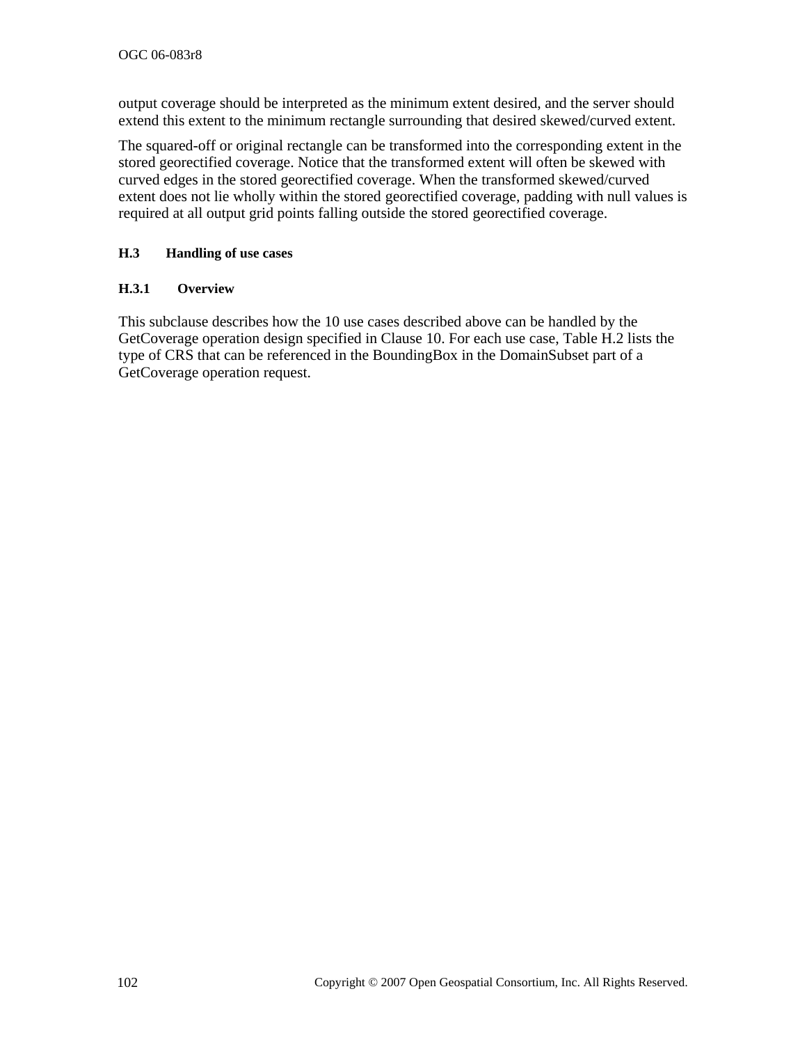output coverage should be interpreted as the minimum extent desired, and the server should extend this extent to the minimum rectangle surrounding that desired skewed/curved extent.

The squared-off or original rectangle can be transformed into the corresponding extent in the stored georectified coverage. Notice that the transformed extent will often be skewed with curved edges in the stored georectified coverage. When the transformed skewed/curved extent does not lie wholly within the stored georectified coverage, padding with null values is required at all output grid points falling outside the stored georectified coverage.

### H.3 Handling of use cases

#### H.3.1 Overview

This subclause describes how the 10 use cases described above can be handled by the GetCoverage operation design specified in Clause 10. For each use case, Table H.2 lists the type of CRS that can be referenced in the BoundingBox in the DomainSubset part of a GetCoverage operation request.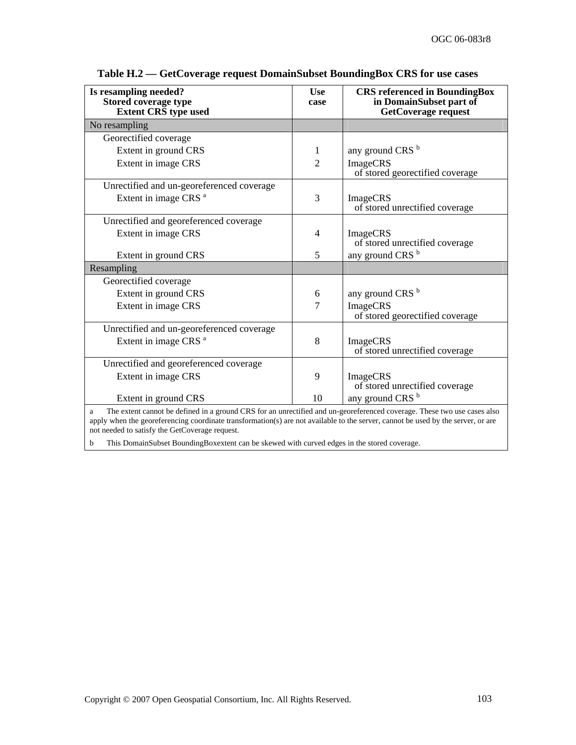**Table H.2 — GetCoverage request DomainSubset BoundingBox CRS for use cases**

| Is resampling needed? / Stored coverage type / Extent CRS type used | Use case | CRS referenced in BoundingBox in DomainSubset part of GetCoverage request |
|---|---|---|
| No resampling | | |
| Georectified coverage | | |
| Extent in ground CRS | 1 | any ground CRS [b] |
| Extent in image CRS | 2 | ImageCRS of stored georectified coverage |
| Unrectified and un-georeferenced coverage | | |
| Extent in image CRS [a] | 3 | ImageCRS of stored unrectified coverage |
| Unrectified and georeferenced coverage | | |
| Extent in image CRS | 4 | ImageCRS of stored unrectified coverage |
| Extent in ground CRS | 5 | any ground CRS [b] |
| Resampling | | |
| Georectified coverage | | |
| Extent in ground CRS | 6 | any ground CRS [b] |
| Extent in image CRS | 7 | ImageCRS of stored georectified coverage |
| Unrectified and un-georeferenced coverage | | |
| Extent in image CRS [a] | 8 | ImageCRS of stored unrectified coverage |
| Unrectified and georeferenced coverage | | |
| Extent in image CRS | 9 | ImageCRS of stored unrectified coverage |
| Extent in ground CRS | 10 | any ground CRS [b] |

a The extent cannot be defined in a ground CRS for an unrectified and un-georeferenced coverage. These two use cases also apply when the georeferencing coordinate transformation(s) are not available to the server, cannot be used by the server, or are not needed to satisfy the GetCoverage request.

b This DomainSubset BoundingBoxextent can be skewed with curved edges in the stored coverage.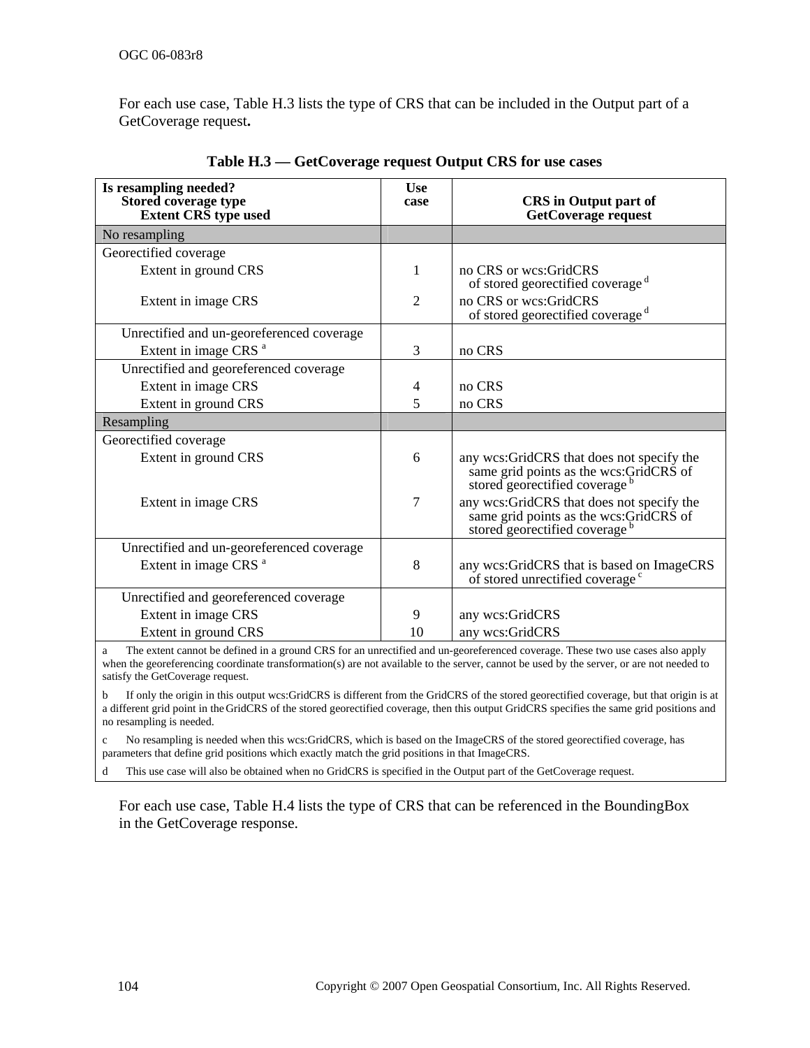For each use case, Table H.3 lists the type of CRS that can be included in the Output part of a GetCoverage request.

**Table H.3 — GetCoverage request Output CRS for use cases**

| Is resampling needed? Stored coverage type Extent CRS type used | Use case | CRS in Output part of GetCoverage request |
|---|---|---|
| No resampling | | |
| Georectified coverage | | |
| Extent in ground CRS | 1 | no CRS or wcs:GridCRS of stored georectified coverage [d] |
| Extent in image CRS | 2 | no CRS or wcs:GridCRS of stored georectified coverage [d] |
| Unrectified and un-georeferenced coverage | | |
| Extent in image CRS [a] | 3 | no CRS |
| Unrectified and georeferenced coverage | | |
| Extent in image CRS | 4 | no CRS |
| Extent in ground CRS | 5 | no CRS |
| Resampling | | |
| Georectified coverage | | |
| Extent in ground CRS | 6 | any wcs:GridCRS that does not specify the same grid points as the wcs:GridCRS of stored georectified coverage [b] |
| Extent in image CRS | 7 | any wcs:GridCRS that does not specify the same grid points as the wcs:GridCRS of stored georectified coverage [b] |
| Unrectified and un-georeferenced coverage | | |
| Extent in image CRS [a] | 8 | any wcs:GridCRS that is based on ImageCRS of stored unrectified coverage [c] |
| Unrectified and georeferenced coverage | | |
| Extent in image CRS | 9 | any wcs:GridCRS |
| Extent in ground CRS | 10 | any wcs:GridCRS |

a The extent cannot be defined in a ground CRS for an unrectified and un-georeferenced coverage. These two use cases also apply when the georeferencing coordinate transformation(s) are not available to the server, cannot be used by the server, or are not needed to satisfy the GetCoverage request.

b If only the origin in this output wcs:GridCRS is different from the GridCRS of the stored georectified coverage, but that origin is at a different grid point in the GridCRS of the stored georectified coverage, then this output GridCRS specifies the same grid positions and no resampling is needed.

c No resampling is needed when this wcs:GridCRS, which is based on the ImageCRS of the stored georectified coverage, has parameters that define grid positions which exactly match the grid positions in that ImageCRS.

d This use case will also be obtained when no GridCRS is specified in the Output part of the GetCoverage request.

For each use case, Table H.4 lists the type of CRS that can be referenced in the BoundingBox in the GetCoverage response.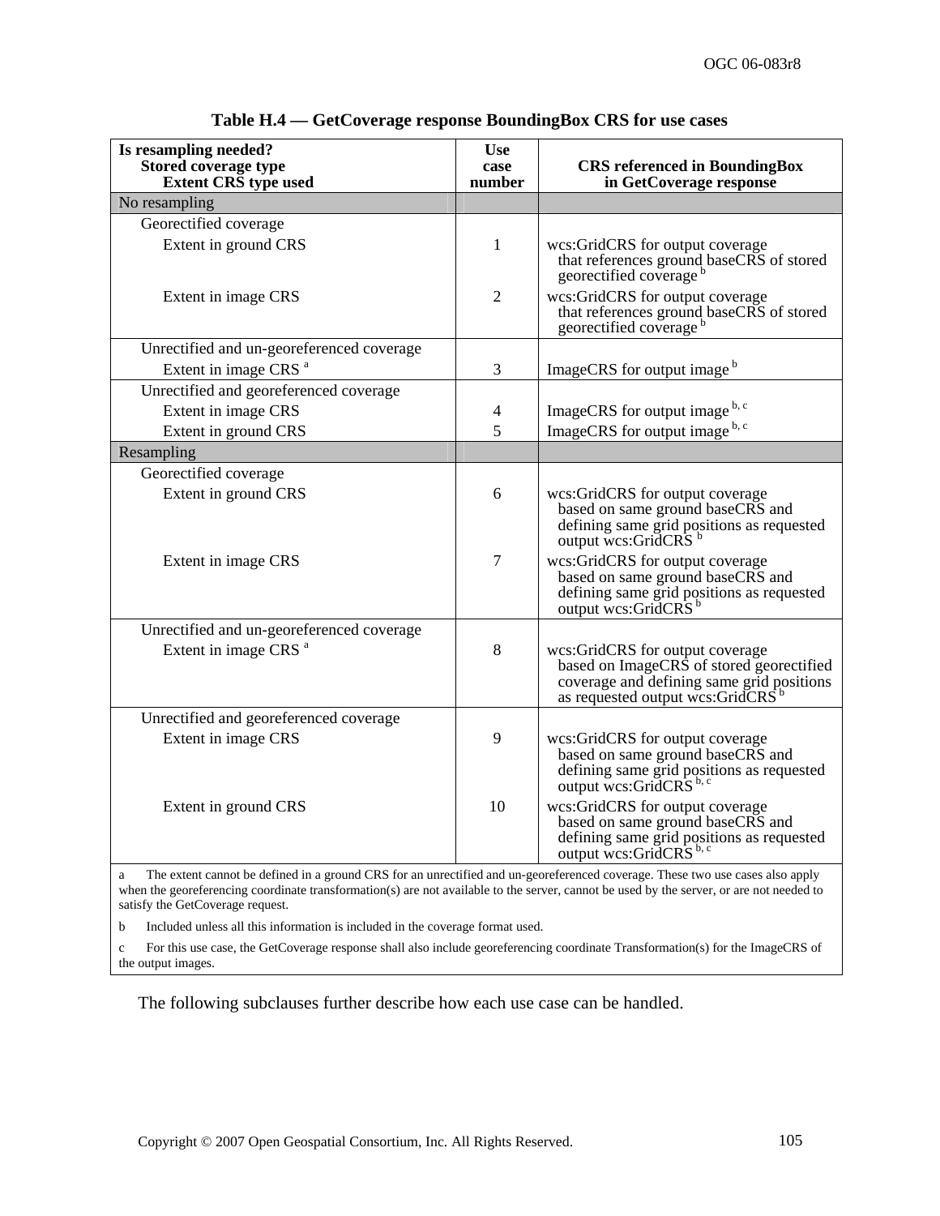**Table H.4 — GetCoverage response BoundingBox CRS for use cases**

| Is resampling needed? Stored coverage type Extent CRS type used | Use case number | CRS referenced in BoundingBox in GetCoverage response |
|---|---|---|
| No resampling | | |
| Georectified coverage | | |
| Extent in ground CRS | 1 | wcs:GridCRS for output coverage that references ground baseCRS of stored georectified coverage [b] |
| Extent in image CRS | 2 | wcs:GridCRS for output coverage that references ground baseCRS of stored georectified coverage [b] |
| Unrectified and un-georeferenced coverage | | |
| Extent in image CRS [a] | 3 | ImageCRS for output image [b] |
| Unrectified and georeferenced coverage | | |
| Extent in image CRS | 4 | ImageCRS for output image [b, c] |
| Extent in ground CRS | 5 | ImageCRS for output image [b, c] |
| Resampling | | |
| Georectified coverage | | |
| Extent in ground CRS | 6 | wcs:GridCRS for output coverage based on same ground baseCRS and defining same grid positions as requested output wcs:GridCRS [b] |
| Extent in image CRS | 7 | wcs:GridCRS for output coverage based on same ground baseCRS and defining same grid positions as requested output wcs:GridCRS [b] |
| Unrectified and un-georeferenced coverage | | |
| Extent in image CRS [a] | 8 | wcs:GridCRS for output coverage based on ImageCRS of stored georectified coverage and defining same grid positions as requested output wcs:GridCRS [b] |
| Unrectified and georeferenced coverage | | |
| Extent in image CRS | 9 | wcs:GridCRS for output coverage based on same ground baseCRS and defining same grid positions as requested output wcs:GridCRS [b, c] |
| Extent in ground CRS | 10 | wcs:GridCRS for output coverage based on same ground baseCRS and defining same grid positions as requested output wcs:GridCRS [b, c] |

a The extent cannot be defined in a ground CRS for an unrectified and un-georeferenced coverage. These two use cases also apply when the georeferencing coordinate transformation(s) are not available to the server, cannot be used by the server, or are not needed to satisfy the GetCoverage request.

b Included unless all this information is included in the coverage format used.

c For this use case, the GetCoverage response shall also include georeferencing coordinate Transformation(s) for the ImageCRS of the output images.

The following subclauses further describe how each use case can be handled.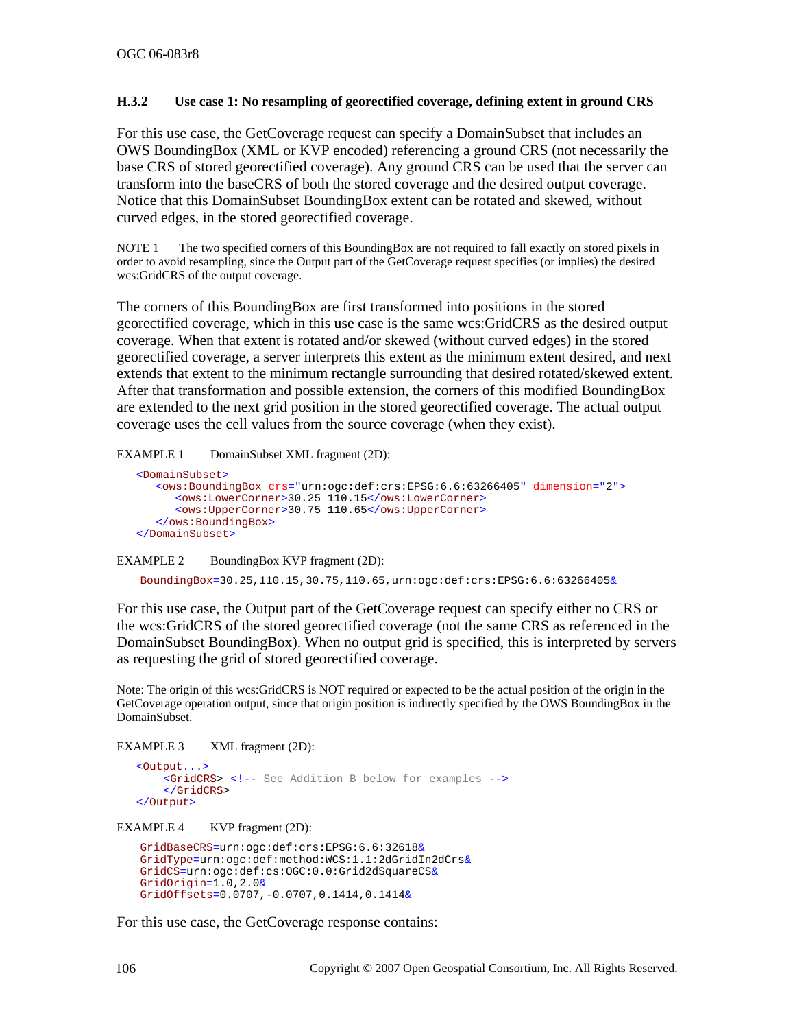### H.3.2 Use case 1: No resampling of georectified coverage, defining extent in ground CRS

For this use case, the GetCoverage request can specify a DomainSubset that includes an OWS BoundingBox (XML or KVP encoded) referencing a ground CRS (not necessarily the base CRS of stored georectified coverage). Any ground CRS can be used that the server can transform into the baseCRS of both the stored coverage and the desired output coverage. Notice that this DomainSubset BoundingBox extent can be rotated and skewed, without curved edges, in the stored georectified coverage.

NOTE 1 The two specified corners of this BoundingBox are not required to fall exactly on stored pixels in order to avoid resampling, since the Output part of the GetCoverage request specifies (or implies) the desired wcs:GridCRS of the output coverage.

The corners of this BoundingBox are first transformed into positions in the stored georectified coverage, which in this use case is the same wcs:GridCRS as the desired output coverage. When that extent is rotated and/or skewed (without curved edges) in the stored georectified coverage, a server interprets this extent as the minimum extent desired, and next extends that extent to the minimum rectangle surrounding that desired rotated/skewed extent. After that transformation and possible extension, the corners of this modified BoundingBox are extended to the next grid position in the stored georectified coverage. The actual output coverage uses the cell values from the source coverage (when they exist).

EXAMPLE 1 DomainSubset XML fragment (2D):

```
<DomainSubset>
   <ows:BoundingBox crs="urn:ogc:def:crs:EPSG:6.6:63266405" dimension="2">
      <ows:LowerCorner>30.25 110.15</ows:LowerCorner>
      <ows:UpperCorner>30.75 110.65</ows:UpperCorner>
   </ows:BoundingBox>
</DomainSubset>
```

EXAMPLE 2 BoundingBox KVP fragment (2D):

```
BoundingBox=30.25,110.15,30.75,110.65,urn:ogc:def:crs:EPSG:6.6:63266405&
```

For this use case, the Output part of the GetCoverage request can specify either no CRS or the wcs:GridCRS of the stored georectified coverage (not the same CRS as referenced in the DomainSubset BoundingBox). When no output grid is specified, this is interpreted by servers as requesting the grid of stored georectified coverage.

Note: The origin of this wcs:GridCRS is NOT required or expected to be the actual position of the origin in the GetCoverage operation output, since that origin position is indirectly specified by the OWS BoundingBox in the DomainSubset.

EXAMPLE 3 XML fragment (2D):

```
<Output...>
    <GridCRS> <!-- See Addition B below for examples -->
    </GridCRS>
</Output>
```

EXAMPLE 4 KVP fragment (2D):

```
GridBaseCRS=urn:ogc:def:crs:EPSG:6.6:32618&
GridType=urn:ogc:def:method:WCS:1.1:2dGridIn2dCrs&
GridCS=urn:ogc:def:cs:OGC:0.0:Grid2dSquareCS&
GridOrigin=1.0,2.0&
GridOffsets=0.0707,-0.0707,0.1414,0.1414&
```

For this use case, the GetCoverage response contains: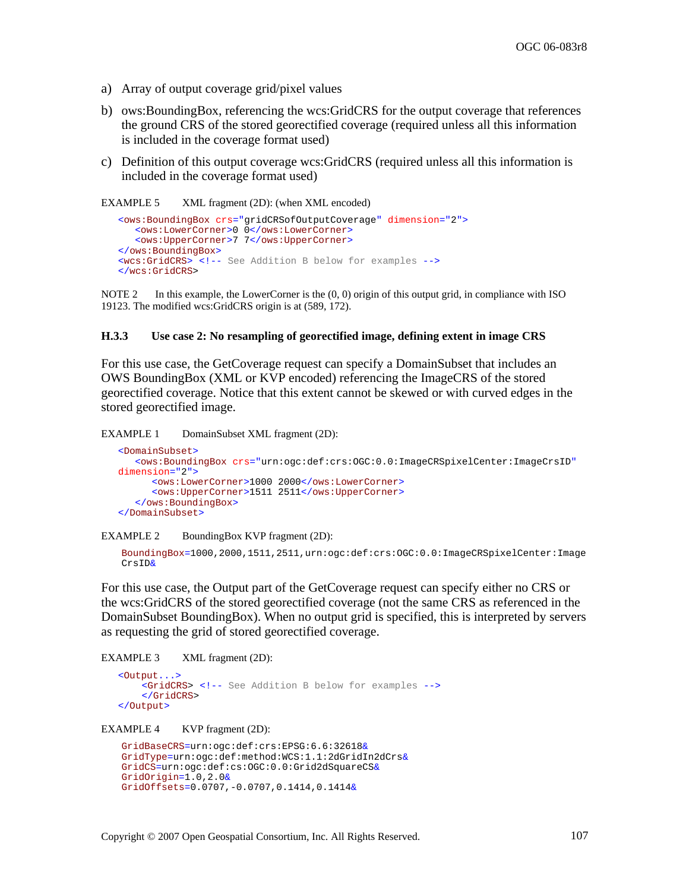a) Array of output coverage grid/pixel values

b) ows:BoundingBox, referencing the wcs:GridCRS for the output coverage that references the ground CRS of the stored georectified coverage (required unless all this information is included in the coverage format used)

c) Definition of this output coverage wcs:GridCRS (required unless all this information is included in the coverage format used)

EXAMPLE 5 XML fragment (2D): (when XML encoded)

```
<ows:BoundingBox crs="gridCRSofOutputCoverage" dimension="2">
   <ows:LowerCorner>0 0</ows:LowerCorner>
   <ows:UpperCorner>7 7</ows:UpperCorner>
</ows:BoundingBox>
<wcs:GridCRS> <!-- See Addition B below for examples -->
</wcs:GridCRS>
```

NOTE 2 In this example, the LowerCorner is the (0, 0) origin of this output grid, in compliance with ISO 19123. The modified wcs:GridCRS origin is at (589, 172).

### H.3.3 Use case 2: No resampling of georectified image, defining extent in image CRS

For this use case, the GetCoverage request can specify a DomainSubset that includes an OWS BoundingBox (XML or KVP encoded) referencing the ImageCRS of the stored georectified coverage. Notice that this extent cannot be skewed or with curved edges in the stored georectified image.

EXAMPLE 1 DomainSubset XML fragment (2D):

```
<DomainSubset>
   <ows:BoundingBox crs="urn:ogc:def:crs:OGC:0.0:ImageCRSpixelCenter:ImageCrsID"
dimension="2">
      <ows:LowerCorner>1000 2000</ows:LowerCorner>
      <ows:UpperCorner>1511 2511</ows:UpperCorner>
   </ows:BoundingBox>
</DomainSubset>
```

EXAMPLE 2 BoundingBox KVP fragment (2D):

```
BoundingBox=1000,2000,1511,2511,urn:ogc:def:crs:OGC:0.0:ImageCRSpixelCenter:Image
CrsID&
```

For this use case, the Output part of the GetCoverage request can specify either no CRS or the wcs:GridCRS of the stored georectified coverage (not the same CRS as referenced in the DomainSubset BoundingBox). When no output grid is specified, this is interpreted by servers as requesting the grid of stored georectified coverage.

EXAMPLE 3 XML fragment (2D):

```
<Output...>
    <GridCRS> <!-- See Addition B below for examples -->
    </GridCRS>
</Output>
```

EXAMPLE 4 KVP fragment (2D):

```
GridBaseCRS=urn:ogc:def:crs:EPSG:6.6:32618&
GridType=urn:ogc:def:method:WCS:1.1:2dGridIn2dCrs&
GridCS=urn:ogc:def:cs:OGC:0.0:Grid2dSquareCS&
GridOrigin=1.0,2.0&
GridOffsets=0.0707,-0.0707,0.1414,0.1414&
```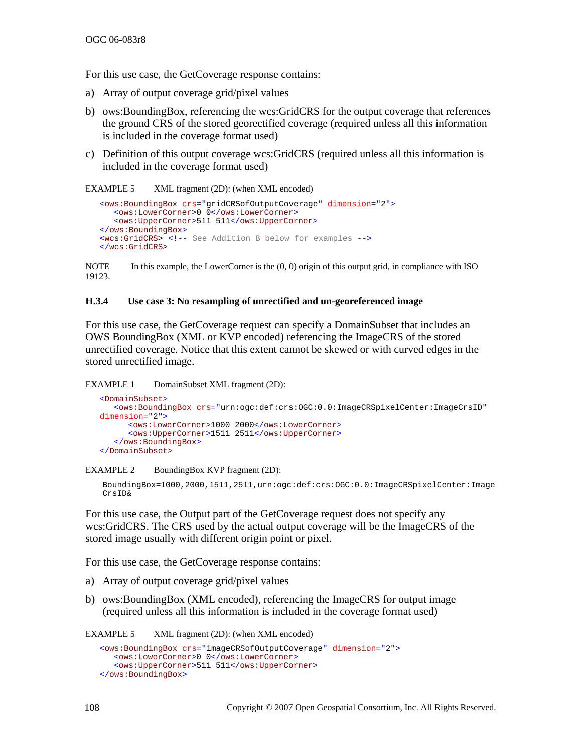For this use case, the GetCoverage response contains:

a) Array of output coverage grid/pixel values

b) ows:BoundingBox, referencing the wcs:GridCRS for the output coverage that references the ground CRS of the stored georectified coverage (required unless all this information is included in the coverage format used)

c) Definition of this output coverage wcs:GridCRS (required unless all this information is included in the coverage format used)

EXAMPLE 5 XML fragment (2D): (when XML encoded)

```
<ows:BoundingBox crs="gridCRSofOutputCoverage" dimension="2">
   <ows:LowerCorner>0 0</ows:LowerCorner>
   <ows:UpperCorner>511 511</ows:UpperCorner>
</ows:BoundingBox>
<wcs:GridCRS> <!-- See Addition B below for examples -->
</wcs:GridCRS>
```

NOTE In this example, the LowerCorner is the (0, 0) origin of this output grid, in compliance with ISO 19123.

### H.3.4 Use case 3: No resampling of unrectified and un-georeferenced image

For this use case, the GetCoverage request can specify a DomainSubset that includes an OWS BoundingBox (XML or KVP encoded) referencing the ImageCRS of the stored unrectified coverage. Notice that this extent cannot be skewed or with curved edges in the stored unrectified image.

EXAMPLE 1 DomainSubset XML fragment (2D):

```
<DomainSubset>
   <ows:BoundingBox crs="urn:ogc:def:crs:OGC:0.0:ImageCRSpixelCenter:ImageCrsID"
dimension="2">
      <ows:LowerCorner>1000 2000</ows:LowerCorner>
      <ows:UpperCorner>1511 2511</ows:UpperCorner>
   </ows:BoundingBox>
</DomainSubset>
```

EXAMPLE 2 BoundingBox KVP fragment (2D):

```
BoundingBox=1000,2000,1511,2511,urn:ogc:def:crs:OGC:0.0:ImageCRSpixelCenter:Image
CrsID&
```

For this use case, the Output part of the GetCoverage request does not specify any wcs:GridCRS. The CRS used by the actual output coverage will be the ImageCRS of the stored image usually with different origin point or pixel.

For this use case, the GetCoverage response contains:

a) Array of output coverage grid/pixel values

b) ows:BoundingBox (XML encoded), referencing the ImageCRS for output image (required unless all this information is included in the coverage format used)

EXAMPLE 5 XML fragment (2D): (when XML encoded)

```
<ows:BoundingBox crs="imageCRSofOutputCoverage" dimension="2">
   <ows:LowerCorner>0 0</ows:LowerCorner>
   <ows:UpperCorner>511 511</ows:UpperCorner>
</ows:BoundingBox>
```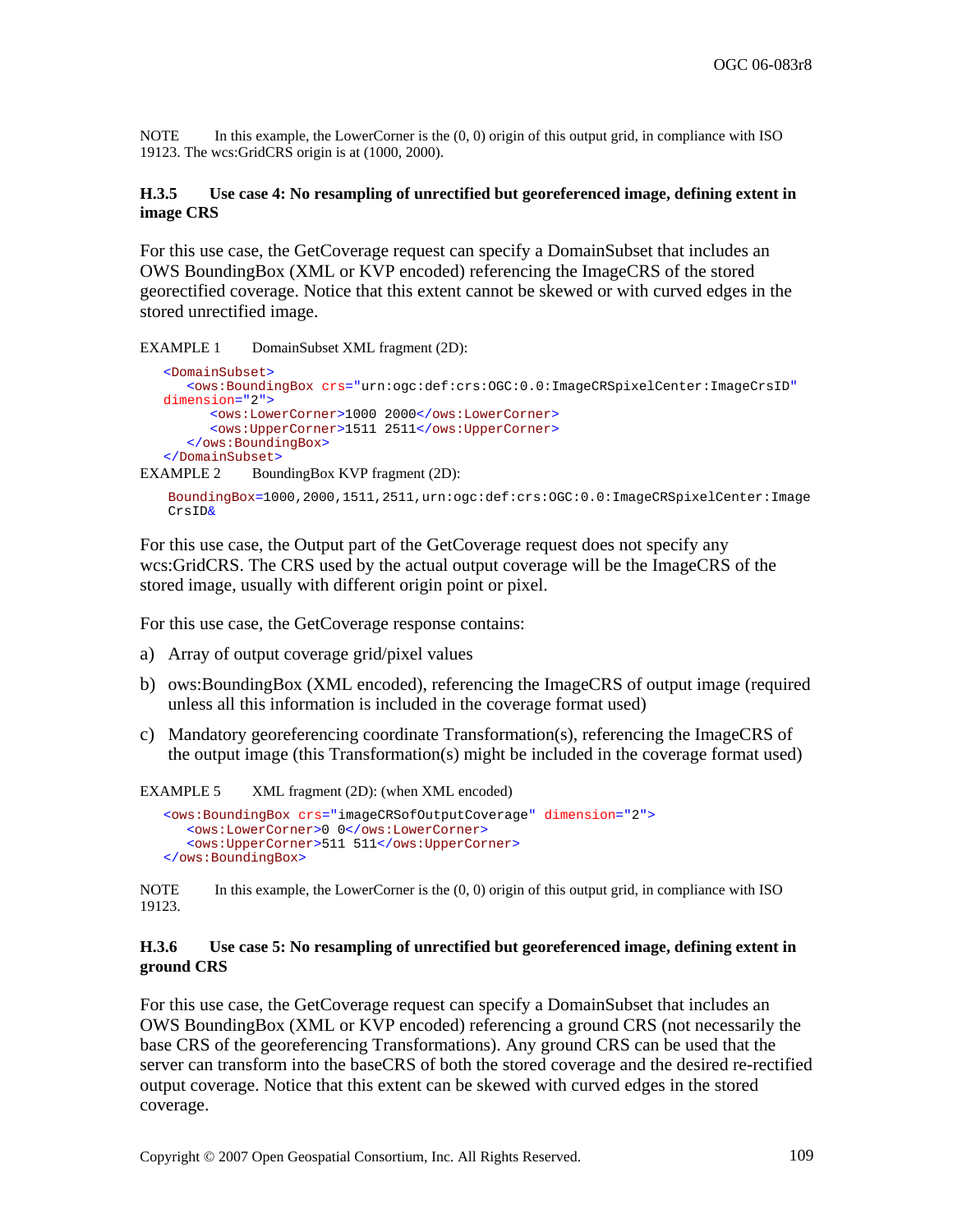NOTE In this example, the LowerCorner is the (0, 0) origin of this output grid, in compliance with ISO 19123. The wcs:GridCRS origin is at (1000, 2000).

### H.3.5 Use case 4: No resampling of unrectified but georeferenced image, defining extent in image CRS

For this use case, the GetCoverage request can specify a DomainSubset that includes an OWS BoundingBox (XML or KVP encoded) referencing the ImageCRS of the stored georectified coverage. Notice that this extent cannot be skewed or with curved edges in the stored unrectified image.

EXAMPLE 1 DomainSubset XML fragment (2D):

```
<DomainSubset>
   <ows:BoundingBox crs="urn:ogc:def:crs:OGC:0.0:ImageCRSpixelCenter:ImageCrsID"
dimension="2">
      <ows:LowerCorner>1000 2000</ows:LowerCorner>
      <ows:UpperCorner>1511 2511</ows:UpperCorner>
   </ows:BoundingBox>
</DomainSubset>
```

EXAMPLE 2 BoundingBox KVP fragment (2D):

```
BoundingBox=1000,2000,1511,2511,urn:ogc:def:crs:OGC:0.0:ImageCRSpixelCenter:Image
CrsID&
```

For this use case, the Output part of the GetCoverage request does not specify any wcs:GridCRS. The CRS used by the actual output coverage will be the ImageCRS of the stored image, usually with different origin point or pixel.

For this use case, the GetCoverage response contains:

a) Array of output coverage grid/pixel values

b) ows:BoundingBox (XML encoded), referencing the ImageCRS of output image (required unless all this information is included in the coverage format used)

c) Mandatory georeferencing coordinate Transformation(s), referencing the ImageCRS of the output image (this Transformation(s) might be included in the coverage format used)

EXAMPLE 5 XML fragment (2D): (when XML encoded)

```
<ows:BoundingBox crs="imageCRSofOutputCoverage" dimension="2">
   <ows:LowerCorner>0 0</ows:LowerCorner>
   <ows:UpperCorner>511 511</ows:UpperCorner>
</ows:BoundingBox>
```

NOTE In this example, the LowerCorner is the (0, 0) origin of this output grid, in compliance with ISO 19123.

### H.3.6 Use case 5: No resampling of unrectified but georeferenced image, defining extent in ground CRS

For this use case, the GetCoverage request can specify a DomainSubset that includes an OWS BoundingBox (XML or KVP encoded) referencing a ground CRS (not necessarily the base CRS of the georeferencing Transformations). Any ground CRS can be used that the server can transform into the baseCRS of both the stored coverage and the desired re-rectified output coverage. Notice that this extent can be skewed with curved edges in the stored coverage.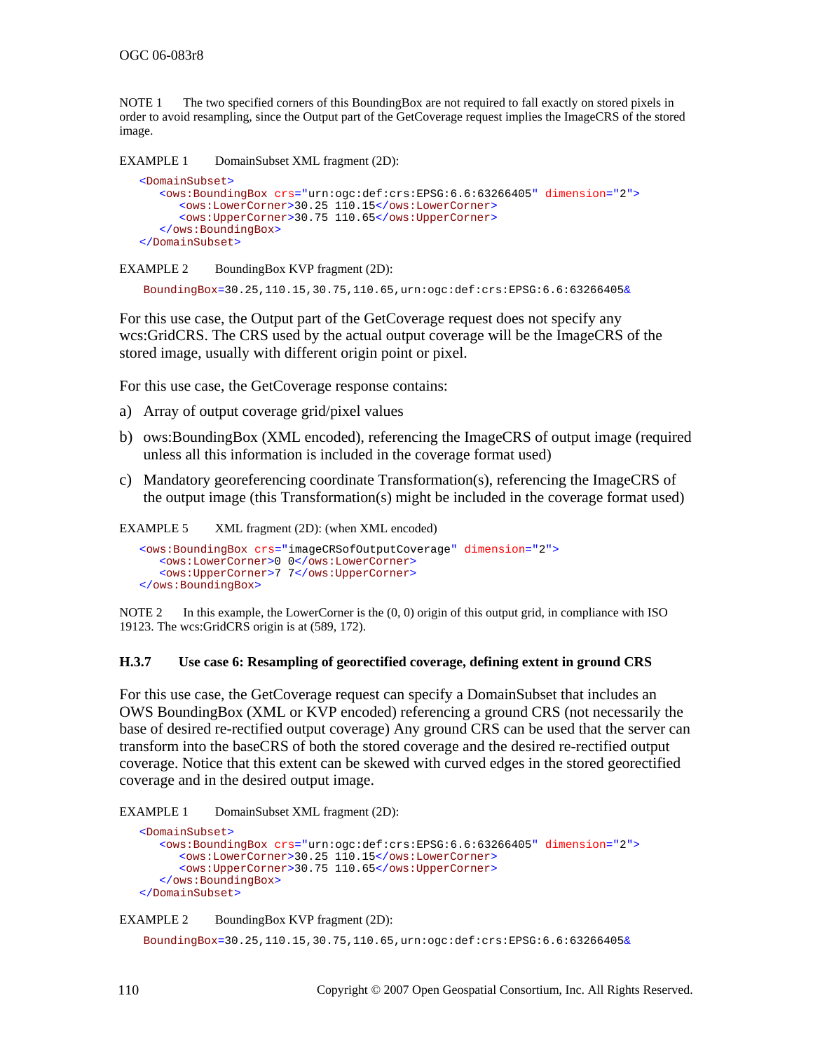NOTE 1 The two specified corners of this BoundingBox are not required to fall exactly on stored pixels in order to avoid resampling, since the Output part of the GetCoverage request implies the ImageCRS of the stored image.

EXAMPLE 1 DomainSubset XML fragment (2D):

```
<DomainSubset>
   <ows:BoundingBox crs="urn:ogc:def:crs:EPSG:6.6:63266405" dimension="2">
      <ows:LowerCorner>30.25 110.15</ows:LowerCorner>
      <ows:UpperCorner>30.75 110.65</ows:UpperCorner>
   </ows:BoundingBox>
</DomainSubset>
```

EXAMPLE 2 BoundingBox KVP fragment (2D):

```
BoundingBox=30.25,110.15,30.75,110.65,urn:ogc:def:crs:EPSG:6.6:63266405&
```

For this use case, the Output part of the GetCoverage request does not specify any wcs:GridCRS. The CRS used by the actual output coverage will be the ImageCRS of the stored image, usually with different origin point or pixel.

For this use case, the GetCoverage response contains:

a) Array of output coverage grid/pixel values

b) ows:BoundingBox (XML encoded), referencing the ImageCRS of output image (required unless all this information is included in the coverage format used)

c) Mandatory georeferencing coordinate Transformation(s), referencing the ImageCRS of the output image (this Transformation(s) might be included in the coverage format used)

EXAMPLE 5 XML fragment (2D): (when XML encoded)

```
<ows:BoundingBox crs="imageCRSofOutputCoverage" dimension="2">
   <ows:LowerCorner>0 0</ows:LowerCorner>
   <ows:UpperCorner>7 7</ows:UpperCorner>
</ows:BoundingBox>
```

NOTE 2 In this example, the LowerCorner is the (0, 0) origin of this output grid, in compliance with ISO 19123. The wcs:GridCRS origin is at (589, 172).

### H.3.7 Use case 6: Resampling of georectified coverage, defining extent in ground CRS

For this use case, the GetCoverage request can specify a DomainSubset that includes an OWS BoundingBox (XML or KVP encoded) referencing a ground CRS (not necessarily the base of desired re-rectified output coverage) Any ground CRS can be used that the server can transform into the baseCRS of both the stored coverage and the desired re-rectified output coverage. Notice that this extent can be skewed with curved edges in the stored georectified coverage and in the desired output image.

EXAMPLE 1 DomainSubset XML fragment (2D):

```
<DomainSubset>
   <ows:BoundingBox crs="urn:ogc:def:crs:EPSG:6.6:63266405" dimension="2">
      <ows:LowerCorner>30.25 110.15</ows:LowerCorner>
      <ows:UpperCorner>30.75 110.65</ows:UpperCorner>
   </ows:BoundingBox>
</DomainSubset>
```

EXAMPLE 2 BoundingBox KVP fragment (2D):

```
BoundingBox=30.25,110.15,30.75,110.65,urn:ogc:def:crs:EPSG:6.6:63266405&
```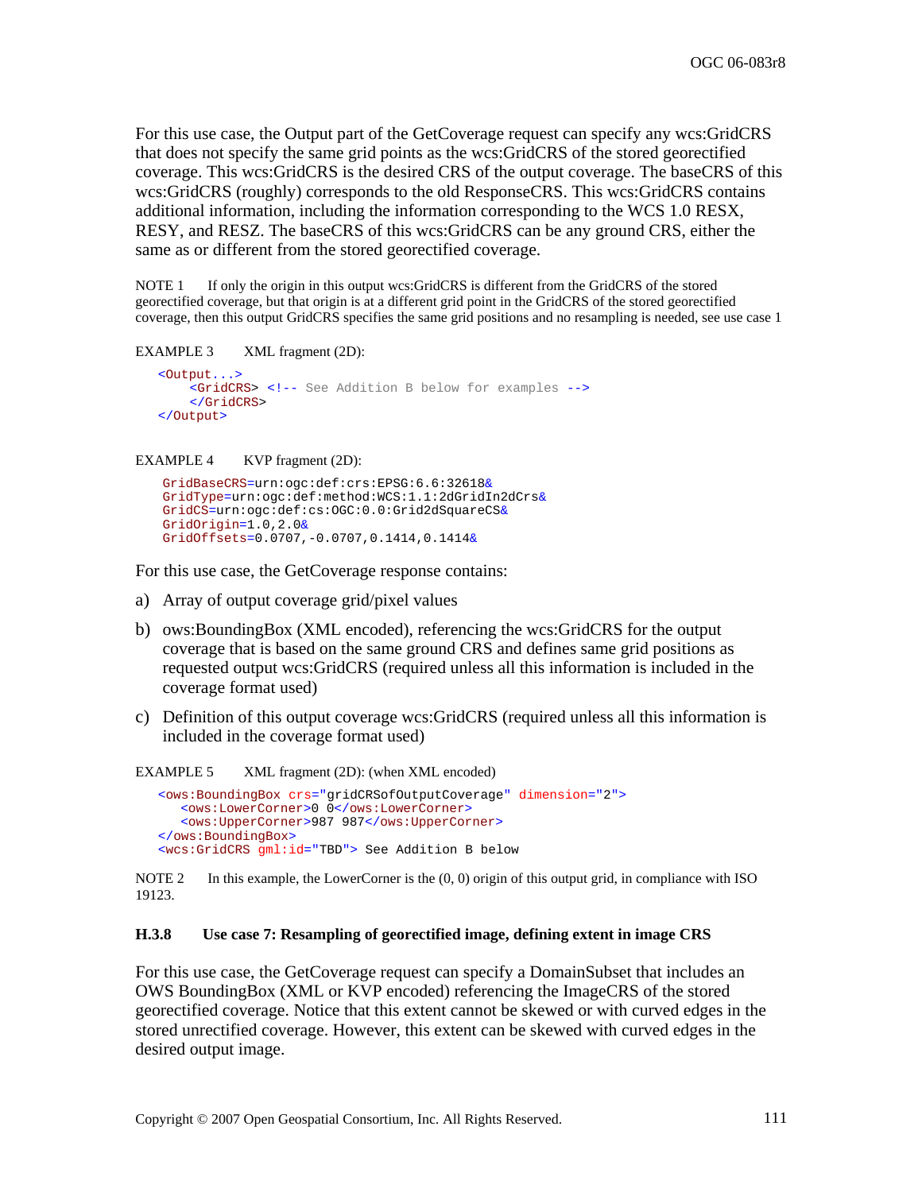For this use case, the Output part of the GetCoverage request can specify any wcs:GridCRS that does not specify the same grid points as the wcs:GridCRS of the stored georectified coverage. This wcs:GridCRS is the desired CRS of the output coverage. The baseCRS of this wcs:GridCRS (roughly) corresponds to the old ResponseCRS. This wcs:GridCRS contains additional information, including the information corresponding to the WCS 1.0 RESX, RESY, and RESZ. The baseCRS of this wcs:GridCRS can be any ground CRS, either the same as or different from the stored georectified coverage.

NOTE 1 If only the origin in this output wcs:GridCRS is different from the GridCRS of the stored georectified coverage, but that origin is at a different grid point in the GridCRS of the stored georectified coverage, then this output GridCRS specifies the same grid positions and no resampling is needed, see use case 1

EXAMPLE 3 XML fragment (2D):

```
<Output...>
    <GridCRS> <!-- See Addition B below for examples -->
    </GridCRS>
</Output>
```

EXAMPLE 4 KVP fragment (2D):

```
GridBaseCRS=urn:ogc:def:crs:EPSG:6.6:32618&
GridType=urn:ogc:def:method:WCS:1.1:2dGridIn2dCrs&
GridCS=urn:ogc:def:cs:OGC:0.0:Grid2dSquareCS&
GridOrigin=1.0,2.0&
GridOffsets=0.0707,-0.0707,0.1414,0.1414&
```

For this use case, the GetCoverage response contains:

a) Array of output coverage grid/pixel values

b) ows:BoundingBox (XML encoded), referencing the wcs:GridCRS for the output coverage that is based on the same ground CRS and defines same grid positions as requested output wcs:GridCRS (required unless all this information is included in the coverage format used)

c) Definition of this output coverage wcs:GridCRS (required unless all this information is included in the coverage format used)

EXAMPLE 5 XML fragment (2D): (when XML encoded)

```
<ows:BoundingBox crs="gridCRSofOutputCoverage" dimension="2">
   <ows:LowerCorner>0 0</ows:LowerCorner>
   <ows:UpperCorner>987 987</ows:UpperCorner>
</ows:BoundingBox>
<wcs:GridCRS gml:id="TBD"> See Addition B below
```

NOTE 2 In this example, the LowerCorner is the (0, 0) origin of this output grid, in compliance with ISO 19123.

### H.3.8 Use case 7: Resampling of georectified image, defining extent in image CRS

For this use case, the GetCoverage request can specify a DomainSubset that includes an OWS BoundingBox (XML or KVP encoded) referencing the ImageCRS of the stored georectified coverage. Notice that this extent cannot be skewed or with curved edges in the stored unrectified coverage. However, this extent can be skewed with curved edges in the desired output image.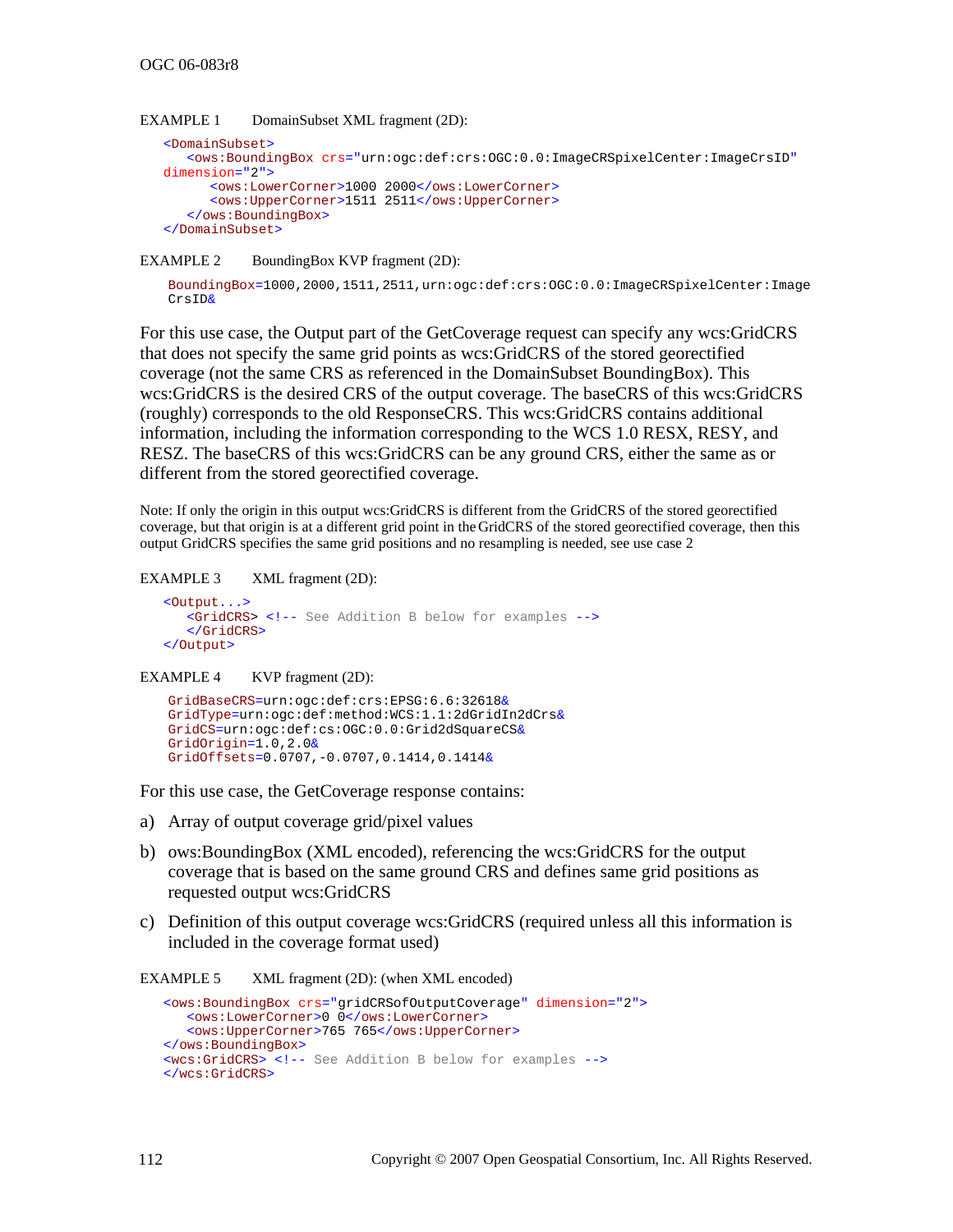EXAMPLE 1  DomainSubset XML fragment (2D):

```
<DomainSubset>
   <ows:BoundingBox crs="urn:ogc:def:crs:OGC:0.0:ImageCRSpixelCenter:ImageCrsID"
dimension="2">
      <ows:LowerCorner>1000 2000</ows:LowerCorner>
      <ows:UpperCorner>1511 2511</ows:UpperCorner>
   </ows:BoundingBox>
</DomainSubset>
```

EXAMPLE 2  BoundingBox KVP fragment (2D):

```
BoundingBox=1000,2000,1511,2511,urn:ogc:def:crs:OGC:0.0:ImageCRSpixelCenter:Image
CrsID&
```

For this use case, the Output part of the GetCoverage request can specify any wcs:GridCRS that does not specify the same grid points as wcs:GridCRS of the stored georectified coverage (not the same CRS as referenced in the DomainSubset BoundingBox). This wcs:GridCRS is the desired CRS of the output coverage. The baseCRS of this wcs:GridCRS (roughly) corresponds to the old ResponseCRS. This wcs:GridCRS contains additional information, including the information corresponding to the WCS 1.0 RESX, RESY, and RESZ. The baseCRS of this wcs:GridCRS can be any ground CRS, either the same as or different from the stored georectified coverage.

Note: If only the origin in this output wcs:GridCRS is different from the GridCRS of the stored georectified coverage, but that origin is at a different grid point in the GridCRS of the stored georectified coverage, then this output GridCRS specifies the same grid positions and no resampling is needed, see use case 2

EXAMPLE 3  XML fragment (2D):

```
<Output...>
   <GridCRS> <!-- See Addition B below for examples -->
   </GridCRS>
</Output>
```

EXAMPLE 4  KVP fragment (2D):

```
GridBaseCRS=urn:ogc:def:crs:EPSG:6.6:32618&
GridType=urn:ogc:def:method:WCS:1.1:2dGridIn2dCrs&
GridCS=urn:ogc:def:cs:OGC:0.0:Grid2dSquareCS&
GridOrigin=1.0,2.0&
GridOffsets=0.0707,-0.0707,0.1414,0.1414&
```

For this use case, the GetCoverage response contains:

a) Array of output coverage grid/pixel values

b) ows:BoundingBox (XML encoded), referencing the wcs:GridCRS for the output coverage that is based on the same ground CRS and defines same grid positions as requested output wcs:GridCRS

c) Definition of this output coverage wcs:GridCRS (required unless all this information is included in the coverage format used)

EXAMPLE 5  XML fragment (2D): (when XML encoded)

```
<ows:BoundingBox crs="gridCRSofOutputCoverage" dimension="2">
   <ows:LowerCorner>0 0</ows:LowerCorner>
   <ows:UpperCorner>765 765</ows:UpperCorner>
</ows:BoundingBox>
<wcs:GridCRS> <!-- See Addition B below for examples -->
</wcs:GridCRS>
```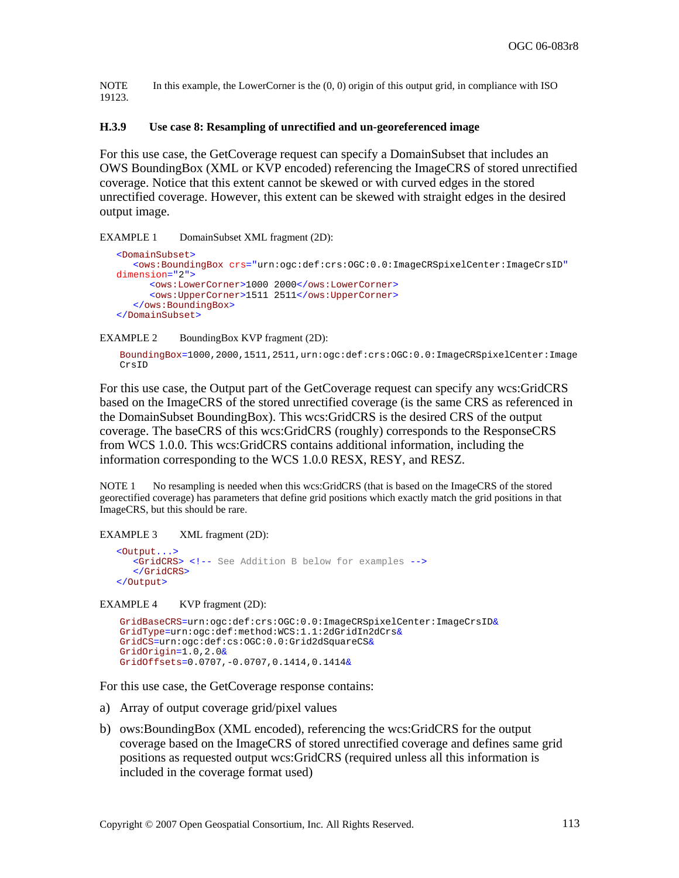NOTE In this example, the LowerCorner is the (0, 0) origin of this output grid, in compliance with ISO 19123.

### H.3.9 Use case 8: Resampling of unrectified and un-georeferenced image

For this use case, the GetCoverage request can specify a DomainSubset that includes an OWS BoundingBox (XML or KVP encoded) referencing the ImageCRS of stored unrectified coverage. Notice that this extent cannot be skewed or with curved edges in the stored unrectified coverage. However, this extent can be skewed with straight edges in the desired output image.

EXAMPLE 1 DomainSubset XML fragment (2D):

```
<DomainSubset>
   <ows:BoundingBox crs="urn:ogc:def:crs:OGC:0.0:ImageCRSpixelCenter:ImageCrsID"
dimension="2">
       <ows:LowerCorner>1000 2000</ows:LowerCorner>
       <ows:UpperCorner>1511 2511</ows:UpperCorner>
   </ows:BoundingBox>
</DomainSubset>
```

EXAMPLE 2 BoundingBox KVP fragment (2D):

```
BoundingBox=1000,2000,1511,2511,urn:ogc:def:crs:OGC:0.0:ImageCRSpixelCenter:Image
CrsID
```

For this use case, the Output part of the GetCoverage request can specify any wcs:GridCRS based on the ImageCRS of the stored unrectified coverage (is the same CRS as referenced in the DomainSubset BoundingBox). This wcs:GridCRS is the desired CRS of the output coverage. The baseCRS of this wcs:GridCRS (roughly) corresponds to the ResponseCRS from WCS 1.0.0. This wcs:GridCRS contains additional information, including the information corresponding to the WCS 1.0.0 RESX, RESY, and RESZ.

NOTE 1 No resampling is needed when this wcs:GridCRS (that is based on the ImageCRS of the stored georectified coverage) has parameters that define grid positions which exactly match the grid positions in that ImageCRS, but this should be rare.

EXAMPLE 3 XML fragment (2D):

```
<Output...>
   <GridCRS> <!-- See Addition B below for examples -->
   </GridCRS>
</Output>
```

EXAMPLE 4 KVP fragment (2D):

```
GridBaseCRS=urn:ogc:def:crs:OGC:0.0:ImageCRSpixelCenter:ImageCrsID&
GridType=urn:ogc:def:method:WCS:1.1:2dGridIn2dCrs&
GridCS=urn:ogc:def:cs:OGC:0.0:Grid2dSquareCS&
GridOrigin=1.0,2.0&
GridOffsets=0.0707,-0.0707,0.1414,0.1414&
```

For this use case, the GetCoverage response contains:

a) Array of output coverage grid/pixel values

b) ows:BoundingBox (XML encoded), referencing the wcs:GridCRS for the output coverage based on the ImageCRS of stored unrectified coverage and defines same grid positions as requested output wcs:GridCRS (required unless all this information is included in the coverage format used)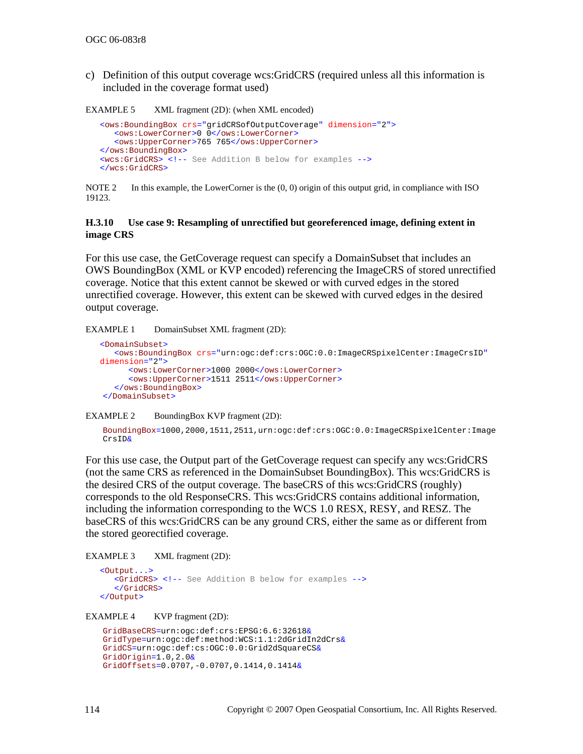c) Definition of this output coverage wcs:GridCRS (required unless all this information is included in the coverage format used)

EXAMPLE 5 XML fragment (2D): (when XML encoded)

```
<ows:BoundingBox crs="gridCRSofOutputCoverage" dimension="2">
   <ows:LowerCorner>0 0</ows:LowerCorner>
   <ows:UpperCorner>765 765</ows:UpperCorner>
</ows:BoundingBox>
<wcs:GridCRS> <!-- See Addition B below for examples -->
</wcs:GridCRS>
```

NOTE 2 In this example, the LowerCorner is the (0, 0) origin of this output grid, in compliance with ISO 19123.

### H.3.10 Use case 9: Resampling of unrectified but georeferenced image, defining extent in image CRS

For this use case, the GetCoverage request can specify a DomainSubset that includes an OWS BoundingBox (XML or KVP encoded) referencing the ImageCRS of stored unrectified coverage. Notice that this extent cannot be skewed or with curved edges in the stored unrectified coverage. However, this extent can be skewed with curved edges in the desired output coverage.

EXAMPLE 1 DomainSubset XML fragment (2D):

```
<DomainSubset>
   <ows:BoundingBox crs="urn:ogc:def:crs:OGC:0.0:ImageCRSpixelCenter:ImageCrsID"
dimension="2">
      <ows:LowerCorner>1000 2000</ows:LowerCorner>
      <ows:UpperCorner>1511 2511</ows:UpperCorner>
   </ows:BoundingBox>
 </DomainSubset>
```

EXAMPLE 2 BoundingBox KVP fragment (2D):

```
BoundingBox=1000,2000,1511,2511,urn:ogc:def:crs:OGC:0.0:ImageCRSpixelCenter:Image
CrsID&
```

For this use case, the Output part of the GetCoverage request can specify any wcs:GridCRS (not the same CRS as referenced in the DomainSubset BoundingBox). This wcs:GridCRS is the desired CRS of the output coverage. The baseCRS of this wcs:GridCRS (roughly) corresponds to the old ResponseCRS. This wcs:GridCRS contains additional information, including the information corresponding to the WCS 1.0 RESX, RESY, and RESZ. The baseCRS of this wcs:GridCRS can be any ground CRS, either the same as or different from the stored georectified coverage.

EXAMPLE 3 XML fragment (2D):

```
<Output...>
   <GridCRS> <!-- See Addition B below for examples -->
   </GridCRS>
</Output>
```

EXAMPLE 4 KVP fragment (2D):

```
GridBaseCRS=urn:ogc:def:crs:EPSG:6.6:32618&
GridType=urn:ogc:def:method:WCS:1.1:2dGridIn2dCrs&
GridCS=urn:ogc:def:cs:OGC:0.0:Grid2dSquareCS&
GridOrigin=1.0,2.0&
GridOffsets=0.0707,-0.0707,0.1414,0.1414&
```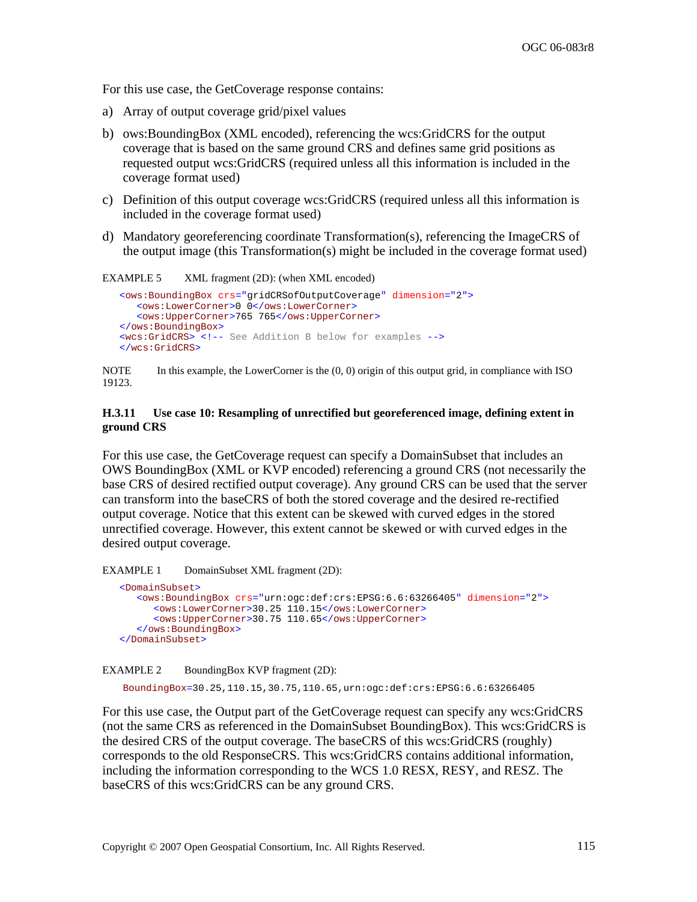For this use case, the GetCoverage response contains:

a) Array of output coverage grid/pixel values

b) ows:BoundingBox (XML encoded), referencing the wcs:GridCRS for the output coverage that is based on the same ground CRS and defines same grid positions as requested output wcs:GridCRS (required unless all this information is included in the coverage format used)

c) Definition of this output coverage wcs:GridCRS (required unless all this information is included in the coverage format used)

d) Mandatory georeferencing coordinate Transformation(s), referencing the ImageCRS of the output image (this Transformation(s) might be included in the coverage format used)

EXAMPLE 5 XML fragment (2D): (when XML encoded)

```
<ows:BoundingBox crs="gridCRSofOutputCoverage" dimension="2">
   <ows:LowerCorner>0 0</ows:LowerCorner>
   <ows:UpperCorner>765 765</ows:UpperCorner>
</ows:BoundingBox>
<wcs:GridCRS> <!-- See Addition B below for examples -->
</wcs:GridCRS>
```

NOTE In this example, the LowerCorner is the (0, 0) origin of this output grid, in compliance with ISO 19123.

### H.3.11 Use case 10: Resampling of unrectified but georeferenced image, defining extent in ground CRS

For this use case, the GetCoverage request can specify a DomainSubset that includes an OWS BoundingBox (XML or KVP encoded) referencing a ground CRS (not necessarily the base CRS of desired rectified output coverage). Any ground CRS can be used that the server can transform into the baseCRS of both the stored coverage and the desired re-rectified output coverage. Notice that this extent can be skewed with curved edges in the stored unrectified coverage. However, this extent cannot be skewed or with curved edges in the desired output coverage.

EXAMPLE 1 DomainSubset XML fragment (2D):

```
<DomainSubset>
   <ows:BoundingBox crs="urn:ogc:def:crs:EPSG:6.6:63266405" dimension="2">
      <ows:LowerCorner>30.25 110.15</ows:LowerCorner>
      <ows:UpperCorner>30.75 110.65</ows:UpperCorner>
   </ows:BoundingBox>
</DomainSubset>
```

EXAMPLE 2 BoundingBox KVP fragment (2D):

```
BoundingBox=30.25,110.15,30.75,110.65,urn:ogc:def:crs:EPSG:6.6:63266405
```

For this use case, the Output part of the GetCoverage request can specify any wcs:GridCRS (not the same CRS as referenced in the DomainSubset BoundingBox). This wcs:GridCRS is the desired CRS of the output coverage. The baseCRS of this wcs:GridCRS (roughly) corresponds to the old ResponseCRS. This wcs:GridCRS contains additional information, including the information corresponding to the WCS 1.0 RESX, RESY, and RESZ. The baseCRS of this wcs:GridCRS can be any ground CRS.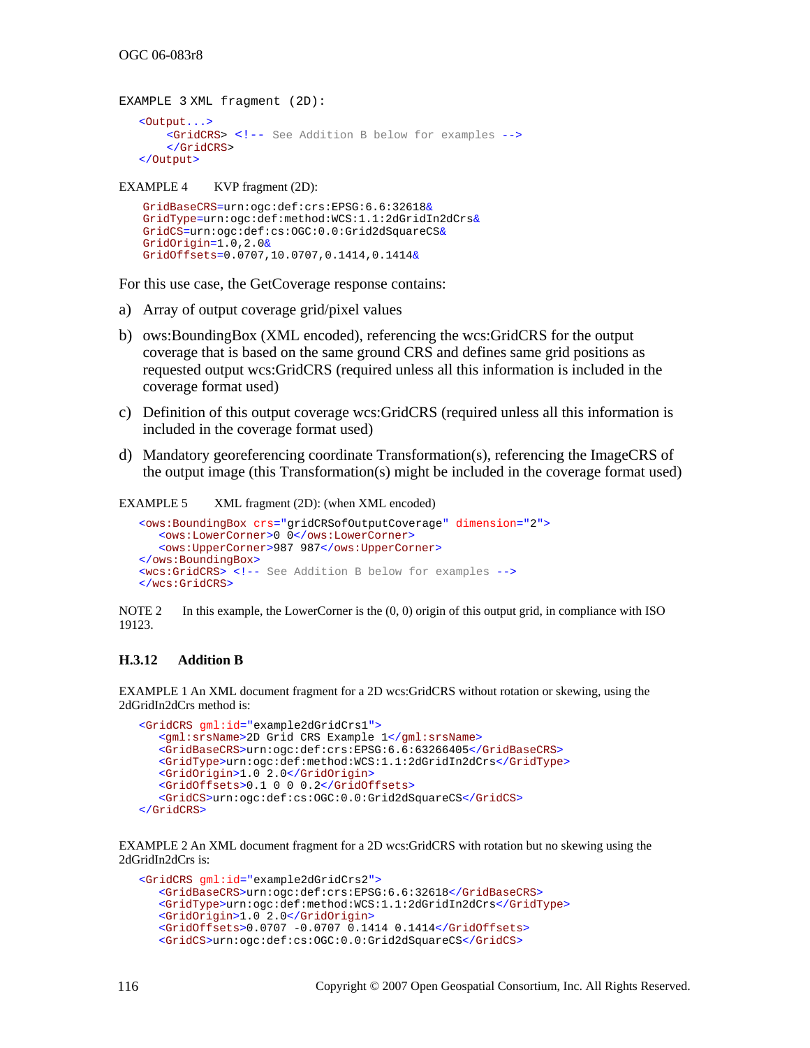EXAMPLE 3 XML fragment (2D):

```
<Output...>
    <GridCRS> <!-- See Addition B below for examples -->
    </GridCRS>
</Output>
```

EXAMPLE 4 KVP fragment (2D):

```
GridBaseCRS=urn:ogc:def:crs:EPSG:6.6:32618&
GridType=urn:ogc:def:method:WCS:1.1:2dGridIn2dCrs&
GridCS=urn:ogc:def:cs:OGC:0.0:Grid2dSquareCS&
GridOrigin=1.0,2.0&
GridOffsets=0.0707,10.0707,0.1414,0.1414&
```

For this use case, the GetCoverage response contains:

a) Array of output coverage grid/pixel values

b) ows:BoundingBox (XML encoded), referencing the wcs:GridCRS for the output coverage that is based on the same ground CRS and defines same grid positions as requested output wcs:GridCRS (required unless all this information is included in the coverage format used)

c) Definition of this output coverage wcs:GridCRS (required unless all this information is included in the coverage format used)

d) Mandatory georeferencing coordinate Transformation(s), referencing the ImageCRS of the output image (this Transformation(s) might be included in the coverage format used)

EXAMPLE 5 XML fragment (2D): (when XML encoded)

```
<ows:BoundingBox crs="gridCRSofOutputCoverage" dimension="2">
   <ows:LowerCorner>0 0</ows:LowerCorner>
   <ows:UpperCorner>987 987</ows:UpperCorner>
</ows:BoundingBox>
<wcs:GridCRS> <!-- See Addition B below for examples -->
</wcs:GridCRS>
```

NOTE 2 In this example, the LowerCorner is the (0, 0) origin of this output grid, in compliance with ISO 19123.

### H.3.12 Addition B

EXAMPLE 1 An XML document fragment for a 2D wcs:GridCRS without rotation or skewing, using the 2dGridIn2dCrs method is:

```
<GridCRS gml:id="example2dGridCrs1">
   <gml:srsName>2D Grid CRS Example 1</gml:srsName>
   <GridBaseCRS>urn:ogc:def:crs:EPSG:6.6:63266405</GridBaseCRS>
   <GridType>urn:ogc:def:method:WCS:1.1:2dGridIn2dCrs</GridType>
   <GridOrigin>1.0 2.0</GridOrigin>
   <GridOffsets>0.1 0 0 0.2</GridOffsets>
   <GridCS>urn:ogc:def:cs:OGC:0.0:Grid2dSquareCS</GridCS>
</GridCRS>
```

EXAMPLE 2 An XML document fragment for a 2D wcs:GridCRS with rotation but no skewing using the 2dGridIn2dCrs method is:

```
<GridCRS gml:id="example2dGridCrs2">
   <GridBaseCRS>urn:ogc:def:crs:EPSG:6.6:32618</GridBaseCRS>
   <GridType>urn:ogc:def:method:WCS:1.1:2dGridIn2dCrs</GridType>
   <GridOrigin>1.0 2.0</GridOrigin>
   <GridOffsets>0.0707 -0.0707 0.1414 0.1414</GridOffsets>
   <GridCS>urn:ogc:def:cs:OGC:0.0:Grid2dSquareCS</GridCS>
```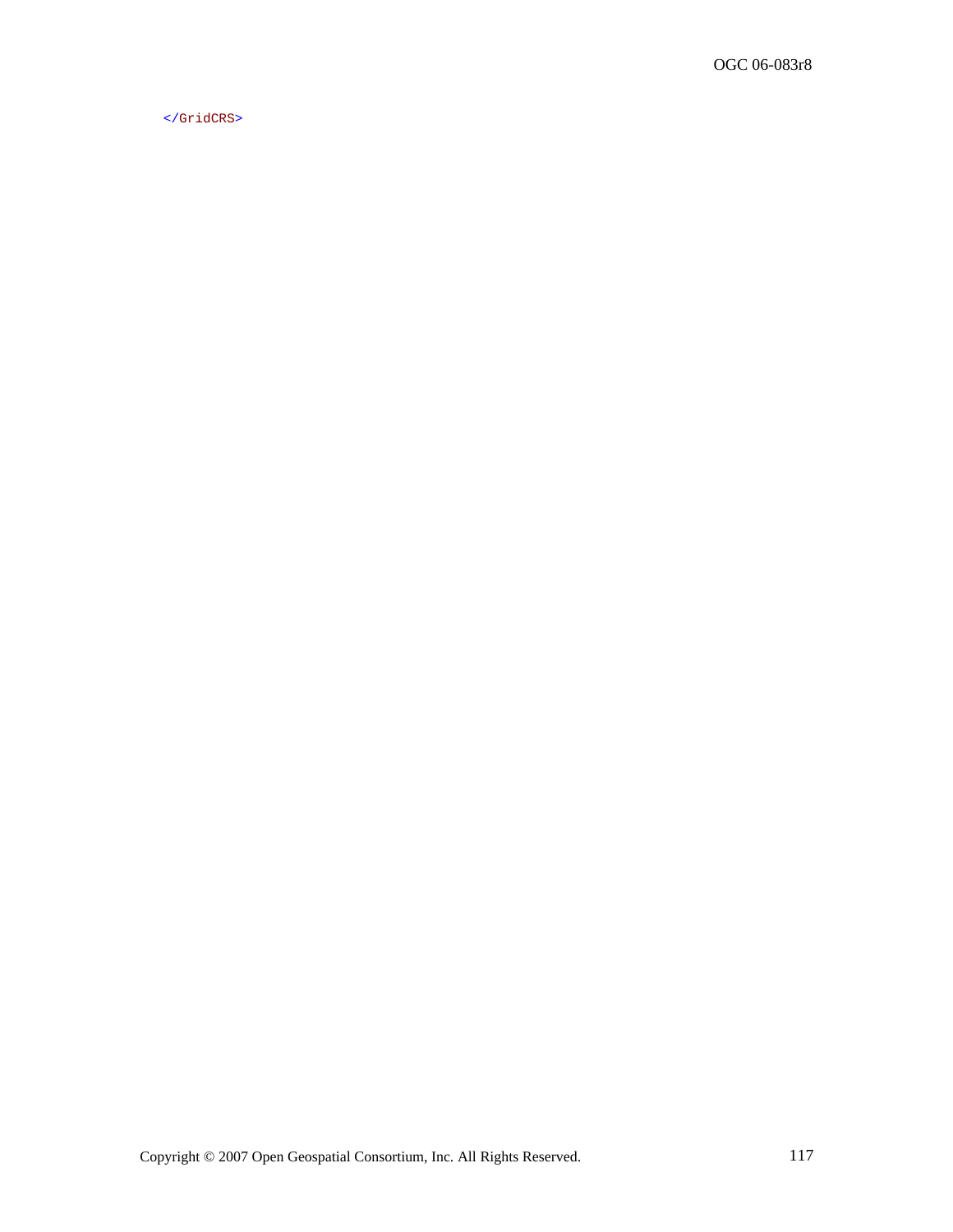```
</GridCRS>
```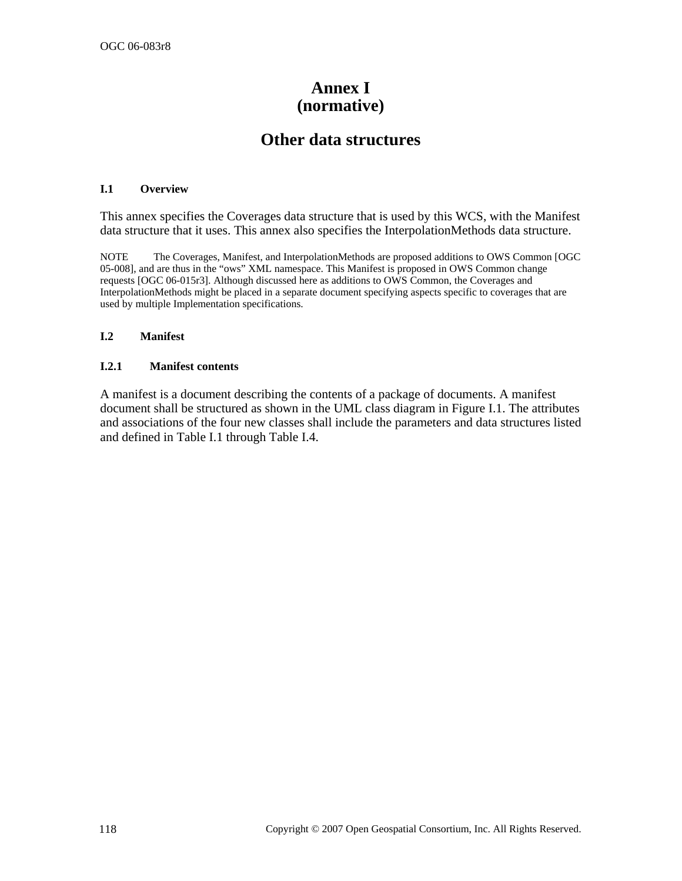# Annex I
# (normative)

# Other data structures

### I.1 Overview

This annex specifies the Coverages data structure that is used by this WCS, with the Manifest data structure that it uses. This annex also specifies the InterpolationMethods data structure.

NOTE The Coverages, Manifest, and InterpolationMethods are proposed additions to OWS Common [OGC 05-008], and are thus in the "ows" XML namespace. This Manifest is proposed in OWS Common change requests [OGC 06-015r3]. Although discussed here as additions to OWS Common, the Coverages and InterpolationMethods might be placed in a separate document specifying aspects specific to coverages that are used by multiple Implementation specifications.

### I.2 Manifest

#### I.2.1 Manifest contents

A manifest is a document describing the contents of a package of documents. A manifest document shall be structured as shown in the UML class diagram in Figure I.1. The attributes and associations of the four new classes shall include the parameters and data structures listed and defined in Table I.1 through Table I.4.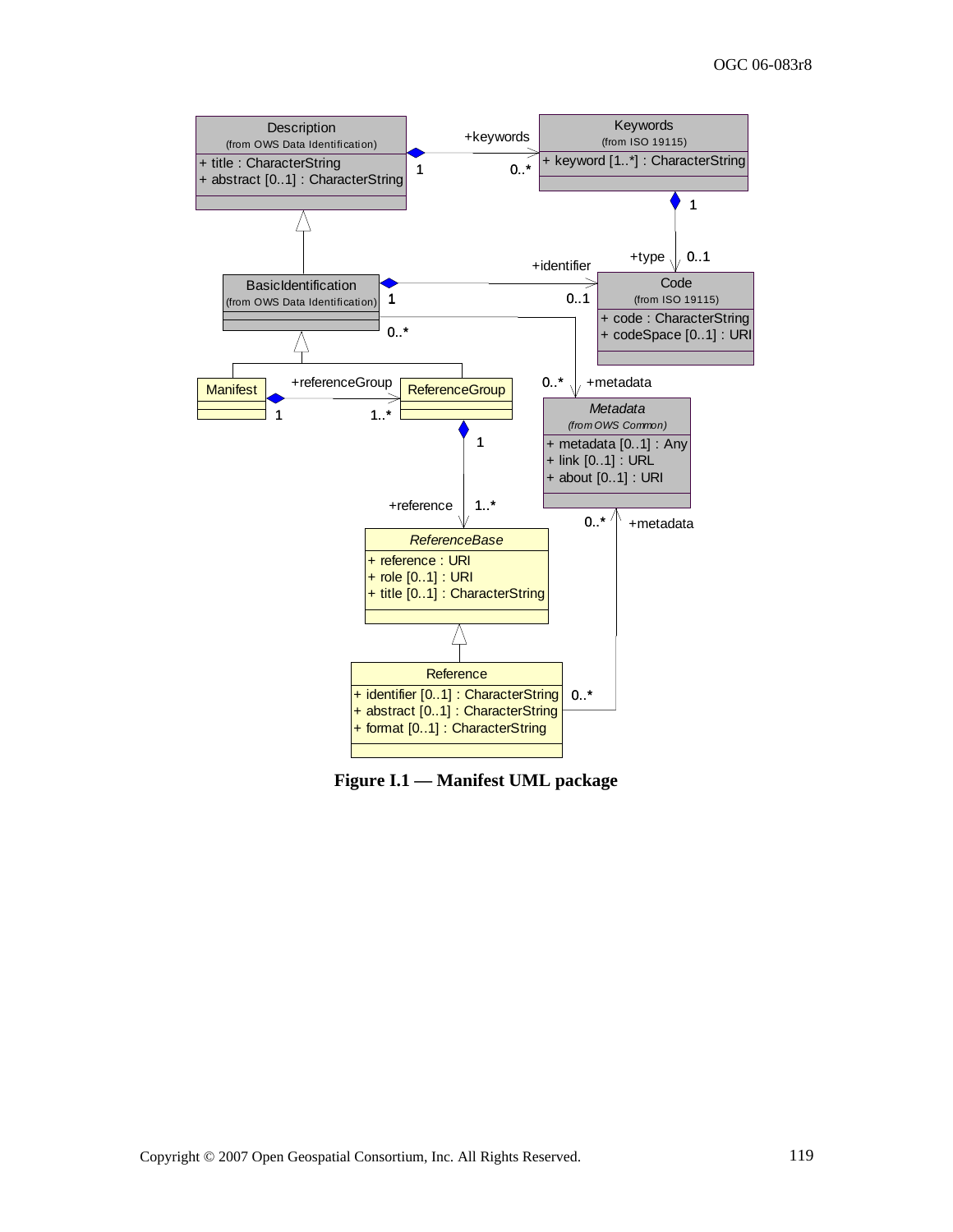**Figure I.1 — Manifest UML package**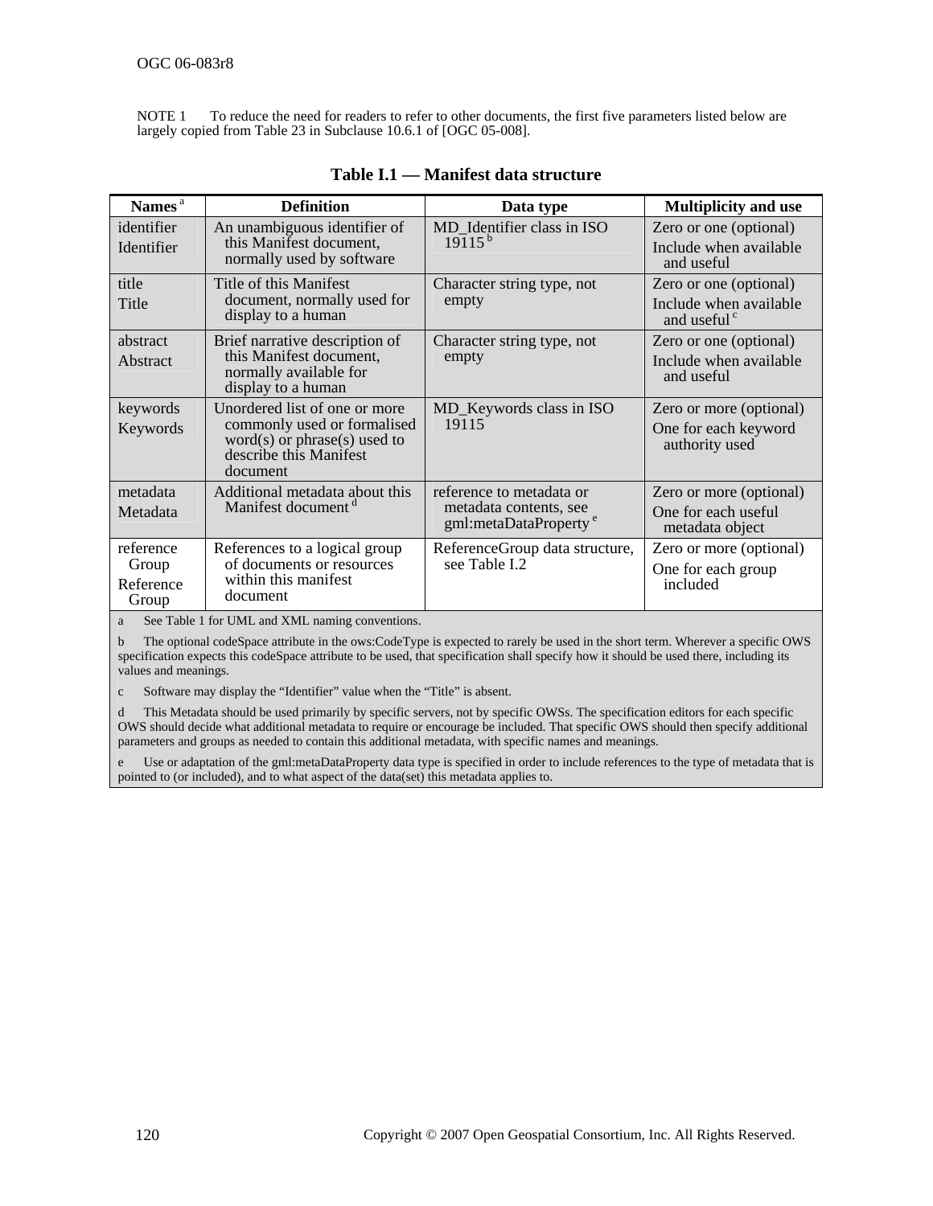NOTE 1 To reduce the need for readers to refer to other documents, the first five parameters listed below are largely copied from Table 23 in Subclause 10.6.1 of [OGC 05-008].

**Table I.1 — Manifest data structure**

| Names [a] | Definition | Data type | Multiplicity and use |
|---|---|---|---|
| identifier<br>Identifier | An unambiguous identifier of this Manifest document, normally used by software | MD_Identifier class in ISO 19115 [b] | Zero or one (optional)<br>Include when available and useful |
| title<br>Title | Title of this Manifest document, normally used for display to a human | Character string type, not empty | Zero or one (optional)<br>Include when available and useful [c] |
| abstract<br>Abstract | Brief narrative description of this Manifest document, normally available for display to a human | Character string type, not empty | Zero or one (optional)<br>Include when available and useful |
| keywords<br>Keywords | Unordered list of one or more commonly used or formalised word(s) or phrase(s) used to describe this Manifest document | MD_Keywords class in ISO 19115 | Zero or more (optional)<br>One for each keyword authority used |
| metadata<br>Metadata | Additional metadata about this Manifest document [d] | reference to metadata or metadata contents, see gml:metaDataProperty [e] | Zero or more (optional)<br>One for each useful metadata object |
| reference Group<br>Reference Group | References to a logical group of documents or resources within this manifest document | ReferenceGroup data structure, see Table I.2 | Zero or more (optional)<br>One for each group included |

a See Table 1 for UML and XML naming conventions.

b The optional codeSpace attribute in the ows:CodeType is expected to rarely be used in the short term. Wherever a specific OWS specification expects this codeSpace attribute to be used, that specification shall specify how it should be used there, including its values and meanings.

c Software may display the "Identifier" value when the "Title" is absent.

d This Metadata should be used primarily by specific servers, not by specific OWSs. The specification editors for each specific OWS should decide what additional metadata to require or encourage be included. That specific OWS should then specify additional parameters and groups as needed to contain this additional metadata, with specific names and meanings.

e Use or adaptation of the gml:metaDataProperty data type is specified in order to include references to the type of metadata that is pointed to (or included), and to what aspect of the data(set) this metadata applies to.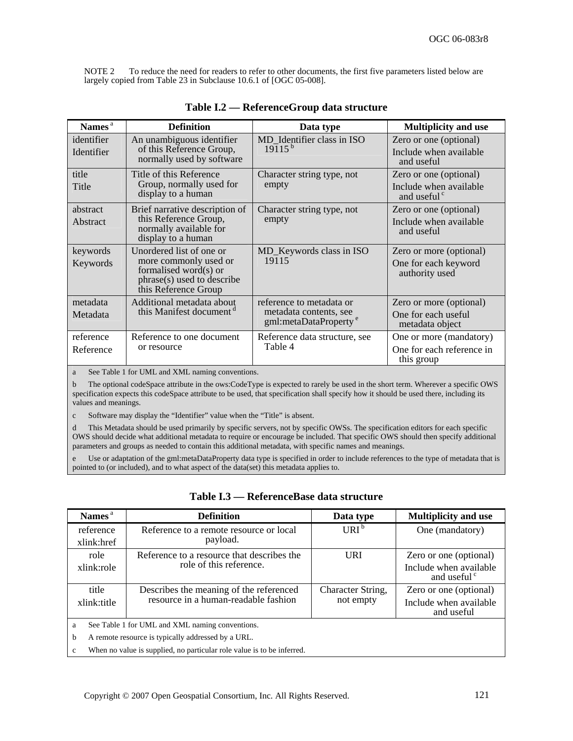NOTE 2 To reduce the need for readers to refer to other documents, the first five parameters listed below are largely copied from Table 23 in Subclause 10.6.1 of [OGC 05-008].

**Table I.2 — ReferenceGroup data structure**

| Names [a] | Definition | Data type | Multiplicity and use |
|---|---|---|---|
| identifier<br>Identifier | An unambiguous identifier of this Reference Group, normally used by software | MD_Identifier class in ISO 19115 [b] | Zero or one (optional)<br>Include when available and useful |
| title<br>Title | Title of this Reference Group, normally used for display to a human | Character string type, not empty | Zero or one (optional)<br>Include when available and useful [c] |
| abstract<br>Abstract | Brief narrative description of this Reference Group, normally available for display to a human | Character string type, not empty | Zero or one (optional)<br>Include when available and useful |
| keywords<br>Keywords | Unordered list of one or more commonly used or formalised word(s) or phrase(s) used to describe this Reference Group | MD_Keywords class in ISO 19115 | Zero or more (optional)<br>One for each keyword authority used |
| metadata<br>Metadata | Additional metadata about this Manifest document [d] | reference to metadata or metadata contents, see gml:metaDataProperty [e] | Zero or more (optional)<br>One for each useful metadata object |
| reference<br>Reference | Reference to one document or resource | Reference data structure, see Table 4 | One or more (mandatory)<br>One for each reference in this group |

a See Table 1 for UML and XML naming conventions.

b The optional codeSpace attribute in the ows:CodeType is expected to rarely be used in the short term. Wherever a specific OWS specification expects this codeSpace attribute to be used, that specification shall specify how it should be used there, including its values and meanings.

c Software may display the "Identifier" value when the "Title" is absent.

d This Metadata should be used primarily by specific servers, not by specific OWSs. The specification editors for each specific OWS should decide what additional metadata to require or encourage be included. That specific OWS should then specify additional parameters and groups as needed to contain this additional metadata, with specific names and meanings.

e Use or adaptation of the gml:metaDataProperty data type is specified in order to include references to the type of metadata that is pointed to (or included), and to what aspect of the data(set) this metadata applies to.

**Table I.3 — ReferenceBase data structure**

| Names [a] | Definition | Data type | Multiplicity and use |
|---|---|---|---|
| reference<br>xlink:href | Reference to a remote resource or local payload. | URI [b] | One (mandatory) |
| role<br>xlink:role | Reference to a resource that describes the role of this reference. | URI | Zero or one (optional)<br>Include when available and useful [c] |
| title<br>xlink:title | Describes the meaning of the referenced resource in a human-readable fashion | Character String, not empty | Zero or one (optional)<br>Include when available and useful |

a See Table 1 for UML and XML naming conventions.

b A remote resource is typically addressed by a URL.

c When no value is supplied, no particular role value is to be inferred.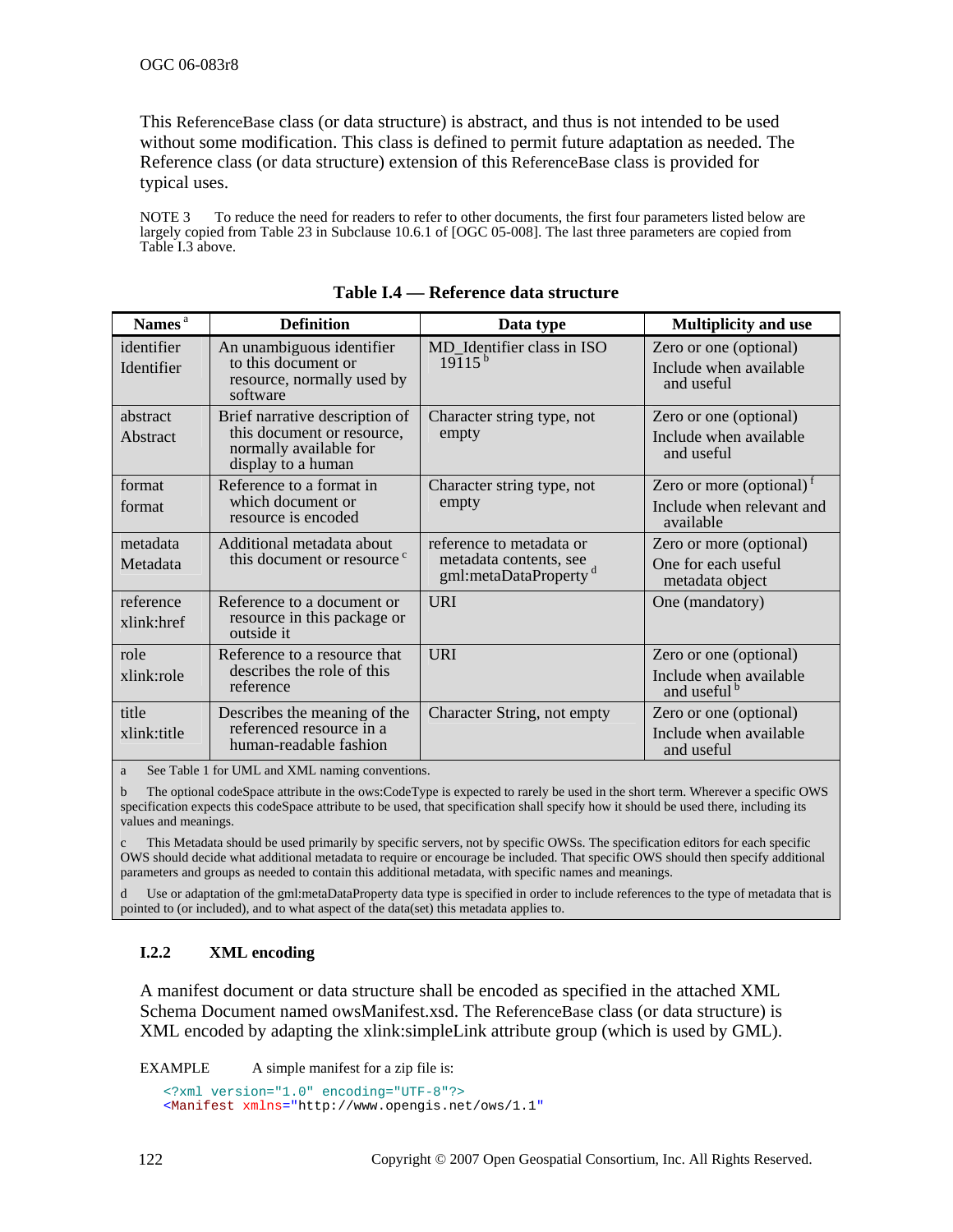This ReferenceBase class (or data structure) is abstract, and thus is not intended to be used without some modification. This class is defined to permit future adaptation as needed. The Reference class (or data structure) extension of this ReferenceBase class is provided for typical uses.

NOTE 3 To reduce the need for readers to refer to other documents, the first four parameters listed below are largely copied from Table 23 in Subclause 10.6.1 of [OGC 05-008]. The last three parameters are copied from Table I.3 above.

**Table I.4 — Reference data structure**

| Names [a] | Definition | Data type | Multiplicity and use |
|---|---|---|---|
| identifier<br>Identifier | An unambiguous identifier to this document or resource, normally used by software | MD_Identifier class in ISO 19115 [b] | Zero or one (optional)<br>Include when available and useful |
| abstract<br>Abstract | Brief narrative description of this document or resource, normally available for display to a human | Character string type, not empty | Zero or one (optional)<br>Include when available and useful |
| format<br>format | Reference to a format in which document or resource is encoded | Character string type, not empty | Zero or more (optional) [f]<br>Include when relevant and available |
| metadata<br>Metadata | Additional metadata about this document or resource [c] | reference to metadata or metadata contents, see gml:metaDataProperty [d] | Zero or more (optional)<br>One for each useful metadata object |
| reference<br>xlink:href | Reference to a document or resource in this package or outside it | URI | One (mandatory) |
| role<br>xlink:role | Reference to a resource that describes the role of this reference | URI | Zero or one (optional)<br>Include when available and useful [b] |
| title<br>xlink:title | Describes the meaning of the referenced resource in a human-readable fashion | Character String, not empty | Zero or one (optional)<br>Include when available and useful |

a See Table 1 for UML and XML naming conventions.

b The optional codeSpace attribute in the ows:CodeType is expected to rarely be used in the short term. Wherever a specific OWS specification expects this codeSpace attribute to be used, that specification shall specify how it should be used there, including its values and meanings.

c This Metadata should be used primarily by specific servers, not by specific OWSs. The specification editors for each specific OWS should decide what additional metadata to require or encourage be included. That specific OWS should then specify additional parameters and groups as needed to contain this additional metadata, with specific names and meanings.

d Use or adaptation of the gml:metaDataProperty data type is specified in order to include references to the type of metadata that is pointed to (or included), and to what aspect of the data(set) this metadata applies to.

### I.2.2 XML encoding

A manifest document or data structure shall be encoded as specified in the attached XML Schema Document named owsManifest.xsd. The ReferenceBase class (or data structure) is XML encoded by adapting the xlink:simpleLink attribute group (which is used by GML).

EXAMPLE A simple manifest for a zip file is:

```
<?xml version="1.0" encoding="UTF-8"?>
<Manifest xmlns="http://www.opengis.net/ows/1.1"
```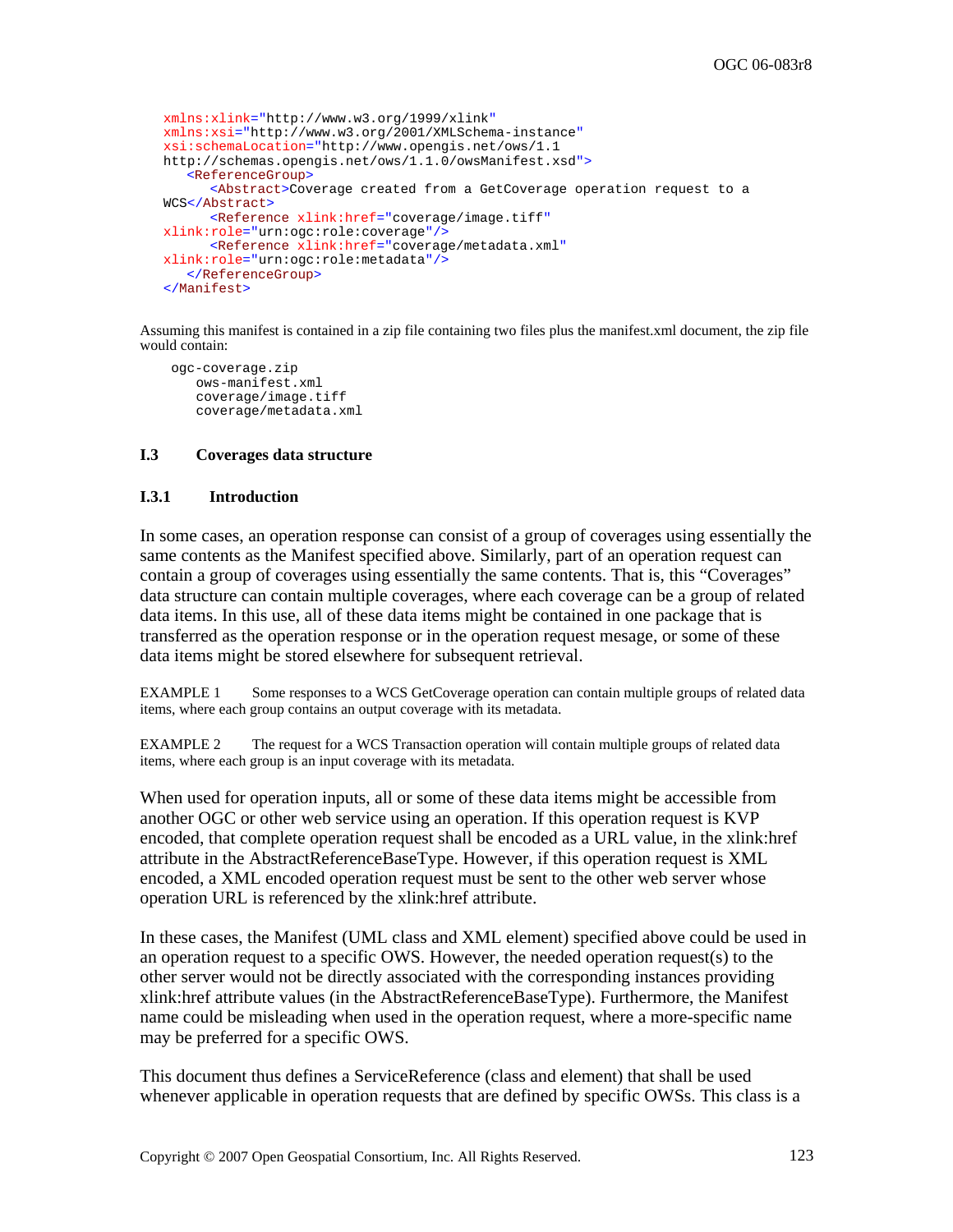```
xmlns:xlink="http://www.w3.org/1999/xlink"
xmlns:xsi="http://www.w3.org/2001/XMLSchema-instance"
xsi:schemaLocation="http://www.opengis.net/ows/1.1
http://schemas.opengis.net/ows/1.1.0/owsManifest.xsd">
   <ReferenceGroup>
      <Abstract>Coverage created from a GetCoverage operation request to a
WCS</Abstract>
      <Reference xlink:href="coverage/image.tiff"
xlink:role="urn:ogc:role:coverage"/>
      <Reference xlink:href="coverage/metadata.xml"
xlink:role="urn:ogc:role:metadata"/>
   </ReferenceGroup>
</Manifest>
```

Assuming this manifest is contained in a zip file containing two files plus the manifest.xml document, the zip file would contain:

```
ogc-coverage.zip
   ows-manifest.xml
   coverage/image.tiff
   coverage/metadata.xml
```

### I.3 Coverages data structure

#### I.3.1 Introduction

In some cases, an operation response can consist of a group of coverages using essentially the same contents as the Manifest specified above. Similarly, part of an operation request can contain a group of coverages using essentially the same contents. That is, this "Coverages" data structure can contain multiple coverages, where each coverage can be a group of related data items. In this use, all of these data items might be contained in one package that is transferred as the operation response or in the operation request mesage, or some of these data items might be stored elsewhere for subsequent retrieval.

EXAMPLE 1 Some responses to a WCS GetCoverage operation can contain multiple groups of related data items, where each group contains an output coverage with its metadata.

EXAMPLE 2 The request for a WCS Transaction operation will contain multiple groups of related data items, where each group is an input coverage with its metadata.

When used for operation inputs, all or some of these data items might be accessible from another OGC or other web service using an operation. If this operation request is KVP encoded, that complete operation request shall be encoded as a URL value, in the xlink:href attribute in the AbstractReferenceBaseType. However, if this operation request is XML encoded, a XML encoded operation request must be sent to the other web server whose operation URL is referenced by the xlink:href attribute.

In these cases, the Manifest (UML class and XML element) specified above could be used in an operation request to a specific OWS. However, the needed operation request(s) to the other server would not be directly associated with the corresponding instances providing xlink:href attribute values (in the AbstractReferenceBaseType). Furthermore, the Manifest name could be misleading when used in the operation request, where a more-specific name may be preferred for a specific OWS.

This document thus defines a ServiceReference (class and element) that shall be used whenever applicable in operation requests that are defined by specific OWSs. This class is a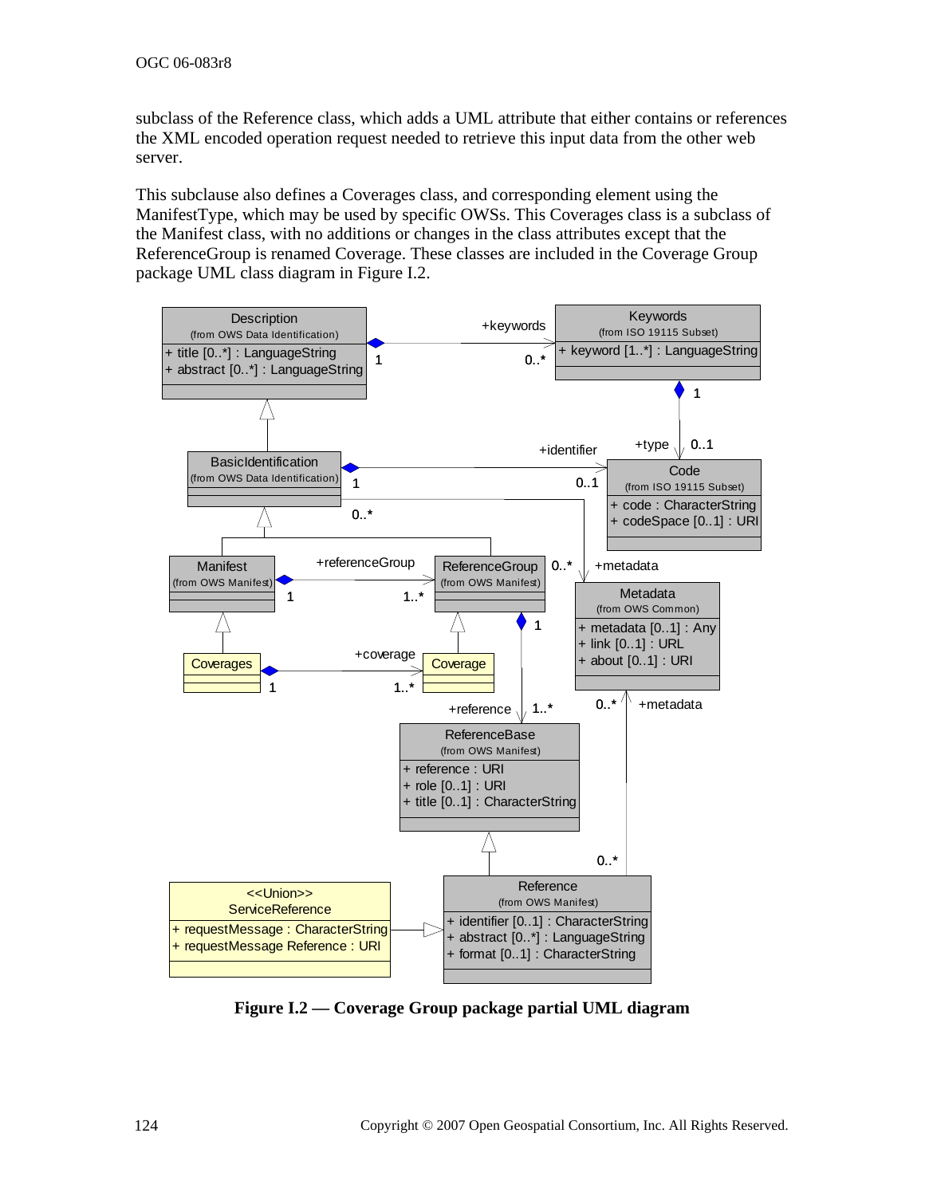subclass of the Reference class, which adds a UML attribute that either contains or references the XML encoded operation request needed to retrieve this input data from the other web server.

This subclause also defines a Coverages class, and corresponding element using the ManifestType, which may be used by specific OWSs. This Coverages class is a subclass of the Manifest class, with no additions or changes in the class attributes except that the ReferenceGroup is renamed Coverage. These classes are included in the Coverage Group package UML class diagram in Figure I.2.

**Figure I.2 — Coverage Group package partial UML diagram**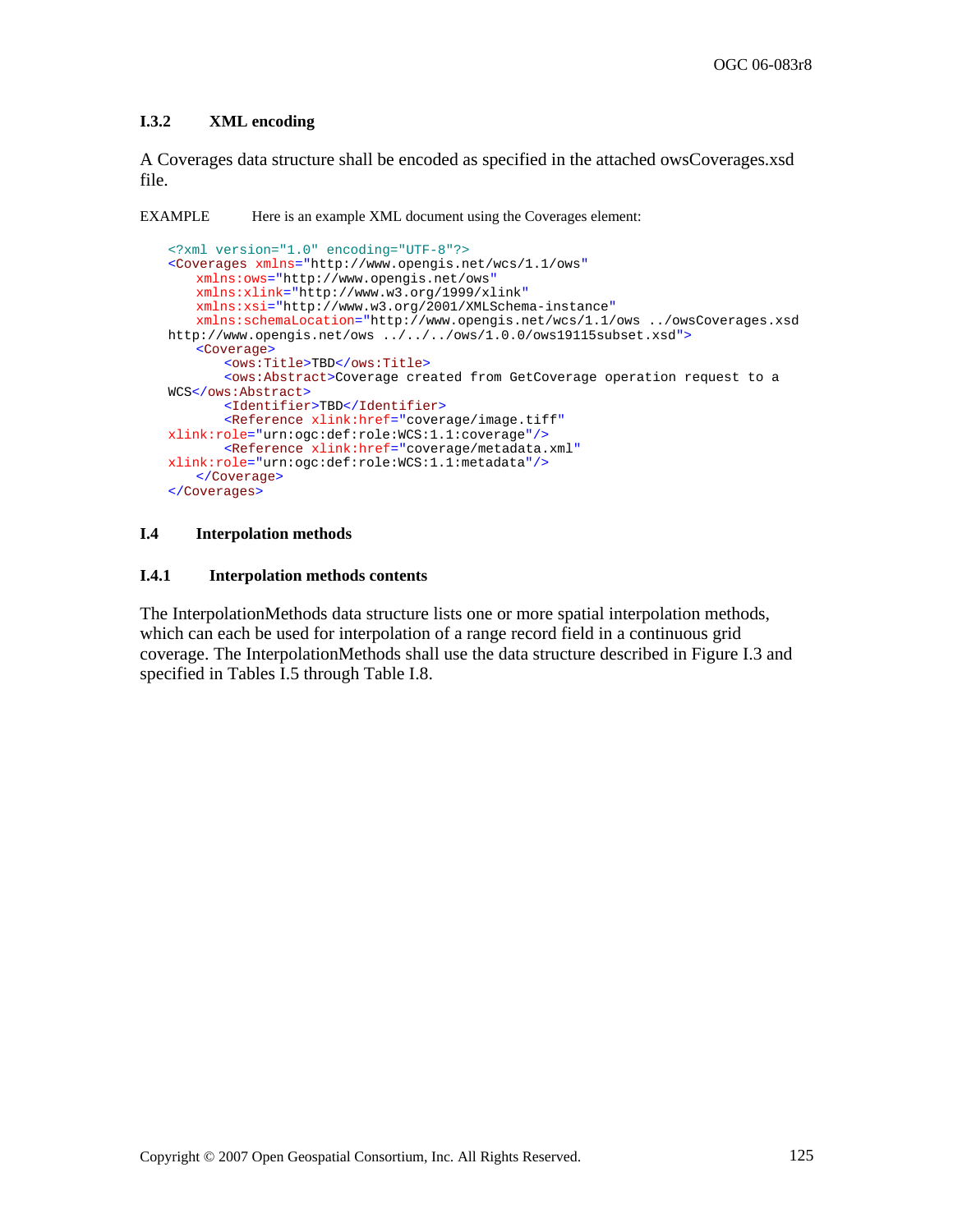### I.3.2 XML encoding

A Coverages data structure shall be encoded as specified in the attached owsCoverages.xsd file.

EXAMPLE Here is an example XML document using the Coverages element:

```
<?xml version="1.0" encoding="UTF-8"?>
<Coverages xmlns="http://www.opengis.net/wcs/1.1/ows"
    xmlns:ows="http://www.opengis.net/ows"
    xmlns:xlink="http://www.w3.org/1999/xlink"
    xmlns:xsi="http://www.w3.org/2001/XMLSchema-instance"
    xmlns:schemaLocation="http://www.opengis.net/wcs/1.1/ows ../owsCoverages.xsd
http://www.opengis.net/ows ../../../ows/1.0.0/ows19115subset.xsd">
    <Coverage>
        <ows:Title>TBD</ows:Title>
        <ows:Abstract>Coverage created from GetCoverage operation request to a
WCS</ows:Abstract>
        <Identifier>TBD</Identifier>
        <Reference xlink:href="coverage/image.tiff"
xlink:role="urn:ogc:def:role:WCS:1.1:coverage"/>
        <Reference xlink:href="coverage/metadata.xml"
xlink:role="urn:ogc:def:role:WCS:1.1:metadata"/>
    </Coverage>
</Coverages>
```

## I.4 Interpolation methods

### I.4.1 Interpolation methods contents

The InterpolationMethods data structure lists one or more spatial interpolation methods, which can each be used for interpolation of a range record field in a continuous grid coverage. The InterpolationMethods shall use the data structure described in Figure I.3 and specified in Tables I.5 through Table I.8.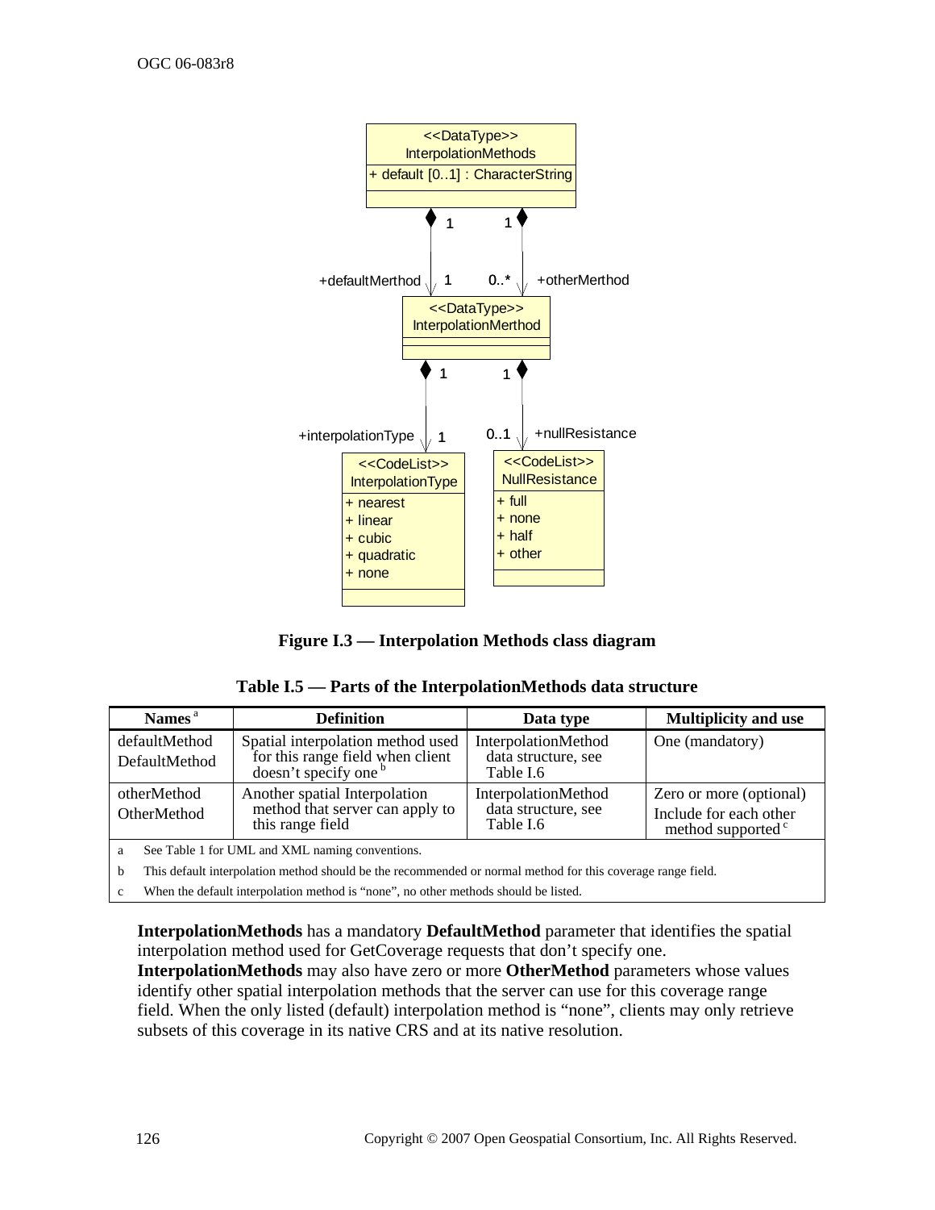**Figure I.3 — Interpolation Methods class diagram**

**Table I.5 — Parts of the InterpolationMethods data structure**

| Names [a] | Definition | Data type | Multiplicity and use |
|---|---|---|---|
| defaultMethod<br>DefaultMethod | Spatial interpolation method used for this range field when client doesn't specify one [b] | InterpolationMethod data structure, see Table I.6 | One (mandatory) |
| otherMethod<br>OtherMethod | Another spatial Interpolation method that server can apply to this range field | InterpolationMethod data structure, see Table I.6 | Zero or more (optional)<br>Include for each other method supported [c] |

a See Table 1 for UML and XML naming conventions.

b This default interpolation method should be the recommended or normal method for this coverage range field.

c When the default interpolation method is "none", no other methods should be listed.

**InterpolationMethods** has a mandatory **DefaultMethod** parameter that identifies the spatial interpolation method used for GetCoverage requests that don't specify one. **InterpolationMethods** may also have zero or more **OtherMethod** parameters whose values identify other spatial interpolation methods that the server can use for this coverage range field. When the only listed (default) interpolation method is "none", clients may only retrieve subsets of this coverage in its native CRS and at its native resolution.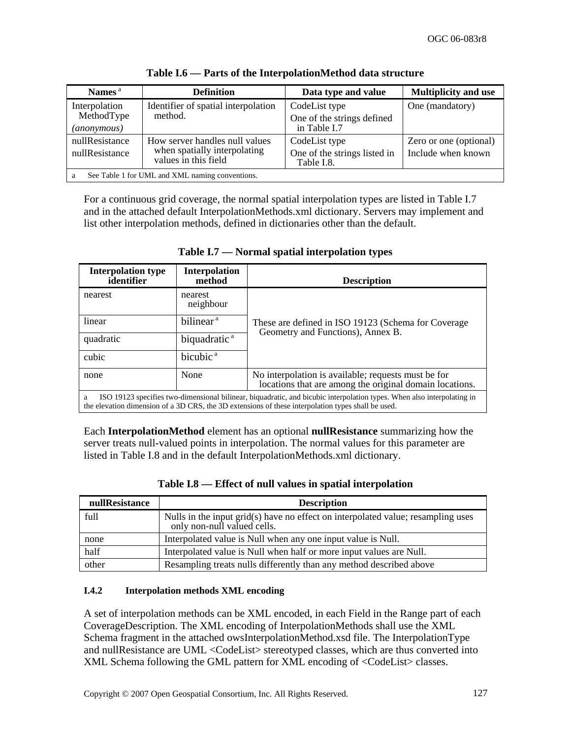**Table I.6 — Parts of the InterpolationMethod data structure**

| Names [a] | Definition | Data type and value | Multiplicity and use |
|---|---|---|---|
| Interpolation MethodType *(anonymous)* | Identifier of spatial interpolation method. | CodeList type<br>One of the strings defined in Table I.7 | One (mandatory) |
| nullResistance nullResistance | How server handles null values when spatially interpolating values in this field | CodeList type<br>One of the strings listed in Table I.8. | Zero or one (optional)<br>Include when known |
| a See Table 1 for UML and XML naming conventions. | | | |

For a continuous grid coverage, the normal spatial interpolation types are listed in Table I.7 and in the attached default InterpolationMethods.xml dictionary. Servers may implement and list other interpolation methods, defined in dictionaries other than the default.

**Table I.7 — Normal spatial interpolation types**

| Interpolation type identifier | Interpolation method | Description |
|---|---|---|
| nearest | nearest neighbour | These are defined in ISO 19123 (Schema for Coverage Geometry and Functions), Annex B. |
| linear | bilinear [a] | |
| quadratic | biquadratic [a] | |
| cubic | bicubic [a] | |
| none | None | No interpolation is available; requests must be for locations that are among the original domain locations. |
| a ISO 19123 specifies two-dimensional bilinear, biquadratic, and bicubic interpolation types. When also interpolating in the elevation dimension of a 3D CRS, the 3D extensions of these interpolation types shall be used. | | |

Each **InterpolationMethod** element has an optional **nullResistance** summarizing how the server treats null-valued points in interpolation. The normal values for this parameter are listed in Table I.8 and in the default InterpolationMethods.xml dictionary.

**Table I.8 — Effect of null values in spatial interpolation**

| nullResistance | Description |
|---|---|
| full | Nulls in the input grid(s) have no effect on interpolated value; resampling uses only non-null valued cells. |
| none | Interpolated value is Null when any one input value is Null. |
| half | Interpolated value is Null when half or more input values are Null. |
| other | Resampling treats nulls differently than any method described above |

### I.4.2 Interpolation methods XML encoding

A set of interpolation methods can be XML encoded, in each Field in the Range part of each CoverageDescription. The XML encoding of InterpolationMethods shall use the XML Schema fragment in the attached owsInterpolationMethod.xsd file. The InterpolationType and nullResistance are UML <CodeList> stereotyped classes, which are thus converted into XML Schema following the GML pattern for XML encoding of <CodeList> classes.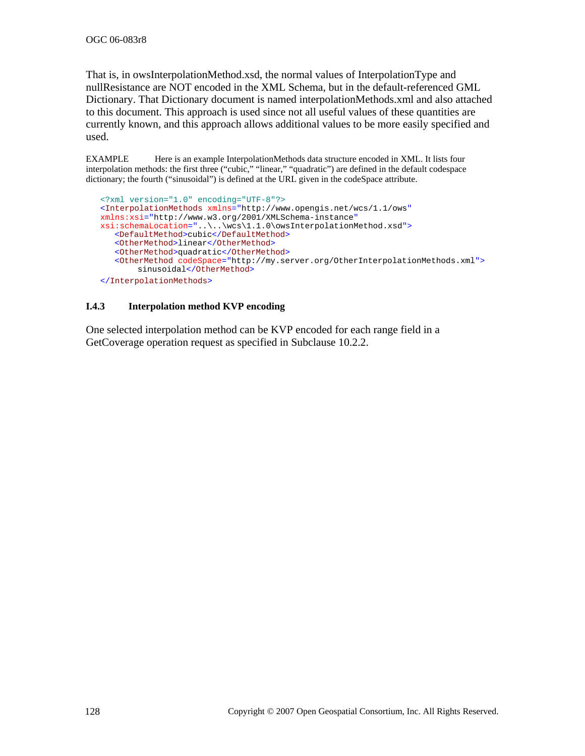That is, in owsInterpolationMethod.xsd, the normal values of InterpolationType and nullResistance are NOT encoded in the XML Schema, but in the default-referenced GML Dictionary. That Dictionary document is named interpolationMethods.xml and also attached to this document. This approach is used since not all useful values of these quantities are currently known, and this approach allows additional values to be more easily specified and used.

EXAMPLE Here is an example InterpolationMethods data structure encoded in XML. It lists four interpolation methods: the first three ("cubic," "linear," "quadratic") are defined in the default codespace dictionary; the fourth ("sinusoidal") is defined at the URL given in the codeSpace attribute.

```
<?xml version="1.0" encoding="UTF-8"?>
<InterpolationMethods xmlns="http://www.opengis.net/wcs/1.1/ows"
xmlns:xsi="http://www.w3.org/2001/XMLSchema-instance"
xsi:schemaLocation="..\..\wcs\1.1.0\owsInterpolationMethod.xsd">
   <DefaultMethod>cubic</DefaultMethod>
   <OtherMethod>linear</OtherMethod>
   <OtherMethod>quadratic</OtherMethod>
   <OtherMethod codeSpace="http://my.server.org/OtherInterpolationMethods.xml">
        sinusoidal</OtherMethod>
</InterpolationMethods>
```

### I.4.3 Interpolation method KVP encoding

One selected interpolation method can be KVP encoded for each range field in a GetCoverage operation request as specified in Subclause 10.2.2.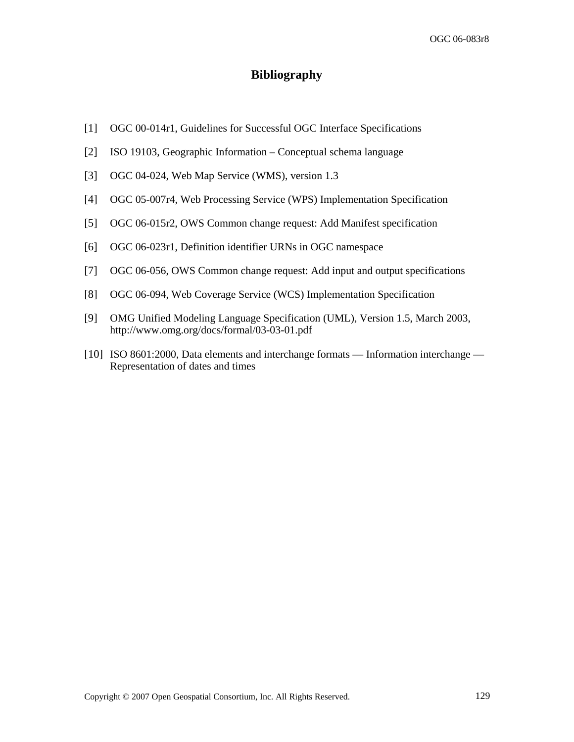# Bibliography

[1] OGC 00-014r1, Guidelines for Successful OGC Interface Specifications

[2] ISO 19103, Geographic Information – Conceptual schema language

[3] OGC 04-024, Web Map Service (WMS), version 1.3

[4] OGC 05-007r4, Web Processing Service (WPS) Implementation Specification

[5] OGC 06-015r2, OWS Common change request: Add Manifest specification

[6] OGC 06-023r1, Definition identifier URNs in OGC namespace

[7] OGC 06-056, OWS Common change request: Add input and output specifications

[8] OGC 06-094, Web Coverage Service (WCS) Implementation Specification

[9] OMG Unified Modeling Language Specification (UML), Version 1.5, March 2003, http://www.omg.org/docs/formal/03-03-01.pdf

[10] ISO 8601:2000, Data elements and interchange formats — Information interchange — Representation of dates and times